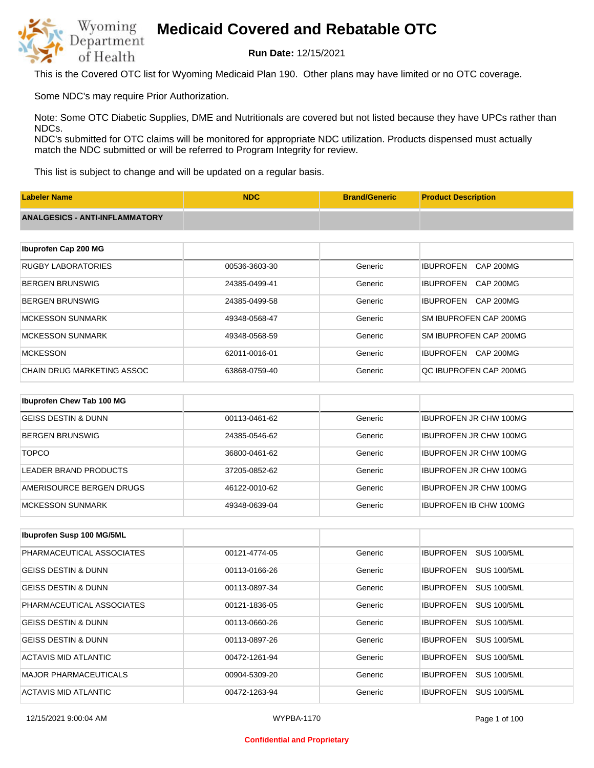# Medicaid Covered and Rebatable OTC

Wyoming Department of Health

**Run Date:** 12/15/2021

This is the Covered OTC list for Wyoming Medicaid Plan 190. Other plans may have limited or no OTC coverage.

Some NDC's may require Prior Authorization.

Note: Some OTC Diabetic Supplies, DME and Nutritionals are covered but not listed because they have UPCs rather than NDCs.
NDC's submitted for OTC claims will be monitored for appropriate NDC utilization. Products dispensed must actually match the NDC submitted or will be referred to Program Integrity for review.

This list is subject to change and will be updated on a regular basis.

| Labeler Name | NDC | Brand/Generic | Product Description |
|---|---|---|---|
| **ANALGESICS - ANTI-INFLAMMATORY** | | | |
| **Ibuprofen Cap 200 MG** | | | |
| RUGBY LABORATORIES | 00536-3603-30 | Generic | IBUPROFEN CAP 200MG |
| BERGEN BRUNSWIG | 24385-0499-41 | Generic | IBUPROFEN CAP 200MG |
| BERGEN BRUNSWIG | 24385-0499-58 | Generic | IBUPROFEN CAP 200MG |
| MCKESSON SUNMARK | 49348-0568-47 | Generic | SM IBUPROFEN CAP 200MG |
| MCKESSON SUNMARK | 49348-0568-59 | Generic | SM IBUPROFEN CAP 200MG |
| MCKESSON | 62011-0016-01 | Generic | IBUPROFEN CAP 200MG |
| CHAIN DRUG MARKETING ASSOC | 63868-0759-40 | Generic | QC IBUPROFEN CAP 200MG |
| **Ibuprofen Chew Tab 100 MG** | | | |
| GEISS DESTIN & DUNN | 00113-0461-62 | Generic | IBUPROFEN JR CHW 100MG |
| BERGEN BRUNSWIG | 24385-0546-62 | Generic | IBUPROFEN JR CHW 100MG |
| TOPCO | 36800-0461-62 | Generic | IBUPROFEN JR CHW 100MG |
| LEADER BRAND PRODUCTS | 37205-0852-62 | Generic | IBUPROFEN JR CHW 100MG |
| AMERISOURCE BERGEN DRUGS | 46122-0010-62 | Generic | IBUPROFEN JR CHW 100MG |
| MCKESSON SUNMARK | 49348-0639-04 | Generic | IBUPROFEN IB CHW 100MG |
| **Ibuprofen Susp 100 MG/5ML** | | | |
| PHARMACEUTICAL ASSOCIATES | 00121-4774-05 | Generic | IBUPROFEN SUS 100/5ML |
| GEISS DESTIN & DUNN | 00113-0166-26 | Generic | IBUPROFEN SUS 100/5ML |
| GEISS DESTIN & DUNN | 00113-0897-34 | Generic | IBUPROFEN SUS 100/5ML |
| PHARMACEUTICAL ASSOCIATES | 00121-1836-05 | Generic | IBUPROFEN SUS 100/5ML |
| GEISS DESTIN & DUNN | 00113-0660-26 | Generic | IBUPROFEN SUS 100/5ML |
| GEISS DESTIN & DUNN | 00113-0897-26 | Generic | IBUPROFEN SUS 100/5ML |
| ACTAVIS MID ATLANTIC | 00472-1261-94 | Generic | IBUPROFEN SUS 100/5ML |
| MAJOR PHARMACEUTICALS | 00904-5309-20 | Generic | IBUPROFEN SUS 100/5ML |
| ACTAVIS MID ATLANTIC | 00472-1263-94 | Generic | IBUPROFEN SUS 100/5ML |

12/15/2021 9:00:04 AM WYPBA-1170

Confidential and Proprietary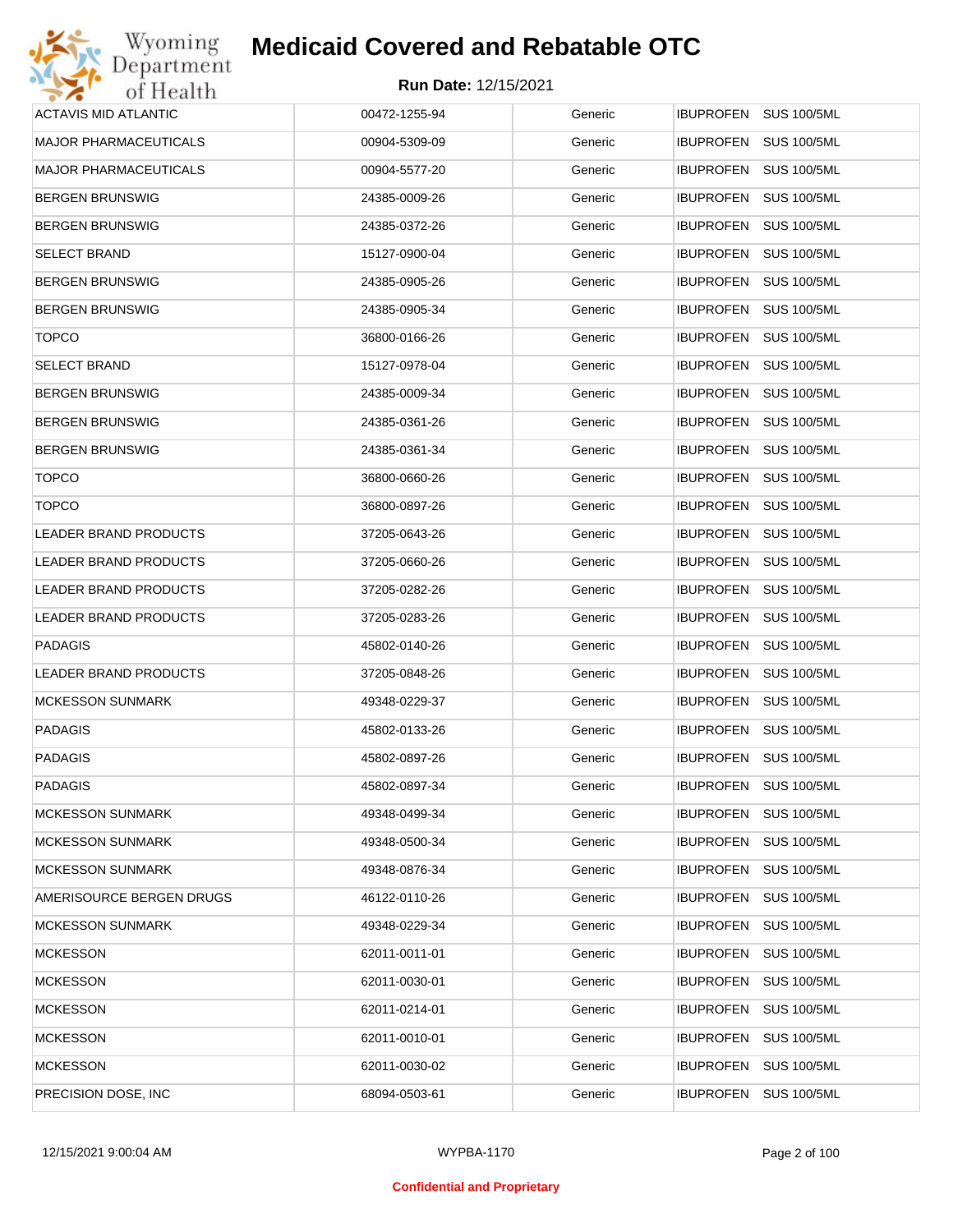# Medicaid Covered and Rebatable OTC

**Run Date:** 12/15/2021

| | | | |
|---|---|---|---|
| ACTAVIS MID ATLANTIC | 00472-1255-94 | Generic | IBUPROFEN SUS 100/5ML |
| MAJOR PHARMACEUTICALS | 00904-5309-09 | Generic | IBUPROFEN SUS 100/5ML |
| MAJOR PHARMACEUTICALS | 00904-5577-20 | Generic | IBUPROFEN SUS 100/5ML |
| BERGEN BRUNSWIG | 24385-0009-26 | Generic | IBUPROFEN SUS 100/5ML |
| BERGEN BRUNSWIG | 24385-0372-26 | Generic | IBUPROFEN SUS 100/5ML |
| SELECT BRAND | 15127-0900-04 | Generic | IBUPROFEN SUS 100/5ML |
| BERGEN BRUNSWIG | 24385-0905-26 | Generic | IBUPROFEN SUS 100/5ML |
| BERGEN BRUNSWIG | 24385-0905-34 | Generic | IBUPROFEN SUS 100/5ML |
| TOPCO | 36800-0166-26 | Generic | IBUPROFEN SUS 100/5ML |
| SELECT BRAND | 15127-0978-04 | Generic | IBUPROFEN SUS 100/5ML |
| BERGEN BRUNSWIG | 24385-0009-34 | Generic | IBUPROFEN SUS 100/5ML |
| BERGEN BRUNSWIG | 24385-0361-26 | Generic | IBUPROFEN SUS 100/5ML |
| BERGEN BRUNSWIG | 24385-0361-34 | Generic | IBUPROFEN SUS 100/5ML |
| TOPCO | 36800-0660-26 | Generic | IBUPROFEN SUS 100/5ML |
| TOPCO | 36800-0897-26 | Generic | IBUPROFEN SUS 100/5ML |
| LEADER BRAND PRODUCTS | 37205-0643-26 | Generic | IBUPROFEN SUS 100/5ML |
| LEADER BRAND PRODUCTS | 37205-0660-26 | Generic | IBUPROFEN SUS 100/5ML |
| LEADER BRAND PRODUCTS | 37205-0282-26 | Generic | IBUPROFEN SUS 100/5ML |
| LEADER BRAND PRODUCTS | 37205-0283-26 | Generic | IBUPROFEN SUS 100/5ML |
| PADAGIS | 45802-0140-26 | Generic | IBUPROFEN SUS 100/5ML |
| LEADER BRAND PRODUCTS | 37205-0848-26 | Generic | IBUPROFEN SUS 100/5ML |
| MCKESSON SUNMARK | 49348-0229-37 | Generic | IBUPROFEN SUS 100/5ML |
| PADAGIS | 45802-0133-26 | Generic | IBUPROFEN SUS 100/5ML |
| PADAGIS | 45802-0897-26 | Generic | IBUPROFEN SUS 100/5ML |
| PADAGIS | 45802-0897-34 | Generic | IBUPROFEN SUS 100/5ML |
| MCKESSON SUNMARK | 49348-0499-34 | Generic | IBUPROFEN SUS 100/5ML |
| MCKESSON SUNMARK | 49348-0500-34 | Generic | IBUPROFEN SUS 100/5ML |
| MCKESSON SUNMARK | 49348-0876-34 | Generic | IBUPROFEN SUS 100/5ML |
| AMERISOURCE BERGEN DRUGS | 46122-0110-26 | Generic | IBUPROFEN SUS 100/5ML |
| MCKESSON SUNMARK | 49348-0229-34 | Generic | IBUPROFEN SUS 100/5ML |
| MCKESSON | 62011-0011-01 | Generic | IBUPROFEN SUS 100/5ML |
| MCKESSON | 62011-0030-01 | Generic | IBUPROFEN SUS 100/5ML |
| MCKESSON | 62011-0214-01 | Generic | IBUPROFEN SUS 100/5ML |
| MCKESSON | 62011-0010-01 | Generic | IBUPROFEN SUS 100/5ML |
| MCKESSON | 62011-0030-02 | Generic | IBUPROFEN SUS 100/5ML |
| PRECISION DOSE, INC | 68094-0503-61 | Generic | IBUPROFEN SUS 100/5ML |

12/15/2021 9:00:04 AM WYPBA-1170

**Confidential and Proprietary**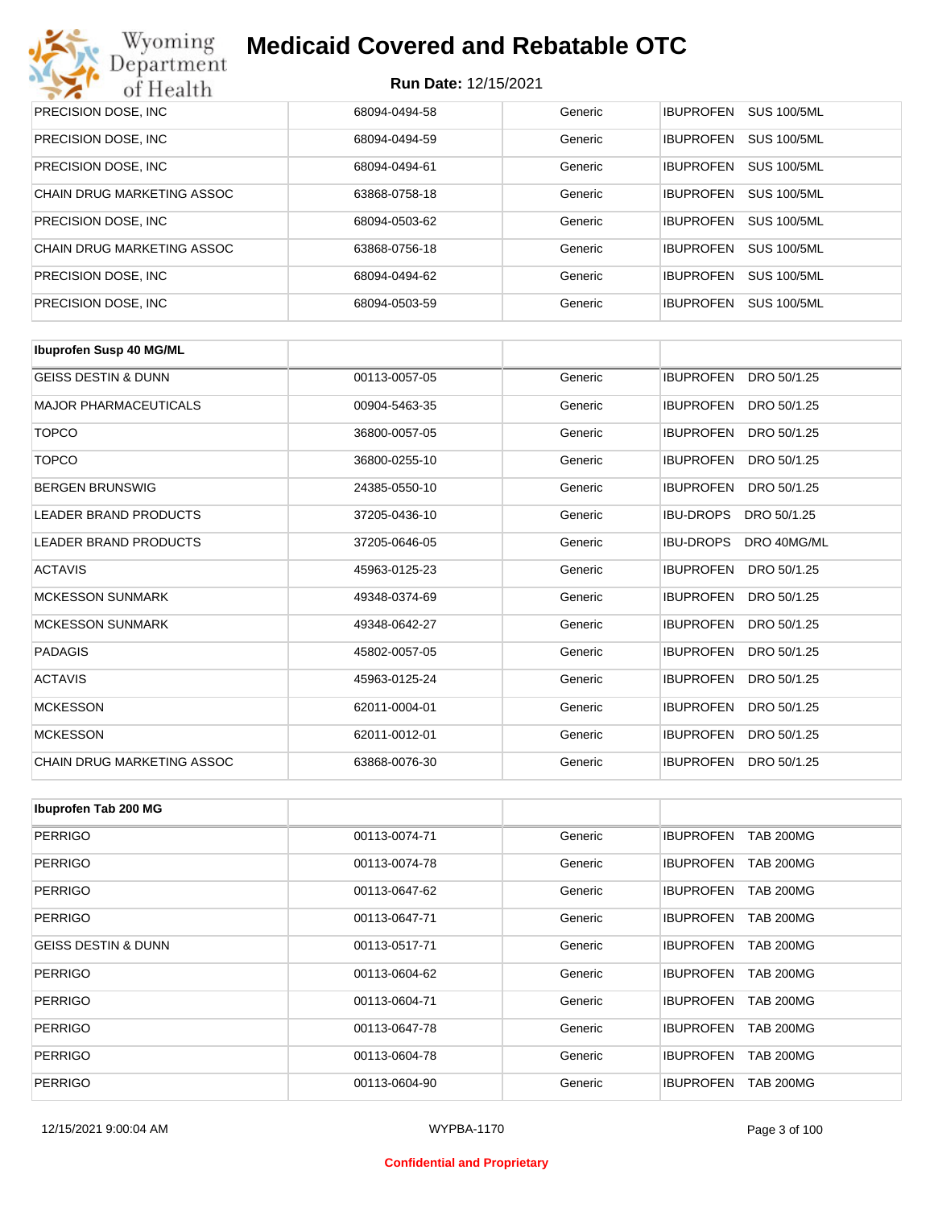| | | | |
|---|---|---|---|
| PRECISION DOSE, INC | 68094-0494-58 | Generic | IBUPROFEN SUS 100/5ML |
| PRECISION DOSE, INC | 68094-0494-59 | Generic | IBUPROFEN SUS 100/5ML |
| PRECISION DOSE, INC | 68094-0494-61 | Generic | IBUPROFEN SUS 100/5ML |
| CHAIN DRUG MARKETING ASSOC | 63868-0758-18 | Generic | IBUPROFEN SUS 100/5ML |
| PRECISION DOSE, INC | 68094-0503-62 | Generic | IBUPROFEN SUS 100/5ML |
| CHAIN DRUG MARKETING ASSOC | 63868-0756-18 | Generic | IBUPROFEN SUS 100/5ML |
| PRECISION DOSE, INC | 68094-0494-62 | Generic | IBUPROFEN SUS 100/5ML |
| PRECISION DOSE, INC | 68094-0503-59 | Generic | IBUPROFEN SUS 100/5ML |

| Ibuprofen Susp 40 MG/ML | | | |
|---|---|---|---|
| GEISS DESTIN & DUNN | 00113-0057-05 | Generic | IBUPROFEN DRO 50/1.25 |
| MAJOR PHARMACEUTICALS | 00904-5463-35 | Generic | IBUPROFEN DRO 50/1.25 |
| TOPCO | 36800-0057-05 | Generic | IBUPROFEN DRO 50/1.25 |
| TOPCO | 36800-0255-10 | Generic | IBUPROFEN DRO 50/1.25 |
| BERGEN BRUNSWIG | 24385-0550-10 | Generic | IBUPROFEN DRO 50/1.25 |
| LEADER BRAND PRODUCTS | 37205-0436-10 | Generic | IBU-DROPS DRO 50/1.25 |
| LEADER BRAND PRODUCTS | 37205-0646-05 | Generic | IBU-DROPS DRO 40MG/ML |
| ACTAVIS | 45963-0125-23 | Generic | IBUPROFEN DRO 50/1.25 |
| MCKESSON SUNMARK | 49348-0374-69 | Generic | IBUPROFEN DRO 50/1.25 |
| MCKESSON SUNMARK | 49348-0642-27 | Generic | IBUPROFEN DRO 50/1.25 |
| PADAGIS | 45802-0057-05 | Generic | IBUPROFEN DRO 50/1.25 |
| ACTAVIS | 45963-0125-24 | Generic | IBUPROFEN DRO 50/1.25 |
| MCKESSON | 62011-0004-01 | Generic | IBUPROFEN DRO 50/1.25 |
| MCKESSON | 62011-0012-01 | Generic | IBUPROFEN DRO 50/1.25 |
| CHAIN DRUG MARKETING ASSOC | 63868-0076-30 | Generic | IBUPROFEN DRO 50/1.25 |

| Ibuprofen Tab 200 MG | | | |
|---|---|---|---|
| PERRIGO | 00113-0074-71 | Generic | IBUPROFEN TAB 200MG |
| PERRIGO | 00113-0074-78 | Generic | IBUPROFEN TAB 200MG |
| PERRIGO | 00113-0647-62 | Generic | IBUPROFEN TAB 200MG |
| PERRIGO | 00113-0647-71 | Generic | IBUPROFEN TAB 200MG |
| GEISS DESTIN & DUNN | 00113-0517-71 | Generic | IBUPROFEN TAB 200MG |
| PERRIGO | 00113-0604-62 | Generic | IBUPROFEN TAB 200MG |
| PERRIGO | 00113-0604-71 | Generic | IBUPROFEN TAB 200MG |
| PERRIGO | 00113-0647-78 | Generic | IBUPROFEN TAB 200MG |
| PERRIGO | 00113-0604-78 | Generic | IBUPROFEN TAB 200MG |
| PERRIGO | 00113-0604-90 | Generic | IBUPROFEN TAB 200MG |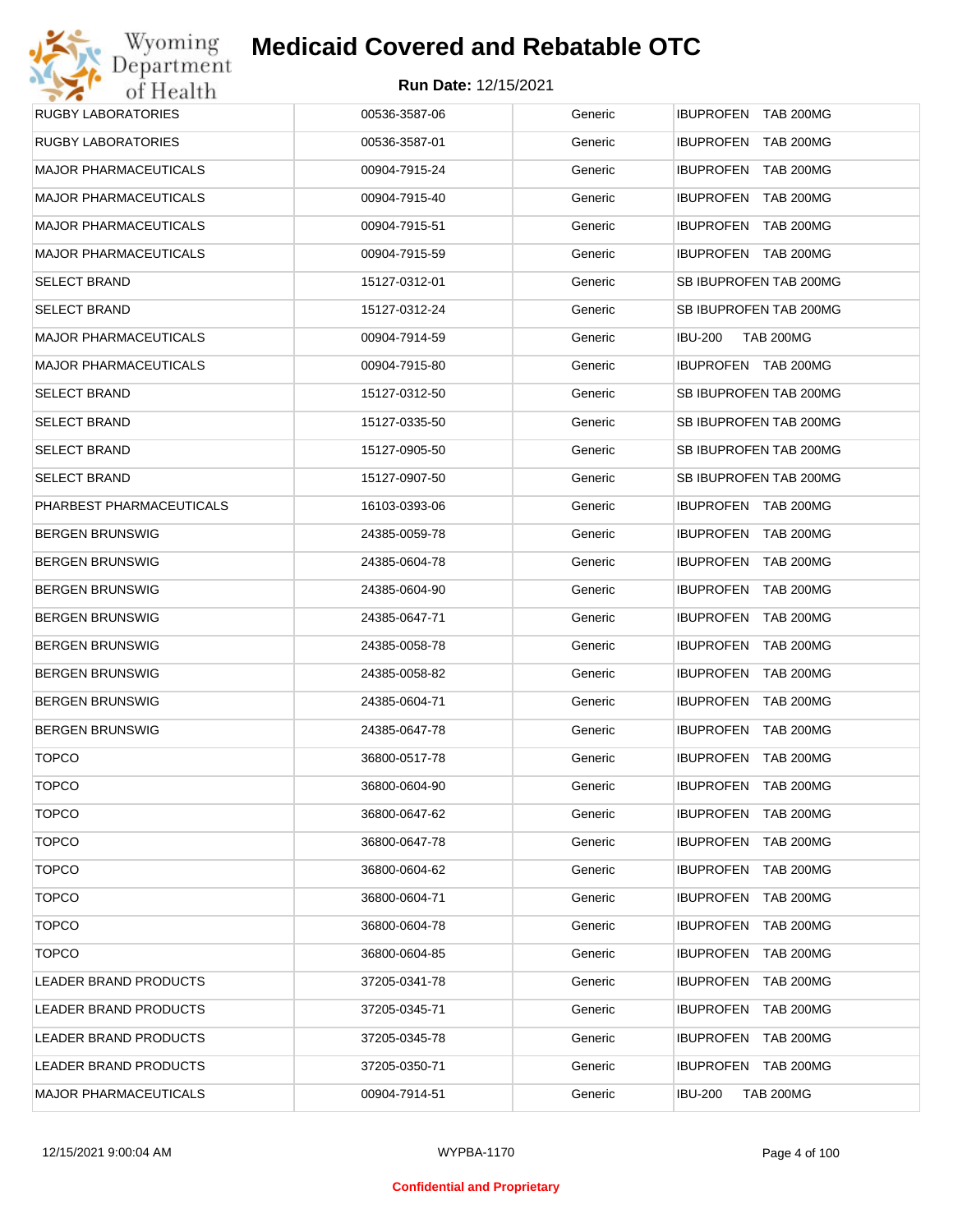| | | | |
|---|---|---|---|
| RUGBY LABORATORIES | 00536-3587-06 | Generic | IBUPROFEN TAB 200MG |
| RUGBY LABORATORIES | 00536-3587-01 | Generic | IBUPROFEN TAB 200MG |
| MAJOR PHARMACEUTICALS | 00904-7915-24 | Generic | IBUPROFEN TAB 200MG |
| MAJOR PHARMACEUTICALS | 00904-7915-40 | Generic | IBUPROFEN TAB 200MG |
| MAJOR PHARMACEUTICALS | 00904-7915-51 | Generic | IBUPROFEN TAB 200MG |
| MAJOR PHARMACEUTICALS | 00904-7915-59 | Generic | IBUPROFEN TAB 200MG |
| SELECT BRAND | 15127-0312-01 | Generic | SB IBUPROFEN TAB 200MG |
| SELECT BRAND | 15127-0312-24 | Generic | SB IBUPROFEN TAB 200MG |
| MAJOR PHARMACEUTICALS | 00904-7914-59 | Generic | IBU-200 TAB 200MG |
| MAJOR PHARMACEUTICALS | 00904-7915-80 | Generic | IBUPROFEN TAB 200MG |
| SELECT BRAND | 15127-0312-50 | Generic | SB IBUPROFEN TAB 200MG |
| SELECT BRAND | 15127-0335-50 | Generic | SB IBUPROFEN TAB 200MG |
| SELECT BRAND | 15127-0905-50 | Generic | SB IBUPROFEN TAB 200MG |
| SELECT BRAND | 15127-0907-50 | Generic | SB IBUPROFEN TAB 200MG |
| PHARBEST PHARMACEUTICALS | 16103-0393-06 | Generic | IBUPROFEN TAB 200MG |
| BERGEN BRUNSWIG | 24385-0059-78 | Generic | IBUPROFEN TAB 200MG |
| BERGEN BRUNSWIG | 24385-0604-78 | Generic | IBUPROFEN TAB 200MG |
| BERGEN BRUNSWIG | 24385-0604-90 | Generic | IBUPROFEN TAB 200MG |
| BERGEN BRUNSWIG | 24385-0647-71 | Generic | IBUPROFEN TAB 200MG |
| BERGEN BRUNSWIG | 24385-0058-78 | Generic | IBUPROFEN TAB 200MG |
| BERGEN BRUNSWIG | 24385-0058-82 | Generic | IBUPROFEN TAB 200MG |
| BERGEN BRUNSWIG | 24385-0604-71 | Generic | IBUPROFEN TAB 200MG |
| BERGEN BRUNSWIG | 24385-0647-78 | Generic | IBUPROFEN TAB 200MG |
| TOPCO | 36800-0517-78 | Generic | IBUPROFEN TAB 200MG |
| TOPCO | 36800-0604-90 | Generic | IBUPROFEN TAB 200MG |
| TOPCO | 36800-0647-62 | Generic | IBUPROFEN TAB 200MG |
| TOPCO | 36800-0647-78 | Generic | IBUPROFEN TAB 200MG |
| TOPCO | 36800-0604-62 | Generic | IBUPROFEN TAB 200MG |
| TOPCO | 36800-0604-71 | Generic | IBUPROFEN TAB 200MG |
| TOPCO | 36800-0604-78 | Generic | IBUPROFEN TAB 200MG |
| TOPCO | 36800-0604-85 | Generic | IBUPROFEN TAB 200MG |
| LEADER BRAND PRODUCTS | 37205-0341-78 | Generic | IBUPROFEN TAB 200MG |
| LEADER BRAND PRODUCTS | 37205-0345-71 | Generic | IBUPROFEN TAB 200MG |
| LEADER BRAND PRODUCTS | 37205-0345-78 | Generic | IBUPROFEN TAB 200MG |
| LEADER BRAND PRODUCTS | 37205-0350-71 | Generic | IBUPROFEN TAB 200MG |
| MAJOR PHARMACEUTICALS | 00904-7914-51 | Generic | IBU-200 TAB 200MG |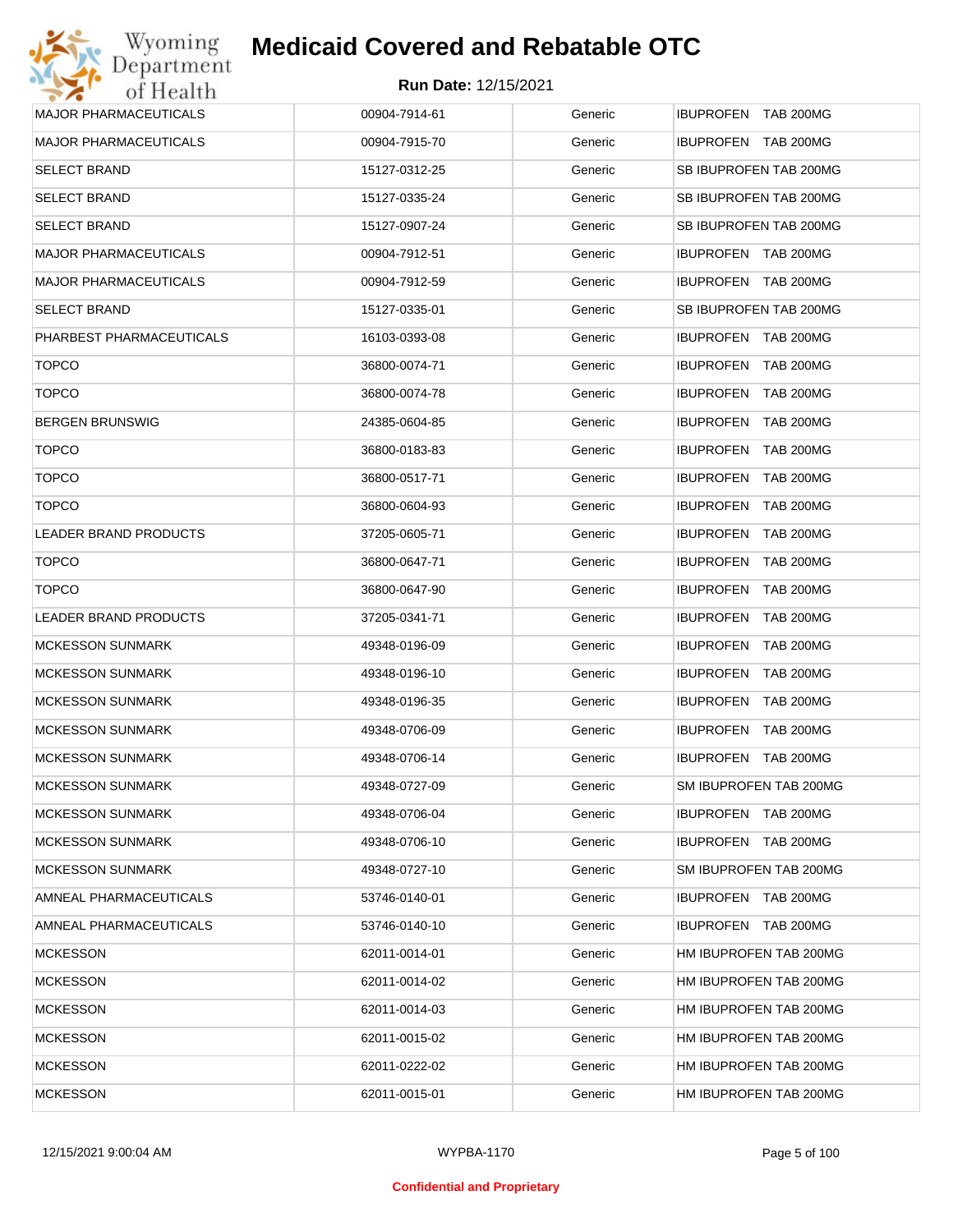# Medicaid Covered and Rebatable OTC

**Run Date:** 12/15/2021

| | | | |
|---|---|---|---|
| MAJOR PHARMACEUTICALS | 00904-7914-61 | Generic | IBUPROFEN TAB 200MG |
| MAJOR PHARMACEUTICALS | 00904-7915-70 | Generic | IBUPROFEN TAB 200MG |
| SELECT BRAND | 15127-0312-25 | Generic | SB IBUPROFEN TAB 200MG |
| SELECT BRAND | 15127-0335-24 | Generic | SB IBUPROFEN TAB 200MG |
| SELECT BRAND | 15127-0907-24 | Generic | SB IBUPROFEN TAB 200MG |
| MAJOR PHARMACEUTICALS | 00904-7912-51 | Generic | IBUPROFEN TAB 200MG |
| MAJOR PHARMACEUTICALS | 00904-7912-59 | Generic | IBUPROFEN TAB 200MG |
| SELECT BRAND | 15127-0335-01 | Generic | SB IBUPROFEN TAB 200MG |
| PHARBEST PHARMACEUTICALS | 16103-0393-08 | Generic | IBUPROFEN TAB 200MG |
| TOPCO | 36800-0074-71 | Generic | IBUPROFEN TAB 200MG |
| TOPCO | 36800-0074-78 | Generic | IBUPROFEN TAB 200MG |
| BERGEN BRUNSWIG | 24385-0604-85 | Generic | IBUPROFEN TAB 200MG |
| TOPCO | 36800-0183-83 | Generic | IBUPROFEN TAB 200MG |
| TOPCO | 36800-0517-71 | Generic | IBUPROFEN TAB 200MG |
| TOPCO | 36800-0604-93 | Generic | IBUPROFEN TAB 200MG |
| LEADER BRAND PRODUCTS | 37205-0605-71 | Generic | IBUPROFEN TAB 200MG |
| TOPCO | 36800-0647-71 | Generic | IBUPROFEN TAB 200MG |
| TOPCO | 36800-0647-90 | Generic | IBUPROFEN TAB 200MG |
| LEADER BRAND PRODUCTS | 37205-0341-71 | Generic | IBUPROFEN TAB 200MG |
| MCKESSON SUNMARK | 49348-0196-09 | Generic | IBUPROFEN TAB 200MG |
| MCKESSON SUNMARK | 49348-0196-10 | Generic | IBUPROFEN TAB 200MG |
| MCKESSON SUNMARK | 49348-0196-35 | Generic | IBUPROFEN TAB 200MG |
| MCKESSON SUNMARK | 49348-0706-09 | Generic | IBUPROFEN TAB 200MG |
| MCKESSON SUNMARK | 49348-0706-14 | Generic | IBUPROFEN TAB 200MG |
| MCKESSON SUNMARK | 49348-0727-09 | Generic | SM IBUPROFEN TAB 200MG |
| MCKESSON SUNMARK | 49348-0706-04 | Generic | IBUPROFEN TAB 200MG |
| MCKESSON SUNMARK | 49348-0706-10 | Generic | IBUPROFEN TAB 200MG |
| MCKESSON SUNMARK | 49348-0727-10 | Generic | SM IBUPROFEN TAB 200MG |
| AMNEAL PHARMACEUTICALS | 53746-0140-01 | Generic | IBUPROFEN TAB 200MG |
| AMNEAL PHARMACEUTICALS | 53746-0140-10 | Generic | IBUPROFEN TAB 200MG |
| MCKESSON | 62011-0014-01 | Generic | HM IBUPROFEN TAB 200MG |
| MCKESSON | 62011-0014-02 | Generic | HM IBUPROFEN TAB 200MG |
| MCKESSON | 62011-0014-03 | Generic | HM IBUPROFEN TAB 200MG |
| MCKESSON | 62011-0015-02 | Generic | HM IBUPROFEN TAB 200MG |
| MCKESSON | 62011-0222-02 | Generic | HM IBUPROFEN TAB 200MG |
| MCKESSON | 62011-0015-01 | Generic | HM IBUPROFEN TAB 200MG |

12/15/2021 9:00:04 AM WYPBA-1170

Confidential and Proprietary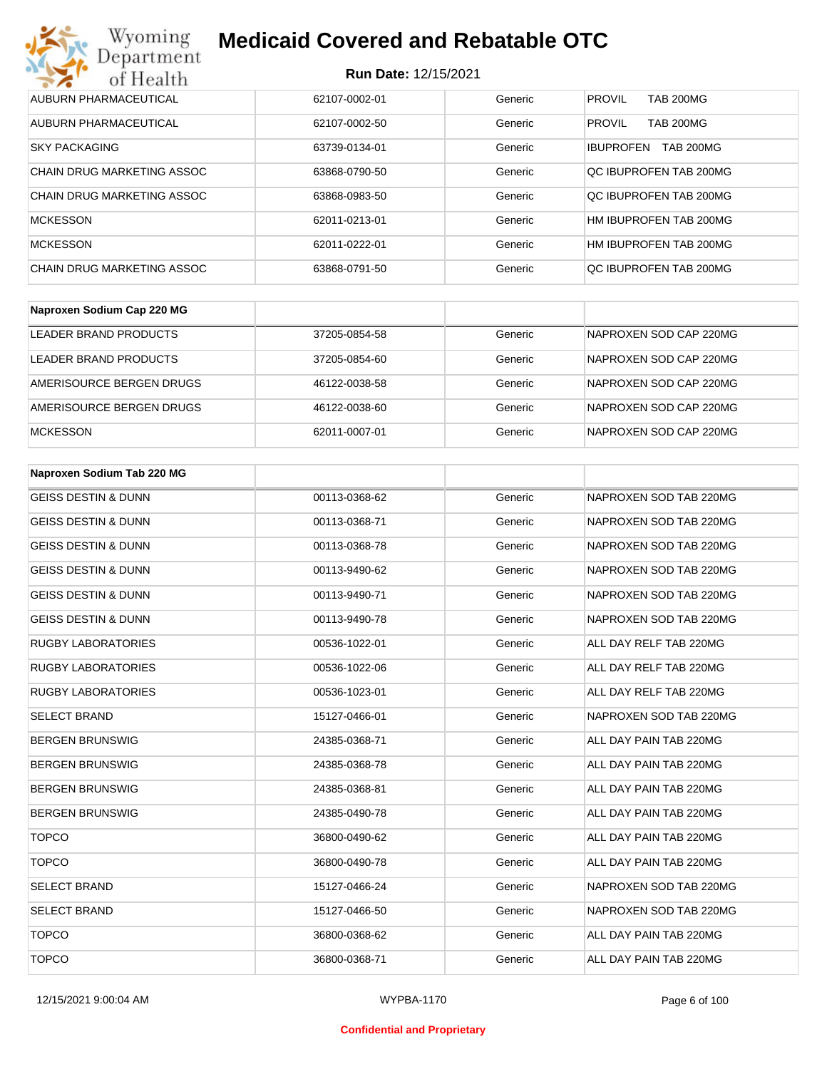| | | | |
|---|---|---|---|
| AUBURN PHARMACEUTICAL | 62107-0002-01 | Generic | PROVIL TAB 200MG |
| AUBURN PHARMACEUTICAL | 62107-0002-50 | Generic | PROVIL TAB 200MG |
| SKY PACKAGING | 63739-0134-01 | Generic | IBUPROFEN TAB 200MG |
| CHAIN DRUG MARKETING ASSOC | 63868-0790-50 | Generic | QC IBUPROFEN TAB 200MG |
| CHAIN DRUG MARKETING ASSOC | 63868-0983-50 | Generic | QC IBUPROFEN TAB 200MG |
| MCKESSON | 62011-0213-01 | Generic | HM IBUPROFEN TAB 200MG |
| MCKESSON | 62011-0222-01 | Generic | HM IBUPROFEN TAB 200MG |
| CHAIN DRUG MARKETING ASSOC | 63868-0791-50 | Generic | QC IBUPROFEN TAB 200MG |

| **Naproxen Sodium Cap 220 MG** | | | |
|---|---|---|---|
| LEADER BRAND PRODUCTS | 37205-0854-58 | Generic | NAPROXEN SOD CAP 220MG |
| LEADER BRAND PRODUCTS | 37205-0854-60 | Generic | NAPROXEN SOD CAP 220MG |
| AMERISOURCE BERGEN DRUGS | 46122-0038-58 | Generic | NAPROXEN SOD CAP 220MG |
| AMERISOURCE BERGEN DRUGS | 46122-0038-60 | Generic | NAPROXEN SOD CAP 220MG |
| MCKESSON | 62011-0007-01 | Generic | NAPROXEN SOD CAP 220MG |

| **Naproxen Sodium Tab 220 MG** | | | |
|---|---|---|---|
| GEISS DESTIN & DUNN | 00113-0368-62 | Generic | NAPROXEN SOD TAB 220MG |
| GEISS DESTIN & DUNN | 00113-0368-71 | Generic | NAPROXEN SOD TAB 220MG |
| GEISS DESTIN & DUNN | 00113-0368-78 | Generic | NAPROXEN SOD TAB 220MG |
| GEISS DESTIN & DUNN | 00113-9490-62 | Generic | NAPROXEN SOD TAB 220MG |
| GEISS DESTIN & DUNN | 00113-9490-71 | Generic | NAPROXEN SOD TAB 220MG |
| GEISS DESTIN & DUNN | 00113-9490-78 | Generic | NAPROXEN SOD TAB 220MG |
| RUGBY LABORATORIES | 00536-1022-01 | Generic | ALL DAY RELF TAB 220MG |
| RUGBY LABORATORIES | 00536-1022-06 | Generic | ALL DAY RELF TAB 220MG |
| RUGBY LABORATORIES | 00536-1023-01 | Generic | ALL DAY RELF TAB 220MG |
| SELECT BRAND | 15127-0466-01 | Generic | NAPROXEN SOD TAB 220MG |
| BERGEN BRUNSWIG | 24385-0368-71 | Generic | ALL DAY PAIN TAB 220MG |
| BERGEN BRUNSWIG | 24385-0368-78 | Generic | ALL DAY PAIN TAB 220MG |
| BERGEN BRUNSWIG | 24385-0368-81 | Generic | ALL DAY PAIN TAB 220MG |
| BERGEN BRUNSWIG | 24385-0490-78 | Generic | ALL DAY PAIN TAB 220MG |
| TOPCO | 36800-0490-62 | Generic | ALL DAY PAIN TAB 220MG |
| TOPCO | 36800-0490-78 | Generic | ALL DAY PAIN TAB 220MG |
| SELECT BRAND | 15127-0466-24 | Generic | NAPROXEN SOD TAB 220MG |
| SELECT BRAND | 15127-0466-50 | Generic | NAPROXEN SOD TAB 220MG |
| TOPCO | 36800-0368-62 | Generic | ALL DAY PAIN TAB 220MG |
| TOPCO | 36800-0368-71 | Generic | ALL DAY PAIN TAB 220MG |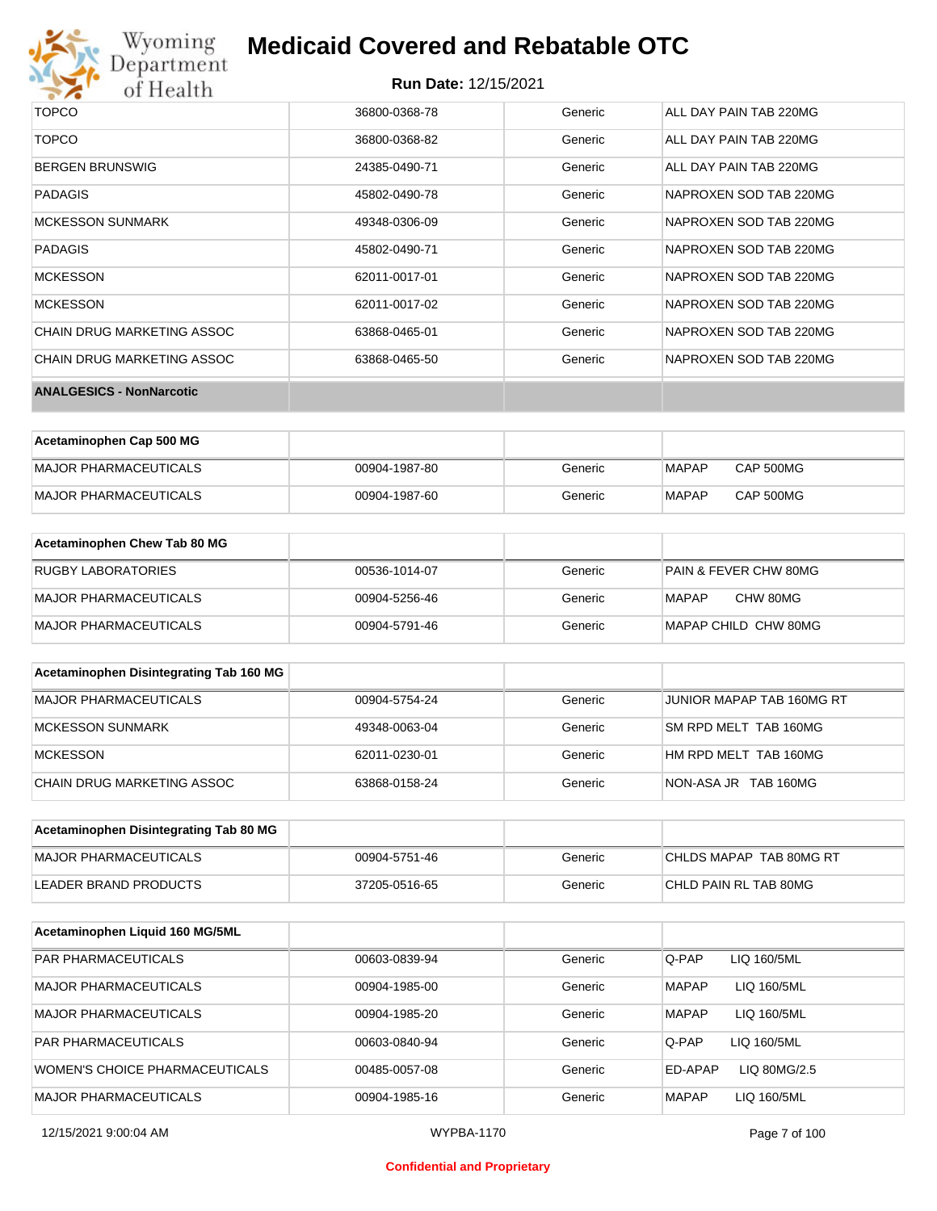| TOPCO | 36800-0368-78 | Generic | ALL DAY PAIN TAB 220MG |
|---|---|---|---|
| TOPCO | 36800-0368-82 | Generic | ALL DAY PAIN TAB 220MG |
| BERGEN BRUNSWIG | 24385-0490-71 | Generic | ALL DAY PAIN TAB 220MG |
| PADAGIS | 45802-0490-78 | Generic | NAPROXEN SOD TAB 220MG |
| MCKESSON SUNMARK | 49348-0306-09 | Generic | NAPROXEN SOD TAB 220MG |
| PADAGIS | 45802-0490-71 | Generic | NAPROXEN SOD TAB 220MG |
| MCKESSON | 62011-0017-01 | Generic | NAPROXEN SOD TAB 220MG |
| MCKESSON | 62011-0017-02 | Generic | NAPROXEN SOD TAB 220MG |
| CHAIN DRUG MARKETING ASSOC | 63868-0465-01 | Generic | NAPROXEN SOD TAB 220MG |
| CHAIN DRUG MARKETING ASSOC | 63868-0465-50 | Generic | NAPROXEN SOD TAB 220MG |
| **ANALGESICS - NonNarcotic** | | | |

| **Acetaminophen Cap 500 MG** | | | |
|---|---|---|---|
| MAJOR PHARMACEUTICALS | 00904-1987-80 | Generic | MAPAP CAP 500MG |
| MAJOR PHARMACEUTICALS | 00904-1987-60 | Generic | MAPAP CAP 500MG |

| **Acetaminophen Chew Tab 80 MG** | | | |
|---|---|---|---|
| RUGBY LABORATORIES | 00536-1014-07 | Generic | PAIN & FEVER CHW 80MG |
| MAJOR PHARMACEUTICALS | 00904-5256-46 | Generic | MAPAP CHW 80MG |
| MAJOR PHARMACEUTICALS | 00904-5791-46 | Generic | MAPAP CHILD CHW 80MG |

| **Acetaminophen Disintegrating Tab 160 MG** | | | |
|---|---|---|---|
| MAJOR PHARMACEUTICALS | 00904-5754-24 | Generic | JUNIOR MAPAP TAB 160MG RT |
| MCKESSON SUNMARK | 49348-0063-04 | Generic | SM RPD MELT TAB 160MG |
| MCKESSON | 62011-0230-01 | Generic | HM RPD MELT TAB 160MG |
| CHAIN DRUG MARKETING ASSOC | 63868-0158-24 | Generic | NON-ASA JR TAB 160MG |

| **Acetaminophen Disintegrating Tab 80 MG** | | | |
|---|---|---|---|
| MAJOR PHARMACEUTICALS | 00904-5751-46 | Generic | CHLDS MAPAP TAB 80MG RT |
| LEADER BRAND PRODUCTS | 37205-0516-65 | Generic | CHLD PAIN RL TAB 80MG |

| **Acetaminophen Liquid 160 MG/5ML** | | | |
|---|---|---|---|
| PAR PHARMACEUTICALS | 00603-0839-94 | Generic | Q-PAP LIQ 160/5ML |
| MAJOR PHARMACEUTICALS | 00904-1985-00 | Generic | MAPAP LIQ 160/5ML |
| MAJOR PHARMACEUTICALS | 00904-1985-20 | Generic | MAPAP LIQ 160/5ML |
| PAR PHARMACEUTICALS | 00603-0840-94 | Generic | Q-PAP LIQ 160/5ML |
| WOMEN'S CHOICE PHARMACEUTICALS | 00485-0057-08 | Generic | ED-APAP LIQ 80MG/2.5 |
| MAJOR PHARMACEUTICALS | 00904-1985-16 | Generic | MAPAP LIQ 160/5ML |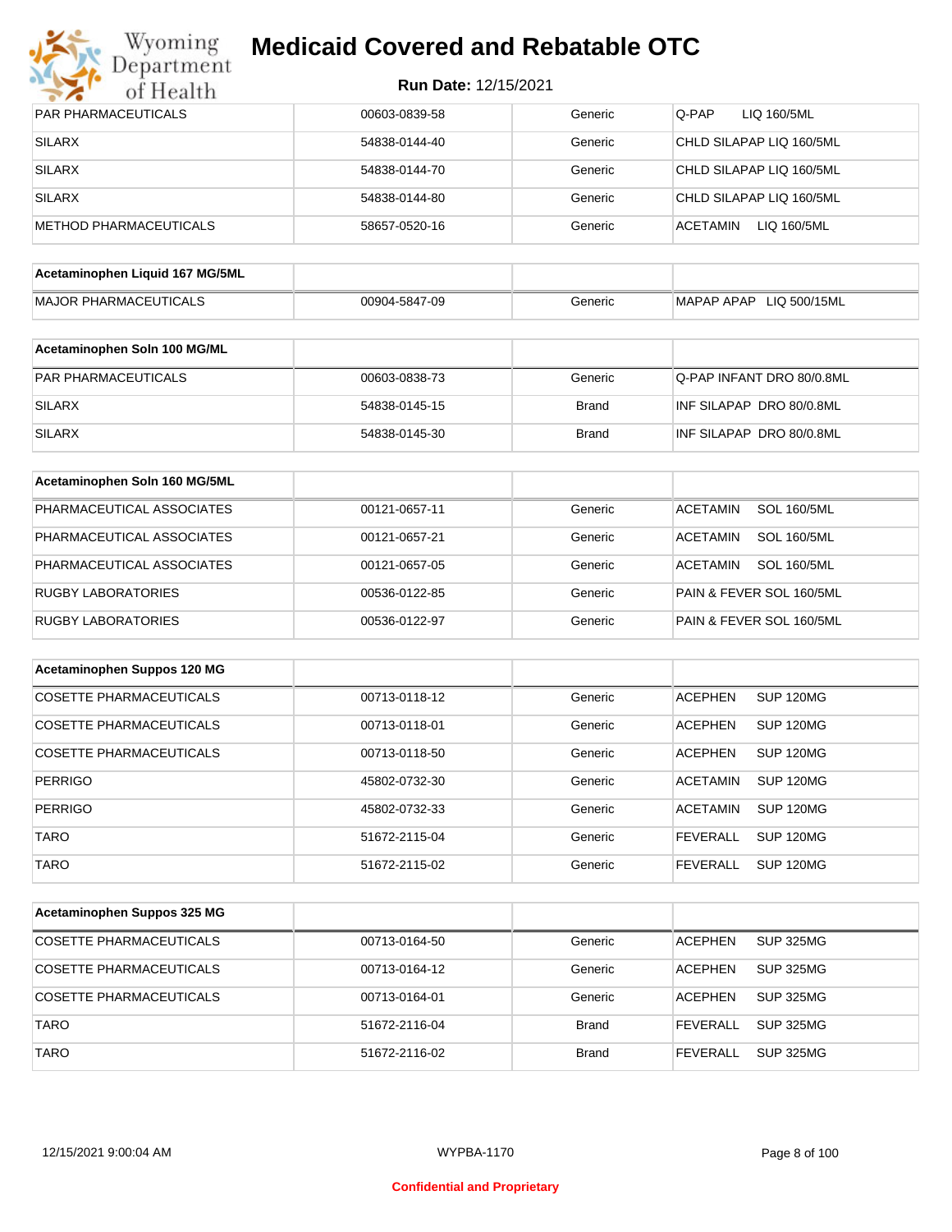| | | | |
|---|---|---|---|
| PAR PHARMACEUTICALS | 00603-0839-58 | Generic | Q-PAP LIQ 160/5ML |
| SILARX | 54838-0144-40 | Generic | CHLD SILAPAP LIQ 160/5ML |
| SILARX | 54838-0144-70 | Generic | CHLD SILAPAP LIQ 160/5ML |
| SILARX | 54838-0144-80 | Generic | CHLD SILAPAP LIQ 160/5ML |
| METHOD PHARMACEUTICALS | 58657-0520-16 | Generic | ACETAMIN LIQ 160/5ML |

| **Acetaminophen Liquid 167 MG/5ML** | | | |
|---|---|---|---|
| MAJOR PHARMACEUTICALS | 00904-5847-09 | Generic | MAPAP APAP LIQ 500/15ML |

| **Acetaminophen Soln 100 MG/ML** | | | |
|---|---|---|---|
| PAR PHARMACEUTICALS | 00603-0838-73 | Generic | Q-PAP INFANT DRO 80/0.8ML |
| SILARX | 54838-0145-15 | Brand | INF SILAPAP DRO 80/0.8ML |
| SILARX | 54838-0145-30 | Brand | INF SILAPAP DRO 80/0.8ML |

| **Acetaminophen Soln 160 MG/5ML** | | | |
|---|---|---|---|
| PHARMACEUTICAL ASSOCIATES | 00121-0657-11 | Generic | ACETAMIN SOL 160/5ML |
| PHARMACEUTICAL ASSOCIATES | 00121-0657-21 | Generic | ACETAMIN SOL 160/5ML |
| PHARMACEUTICAL ASSOCIATES | 00121-0657-05 | Generic | ACETAMIN SOL 160/5ML |
| RUGBY LABORATORIES | 00536-0122-85 | Generic | PAIN & FEVER SOL 160/5ML |
| RUGBY LABORATORIES | 00536-0122-97 | Generic | PAIN & FEVER SOL 160/5ML |

| **Acetaminophen Suppos 120 MG** | | | |
|---|---|---|---|
| COSETTE PHARMACEUTICALS | 00713-0118-12 | Generic | ACEPHEN SUP 120MG |
| COSETTE PHARMACEUTICALS | 00713-0118-01 | Generic | ACEPHEN SUP 120MG |
| COSETTE PHARMACEUTICALS | 00713-0118-50 | Generic | ACEPHEN SUP 120MG |
| PERRIGO | 45802-0732-30 | Generic | ACETAMIN SUP 120MG |
| PERRIGO | 45802-0732-33 | Generic | ACETAMIN SUP 120MG |
| TARO | 51672-2115-04 | Generic | FEVERALL SUP 120MG |
| TARO | 51672-2115-02 | Generic | FEVERALL SUP 120MG |

| **Acetaminophen Suppos 325 MG** | | | |
|---|---|---|---|
| COSETTE PHARMACEUTICALS | 00713-0164-50 | Generic | ACEPHEN SUP 325MG |
| COSETTE PHARMACEUTICALS | 00713-0164-12 | Generic | ACEPHEN SUP 325MG |
| COSETTE PHARMACEUTICALS | 00713-0164-01 | Generic | ACEPHEN SUP 325MG |
| TARO | 51672-2116-04 | Brand | FEVERALL SUP 325MG |
| TARO | 51672-2116-02 | Brand | FEVERALL SUP 325MG |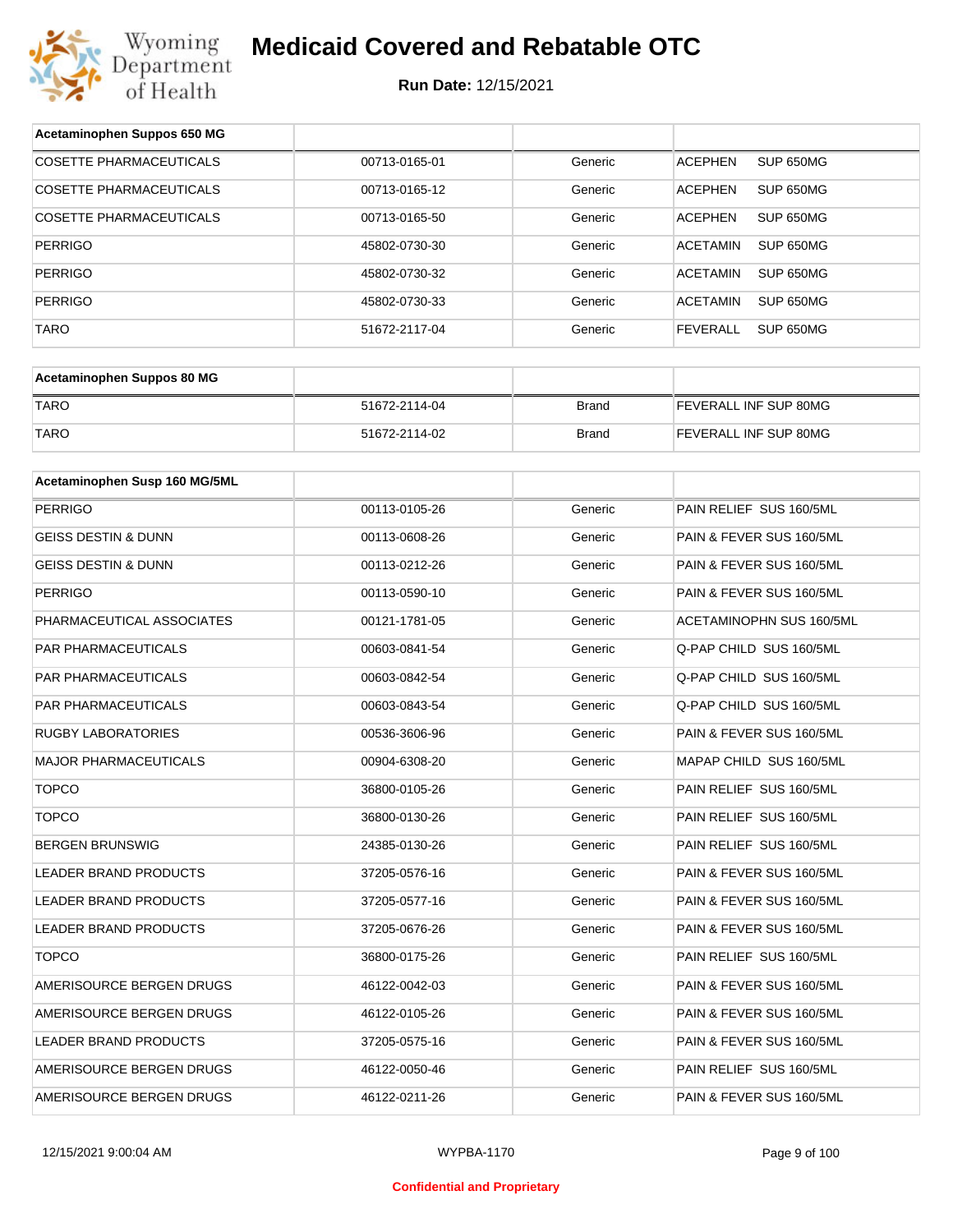# Medicaid Covered and Rebatable OTC

**Run Date:** 12/15/2021

| Acetaminophen Suppos 650 MG | | | |
|---|---|---|---|
| COSETTE PHARMACEUTICALS | 00713-0165-01 | Generic | ACEPHEN SUP 650MG |
| COSETTE PHARMACEUTICALS | 00713-0165-12 | Generic | ACEPHEN SUP 650MG |
| COSETTE PHARMACEUTICALS | 00713-0165-50 | Generic | ACEPHEN SUP 650MG |
| PERRIGO | 45802-0730-30 | Generic | ACETAMIN SUP 650MG |
| PERRIGO | 45802-0730-32 | Generic | ACETAMIN SUP 650MG |
| PERRIGO | 45802-0730-33 | Generic | ACETAMIN SUP 650MG |
| TARO | 51672-2117-04 | Generic | FEVERALL SUP 650MG |

| Acetaminophen Suppos 80 MG | | | |
|---|---|---|---|
| TARO | 51672-2114-04 | Brand | FEVERALL INF SUP 80MG |
| TARO | 51672-2114-02 | Brand | FEVERALL INF SUP 80MG |

| Acetaminophen Susp 160 MG/5ML | | | |
|---|---|---|---|
| PERRIGO | 00113-0105-26 | Generic | PAIN RELIEF SUS 160/5ML |
| GEISS DESTIN & DUNN | 00113-0608-26 | Generic | PAIN & FEVER SUS 160/5ML |
| GEISS DESTIN & DUNN | 00113-0212-26 | Generic | PAIN & FEVER SUS 160/5ML |
| PERRIGO | 00113-0590-10 | Generic | PAIN & FEVER SUS 160/5ML |
| PHARMACEUTICAL ASSOCIATES | 00121-1781-05 | Generic | ACETAMINOPHN SUS 160/5ML |
| PAR PHARMACEUTICALS | 00603-0841-54 | Generic | Q-PAP CHILD SUS 160/5ML |
| PAR PHARMACEUTICALS | 00603-0842-54 | Generic | Q-PAP CHILD SUS 160/5ML |
| PAR PHARMACEUTICALS | 00603-0843-54 | Generic | Q-PAP CHILD SUS 160/5ML |
| RUGBY LABORATORIES | 00536-3606-96 | Generic | PAIN & FEVER SUS 160/5ML |
| MAJOR PHARMACEUTICALS | 00904-6308-20 | Generic | MAPAP CHILD SUS 160/5ML |
| TOPCO | 36800-0105-26 | Generic | PAIN RELIEF SUS 160/5ML |
| TOPCO | 36800-0130-26 | Generic | PAIN RELIEF SUS 160/5ML |
| BERGEN BRUNSWIG | 24385-0130-26 | Generic | PAIN RELIEF SUS 160/5ML |
| LEADER BRAND PRODUCTS | 37205-0576-16 | Generic | PAIN & FEVER SUS 160/5ML |
| LEADER BRAND PRODUCTS | 37205-0577-16 | Generic | PAIN & FEVER SUS 160/5ML |
| LEADER BRAND PRODUCTS | 37205-0676-26 | Generic | PAIN & FEVER SUS 160/5ML |
| TOPCO | 36800-0175-26 | Generic | PAIN RELIEF SUS 160/5ML |
| AMERISOURCE BERGEN DRUGS | 46122-0042-03 | Generic | PAIN & FEVER SUS 160/5ML |
| AMERISOURCE BERGEN DRUGS | 46122-0105-26 | Generic | PAIN & FEVER SUS 160/5ML |
| LEADER BRAND PRODUCTS | 37205-0575-16 | Generic | PAIN & FEVER SUS 160/5ML |
| AMERISOURCE BERGEN DRUGS | 46122-0050-46 | Generic | PAIN RELIEF SUS 160/5ML |
| AMERISOURCE BERGEN DRUGS | 46122-0211-26 | Generic | PAIN & FEVER SUS 160/5ML |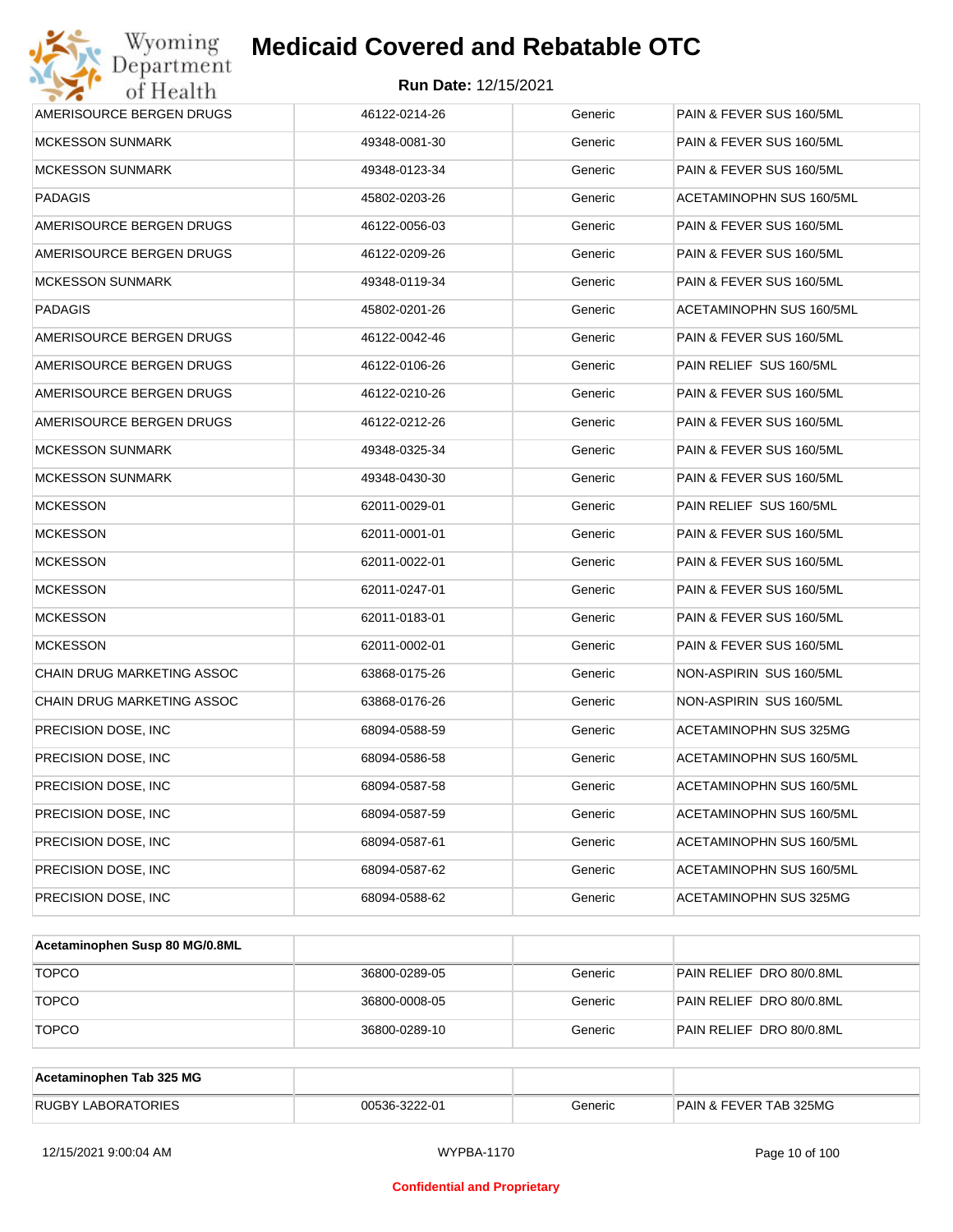| | | | |
|---|---|---|---|
| AMERISOURCE BERGEN DRUGS | 46122-0214-26 | Generic | PAIN & FEVER SUS 160/5ML |
| MCKESSON SUNMARK | 49348-0081-30 | Generic | PAIN & FEVER SUS 160/5ML |
| MCKESSON SUNMARK | 49348-0123-34 | Generic | PAIN & FEVER SUS 160/5ML |
| PADAGIS | 45802-0203-26 | Generic | ACETAMINOPHN SUS 160/5ML |
| AMERISOURCE BERGEN DRUGS | 46122-0056-03 | Generic | PAIN & FEVER SUS 160/5ML |
| AMERISOURCE BERGEN DRUGS | 46122-0209-26 | Generic | PAIN & FEVER SUS 160/5ML |
| MCKESSON SUNMARK | 49348-0119-34 | Generic | PAIN & FEVER SUS 160/5ML |
| PADAGIS | 45802-0201-26 | Generic | ACETAMINOPHN SUS 160/5ML |
| AMERISOURCE BERGEN DRUGS | 46122-0042-46 | Generic | PAIN & FEVER SUS 160/5ML |
| AMERISOURCE BERGEN DRUGS | 46122-0106-26 | Generic | PAIN RELIEF SUS 160/5ML |
| AMERISOURCE BERGEN DRUGS | 46122-0210-26 | Generic | PAIN & FEVER SUS 160/5ML |
| AMERISOURCE BERGEN DRUGS | 46122-0212-26 | Generic | PAIN & FEVER SUS 160/5ML |
| MCKESSON SUNMARK | 49348-0325-34 | Generic | PAIN & FEVER SUS 160/5ML |
| MCKESSON SUNMARK | 49348-0430-30 | Generic | PAIN & FEVER SUS 160/5ML |
| MCKESSON | 62011-0029-01 | Generic | PAIN RELIEF SUS 160/5ML |
| MCKESSON | 62011-0001-01 | Generic | PAIN & FEVER SUS 160/5ML |
| MCKESSON | 62011-0022-01 | Generic | PAIN & FEVER SUS 160/5ML |
| MCKESSON | 62011-0247-01 | Generic | PAIN & FEVER SUS 160/5ML |
| MCKESSON | 62011-0183-01 | Generic | PAIN & FEVER SUS 160/5ML |
| MCKESSON | 62011-0002-01 | Generic | PAIN & FEVER SUS 160/5ML |
| CHAIN DRUG MARKETING ASSOC | 63868-0175-26 | Generic | NON-ASPIRIN SUS 160/5ML |
| CHAIN DRUG MARKETING ASSOC | 63868-0176-26 | Generic | NON-ASPIRIN SUS 160/5ML |
| PRECISION DOSE, INC | 68094-0588-59 | Generic | ACETAMINOPHN SUS 325MG |
| PRECISION DOSE, INC | 68094-0586-58 | Generic | ACETAMINOPHN SUS 160/5ML |
| PRECISION DOSE, INC | 68094-0587-58 | Generic | ACETAMINOPHN SUS 160/5ML |
| PRECISION DOSE, INC | 68094-0587-59 | Generic | ACETAMINOPHN SUS 160/5ML |
| PRECISION DOSE, INC | 68094-0587-61 | Generic | ACETAMINOPHN SUS 160/5ML |
| PRECISION DOSE, INC | 68094-0587-62 | Generic | ACETAMINOPHN SUS 160/5ML |
| PRECISION DOSE, INC | 68094-0588-62 | Generic | ACETAMINOPHN SUS 325MG |

| **Acetaminophen Susp 80 MG/0.8ML** | | | |
|---|---|---|---|
| TOPCO | 36800-0289-05 | Generic | PAIN RELIEF DRO 80/0.8ML |
| TOPCO | 36800-0008-05 | Generic | PAIN RELIEF DRO 80/0.8ML |
| TOPCO | 36800-0289-10 | Generic | PAIN RELIEF DRO 80/0.8ML |

| **Acetaminophen Tab 325 MG** | | | |
|---|---|---|---|
| RUGBY LABORATORIES | 00536-3222-01 | Generic | PAIN & FEVER TAB 325MG |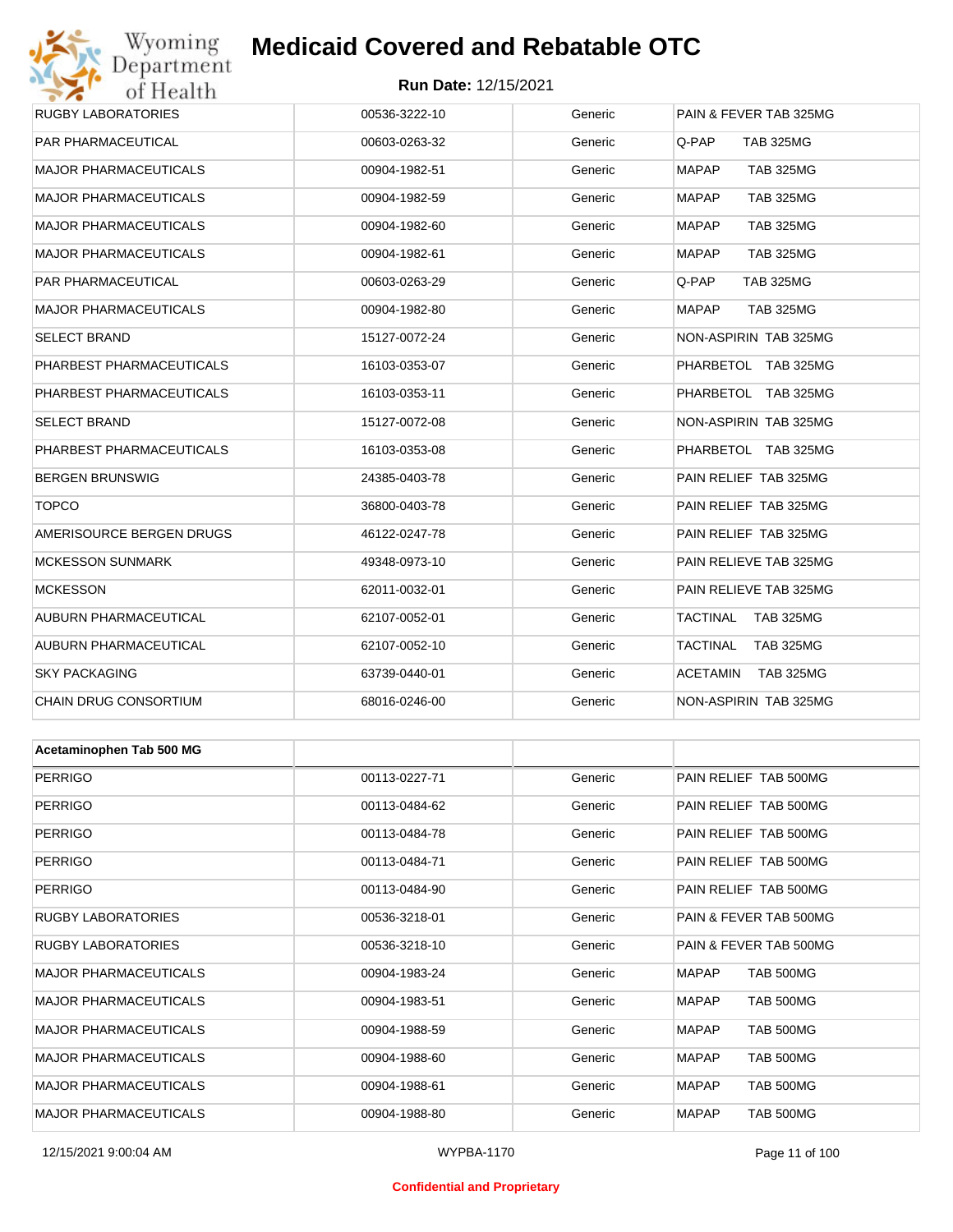| | | | |
|---|---|---|---|
| RUGBY LABORATORIES | 00536-3222-10 | Generic | PAIN & FEVER TAB 325MG |
| PAR PHARMACEUTICAL | 00603-0263-32 | Generic | Q-PAP TAB 325MG |
| MAJOR PHARMACEUTICALS | 00904-1982-51 | Generic | MAPAP TAB 325MG |
| MAJOR PHARMACEUTICALS | 00904-1982-59 | Generic | MAPAP TAB 325MG |
| MAJOR PHARMACEUTICALS | 00904-1982-60 | Generic | MAPAP TAB 325MG |
| MAJOR PHARMACEUTICALS | 00904-1982-61 | Generic | MAPAP TAB 325MG |
| PAR PHARMACEUTICAL | 00603-0263-29 | Generic | Q-PAP TAB 325MG |
| MAJOR PHARMACEUTICALS | 00904-1982-80 | Generic | MAPAP TAB 325MG |
| SELECT BRAND | 15127-0072-24 | Generic | NON-ASPIRIN TAB 325MG |
| PHARBEST PHARMACEUTICALS | 16103-0353-07 | Generic | PHARBETOL TAB 325MG |
| PHARBEST PHARMACEUTICALS | 16103-0353-11 | Generic | PHARBETOL TAB 325MG |
| SELECT BRAND | 15127-0072-08 | Generic | NON-ASPIRIN TAB 325MG |
| PHARBEST PHARMACEUTICALS | 16103-0353-08 | Generic | PHARBETOL TAB 325MG |
| BERGEN BRUNSWIG | 24385-0403-78 | Generic | PAIN RELIEF TAB 325MG |
| TOPCO | 36800-0403-78 | Generic | PAIN RELIEF TAB 325MG |
| AMERISOURCE BERGEN DRUGS | 46122-0247-78 | Generic | PAIN RELIEF TAB 325MG |
| MCKESSON SUNMARK | 49348-0973-10 | Generic | PAIN RELIEVE TAB 325MG |
| MCKESSON | 62011-0032-01 | Generic | PAIN RELIEVE TAB 325MG |
| AUBURN PHARMACEUTICAL | 62107-0052-01 | Generic | TACTINAL TAB 325MG |
| AUBURN PHARMACEUTICAL | 62107-0052-10 | Generic | TACTINAL TAB 325MG |
| SKY PACKAGING | 63739-0440-01 | Generic | ACETAMIN TAB 325MG |
| CHAIN DRUG CONSORTIUM | 68016-0246-00 | Generic | NON-ASPIRIN TAB 325MG |

| **Acetaminophen Tab 500 MG** | | | |
|---|---|---|---|
| PERRIGO | 00113-0227-71 | Generic | PAIN RELIEF TAB 500MG |
| PERRIGO | 00113-0484-62 | Generic | PAIN RELIEF TAB 500MG |
| PERRIGO | 00113-0484-78 | Generic | PAIN RELIEF TAB 500MG |
| PERRIGO | 00113-0484-71 | Generic | PAIN RELIEF TAB 500MG |
| PERRIGO | 00113-0484-90 | Generic | PAIN RELIEF TAB 500MG |
| RUGBY LABORATORIES | 00536-3218-01 | Generic | PAIN & FEVER TAB 500MG |
| RUGBY LABORATORIES | 00536-3218-10 | Generic | PAIN & FEVER TAB 500MG |
| MAJOR PHARMACEUTICALS | 00904-1983-24 | Generic | MAPAP TAB 500MG |
| MAJOR PHARMACEUTICALS | 00904-1983-51 | Generic | MAPAP TAB 500MG |
| MAJOR PHARMACEUTICALS | 00904-1988-59 | Generic | MAPAP TAB 500MG |
| MAJOR PHARMACEUTICALS | 00904-1988-60 | Generic | MAPAP TAB 500MG |
| MAJOR PHARMACEUTICALS | 00904-1988-61 | Generic | MAPAP TAB 500MG |
| MAJOR PHARMACEUTICALS | 00904-1988-80 | Generic | MAPAP TAB 500MG |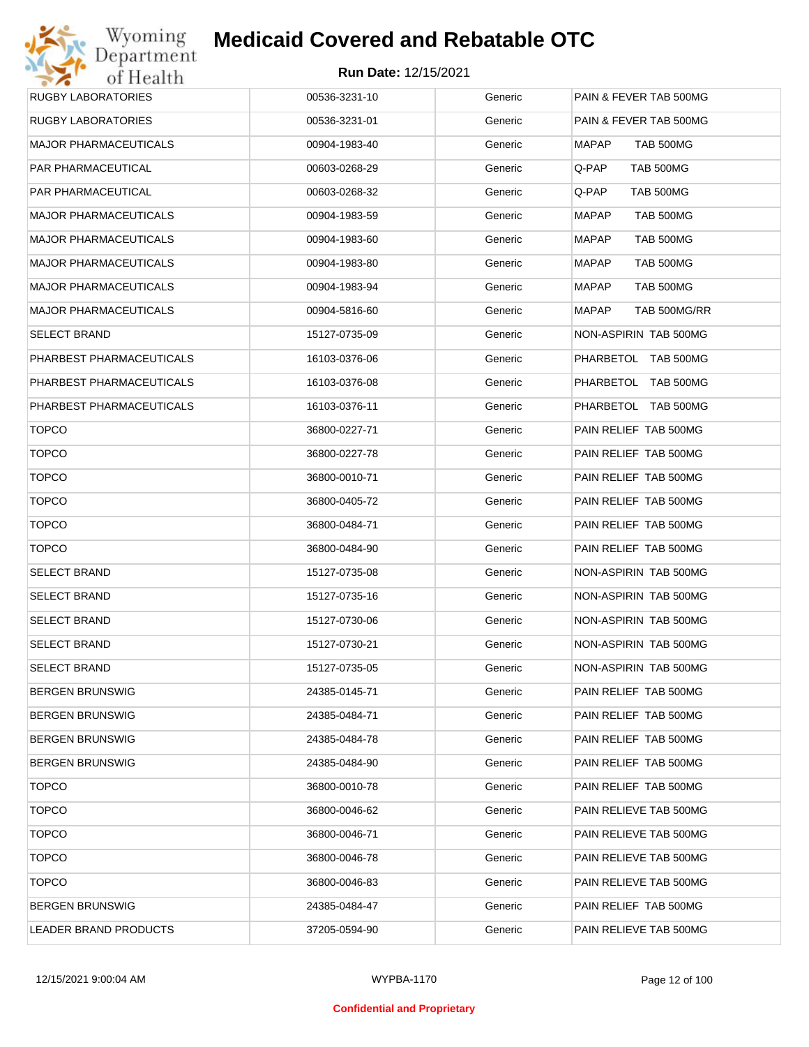| RUGBY LABORATORIES | 00536-3231-10 | Generic | PAIN & FEVER TAB 500MG |
|---|---|---|---|
| RUGBY LABORATORIES | 00536-3231-01 | Generic | PAIN & FEVER TAB 500MG |
| MAJOR PHARMACEUTICALS | 00904-1983-40 | Generic | MAPAP TAB 500MG |
| PAR PHARMACEUTICAL | 00603-0268-29 | Generic | Q-PAP TAB 500MG |
| PAR PHARMACEUTICAL | 00603-0268-32 | Generic | Q-PAP TAB 500MG |
| MAJOR PHARMACEUTICALS | 00904-1983-59 | Generic | MAPAP TAB 500MG |
| MAJOR PHARMACEUTICALS | 00904-1983-60 | Generic | MAPAP TAB 500MG |
| MAJOR PHARMACEUTICALS | 00904-1983-80 | Generic | MAPAP TAB 500MG |
| MAJOR PHARMACEUTICALS | 00904-1983-94 | Generic | MAPAP TAB 500MG |
| MAJOR PHARMACEUTICALS | 00904-5816-60 | Generic | MAPAP TAB 500MG/RR |
| SELECT BRAND | 15127-0735-09 | Generic | NON-ASPIRIN TAB 500MG |
| PHARBEST PHARMACEUTICALS | 16103-0376-06 | Generic | PHARBETOL TAB 500MG |
| PHARBEST PHARMACEUTICALS | 16103-0376-08 | Generic | PHARBETOL TAB 500MG |
| PHARBEST PHARMACEUTICALS | 16103-0376-11 | Generic | PHARBETOL TAB 500MG |
| TOPCO | 36800-0227-71 | Generic | PAIN RELIEF TAB 500MG |
| TOPCO | 36800-0227-78 | Generic | PAIN RELIEF TAB 500MG |
| TOPCO | 36800-0010-71 | Generic | PAIN RELIEF TAB 500MG |
| TOPCO | 36800-0405-72 | Generic | PAIN RELIEF TAB 500MG |
| TOPCO | 36800-0484-71 | Generic | PAIN RELIEF TAB 500MG |
| TOPCO | 36800-0484-90 | Generic | PAIN RELIEF TAB 500MG |
| SELECT BRAND | 15127-0735-08 | Generic | NON-ASPIRIN TAB 500MG |
| SELECT BRAND | 15127-0735-16 | Generic | NON-ASPIRIN TAB 500MG |
| SELECT BRAND | 15127-0730-06 | Generic | NON-ASPIRIN TAB 500MG |
| SELECT BRAND | 15127-0730-21 | Generic | NON-ASPIRIN TAB 500MG |
| SELECT BRAND | 15127-0735-05 | Generic | NON-ASPIRIN TAB 500MG |
| BERGEN BRUNSWIG | 24385-0145-71 | Generic | PAIN RELIEF TAB 500MG |
| BERGEN BRUNSWIG | 24385-0484-71 | Generic | PAIN RELIEF TAB 500MG |
| BERGEN BRUNSWIG | 24385-0484-78 | Generic | PAIN RELIEF TAB 500MG |
| BERGEN BRUNSWIG | 24385-0484-90 | Generic | PAIN RELIEF TAB 500MG |
| TOPCO | 36800-0010-78 | Generic | PAIN RELIEF TAB 500MG |
| TOPCO | 36800-0046-62 | Generic | PAIN RELIEVE TAB 500MG |
| TOPCO | 36800-0046-71 | Generic | PAIN RELIEVE TAB 500MG |
| TOPCO | 36800-0046-78 | Generic | PAIN RELIEVE TAB 500MG |
| TOPCO | 36800-0046-83 | Generic | PAIN RELIEVE TAB 500MG |
| BERGEN BRUNSWIG | 24385-0484-47 | Generic | PAIN RELIEF TAB 500MG |
| LEADER BRAND PRODUCTS | 37205-0594-90 | Generic | PAIN RELIEVE TAB 500MG |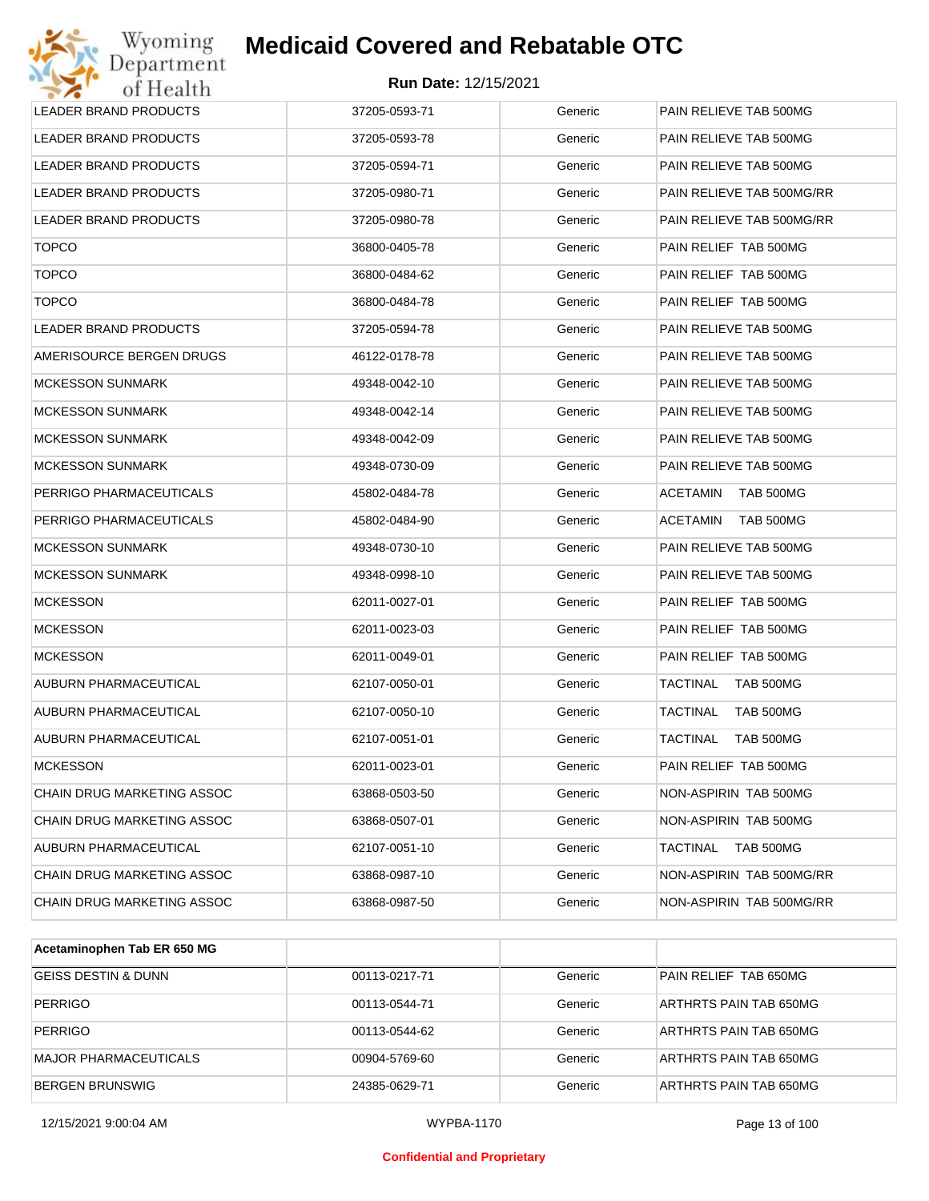| | | | |
|---|---|---|---|
| LEADER BRAND PRODUCTS | 37205-0593-71 | Generic | PAIN RELIEVE TAB 500MG |
| LEADER BRAND PRODUCTS | 37205-0593-78 | Generic | PAIN RELIEVE TAB 500MG |
| LEADER BRAND PRODUCTS | 37205-0594-71 | Generic | PAIN RELIEVE TAB 500MG |
| LEADER BRAND PRODUCTS | 37205-0980-71 | Generic | PAIN RELIEVE TAB 500MG/RR |
| LEADER BRAND PRODUCTS | 37205-0980-78 | Generic | PAIN RELIEVE TAB 500MG/RR |
| TOPCO | 36800-0405-78 | Generic | PAIN RELIEF TAB 500MG |
| TOPCO | 36800-0484-62 | Generic | PAIN RELIEF TAB 500MG |
| TOPCO | 36800-0484-78 | Generic | PAIN RELIEF TAB 500MG |
| LEADER BRAND PRODUCTS | 37205-0594-78 | Generic | PAIN RELIEVE TAB 500MG |
| AMERISOURCE BERGEN DRUGS | 46122-0178-78 | Generic | PAIN RELIEVE TAB 500MG |
| MCKESSON SUNMARK | 49348-0042-10 | Generic | PAIN RELIEVE TAB 500MG |
| MCKESSON SUNMARK | 49348-0042-14 | Generic | PAIN RELIEVE TAB 500MG |
| MCKESSON SUNMARK | 49348-0042-09 | Generic | PAIN RELIEVE TAB 500MG |
| MCKESSON SUNMARK | 49348-0730-09 | Generic | PAIN RELIEVE TAB 500MG |
| PERRIGO PHARMACEUTICALS | 45802-0484-78 | Generic | ACETAMIN TAB 500MG |
| PERRIGO PHARMACEUTICALS | 45802-0484-90 | Generic | ACETAMIN TAB 500MG |
| MCKESSON SUNMARK | 49348-0730-10 | Generic | PAIN RELIEVE TAB 500MG |
| MCKESSON SUNMARK | 49348-0998-10 | Generic | PAIN RELIEVE TAB 500MG |
| MCKESSON | 62011-0027-01 | Generic | PAIN RELIEF TAB 500MG |
| MCKESSON | 62011-0023-03 | Generic | PAIN RELIEF TAB 500MG |
| MCKESSON | 62011-0049-01 | Generic | PAIN RELIEF TAB 500MG |
| AUBURN PHARMACEUTICAL | 62107-0050-01 | Generic | TACTINAL TAB 500MG |
| AUBURN PHARMACEUTICAL | 62107-0050-10 | Generic | TACTINAL TAB 500MG |
| AUBURN PHARMACEUTICAL | 62107-0051-01 | Generic | TACTINAL TAB 500MG |
| MCKESSON | 62011-0023-01 | Generic | PAIN RELIEF TAB 500MG |
| CHAIN DRUG MARKETING ASSOC | 63868-0503-50 | Generic | NON-ASPIRIN TAB 500MG |
| CHAIN DRUG MARKETING ASSOC | 63868-0507-01 | Generic | NON-ASPIRIN TAB 500MG |
| AUBURN PHARMACEUTICAL | 62107-0051-10 | Generic | TACTINAL TAB 500MG |
| CHAIN DRUG MARKETING ASSOC | 63868-0987-10 | Generic | NON-ASPIRIN TAB 500MG/RR |
| CHAIN DRUG MARKETING ASSOC | 63868-0987-50 | Generic | NON-ASPIRIN TAB 500MG/RR |

| **Acetaminophen Tab ER 650 MG** | | | |
|---|---|---|---|
| GEISS DESTIN & DUNN | 00113-0217-71 | Generic | PAIN RELIEF TAB 650MG |
| PERRIGO | 00113-0544-71 | Generic | ARTHRTS PAIN TAB 650MG |
| PERRIGO | 00113-0544-62 | Generic | ARTHRTS PAIN TAB 650MG |
| MAJOR PHARMACEUTICALS | 00904-5769-60 | Generic | ARTHRTS PAIN TAB 650MG |
| BERGEN BRUNSWIG | 24385-0629-71 | Generic | ARTHRTS PAIN TAB 650MG |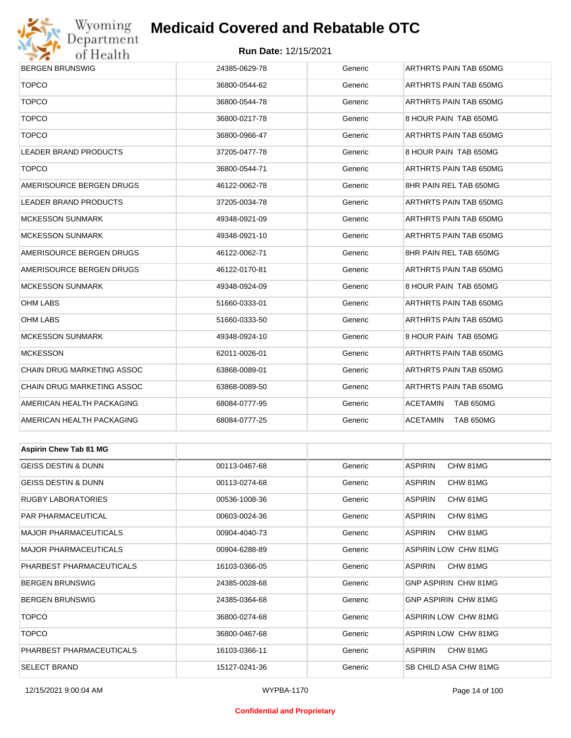| | | | |
|---|---|---|---|
| BERGEN BRUNSWIG | 24385-0629-78 | Generic | ARTHRTS PAIN TAB 650MG |
| TOPCO | 36800-0544-62 | Generic | ARTHRTS PAIN TAB 650MG |
| TOPCO | 36800-0544-78 | Generic | ARTHRTS PAIN TAB 650MG |
| TOPCO | 36800-0217-78 | Generic | 8 HOUR PAIN TAB 650MG |
| TOPCO | 36800-0966-47 | Generic | ARTHRTS PAIN TAB 650MG |
| LEADER BRAND PRODUCTS | 37205-0477-78 | Generic | 8 HOUR PAIN TAB 650MG |
| TOPCO | 36800-0544-71 | Generic | ARTHRTS PAIN TAB 650MG |
| AMERISOURCE BERGEN DRUGS | 46122-0062-78 | Generic | 8HR PAIN REL TAB 650MG |
| LEADER BRAND PRODUCTS | 37205-0034-78 | Generic | ARTHRTS PAIN TAB 650MG |
| MCKESSON SUNMARK | 49348-0921-09 | Generic | ARTHRTS PAIN TAB 650MG |
| MCKESSON SUNMARK | 49348-0921-10 | Generic | ARTHRTS PAIN TAB 650MG |
| AMERISOURCE BERGEN DRUGS | 46122-0062-71 | Generic | 8HR PAIN REL TAB 650MG |
| AMERISOURCE BERGEN DRUGS | 46122-0170-81 | Generic | ARTHRTS PAIN TAB 650MG |
| MCKESSON SUNMARK | 49348-0924-09 | Generic | 8 HOUR PAIN TAB 650MG |
| OHM LABS | 51660-0333-01 | Generic | ARTHRTS PAIN TAB 650MG |
| OHM LABS | 51660-0333-50 | Generic | ARTHRTS PAIN TAB 650MG |
| MCKESSON SUNMARK | 49348-0924-10 | Generic | 8 HOUR PAIN TAB 650MG |
| MCKESSON | 62011-0026-01 | Generic | ARTHRTS PAIN TAB 650MG |
| CHAIN DRUG MARKETING ASSOC | 63868-0089-01 | Generic | ARTHRTS PAIN TAB 650MG |
| CHAIN DRUG MARKETING ASSOC | 63868-0089-50 | Generic | ARTHRTS PAIN TAB 650MG |
| AMERICAN HEALTH PACKAGING | 68084-0777-95 | Generic | ACETAMIN TAB 650MG |
| AMERICAN HEALTH PACKAGING | 68084-0777-25 | Generic | ACETAMIN TAB 650MG |

| **Aspirin Chew Tab 81 MG** | | | |
|---|---|---|---|
| GEISS DESTIN & DUNN | 00113-0467-68 | Generic | ASPIRIN CHW 81MG |
| GEISS DESTIN & DUNN | 00113-0274-68 | Generic | ASPIRIN CHW 81MG |
| RUGBY LABORATORIES | 00536-1008-36 | Generic | ASPIRIN CHW 81MG |
| PAR PHARMACEUTICAL | 00603-0024-36 | Generic | ASPIRIN CHW 81MG |
| MAJOR PHARMACEUTICALS | 00904-4040-73 | Generic | ASPIRIN CHW 81MG |
| MAJOR PHARMACEUTICALS | 00904-6288-89 | Generic | ASPIRIN LOW CHW 81MG |
| PHARBEST PHARMACEUTICALS | 16103-0366-05 | Generic | ASPIRIN CHW 81MG |
| BERGEN BRUNSWIG | 24385-0028-68 | Generic | GNP ASPIRIN CHW 81MG |
| BERGEN BRUNSWIG | 24385-0364-68 | Generic | GNP ASPIRIN CHW 81MG |
| TOPCO | 36800-0274-68 | Generic | ASPIRIN LOW CHW 81MG |
| TOPCO | 36800-0467-68 | Generic | ASPIRIN LOW CHW 81MG |
| PHARBEST PHARMACEUTICALS | 16103-0366-11 | Generic | ASPIRIN CHW 81MG |
| SELECT BRAND | 15127-0241-36 | Generic | SB CHILD ASA CHW 81MG |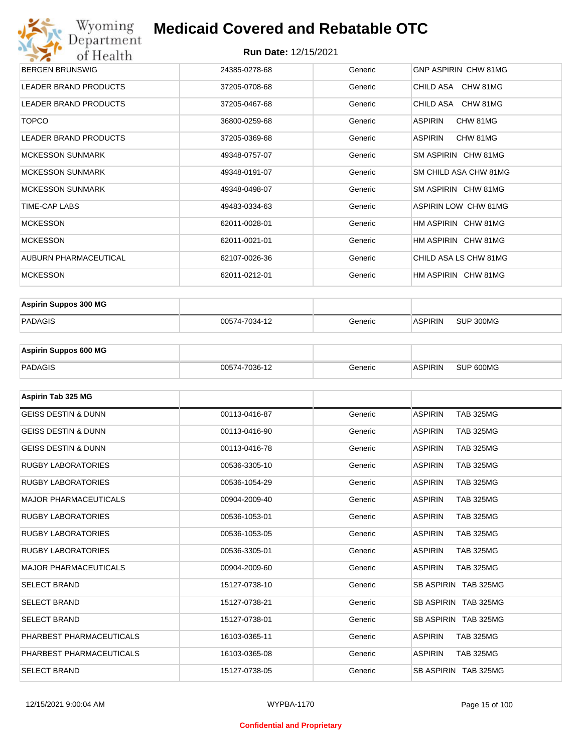| | | | |
|---|---|---|---|
| BERGEN BRUNSWIG | 24385-0278-68 | Generic | GNP ASPIRIN CHW 81MG |
| LEADER BRAND PRODUCTS | 37205-0708-68 | Generic | CHILD ASA CHW 81MG |
| LEADER BRAND PRODUCTS | 37205-0467-68 | Generic | CHILD ASA CHW 81MG |
| TOPCO | 36800-0259-68 | Generic | ASPIRIN CHW 81MG |
| LEADER BRAND PRODUCTS | 37205-0369-68 | Generic | ASPIRIN CHW 81MG |
| MCKESSON SUNMARK | 49348-0757-07 | Generic | SM ASPIRIN CHW 81MG |
| MCKESSON SUNMARK | 49348-0191-07 | Generic | SM CHILD ASA CHW 81MG |
| MCKESSON SUNMARK | 49348-0498-07 | Generic | SM ASPIRIN CHW 81MG |
| TIME-CAP LABS | 49483-0334-63 | Generic | ASPIRIN LOW CHW 81MG |
| MCKESSON | 62011-0028-01 | Generic | HM ASPIRIN CHW 81MG |
| MCKESSON | 62011-0021-01 | Generic | HM ASPIRIN CHW 81MG |
| AUBURN PHARMACEUTICAL | 62107-0026-36 | Generic | CHILD ASA LS CHW 81MG |
| MCKESSON | 62011-0212-01 | Generic | HM ASPIRIN CHW 81MG |

| **Aspirin Suppos 300 MG** | | | |
|---|---|---|---|
| PADAGIS | 00574-7034-12 | Generic | ASPIRIN SUP 300MG |

| **Aspirin Suppos 600 MG** | | | |
|---|---|---|---|
| PADAGIS | 00574-7036-12 | Generic | ASPIRIN SUP 600MG |

| **Aspirin Tab 325 MG** | | | |
|---|---|---|---|
| GEISS DESTIN & DUNN | 00113-0416-87 | Generic | ASPIRIN TAB 325MG |
| GEISS DESTIN & DUNN | 00113-0416-90 | Generic | ASPIRIN TAB 325MG |
| GEISS DESTIN & DUNN | 00113-0416-78 | Generic | ASPIRIN TAB 325MG |
| RUGBY LABORATORIES | 00536-3305-10 | Generic | ASPIRIN TAB 325MG |
| RUGBY LABORATORIES | 00536-1054-29 | Generic | ASPIRIN TAB 325MG |
| MAJOR PHARMACEUTICALS | 00904-2009-40 | Generic | ASPIRIN TAB 325MG |
| RUGBY LABORATORIES | 00536-1053-01 | Generic | ASPIRIN TAB 325MG |
| RUGBY LABORATORIES | 00536-1053-05 | Generic | ASPIRIN TAB 325MG |
| RUGBY LABORATORIES | 00536-3305-01 | Generic | ASPIRIN TAB 325MG |
| MAJOR PHARMACEUTICALS | 00904-2009-60 | Generic | ASPIRIN TAB 325MG |
| SELECT BRAND | 15127-0738-10 | Generic | SB ASPIRIN TAB 325MG |
| SELECT BRAND | 15127-0738-21 | Generic | SB ASPIRIN TAB 325MG |
| SELECT BRAND | 15127-0738-01 | Generic | SB ASPIRIN TAB 325MG |
| PHARBEST PHARMACEUTICALS | 16103-0365-11 | Generic | ASPIRIN TAB 325MG |
| PHARBEST PHARMACEUTICALS | 16103-0365-08 | Generic | ASPIRIN TAB 325MG |
| SELECT BRAND | 15127-0738-05 | Generic | SB ASPIRIN TAB 325MG |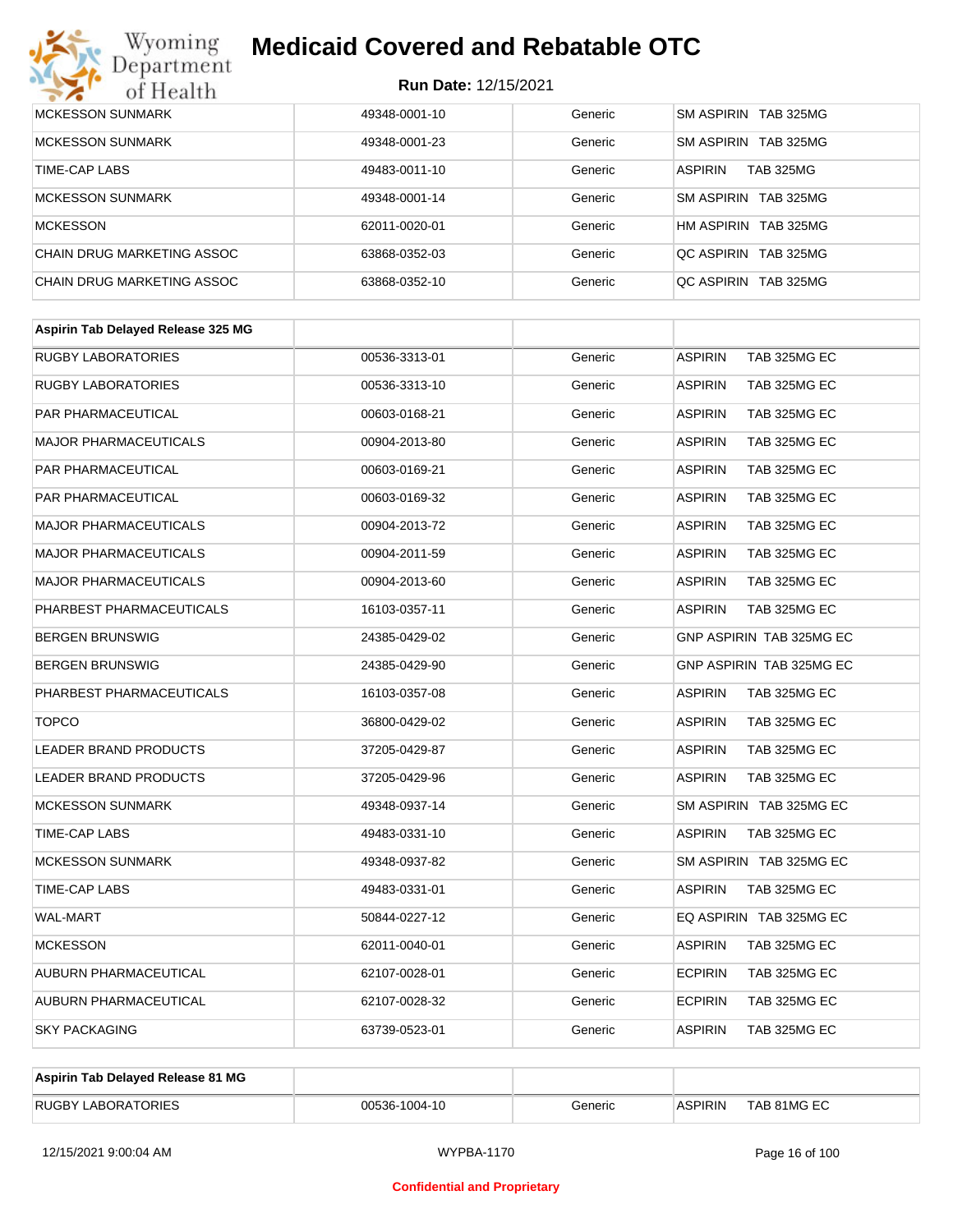| MCKESSON SUNMARK | 49348-0001-10 | Generic | SM ASPIRIN TAB 325MG |
|---|---|---|---|
| MCKESSON SUNMARK | 49348-0001-23 | Generic | SM ASPIRIN TAB 325MG |
| TIME-CAP LABS | 49483-0011-10 | Generic | ASPIRIN TAB 325MG |
| MCKESSON SUNMARK | 49348-0001-14 | Generic | SM ASPIRIN TAB 325MG |
| MCKESSON | 62011-0020-01 | Generic | HM ASPIRIN TAB 325MG |
| CHAIN DRUG MARKETING ASSOC | 63868-0352-03 | Generic | QC ASPIRIN TAB 325MG |
| CHAIN DRUG MARKETING ASSOC | 63868-0352-10 | Generic | QC ASPIRIN TAB 325MG |

| **Aspirin Tab Delayed Release 325 MG** | | | |
|---|---|---|---|
| RUGBY LABORATORIES | 00536-3313-01 | Generic | ASPIRIN TAB 325MG EC |
| RUGBY LABORATORIES | 00536-3313-10 | Generic | ASPIRIN TAB 325MG EC |
| PAR PHARMACEUTICAL | 00603-0168-21 | Generic | ASPIRIN TAB 325MG EC |
| MAJOR PHARMACEUTICALS | 00904-2013-80 | Generic | ASPIRIN TAB 325MG EC |
| PAR PHARMACEUTICAL | 00603-0169-21 | Generic | ASPIRIN TAB 325MG EC |
| PAR PHARMACEUTICAL | 00603-0169-32 | Generic | ASPIRIN TAB 325MG EC |
| MAJOR PHARMACEUTICALS | 00904-2013-72 | Generic | ASPIRIN TAB 325MG EC |
| MAJOR PHARMACEUTICALS | 00904-2011-59 | Generic | ASPIRIN TAB 325MG EC |
| MAJOR PHARMACEUTICALS | 00904-2013-60 | Generic | ASPIRIN TAB 325MG EC |
| PHARBEST PHARMACEUTICALS | 16103-0357-11 | Generic | ASPIRIN TAB 325MG EC |
| BERGEN BRUNSWIG | 24385-0429-02 | Generic | GNP ASPIRIN TAB 325MG EC |
| BERGEN BRUNSWIG | 24385-0429-90 | Generic | GNP ASPIRIN TAB 325MG EC |
| PHARBEST PHARMACEUTICALS | 16103-0357-08 | Generic | ASPIRIN TAB 325MG EC |
| TOPCO | 36800-0429-02 | Generic | ASPIRIN TAB 325MG EC |
| LEADER BRAND PRODUCTS | 37205-0429-87 | Generic | ASPIRIN TAB 325MG EC |
| LEADER BRAND PRODUCTS | 37205-0429-96 | Generic | ASPIRIN TAB 325MG EC |
| MCKESSON SUNMARK | 49348-0937-14 | Generic | SM ASPIRIN TAB 325MG EC |
| TIME-CAP LABS | 49483-0331-10 | Generic | ASPIRIN TAB 325MG EC |
| MCKESSON SUNMARK | 49348-0937-82 | Generic | SM ASPIRIN TAB 325MG EC |
| TIME-CAP LABS | 49483-0331-01 | Generic | ASPIRIN TAB 325MG EC |
| WAL-MART | 50844-0227-12 | Generic | EQ ASPIRIN TAB 325MG EC |
| MCKESSON | 62011-0040-01 | Generic | ASPIRIN TAB 325MG EC |
| AUBURN PHARMACEUTICAL | 62107-0028-01 | Generic | ECPIRIN TAB 325MG EC |
| AUBURN PHARMACEUTICAL | 62107-0028-32 | Generic | ECPIRIN TAB 325MG EC |
| SKY PACKAGING | 63739-0523-01 | Generic | ASPIRIN TAB 325MG EC |

| **Aspirin Tab Delayed Release 81 MG** | | | |
|---|---|---|---|
| RUGBY LABORATORIES | 00536-1004-10 | Generic | ASPIRIN TAB 81MG EC |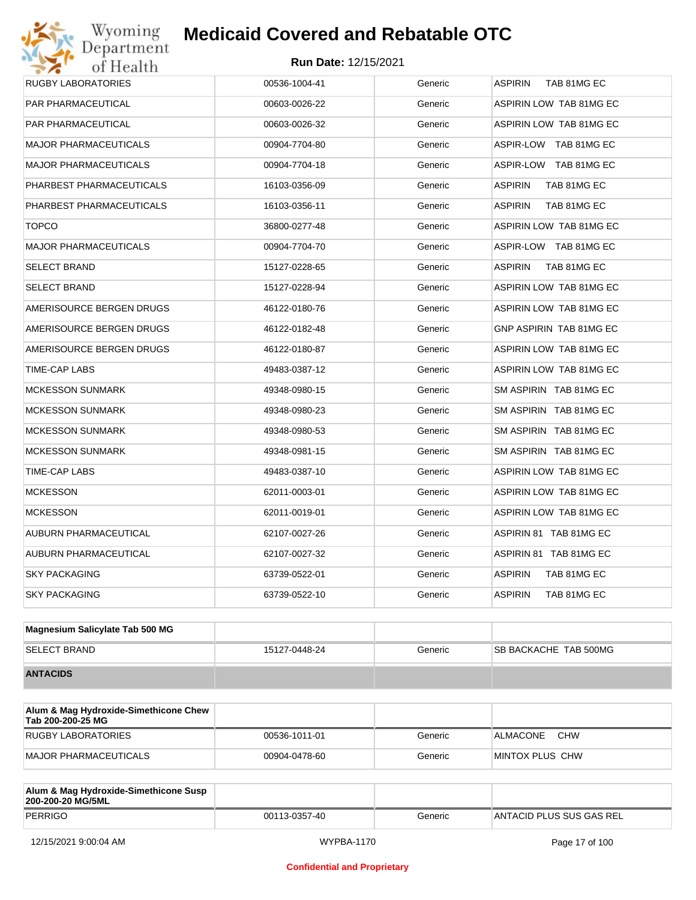| | | | |
|---|---|---|---|
| RUGBY LABORATORIES | 00536-1004-41 | Generic | ASPIRIN TAB 81MG EC |
| PAR PHARMACEUTICAL | 00603-0026-22 | Generic | ASPIRIN LOW TAB 81MG EC |
| PAR PHARMACEUTICAL | 00603-0026-32 | Generic | ASPIRIN LOW TAB 81MG EC |
| MAJOR PHARMACEUTICALS | 00904-7704-80 | Generic | ASPIR-LOW TAB 81MG EC |
| MAJOR PHARMACEUTICALS | 00904-7704-18 | Generic | ASPIR-LOW TAB 81MG EC |
| PHARBEST PHARMACEUTICALS | 16103-0356-09 | Generic | ASPIRIN TAB 81MG EC |
| PHARBEST PHARMACEUTICALS | 16103-0356-11 | Generic | ASPIRIN TAB 81MG EC |
| TOPCO | 36800-0277-48 | Generic | ASPIRIN LOW TAB 81MG EC |
| MAJOR PHARMACEUTICALS | 00904-7704-70 | Generic | ASPIR-LOW TAB 81MG EC |
| SELECT BRAND | 15127-0228-65 | Generic | ASPIRIN TAB 81MG EC |
| SELECT BRAND | 15127-0228-94 | Generic | ASPIRIN LOW TAB 81MG EC |
| AMERISOURCE BERGEN DRUGS | 46122-0180-76 | Generic | ASPIRIN LOW TAB 81MG EC |
| AMERISOURCE BERGEN DRUGS | 46122-0182-48 | Generic | GNP ASPIRIN TAB 81MG EC |
| AMERISOURCE BERGEN DRUGS | 46122-0180-87 | Generic | ASPIRIN LOW TAB 81MG EC |
| TIME-CAP LABS | 49483-0387-12 | Generic | ASPIRIN LOW TAB 81MG EC |
| MCKESSON SUNMARK | 49348-0980-15 | Generic | SM ASPIRIN TAB 81MG EC |
| MCKESSON SUNMARK | 49348-0980-23 | Generic | SM ASPIRIN TAB 81MG EC |
| MCKESSON SUNMARK | 49348-0980-53 | Generic | SM ASPIRIN TAB 81MG EC |
| MCKESSON SUNMARK | 49348-0981-15 | Generic | SM ASPIRIN TAB 81MG EC |
| TIME-CAP LABS | 49483-0387-10 | Generic | ASPIRIN LOW TAB 81MG EC |
| MCKESSON | 62011-0003-01 | Generic | ASPIRIN LOW TAB 81MG EC |
| MCKESSON | 62011-0019-01 | Generic | ASPIRIN LOW TAB 81MG EC |
| AUBURN PHARMACEUTICAL | 62107-0027-26 | Generic | ASPIRIN 81 TAB 81MG EC |
| AUBURN PHARMACEUTICAL | 62107-0027-32 | Generic | ASPIRIN 81 TAB 81MG EC |
| SKY PACKAGING | 63739-0522-01 | Generic | ASPIRIN TAB 81MG EC |
| SKY PACKAGING | 63739-0522-10 | Generic | ASPIRIN TAB 81MG EC |

| **Magnesium Salicylate Tab 500 MG** | | | |
|---|---|---|---|
| SELECT BRAND | 15127-0448-24 | Generic | SB BACKACHE TAB 500MG |
| **ANTACIDS** | | | |

| **Alum & Mag Hydroxide-Simethicone Chew Tab 200-200-25 MG** | | | |
|---|---|---|---|
| RUGBY LABORATORIES | 00536-1011-01 | Generic | ALMACONE CHW |
| MAJOR PHARMACEUTICALS | 00904-0478-60 | Generic | MINTOX PLUS CHW |

| **Alum & Mag Hydroxide-Simethicone Susp 200-200-20 MG/5ML** | | | |
|---|---|---|---|
| PERRIGO | 00113-0357-40 | Generic | ANTACID PLUS SUS GAS REL |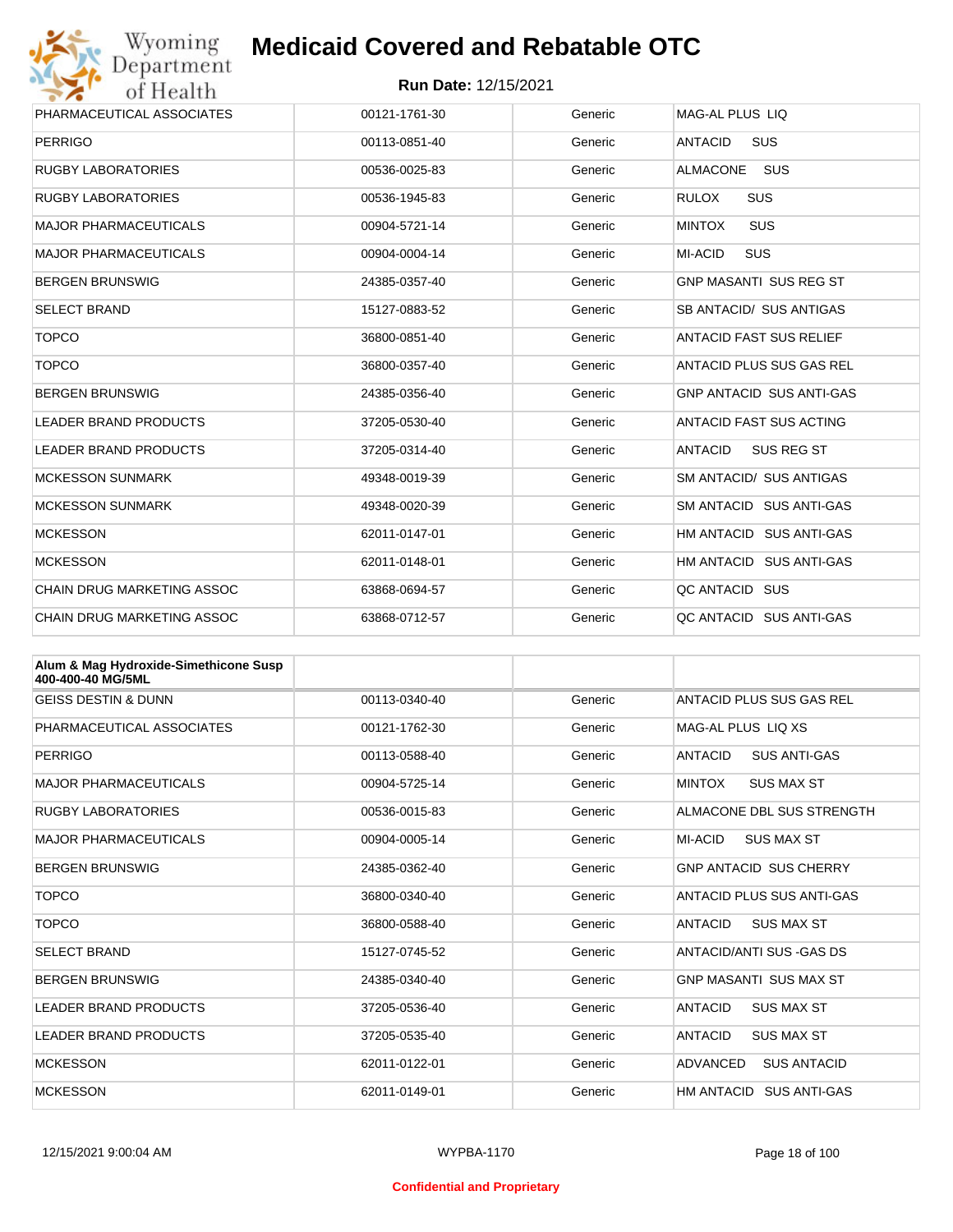# Medicaid Covered and Rebatable OTC

**Run Date:** 12/15/2021

| | | | |
|---|---|---|---|
| PHARMACEUTICAL ASSOCIATES | 00121-1761-30 | Generic | MAG-AL PLUS LIQ |
| PERRIGO | 00113-0851-40 | Generic | ANTACID SUS |
| RUGBY LABORATORIES | 00536-0025-83 | Generic | ALMACONE SUS |
| RUGBY LABORATORIES | 00536-1945-83 | Generic | RULOX SUS |
| MAJOR PHARMACEUTICALS | 00904-5721-14 | Generic | MINTOX SUS |
| MAJOR PHARMACEUTICALS | 00904-0004-14 | Generic | MI-ACID SUS |
| BERGEN BRUNSWIG | 24385-0357-40 | Generic | GNP MASANTI SUS REG ST |
| SELECT BRAND | 15127-0883-52 | Generic | SB ANTACID/ SUS ANTIGAS |
| TOPCO | 36800-0851-40 | Generic | ANTACID FAST SUS RELIEF |
| TOPCO | 36800-0357-40 | Generic | ANTACID PLUS SUS GAS REL |
| BERGEN BRUNSWIG | 24385-0356-40 | Generic | GNP ANTACID SUS ANTI-GAS |
| LEADER BRAND PRODUCTS | 37205-0530-40 | Generic | ANTACID FAST SUS ACTING |
| LEADER BRAND PRODUCTS | 37205-0314-40 | Generic | ANTACID SUS REG ST |
| MCKESSON SUNMARK | 49348-0019-39 | Generic | SM ANTACID/ SUS ANTIGAS |
| MCKESSON SUNMARK | 49348-0020-39 | Generic | SM ANTACID SUS ANTI-GAS |
| MCKESSON | 62011-0147-01 | Generic | HM ANTACID SUS ANTI-GAS |
| MCKESSON | 62011-0148-01 | Generic | HM ANTACID SUS ANTI-GAS |
| CHAIN DRUG MARKETING ASSOC | 63868-0694-57 | Generic | QC ANTACID SUS |
| CHAIN DRUG MARKETING ASSOC | 63868-0712-57 | Generic | QC ANTACID SUS ANTI-GAS |

| **Alum & Mag Hydroxide-Simethicone Susp 400-400-40 MG/5ML** | | | |
|---|---|---|---|
| GEISS DESTIN & DUNN | 00113-0340-40 | Generic | ANTACID PLUS SUS GAS REL |
| PHARMACEUTICAL ASSOCIATES | 00121-1762-30 | Generic | MAG-AL PLUS LIQ XS |
| PERRIGO | 00113-0588-40 | Generic | ANTACID SUS ANTI-GAS |
| MAJOR PHARMACEUTICALS | 00904-5725-14 | Generic | MINTOX SUS MAX ST |
| RUGBY LABORATORIES | 00536-0015-83 | Generic | ALMACONE DBL SUS STRENGTH |
| MAJOR PHARMACEUTICALS | 00904-0005-14 | Generic | MI-ACID SUS MAX ST |
| BERGEN BRUNSWIG | 24385-0362-40 | Generic | GNP ANTACID SUS CHERRY |
| TOPCO | 36800-0340-40 | Generic | ANTACID PLUS SUS ANTI-GAS |
| TOPCO | 36800-0588-40 | Generic | ANTACID SUS MAX ST |
| SELECT BRAND | 15127-0745-52 | Generic | ANTACID/ANTI SUS -GAS DS |
| BERGEN BRUNSWIG | 24385-0340-40 | Generic | GNP MASANTI SUS MAX ST |
| LEADER BRAND PRODUCTS | 37205-0536-40 | Generic | ANTACID SUS MAX ST |
| LEADER BRAND PRODUCTS | 37205-0535-40 | Generic | ANTACID SUS MAX ST |
| MCKESSON | 62011-0122-01 | Generic | ADVANCED SUS ANTACID |
| MCKESSON | 62011-0149-01 | Generic | HM ANTACID SUS ANTI-GAS |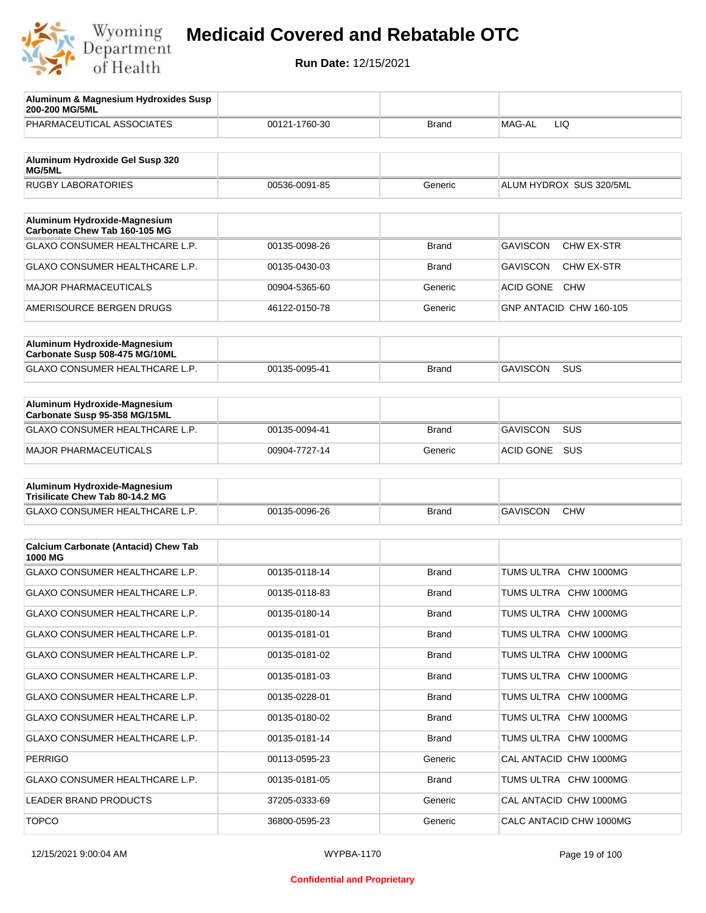# Medicaid Covered and Rebatable OTC

**Run Date:** 12/15/2021

| Aluminum & Magnesium Hydroxides Susp 200-200 MG/5ML | | | |
|---|---|---|---|
| PHARMACEUTICAL ASSOCIATES | 00121-1760-30 | Brand | MAG-AL LIQ |

| Aluminum Hydroxide Gel Susp 320 MG/5ML | | | |
|---|---|---|---|
| RUGBY LABORATORIES | 00536-0091-85 | Generic | ALUM HYDROX SUS 320/5ML |

| Aluminum Hydroxide-Magnesium Carbonate Chew Tab 160-105 MG | | | |
|---|---|---|---|
| GLAXO CONSUMER HEALTHCARE L.P. | 00135-0098-26 | Brand | GAVISCON CHW EX-STR |
| GLAXO CONSUMER HEALTHCARE L.P. | 00135-0430-03 | Brand | GAVISCON CHW EX-STR |
| MAJOR PHARMACEUTICALS | 00904-5365-60 | Generic | ACID GONE CHW |
| AMERISOURCE BERGEN DRUGS | 46122-0150-78 | Generic | GNP ANTACID CHW 160-105 |

| Aluminum Hydroxide-Magnesium Carbonate Susp 508-475 MG/10ML | | | |
|---|---|---|---|
| GLAXO CONSUMER HEALTHCARE L.P. | 00135-0095-41 | Brand | GAVISCON SUS |

| Aluminum Hydroxide-Magnesium Carbonate Susp 95-358 MG/15ML | | | |
|---|---|---|---|
| GLAXO CONSUMER HEALTHCARE L.P. | 00135-0094-41 | Brand | GAVISCON SUS |
| MAJOR PHARMACEUTICALS | 00904-7727-14 | Generic | ACID GONE SUS |

| Aluminum Hydroxide-Magnesium Trisilicate Chew Tab 80-14.2 MG | | | |
|---|---|---|---|
| GLAXO CONSUMER HEALTHCARE L.P. | 00135-0096-26 | Brand | GAVISCON CHW |

| Calcium Carbonate (Antacid) Chew Tab 1000 MG | | | |
|---|---|---|---|
| GLAXO CONSUMER HEALTHCARE L.P. | 00135-0118-14 | Brand | TUMS ULTRA CHW 1000MG |
| GLAXO CONSUMER HEALTHCARE L.P. | 00135-0118-83 | Brand | TUMS ULTRA CHW 1000MG |
| GLAXO CONSUMER HEALTHCARE L.P. | 00135-0180-14 | Brand | TUMS ULTRA CHW 1000MG |
| GLAXO CONSUMER HEALTHCARE L.P. | 00135-0181-01 | Brand | TUMS ULTRA CHW 1000MG |
| GLAXO CONSUMER HEALTHCARE L.P. | 00135-0181-02 | Brand | TUMS ULTRA CHW 1000MG |
| GLAXO CONSUMER HEALTHCARE L.P. | 00135-0181-03 | Brand | TUMS ULTRA CHW 1000MG |
| GLAXO CONSUMER HEALTHCARE L.P. | 00135-0228-01 | Brand | TUMS ULTRA CHW 1000MG |
| GLAXO CONSUMER HEALTHCARE L.P. | 00135-0180-02 | Brand | TUMS ULTRA CHW 1000MG |
| GLAXO CONSUMER HEALTHCARE L.P. | 00135-0181-14 | Brand | TUMS ULTRA CHW 1000MG |
| PERRIGO | 00113-0595-23 | Generic | CAL ANTACID CHW 1000MG |
| GLAXO CONSUMER HEALTHCARE L.P. | 00135-0181-05 | Brand | TUMS ULTRA CHW 1000MG |
| LEADER BRAND PRODUCTS | 37205-0333-69 | Generic | CAL ANTACID CHW 1000MG |
| TOPCO | 36800-0595-23 | Generic | CALC ANTACID CHW 1000MG |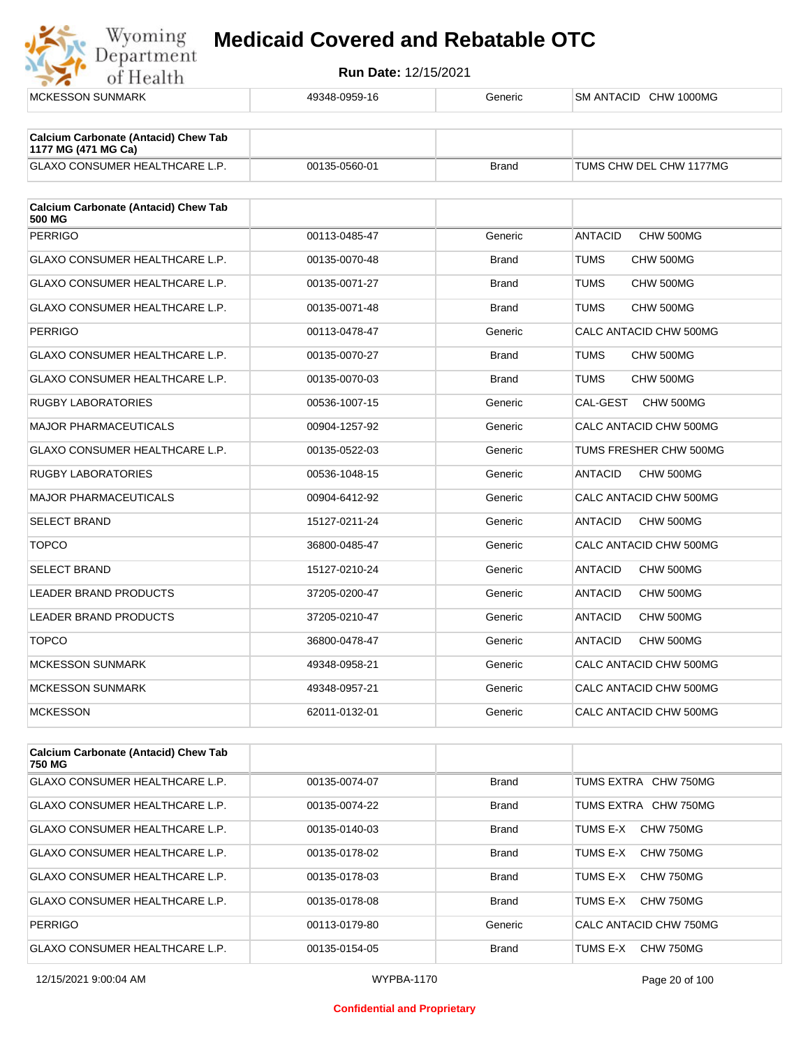| MCKESSON SUNMARK | 49348-0959-16 | Generic | SM ANTACID CHW 1000MG |
|---|---|---|---|

| Calcium Carbonate (Antacid) Chew Tab 1177 MG (471 MG Ca) | | | |
|---|---|---|---|
| GLAXO CONSUMER HEALTHCARE L.P. | 00135-0560-01 | Brand | TUMS CHW DEL CHW 1177MG |

| Calcium Carbonate (Antacid) Chew Tab 500 MG | | | |
|---|---|---|---|
| PERRIGO | 00113-0485-47 | Generic | ANTACID CHW 500MG |
| GLAXO CONSUMER HEALTHCARE L.P. | 00135-0070-48 | Brand | TUMS CHW 500MG |
| GLAXO CONSUMER HEALTHCARE L.P. | 00135-0071-27 | Brand | TUMS CHW 500MG |
| GLAXO CONSUMER HEALTHCARE L.P. | 00135-0071-48 | Brand | TUMS CHW 500MG |
| PERRIGO | 00113-0478-47 | Generic | CALC ANTACID CHW 500MG |
| GLAXO CONSUMER HEALTHCARE L.P. | 00135-0070-27 | Brand | TUMS CHW 500MG |
| GLAXO CONSUMER HEALTHCARE L.P. | 00135-0070-03 | Brand | TUMS CHW 500MG |
| RUGBY LABORATORIES | 00536-1007-15 | Generic | CAL-GEST CHW 500MG |
| MAJOR PHARMACEUTICALS | 00904-1257-92 | Generic | CALC ANTACID CHW 500MG |
| GLAXO CONSUMER HEALTHCARE L.P. | 00135-0522-03 | Generic | TUMS FRESHER CHW 500MG |
| RUGBY LABORATORIES | 00536-1048-15 | Generic | ANTACID CHW 500MG |
| MAJOR PHARMACEUTICALS | 00904-6412-92 | Generic | CALC ANTACID CHW 500MG |
| SELECT BRAND | 15127-0211-24 | Generic | ANTACID CHW 500MG |
| TOPCO | 36800-0485-47 | Generic | CALC ANTACID CHW 500MG |
| SELECT BRAND | 15127-0210-24 | Generic | ANTACID CHW 500MG |
| LEADER BRAND PRODUCTS | 37205-0200-47 | Generic | ANTACID CHW 500MG |
| LEADER BRAND PRODUCTS | 37205-0210-47 | Generic | ANTACID CHW 500MG |
| TOPCO | 36800-0478-47 | Generic | ANTACID CHW 500MG |
| MCKESSON SUNMARK | 49348-0958-21 | Generic | CALC ANTACID CHW 500MG |
| MCKESSON SUNMARK | 49348-0957-21 | Generic | CALC ANTACID CHW 500MG |
| MCKESSON | 62011-0132-01 | Generic | CALC ANTACID CHW 500MG |

| Calcium Carbonate (Antacid) Chew Tab 750 MG | | | |
|---|---|---|---|
| GLAXO CONSUMER HEALTHCARE L.P. | 00135-0074-07 | Brand | TUMS EXTRA CHW 750MG |
| GLAXO CONSUMER HEALTHCARE L.P. | 00135-0074-22 | Brand | TUMS EXTRA CHW 750MG |
| GLAXO CONSUMER HEALTHCARE L.P. | 00135-0140-03 | Brand | TUMS E-X CHW 750MG |
| GLAXO CONSUMER HEALTHCARE L.P. | 00135-0178-02 | Brand | TUMS E-X CHW 750MG |
| GLAXO CONSUMER HEALTHCARE L.P. | 00135-0178-03 | Brand | TUMS E-X CHW 750MG |
| GLAXO CONSUMER HEALTHCARE L.P. | 00135-0178-08 | Brand | TUMS E-X CHW 750MG |
| PERRIGO | 00113-0179-80 | Generic | CALC ANTACID CHW 750MG |
| GLAXO CONSUMER HEALTHCARE L.P. | 00135-0154-05 | Brand | TUMS E-X CHW 750MG |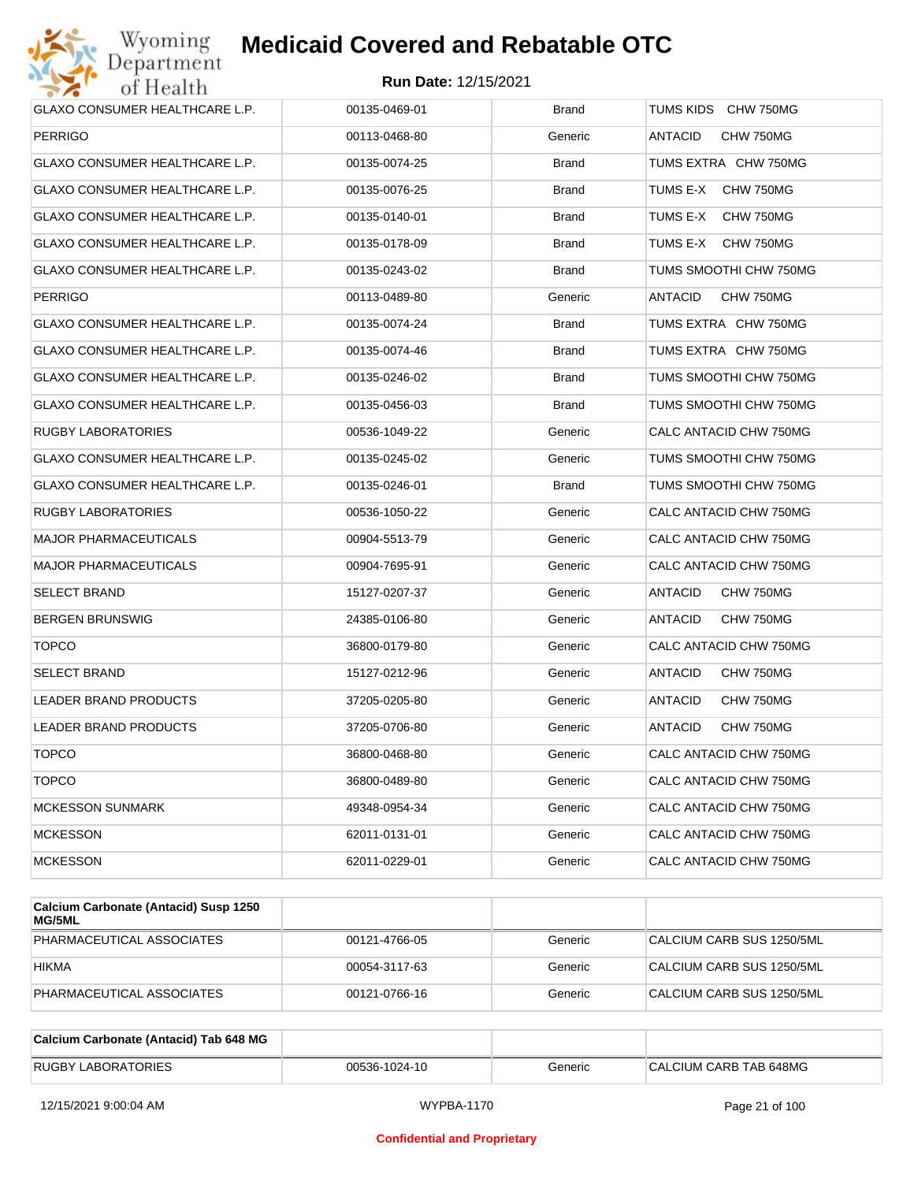# Medicaid Covered and Rebatable OTC

**Run Date:** 12/15/2021

| | | | |
|---|---|---|---|
| GLAXO CONSUMER HEALTHCARE L.P. | 00135-0469-01 | Brand | TUMS KIDS CHW 750MG |
| PERRIGO | 00113-0468-80 | Generic | ANTACID CHW 750MG |
| GLAXO CONSUMER HEALTHCARE L.P. | 00135-0074-25 | Brand | TUMS EXTRA CHW 750MG |
| GLAXO CONSUMER HEALTHCARE L.P. | 00135-0076-25 | Brand | TUMS E-X CHW 750MG |
| GLAXO CONSUMER HEALTHCARE L.P. | 00135-0140-01 | Brand | TUMS E-X CHW 750MG |
| GLAXO CONSUMER HEALTHCARE L.P. | 00135-0178-09 | Brand | TUMS E-X CHW 750MG |
| GLAXO CONSUMER HEALTHCARE L.P. | 00135-0243-02 | Brand | TUMS SMOOTHI CHW 750MG |
| PERRIGO | 00113-0489-80 | Generic | ANTACID CHW 750MG |
| GLAXO CONSUMER HEALTHCARE L.P. | 00135-0074-24 | Brand | TUMS EXTRA CHW 750MG |
| GLAXO CONSUMER HEALTHCARE L.P. | 00135-0074-46 | Brand | TUMS EXTRA CHW 750MG |
| GLAXO CONSUMER HEALTHCARE L.P. | 00135-0246-02 | Brand | TUMS SMOOTHI CHW 750MG |
| GLAXO CONSUMER HEALTHCARE L.P. | 00135-0456-03 | Brand | TUMS SMOOTHI CHW 750MG |
| RUGBY LABORATORIES | 00536-1049-22 | Generic | CALC ANTACID CHW 750MG |
| GLAXO CONSUMER HEALTHCARE L.P. | 00135-0245-02 | Generic | TUMS SMOOTHI CHW 750MG |
| GLAXO CONSUMER HEALTHCARE L.P. | 00135-0246-01 | Brand | TUMS SMOOTHI CHW 750MG |
| RUGBY LABORATORIES | 00536-1050-22 | Generic | CALC ANTACID CHW 750MG |
| MAJOR PHARMACEUTICALS | 00904-5513-79 | Generic | CALC ANTACID CHW 750MG |
| MAJOR PHARMACEUTICALS | 00904-7695-91 | Generic | CALC ANTACID CHW 750MG |
| SELECT BRAND | 15127-0207-37 | Generic | ANTACID CHW 750MG |
| BERGEN BRUNSWIG | 24385-0106-80 | Generic | ANTACID CHW 750MG |
| TOPCO | 36800-0179-80 | Generic | CALC ANTACID CHW 750MG |
| SELECT BRAND | 15127-0212-96 | Generic | ANTACID CHW 750MG |
| LEADER BRAND PRODUCTS | 37205-0205-80 | Generic | ANTACID CHW 750MG |
| LEADER BRAND PRODUCTS | 37205-0706-80 | Generic | ANTACID CHW 750MG |
| TOPCO | 36800-0468-80 | Generic | CALC ANTACID CHW 750MG |
| TOPCO | 36800-0489-80 | Generic | CALC ANTACID CHW 750MG |
| MCKESSON SUNMARK | 49348-0954-34 | Generic | CALC ANTACID CHW 750MG |
| MCKESSON | 62011-0131-01 | Generic | CALC ANTACID CHW 750MG |
| MCKESSON | 62011-0229-01 | Generic | CALC ANTACID CHW 750MG |

| **Calcium Carbonate (Antacid) Susp 1250 MG/5ML** | | | |
|---|---|---|---|
| PHARMACEUTICAL ASSOCIATES | 00121-4766-05 | Generic | CALCIUM CARB SUS 1250/5ML |
| HIKMA | 00054-3117-63 | Generic | CALCIUM CARB SUS 1250/5ML |
| PHARMACEUTICAL ASSOCIATES | 00121-0766-16 | Generic | CALCIUM CARB SUS 1250/5ML |

| **Calcium Carbonate (Antacid) Tab 648 MG** | | | |
|---|---|---|---|
| RUGBY LABORATORIES | 00536-1024-10 | Generic | CALCIUM CARB TAB 648MG |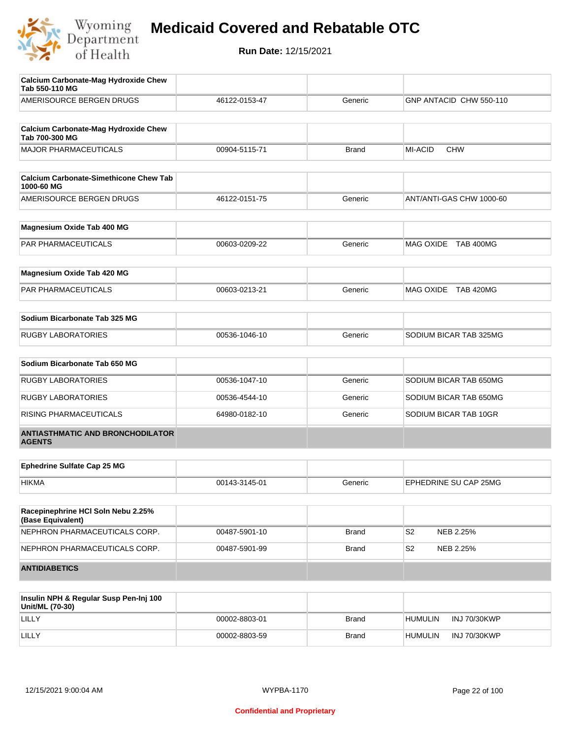# Medicaid Covered and Rebatable OTC

**Run Date:** 12/15/2021

| **Calcium Carbonate-Mag Hydroxide Chew Tab 550-110 MG** | | | |
|---|---|---|---|
| AMERISOURCE BERGEN DRUGS | 46122-0153-47 | Generic | GNP ANTACID CHW 550-110 |

| **Calcium Carbonate-Mag Hydroxide Chew Tab 700-300 MG** | | | |
|---|---|---|---|
| MAJOR PHARMACEUTICALS | 00904-5115-71 | Brand | MI-ACID CHW |

| **Calcium Carbonate-Simethicone Chew Tab 1000-60 MG** | | | |
|---|---|---|---|
| AMERISOURCE BERGEN DRUGS | 46122-0151-75 | Generic | ANT/ANTI-GAS CHW 1000-60 |

| **Magnesium Oxide Tab 400 MG** | | | |
|---|---|---|---|
| PAR PHARMACEUTICALS | 00603-0209-22 | Generic | MAG OXIDE TAB 400MG |

| **Magnesium Oxide Tab 420 MG** | | | |
|---|---|---|---|
| PAR PHARMACEUTICALS | 00603-0213-21 | Generic | MAG OXIDE TAB 420MG |

| **Sodium Bicarbonate Tab 325 MG** | | | |
|---|---|---|---|
| RUGBY LABORATORIES | 00536-1046-10 | Generic | SODIUM BICAR TAB 325MG |

| **Sodium Bicarbonate Tab 650 MG** | | | |
|---|---|---|---|
| RUGBY LABORATORIES | 00536-1047-10 | Generic | SODIUM BICAR TAB 650MG |
| RUGBY LABORATORIES | 00536-4544-10 | Generic | SODIUM BICAR TAB 650MG |
| RISING PHARMACEUTICALS | 64980-0182-10 | Generic | SODIUM BICAR TAB 10GR |

## ANTIASTHMATIC AND BRONCHODILATOR AGENTS

| **Ephedrine Sulfate Cap 25 MG** | | | |
|---|---|---|---|
| HIKMA | 00143-3145-01 | Generic | EPHEDRINE SU CAP 25MG |

| **Racepinephrine HCl Soln Nebu 2.25% (Base Equivalent)** | | | |
|---|---|---|---|
| NEPHRON PHARMACEUTICALS CORP. | 00487-5901-10 | Brand | S2 NEB 2.25% |
| NEPHRON PHARMACEUTICALS CORP. | 00487-5901-99 | Brand | S2 NEB 2.25% |

## ANTIDIABETICS

| **Insulin NPH & Regular Susp Pen-Inj 100 Unit/ML (70-30)** | | | |
|---|---|---|---|
| LILLY | 00002-8803-01 | Brand | HUMULIN INJ 70/30KWP |
| LILLY | 00002-8803-59 | Brand | HUMULIN INJ 70/30KWP |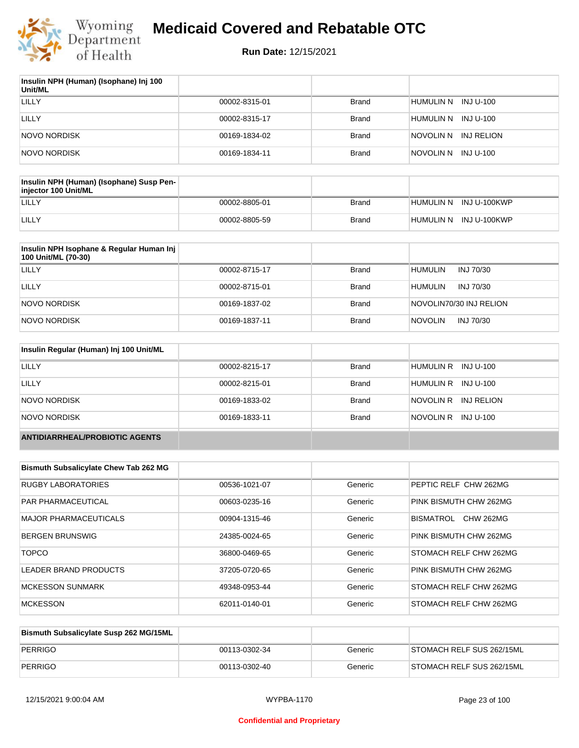# Medicaid Covered and Rebatable OTC

**Run Date:** 12/15/2021

| Insulin NPH (Human) (Isophane) Inj 100 Unit/ML | | | |
|---|---|---|---|
| LILLY | 00002-8315-01 | Brand | HUMULIN N INJ U-100 |
| LILLY | 00002-8315-17 | Brand | HUMULIN N INJ U-100 |
| NOVO NORDISK | 00169-1834-02 | Brand | NOVOLIN N INJ RELION |
| NOVO NORDISK | 00169-1834-11 | Brand | NOVOLIN N INJ U-100 |

| Insulin NPH (Human) (Isophane) Susp Pen-injector 100 Unit/ML | | | |
|---|---|---|---|
| LILLY | 00002-8805-01 | Brand | HUMULIN N INJ U-100KWP |
| LILLY | 00002-8805-59 | Brand | HUMULIN N INJ U-100KWP |

| Insulin NPH Isophane & Regular Human Inj 100 Unit/ML (70-30) | | | |
|---|---|---|---|
| LILLY | 00002-8715-17 | Brand | HUMULIN INJ 70/30 |
| LILLY | 00002-8715-01 | Brand | HUMULIN INJ 70/30 |
| NOVO NORDISK | 00169-1837-02 | Brand | NOVOLIN70/30 INJ RELION |
| NOVO NORDISK | 00169-1837-11 | Brand | NOVOLIN INJ 70/30 |

| Insulin Regular (Human) Inj 100 Unit/ML | | | |
|---|---|---|---|
| LILLY | 00002-8215-17 | Brand | HUMULIN R INJ U-100 |
| LILLY | 00002-8215-01 | Brand | HUMULIN R INJ U-100 |
| NOVO NORDISK | 00169-1833-02 | Brand | NOVOLIN R INJ RELION |
| NOVO NORDISK | 00169-1833-11 | Brand | NOVOLIN R INJ U-100 |

## ANTIDIARRHEAL/PROBIOTIC AGENTS

| Bismuth Subsalicylate Chew Tab 262 MG | | | |
|---|---|---|---|
| RUGBY LABORATORIES | 00536-1021-07 | Generic | PEPTIC RELF CHW 262MG |
| PAR PHARMACEUTICAL | 00603-0235-16 | Generic | PINK BISMUTH CHW 262MG |
| MAJOR PHARMACEUTICALS | 00904-1315-46 | Generic | BISMATROL CHW 262MG |
| BERGEN BRUNSWIG | 24385-0024-65 | Generic | PINK BISMUTH CHW 262MG |
| TOPCO | 36800-0469-65 | Generic | STOMACH RELF CHW 262MG |
| LEADER BRAND PRODUCTS | 37205-0720-65 | Generic | PINK BISMUTH CHW 262MG |
| MCKESSON SUNMARK | 49348-0953-44 | Generic | STOMACH RELF CHW 262MG |
| MCKESSON | 62011-0140-01 | Generic | STOMACH RELF CHW 262MG |

| Bismuth Subsalicylate Susp 262 MG/15ML | | | |
|---|---|---|---|
| PERRIGO | 00113-0302-34 | Generic | STOMACH RELF SUS 262/15ML |
| PERRIGO | 00113-0302-40 | Generic | STOMACH RELF SUS 262/15ML |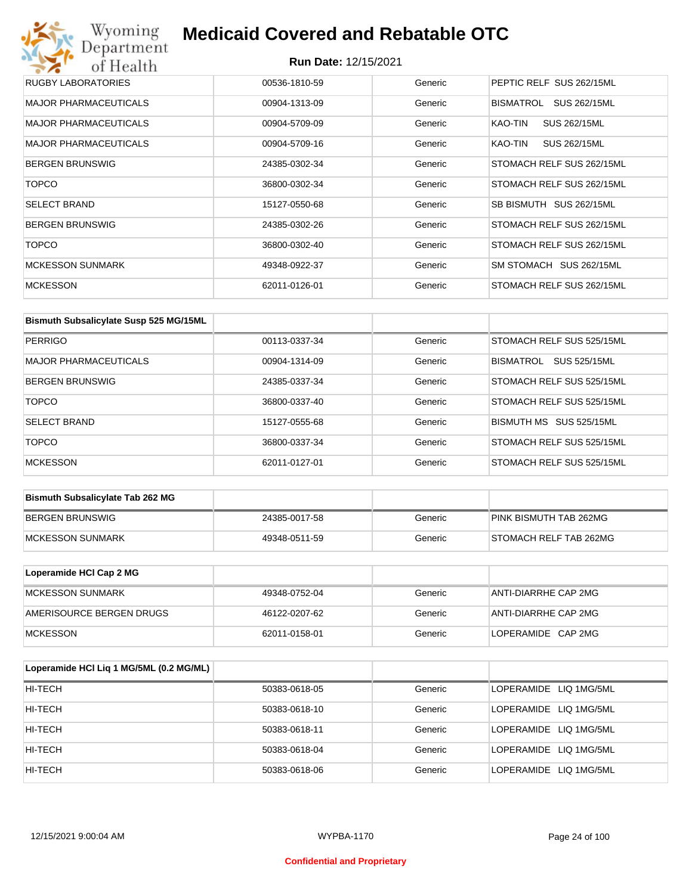# Medicaid Covered and Rebatable OTC

**Run Date:** 12/15/2021

| | | | |
|---|---|---|---|
| RUGBY LABORATORIES | 00536-1810-59 | Generic | PEPTIC RELF SUS 262/15ML |
| MAJOR PHARMACEUTICALS | 00904-1313-09 | Generic | BISMATROL SUS 262/15ML |
| MAJOR PHARMACEUTICALS | 00904-5709-09 | Generic | KAO-TIN SUS 262/15ML |
| MAJOR PHARMACEUTICALS | 00904-5709-16 | Generic | KAO-TIN SUS 262/15ML |
| BERGEN BRUNSWIG | 24385-0302-34 | Generic | STOMACH RELF SUS 262/15ML |
| TOPCO | 36800-0302-34 | Generic | STOMACH RELF SUS 262/15ML |
| SELECT BRAND | 15127-0550-68 | Generic | SB BISMUTH SUS 262/15ML |
| BERGEN BRUNSWIG | 24385-0302-26 | Generic | STOMACH RELF SUS 262/15ML |
| TOPCO | 36800-0302-40 | Generic | STOMACH RELF SUS 262/15ML |
| MCKESSON SUNMARK | 49348-0922-37 | Generic | SM STOMACH SUS 262/15ML |
| MCKESSON | 62011-0126-01 | Generic | STOMACH RELF SUS 262/15ML |

| Bismuth Subsalicylate Susp 525 MG/15ML | | | |
|---|---|---|---|
| PERRIGO | 00113-0337-34 | Generic | STOMACH RELF SUS 525/15ML |
| MAJOR PHARMACEUTICALS | 00904-1314-09 | Generic | BISMATROL SUS 525/15ML |
| BERGEN BRUNSWIG | 24385-0337-34 | Generic | STOMACH RELF SUS 525/15ML |
| TOPCO | 36800-0337-40 | Generic | STOMACH RELF SUS 525/15ML |
| SELECT BRAND | 15127-0555-68 | Generic | BISMUTH MS SUS 525/15ML |
| TOPCO | 36800-0337-34 | Generic | STOMACH RELF SUS 525/15ML |
| MCKESSON | 62011-0127-01 | Generic | STOMACH RELF SUS 525/15ML |

| Bismuth Subsalicylate Tab 262 MG | | | |
|---|---|---|---|
| BERGEN BRUNSWIG | 24385-0017-58 | Generic | PINK BISMUTH TAB 262MG |
| MCKESSON SUNMARK | 49348-0511-59 | Generic | STOMACH RELF TAB 262MG |

| Loperamide HCl Cap 2 MG | | | |
|---|---|---|---|
| MCKESSON SUNMARK | 49348-0752-04 | Generic | ANTI-DIARRHE CAP 2MG |
| AMERISOURCE BERGEN DRUGS | 46122-0207-62 | Generic | ANTI-DIARRHE CAP 2MG |
| MCKESSON | 62011-0158-01 | Generic | LOPERAMIDE CAP 2MG |

| Loperamide HCl Liq 1 MG/5ML (0.2 MG/ML) | | | |
|---|---|---|---|
| HI-TECH | 50383-0618-05 | Generic | LOPERAMIDE LIQ 1MG/5ML |
| HI-TECH | 50383-0618-10 | Generic | LOPERAMIDE LIQ 1MG/5ML |
| HI-TECH | 50383-0618-11 | Generic | LOPERAMIDE LIQ 1MG/5ML |
| HI-TECH | 50383-0618-04 | Generic | LOPERAMIDE LIQ 1MG/5ML |
| HI-TECH | 50383-0618-06 | Generic | LOPERAMIDE LIQ 1MG/5ML |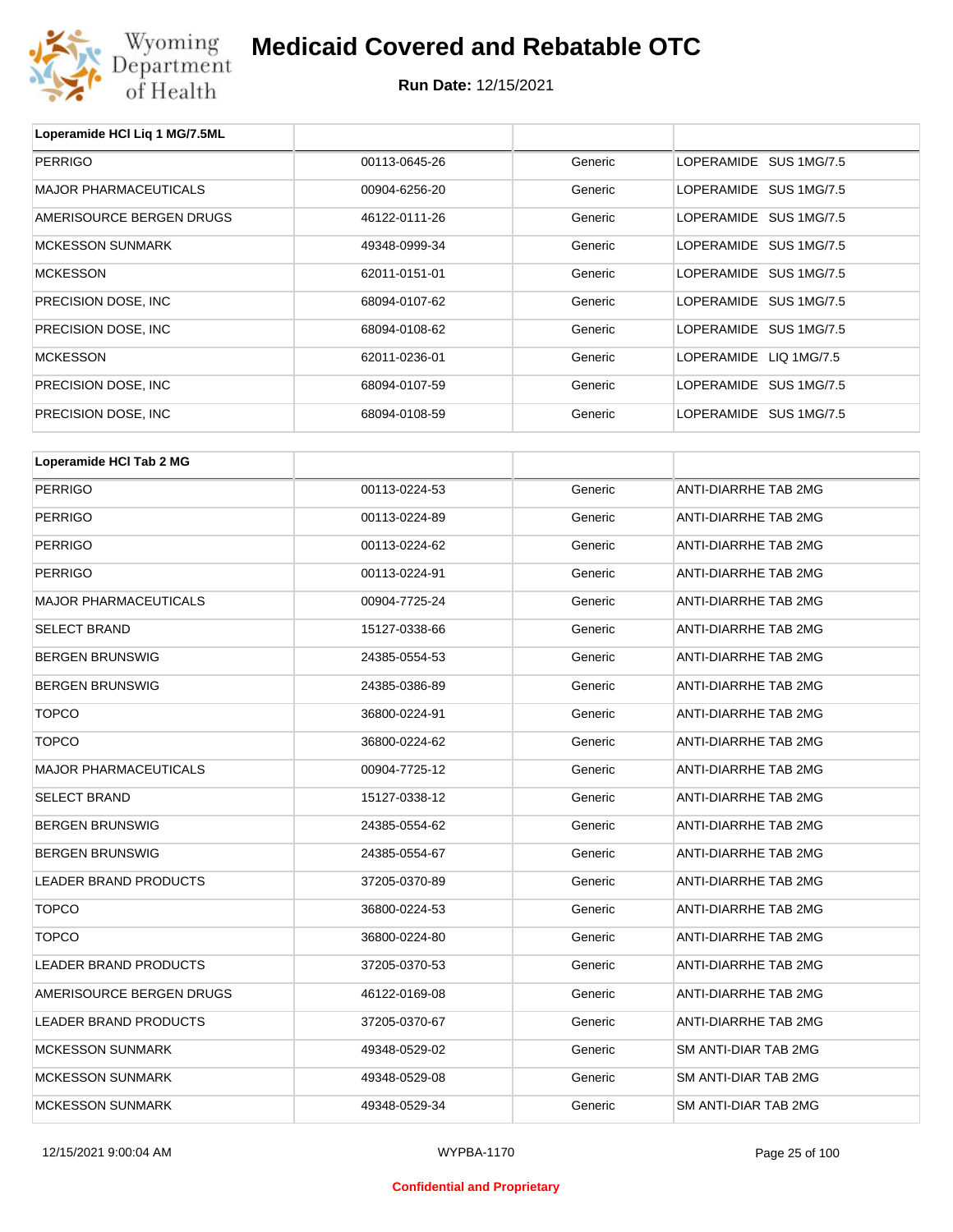# Medicaid Covered and Rebatable OTC

**Run Date:** 12/15/2021

| Loperamide HCl Liq 1 MG/7.5ML | | | |
|---|---|---|---|
| PERRIGO | 00113-0645-26 | Generic | LOPERAMIDE SUS 1MG/7.5 |
| MAJOR PHARMACEUTICALS | 00904-6256-20 | Generic | LOPERAMIDE SUS 1MG/7.5 |
| AMERISOURCE BERGEN DRUGS | 46122-0111-26 | Generic | LOPERAMIDE SUS 1MG/7.5 |
| MCKESSON SUNMARK | 49348-0999-34 | Generic | LOPERAMIDE SUS 1MG/7.5 |
| MCKESSON | 62011-0151-01 | Generic | LOPERAMIDE SUS 1MG/7.5 |
| PRECISION DOSE, INC | 68094-0107-62 | Generic | LOPERAMIDE SUS 1MG/7.5 |
| PRECISION DOSE, INC | 68094-0108-62 | Generic | LOPERAMIDE SUS 1MG/7.5 |
| MCKESSON | 62011-0236-01 | Generic | LOPERAMIDE LIQ 1MG/7.5 |
| PRECISION DOSE, INC | 68094-0107-59 | Generic | LOPERAMIDE SUS 1MG/7.5 |
| PRECISION DOSE, INC | 68094-0108-59 | Generic | LOPERAMIDE SUS 1MG/7.5 |

| Loperamide HCl Tab 2 MG | | | |
|---|---|---|---|
| PERRIGO | 00113-0224-53 | Generic | ANTI-DIARRHE TAB 2MG |
| PERRIGO | 00113-0224-89 | Generic | ANTI-DIARRHE TAB 2MG |
| PERRIGO | 00113-0224-62 | Generic | ANTI-DIARRHE TAB 2MG |
| PERRIGO | 00113-0224-91 | Generic | ANTI-DIARRHE TAB 2MG |
| MAJOR PHARMACEUTICALS | 00904-7725-24 | Generic | ANTI-DIARRHE TAB 2MG |
| SELECT BRAND | 15127-0338-66 | Generic | ANTI-DIARRHE TAB 2MG |
| BERGEN BRUNSWIG | 24385-0554-53 | Generic | ANTI-DIARRHE TAB 2MG |
| BERGEN BRUNSWIG | 24385-0386-89 | Generic | ANTI-DIARRHE TAB 2MG |
| TOPCO | 36800-0224-91 | Generic | ANTI-DIARRHE TAB 2MG |
| TOPCO | 36800-0224-62 | Generic | ANTI-DIARRHE TAB 2MG |
| MAJOR PHARMACEUTICALS | 00904-7725-12 | Generic | ANTI-DIARRHE TAB 2MG |
| SELECT BRAND | 15127-0338-12 | Generic | ANTI-DIARRHE TAB 2MG |
| BERGEN BRUNSWIG | 24385-0554-62 | Generic | ANTI-DIARRHE TAB 2MG |
| BERGEN BRUNSWIG | 24385-0554-67 | Generic | ANTI-DIARRHE TAB 2MG |
| LEADER BRAND PRODUCTS | 37205-0370-89 | Generic | ANTI-DIARRHE TAB 2MG |
| TOPCO | 36800-0224-53 | Generic | ANTI-DIARRHE TAB 2MG |
| TOPCO | 36800-0224-80 | Generic | ANTI-DIARRHE TAB 2MG |
| LEADER BRAND PRODUCTS | 37205-0370-53 | Generic | ANTI-DIARRHE TAB 2MG |
| AMERISOURCE BERGEN DRUGS | 46122-0169-08 | Generic | ANTI-DIARRHE TAB 2MG |
| LEADER BRAND PRODUCTS | 37205-0370-67 | Generic | ANTI-DIARRHE TAB 2MG |
| MCKESSON SUNMARK | 49348-0529-02 | Generic | SM ANTI-DIAR TAB 2MG |
| MCKESSON SUNMARK | 49348-0529-08 | Generic | SM ANTI-DIAR TAB 2MG |
| MCKESSON SUNMARK | 49348-0529-34 | Generic | SM ANTI-DIAR TAB 2MG |

12/15/2021 9:00:04 AM WYPBA-1170

Confidential and Proprietary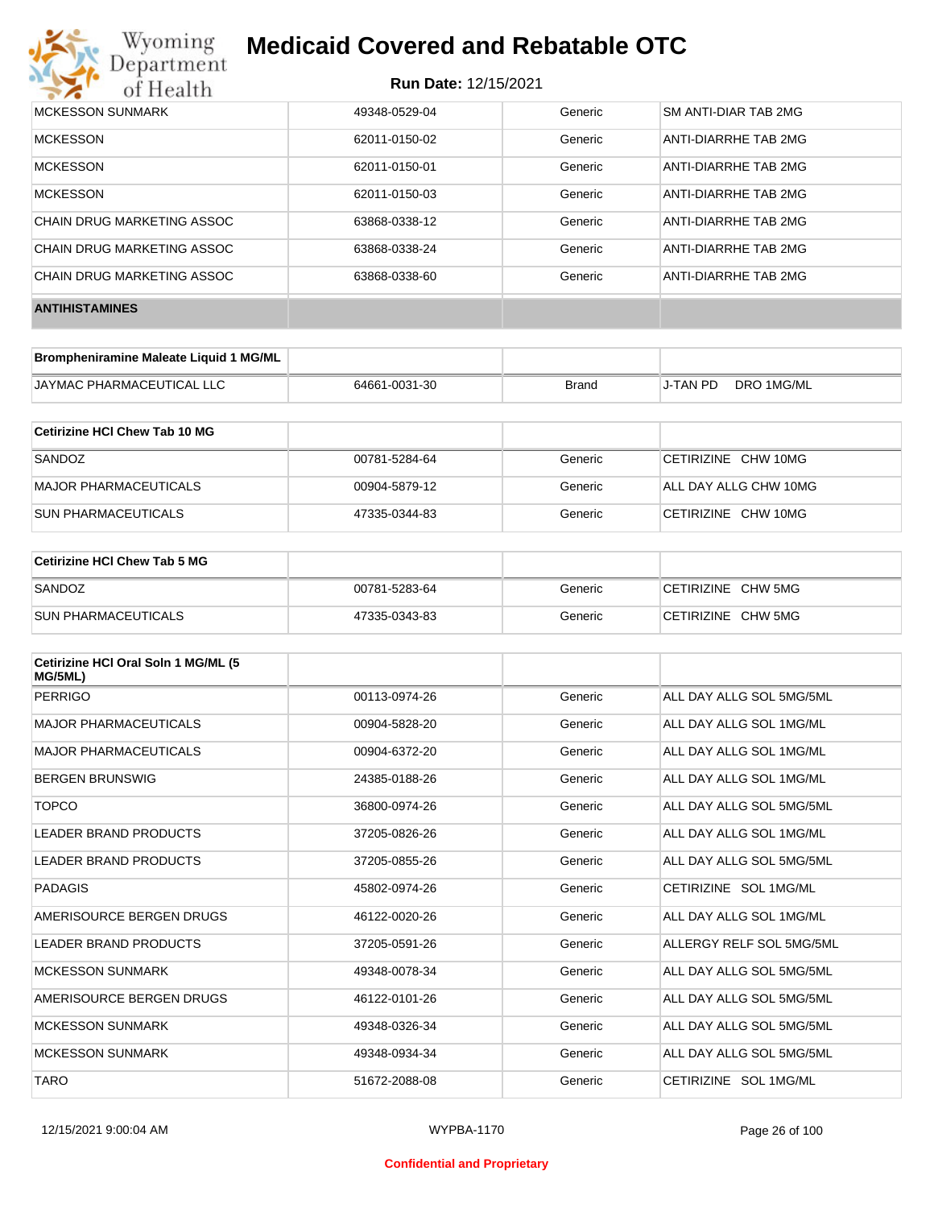| MCKESSON SUNMARK | 49348-0529-04 | Generic | SM ANTI-DIAR TAB 2MG |
|---|---|---|---|
| MCKESSON | 62011-0150-02 | Generic | ANTI-DIARRHE TAB 2MG |
| MCKESSON | 62011-0150-01 | Generic | ANTI-DIARRHE TAB 2MG |
| MCKESSON | 62011-0150-03 | Generic | ANTI-DIARRHE TAB 2MG |
| CHAIN DRUG MARKETING ASSOC | 63868-0338-12 | Generic | ANTI-DIARRHE TAB 2MG |
| CHAIN DRUG MARKETING ASSOC | 63868-0338-24 | Generic | ANTI-DIARRHE TAB 2MG |
| CHAIN DRUG MARKETING ASSOC | 63868-0338-60 | Generic | ANTI-DIARRHE TAB 2MG |

## ANTIHISTAMINES

| Brompheniramine Maleate Liquid 1 MG/ML | | | |
|---|---|---|---|
| JAYMAC PHARMACEUTICAL LLC | 64661-0031-30 | Brand | J-TAN PD DRO 1MG/ML |

| Cetirizine HCl Chew Tab 10 MG | | | |
|---|---|---|---|
| SANDOZ | 00781-5284-64 | Generic | CETIRIZINE CHW 10MG |
| MAJOR PHARMACEUTICALS | 00904-5879-12 | Generic | ALL DAY ALLG CHW 10MG |
| SUN PHARMACEUTICALS | 47335-0344-83 | Generic | CETIRIZINE CHW 10MG |

| Cetirizine HCl Chew Tab 5 MG | | | |
|---|---|---|---|
| SANDOZ | 00781-5283-64 | Generic | CETIRIZINE CHW 5MG |
| SUN PHARMACEUTICALS | 47335-0343-83 | Generic | CETIRIZINE CHW 5MG |

| Cetirizine HCl Oral Soln 1 MG/ML (5 MG/5ML) | | | |
|---|---|---|---|
| PERRIGO | 00113-0974-26 | Generic | ALL DAY ALLG SOL 5MG/5ML |
| MAJOR PHARMACEUTICALS | 00904-5828-20 | Generic | ALL DAY ALLG SOL 1MG/ML |
| MAJOR PHARMACEUTICALS | 00904-6372-20 | Generic | ALL DAY ALLG SOL 1MG/ML |
| BERGEN BRUNSWIG | 24385-0188-26 | Generic | ALL DAY ALLG SOL 1MG/ML |
| TOPCO | 36800-0974-26 | Generic | ALL DAY ALLG SOL 5MG/5ML |
| LEADER BRAND PRODUCTS | 37205-0826-26 | Generic | ALL DAY ALLG SOL 1MG/ML |
| LEADER BRAND PRODUCTS | 37205-0855-26 | Generic | ALL DAY ALLG SOL 5MG/5ML |
| PADAGIS | 45802-0974-26 | Generic | CETIRIZINE SOL 1MG/ML |
| AMERISOURCE BERGEN DRUGS | 46122-0020-26 | Generic | ALL DAY ALLG SOL 1MG/ML |
| LEADER BRAND PRODUCTS | 37205-0591-26 | Generic | ALLERGY RELF SOL 5MG/5ML |
| MCKESSON SUNMARK | 49348-0078-34 | Generic | ALL DAY ALLG SOL 5MG/5ML |
| AMERISOURCE BERGEN DRUGS | 46122-0101-26 | Generic | ALL DAY ALLG SOL 5MG/5ML |
| MCKESSON SUNMARK | 49348-0326-34 | Generic | ALL DAY ALLG SOL 5MG/5ML |
| MCKESSON SUNMARK | 49348-0934-34 | Generic | ALL DAY ALLG SOL 5MG/5ML |
| TARO | 51672-2088-08 | Generic | CETIRIZINE SOL 1MG/ML |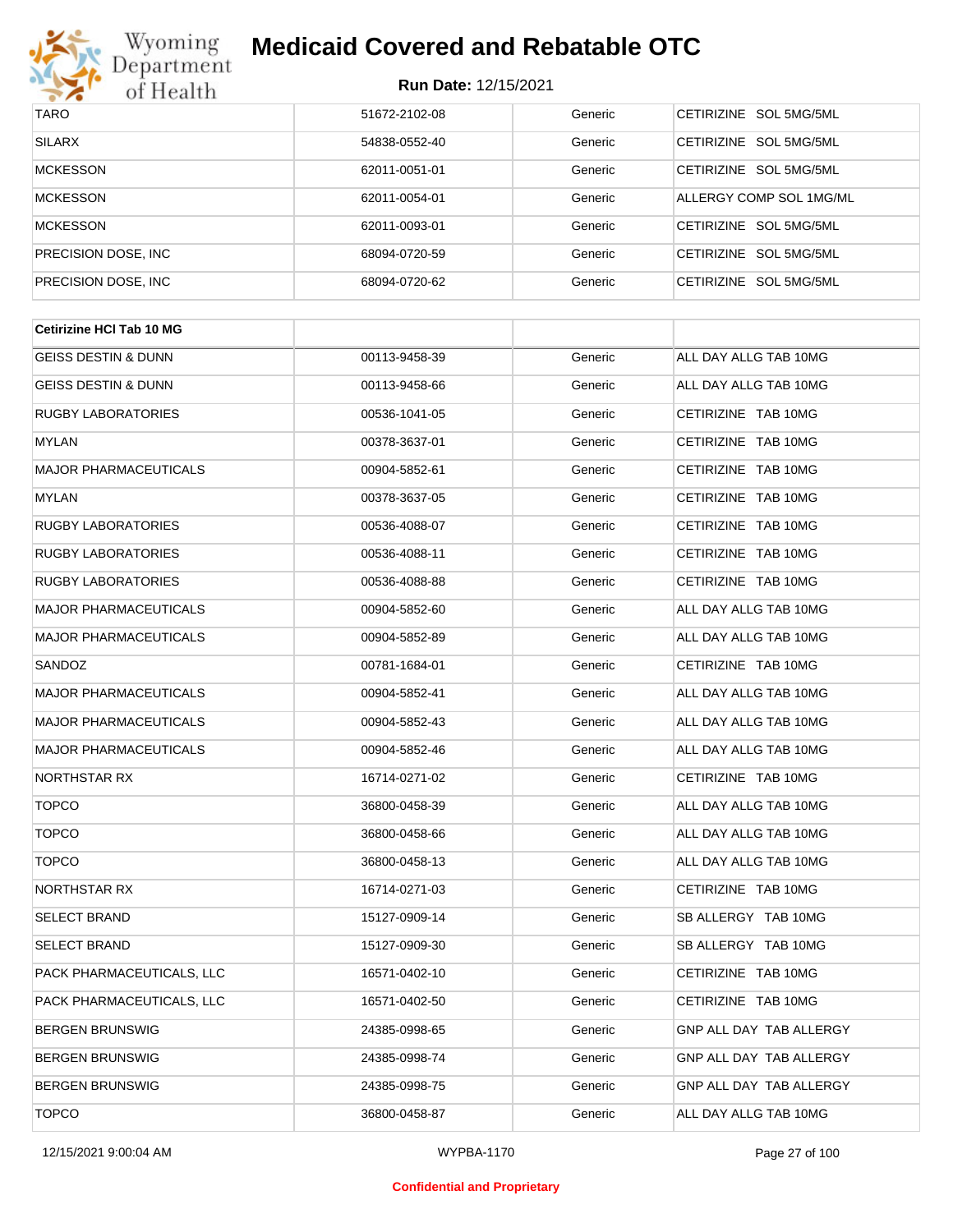| | | | |
|---|---|---|---|
| TARO | 51672-2102-08 | Generic | CETIRIZINE SOL 5MG/5ML |
| SILARX | 54838-0552-40 | Generic | CETIRIZINE SOL 5MG/5ML |
| MCKESSON | 62011-0051-01 | Generic | CETIRIZINE SOL 5MG/5ML |
| MCKESSON | 62011-0054-01 | Generic | ALLERGY COMP SOL 1MG/ML |
| MCKESSON | 62011-0093-01 | Generic | CETIRIZINE SOL 5MG/5ML |
| PRECISION DOSE, INC | 68094-0720-59 | Generic | CETIRIZINE SOL 5MG/5ML |
| PRECISION DOSE, INC | 68094-0720-62 | Generic | CETIRIZINE SOL 5MG/5ML |

| **Cetirizine HCl Tab 10 MG** | | | |
|---|---|---|---|
| GEISS DESTIN & DUNN | 00113-9458-39 | Generic | ALL DAY ALLG TAB 10MG |
| GEISS DESTIN & DUNN | 00113-9458-66 | Generic | ALL DAY ALLG TAB 10MG |
| RUGBY LABORATORIES | 00536-1041-05 | Generic | CETIRIZINE TAB 10MG |
| MYLAN | 00378-3637-01 | Generic | CETIRIZINE TAB 10MG |
| MAJOR PHARMACEUTICALS | 00904-5852-61 | Generic | CETIRIZINE TAB 10MG |
| MYLAN | 00378-3637-05 | Generic | CETIRIZINE TAB 10MG |
| RUGBY LABORATORIES | 00536-4088-07 | Generic | CETIRIZINE TAB 10MG |
| RUGBY LABORATORIES | 00536-4088-11 | Generic | CETIRIZINE TAB 10MG |
| RUGBY LABORATORIES | 00536-4088-88 | Generic | CETIRIZINE TAB 10MG |
| MAJOR PHARMACEUTICALS | 00904-5852-60 | Generic | ALL DAY ALLG TAB 10MG |
| MAJOR PHARMACEUTICALS | 00904-5852-89 | Generic | ALL DAY ALLG TAB 10MG |
| SANDOZ | 00781-1684-01 | Generic | CETIRIZINE TAB 10MG |
| MAJOR PHARMACEUTICALS | 00904-5852-41 | Generic | ALL DAY ALLG TAB 10MG |
| MAJOR PHARMACEUTICALS | 00904-5852-43 | Generic | ALL DAY ALLG TAB 10MG |
| MAJOR PHARMACEUTICALS | 00904-5852-46 | Generic | ALL DAY ALLG TAB 10MG |
| NORTHSTAR RX | 16714-0271-02 | Generic | CETIRIZINE TAB 10MG |
| TOPCO | 36800-0458-39 | Generic | ALL DAY ALLG TAB 10MG |
| TOPCO | 36800-0458-66 | Generic | ALL DAY ALLG TAB 10MG |
| TOPCO | 36800-0458-13 | Generic | ALL DAY ALLG TAB 10MG |
| NORTHSTAR RX | 16714-0271-03 | Generic | CETIRIZINE TAB 10MG |
| SELECT BRAND | 15127-0909-14 | Generic | SB ALLERGY TAB 10MG |
| SELECT BRAND | 15127-0909-30 | Generic | SB ALLERGY TAB 10MG |
| PACK PHARMACEUTICALS, LLC | 16571-0402-10 | Generic | CETIRIZINE TAB 10MG |
| PACK PHARMACEUTICALS, LLC | 16571-0402-50 | Generic | CETIRIZINE TAB 10MG |
| BERGEN BRUNSWIG | 24385-0998-65 | Generic | GNP ALL DAY TAB ALLERGY |
| BERGEN BRUNSWIG | 24385-0998-74 | Generic | GNP ALL DAY TAB ALLERGY |
| BERGEN BRUNSWIG | 24385-0998-75 | Generic | GNP ALL DAY TAB ALLERGY |
| TOPCO | 36800-0458-87 | Generic | ALL DAY ALLG TAB 10MG |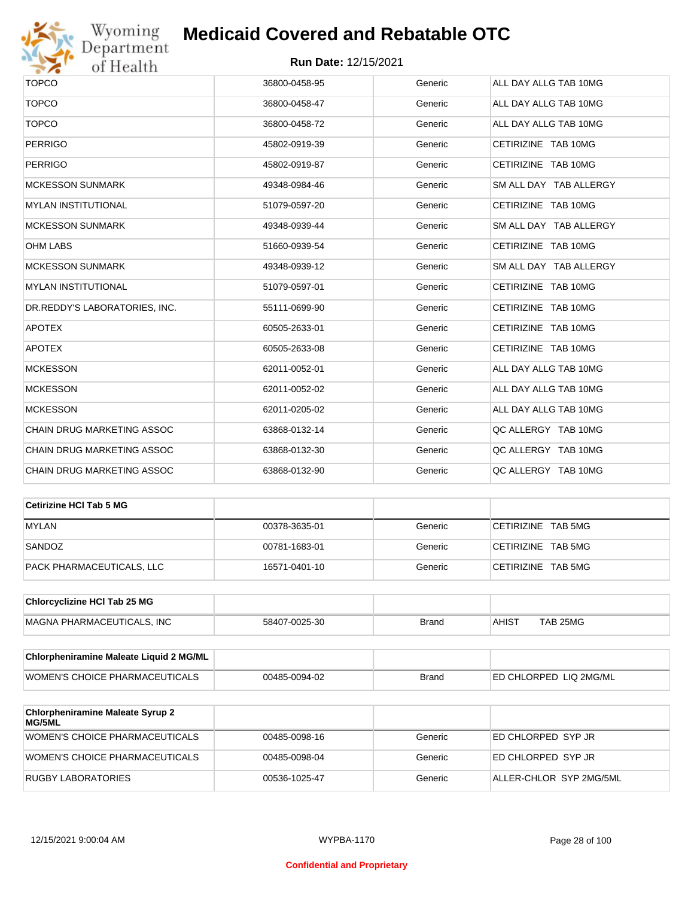# Medicaid Covered and Rebatable OTC

**Run Date:** 12/15/2021

| | | | |
|---|---|---|---|
| TOPCO | 36800-0458-95 | Generic | ALL DAY ALLG TAB 10MG |
| TOPCO | 36800-0458-47 | Generic | ALL DAY ALLG TAB 10MG |
| TOPCO | 36800-0458-72 | Generic | ALL DAY ALLG TAB 10MG |
| PERRIGO | 45802-0919-39 | Generic | CETIRIZINE TAB 10MG |
| PERRIGO | 45802-0919-87 | Generic | CETIRIZINE TAB 10MG |
| MCKESSON SUNMARK | 49348-0984-46 | Generic | SM ALL DAY TAB ALLERGY |
| MYLAN INSTITUTIONAL | 51079-0597-20 | Generic | CETIRIZINE TAB 10MG |
| MCKESSON SUNMARK | 49348-0939-44 | Generic | SM ALL DAY TAB ALLERGY |
| OHM LABS | 51660-0939-54 | Generic | CETIRIZINE TAB 10MG |
| MCKESSON SUNMARK | 49348-0939-12 | Generic | SM ALL DAY TAB ALLERGY |
| MYLAN INSTITUTIONAL | 51079-0597-01 | Generic | CETIRIZINE TAB 10MG |
| DR.REDDY'S LABORATORIES, INC. | 55111-0699-90 | Generic | CETIRIZINE TAB 10MG |
| APOTEX | 60505-2633-01 | Generic | CETIRIZINE TAB 10MG |
| APOTEX | 60505-2633-08 | Generic | CETIRIZINE TAB 10MG |
| MCKESSON | 62011-0052-01 | Generic | ALL DAY ALLG TAB 10MG |
| MCKESSON | 62011-0052-02 | Generic | ALL DAY ALLG TAB 10MG |
| MCKESSON | 62011-0205-02 | Generic | ALL DAY ALLG TAB 10MG |
| CHAIN DRUG MARKETING ASSOC | 63868-0132-14 | Generic | QC ALLERGY TAB 10MG |
| CHAIN DRUG MARKETING ASSOC | 63868-0132-30 | Generic | QC ALLERGY TAB 10MG |
| CHAIN DRUG MARKETING ASSOC | 63868-0132-90 | Generic | QC ALLERGY TAB 10MG |

| **Cetirizine HCl Tab 5 MG** | | | |
|---|---|---|---|
| MYLAN | 00378-3635-01 | Generic | CETIRIZINE TAB 5MG |
| SANDOZ | 00781-1683-01 | Generic | CETIRIZINE TAB 5MG |
| PACK PHARMACEUTICALS, LLC | 16571-0401-10 | Generic | CETIRIZINE TAB 5MG |

| **Chlorcyclizine HCl Tab 25 MG** | | | |
|---|---|---|---|
| MAGNA PHARMACEUTICALS, INC | 58407-0025-30 | Brand | AHIST TAB 25MG |

| **Chlorpheniramine Maleate Liquid 2 MG/ML** | | | |
|---|---|---|---|
| WOMEN'S CHOICE PHARMACEUTICALS | 00485-0094-02 | Brand | ED CHLORPED LIQ 2MG/ML |

| **Chlorpheniramine Maleate Syrup 2 MG/5ML** | | | |
|---|---|---|---|
| WOMEN'S CHOICE PHARMACEUTICALS | 00485-0098-16 | Generic | ED CHLORPED SYP JR |
| WOMEN'S CHOICE PHARMACEUTICALS | 00485-0098-04 | Generic | ED CHLORPED SYP JR |
| RUGBY LABORATORIES | 00536-1025-47 | Generic | ALLER-CHLOR SYP 2MG/5ML |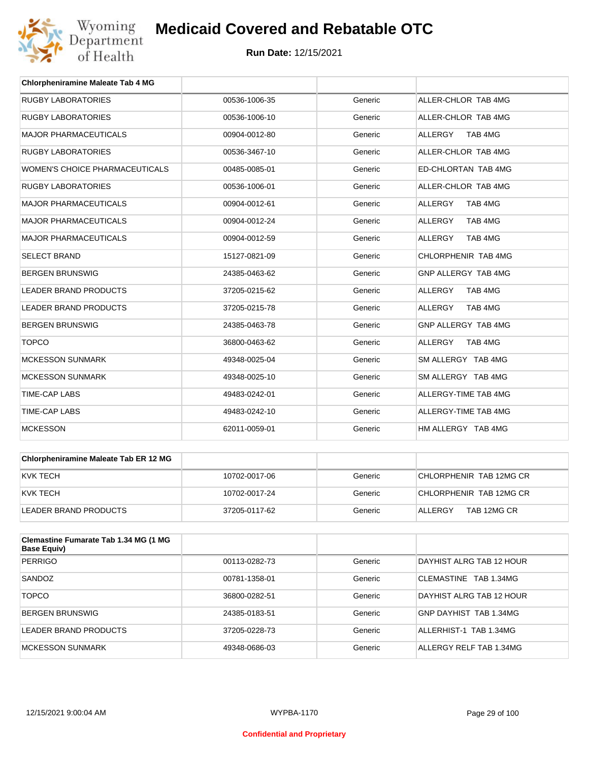# Medicaid Covered and Rebatable OTC

**Run Date:** 12/15/2021

| Chlorpheniramine Maleate Tab 4 MG | | | |
|---|---|---|---|
| RUGBY LABORATORIES | 00536-1006-35 | Generic | ALLER-CHLOR TAB 4MG |
| RUGBY LABORATORIES | 00536-1006-10 | Generic | ALLER-CHLOR TAB 4MG |
| MAJOR PHARMACEUTICALS | 00904-0012-80 | Generic | ALLERGY TAB 4MG |
| RUGBY LABORATORIES | 00536-3467-10 | Generic | ALLER-CHLOR TAB 4MG |
| WOMEN'S CHOICE PHARMACEUTICALS | 00485-0085-01 | Generic | ED-CHLORTAN TAB 4MG |
| RUGBY LABORATORIES | 00536-1006-01 | Generic | ALLER-CHLOR TAB 4MG |
| MAJOR PHARMACEUTICALS | 00904-0012-61 | Generic | ALLERGY TAB 4MG |
| MAJOR PHARMACEUTICALS | 00904-0012-24 | Generic | ALLERGY TAB 4MG |
| MAJOR PHARMACEUTICALS | 00904-0012-59 | Generic | ALLERGY TAB 4MG |
| SELECT BRAND | 15127-0821-09 | Generic | CHLORPHENIR TAB 4MG |
| BERGEN BRUNSWIG | 24385-0463-62 | Generic | GNP ALLERGY TAB 4MG |
| LEADER BRAND PRODUCTS | 37205-0215-62 | Generic | ALLERGY TAB 4MG |
| LEADER BRAND PRODUCTS | 37205-0215-78 | Generic | ALLERGY TAB 4MG |
| BERGEN BRUNSWIG | 24385-0463-78 | Generic | GNP ALLERGY TAB 4MG |
| TOPCO | 36800-0463-62 | Generic | ALLERGY TAB 4MG |
| MCKESSON SUNMARK | 49348-0025-04 | Generic | SM ALLERGY TAB 4MG |
| MCKESSON SUNMARK | 49348-0025-10 | Generic | SM ALLERGY TAB 4MG |
| TIME-CAP LABS | 49483-0242-01 | Generic | ALLERGY-TIME TAB 4MG |
| TIME-CAP LABS | 49483-0242-10 | Generic | ALLERGY-TIME TAB 4MG |
| MCKESSON | 62011-0059-01 | Generic | HM ALLERGY TAB 4MG |

| Chlorpheniramine Maleate Tab ER 12 MG | | | |
|---|---|---|---|
| KVK TECH | 10702-0017-06 | Generic | CHLORPHENIR TAB 12MG CR |
| KVK TECH | 10702-0017-24 | Generic | CHLORPHENIR TAB 12MG CR |
| LEADER BRAND PRODUCTS | 37205-0117-62 | Generic | ALLERGY TAB 12MG CR |

| Clemastine Fumarate Tab 1.34 MG (1 MG Base Equiv) | | | |
|---|---|---|---|
| PERRIGO | 00113-0282-73 | Generic | DAYHIST ALRG TAB 12 HOUR |
| SANDOZ | 00781-1358-01 | Generic | CLEMASTINE TAB 1.34MG |
| TOPCO | 36800-0282-51 | Generic | DAYHIST ALRG TAB 12 HOUR |
| BERGEN BRUNSWIG | 24385-0183-51 | Generic | GNP DAYHIST TAB 1.34MG |
| LEADER BRAND PRODUCTS | 37205-0228-73 | Generic | ALLERHIST-1 TAB 1.34MG |
| MCKESSON SUNMARK | 49348-0686-03 | Generic | ALLERGY RELF TAB 1.34MG |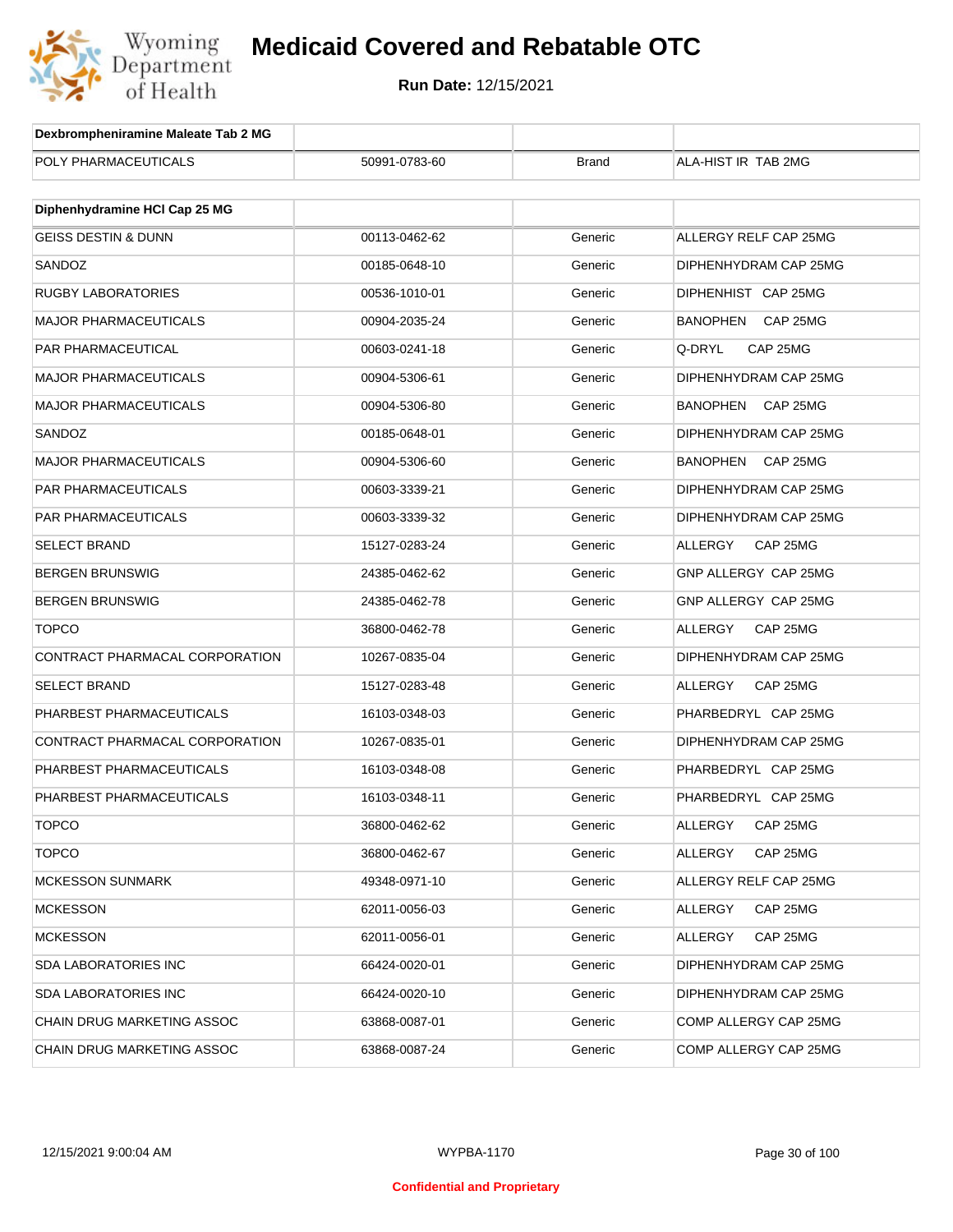| Dexbrompheniramine Maleate Tab 2 MG | | | |
|---|---|---|---|
| POLY PHARMACEUTICALS | 50991-0783-60 | Brand | ALA-HIST IR TAB 2MG |

| Diphenhydramine HCl Cap 25 MG | | | |
|---|---|---|---|
| GEISS DESTIN & DUNN | 00113-0462-62 | Generic | ALLERGY RELF CAP 25MG |
| SANDOZ | 00185-0648-10 | Generic | DIPHENHYDRAM CAP 25MG |
| RUGBY LABORATORIES | 00536-1010-01 | Generic | DIPHENHIST CAP 25MG |
| MAJOR PHARMACEUTICALS | 00904-2035-24 | Generic | BANOPHEN CAP 25MG |
| PAR PHARMACEUTICAL | 00603-0241-18 | Generic | Q-DRYL CAP 25MG |
| MAJOR PHARMACEUTICALS | 00904-5306-61 | Generic | DIPHENHYDRAM CAP 25MG |
| MAJOR PHARMACEUTICALS | 00904-5306-80 | Generic | BANOPHEN CAP 25MG |
| SANDOZ | 00185-0648-01 | Generic | DIPHENHYDRAM CAP 25MG |
| MAJOR PHARMACEUTICALS | 00904-5306-60 | Generic | BANOPHEN CAP 25MG |
| PAR PHARMACEUTICALS | 00603-3339-21 | Generic | DIPHENHYDRAM CAP 25MG |
| PAR PHARMACEUTICALS | 00603-3339-32 | Generic | DIPHENHYDRAM CAP 25MG |
| SELECT BRAND | 15127-0283-24 | Generic | ALLERGY CAP 25MG |
| BERGEN BRUNSWIG | 24385-0462-62 | Generic | GNP ALLERGY CAP 25MG |
| BERGEN BRUNSWIG | 24385-0462-78 | Generic | GNP ALLERGY CAP 25MG |
| TOPCO | 36800-0462-78 | Generic | ALLERGY CAP 25MG |
| CONTRACT PHARMACAL CORPORATION | 10267-0835-04 | Generic | DIPHENHYDRAM CAP 25MG |
| SELECT BRAND | 15127-0283-48 | Generic | ALLERGY CAP 25MG |
| PHARBEST PHARMACEUTICALS | 16103-0348-03 | Generic | PHARBEDRYL CAP 25MG |
| CONTRACT PHARMACAL CORPORATION | 10267-0835-01 | Generic | DIPHENHYDRAM CAP 25MG |
| PHARBEST PHARMACEUTICALS | 16103-0348-08 | Generic | PHARBEDRYL CAP 25MG |
| PHARBEST PHARMACEUTICALS | 16103-0348-11 | Generic | PHARBEDRYL CAP 25MG |
| TOPCO | 36800-0462-62 | Generic | ALLERGY CAP 25MG |
| TOPCO | 36800-0462-67 | Generic | ALLERGY CAP 25MG |
| MCKESSON SUNMARK | 49348-0971-10 | Generic | ALLERGY RELF CAP 25MG |
| MCKESSON | 62011-0056-03 | Generic | ALLERGY CAP 25MG |
| MCKESSON | 62011-0056-01 | Generic | ALLERGY CAP 25MG |
| SDA LABORATORIES INC | 66424-0020-01 | Generic | DIPHENHYDRAM CAP 25MG |
| SDA LABORATORIES INC | 66424-0020-10 | Generic | DIPHENHYDRAM CAP 25MG |
| CHAIN DRUG MARKETING ASSOC | 63868-0087-01 | Generic | COMP ALLERGY CAP 25MG |
| CHAIN DRUG MARKETING ASSOC | 63868-0087-24 | Generic | COMP ALLERGY CAP 25MG |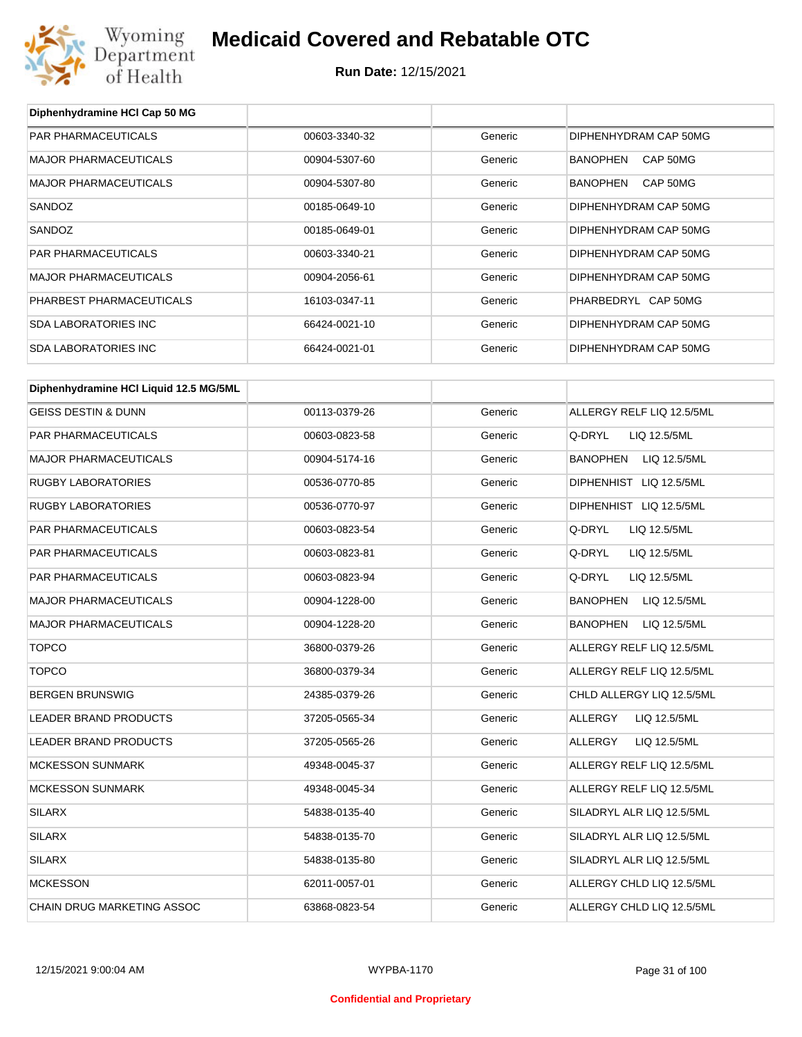# Medicaid Covered and Rebatable OTC

**Run Date:** 12/15/2021

| Diphenhydramine HCl Cap 50 MG | | | |
|---|---|---|---|
| PAR PHARMACEUTICALS | 00603-3340-32 | Generic | DIPHENHYDRAM CAP 50MG |
| MAJOR PHARMACEUTICALS | 00904-5307-60 | Generic | BANOPHEN CAP 50MG |
| MAJOR PHARMACEUTICALS | 00904-5307-80 | Generic | BANOPHEN CAP 50MG |
| SANDOZ | 00185-0649-10 | Generic | DIPHENHYDRAM CAP 50MG |
| SANDOZ | 00185-0649-01 | Generic | DIPHENHYDRAM CAP 50MG |
| PAR PHARMACEUTICALS | 00603-3340-21 | Generic | DIPHENHYDRAM CAP 50MG |
| MAJOR PHARMACEUTICALS | 00904-2056-61 | Generic | DIPHENHYDRAM CAP 50MG |
| PHARBEST PHARMACEUTICALS | 16103-0347-11 | Generic | PHARBEDRYL CAP 50MG |
| SDA LABORATORIES INC | 66424-0021-10 | Generic | DIPHENHYDRAM CAP 50MG |
| SDA LABORATORIES INC | 66424-0021-01 | Generic | DIPHENHYDRAM CAP 50MG |

| Diphenhydramine HCl Liquid 12.5 MG/5ML | | | |
|---|---|---|---|
| GEISS DESTIN & DUNN | 00113-0379-26 | Generic | ALLERGY RELF LIQ 12.5/5ML |
| PAR PHARMACEUTICALS | 00603-0823-58 | Generic | Q-DRYL LIQ 12.5/5ML |
| MAJOR PHARMACEUTICALS | 00904-5174-16 | Generic | BANOPHEN LIQ 12.5/5ML |
| RUGBY LABORATORIES | 00536-0770-85 | Generic | DIPHENHIST LIQ 12.5/5ML |
| RUGBY LABORATORIES | 00536-0770-97 | Generic | DIPHENHIST LIQ 12.5/5ML |
| PAR PHARMACEUTICALS | 00603-0823-54 | Generic | Q-DRYL LIQ 12.5/5ML |
| PAR PHARMACEUTICALS | 00603-0823-81 | Generic | Q-DRYL LIQ 12.5/5ML |
| PAR PHARMACEUTICALS | 00603-0823-94 | Generic | Q-DRYL LIQ 12.5/5ML |
| MAJOR PHARMACEUTICALS | 00904-1228-00 | Generic | BANOPHEN LIQ 12.5/5ML |
| MAJOR PHARMACEUTICALS | 00904-1228-20 | Generic | BANOPHEN LIQ 12.5/5ML |
| TOPCO | 36800-0379-26 | Generic | ALLERGY RELF LIQ 12.5/5ML |
| TOPCO | 36800-0379-34 | Generic | ALLERGY RELF LIQ 12.5/5ML |
| BERGEN BRUNSWIG | 24385-0379-26 | Generic | CHLD ALLERGY LIQ 12.5/5ML |
| LEADER BRAND PRODUCTS | 37205-0565-34 | Generic | ALLERGY LIQ 12.5/5ML |
| LEADER BRAND PRODUCTS | 37205-0565-26 | Generic | ALLERGY LIQ 12.5/5ML |
| MCKESSON SUNMARK | 49348-0045-37 | Generic | ALLERGY RELF LIQ 12.5/5ML |
| MCKESSON SUNMARK | 49348-0045-34 | Generic | ALLERGY RELF LIQ 12.5/5ML |
| SILARX | 54838-0135-40 | Generic | SILADRYL ALR LIQ 12.5/5ML |
| SILARX | 54838-0135-70 | Generic | SILADRYL ALR LIQ 12.5/5ML |
| SILARX | 54838-0135-80 | Generic | SILADRYL ALR LIQ 12.5/5ML |
| MCKESSON | 62011-0057-01 | Generic | ALLERGY CHLD LIQ 12.5/5ML |
| CHAIN DRUG MARKETING ASSOC | 63868-0823-54 | Generic | ALLERGY CHLD LIQ 12.5/5ML |

Confidential and Proprietary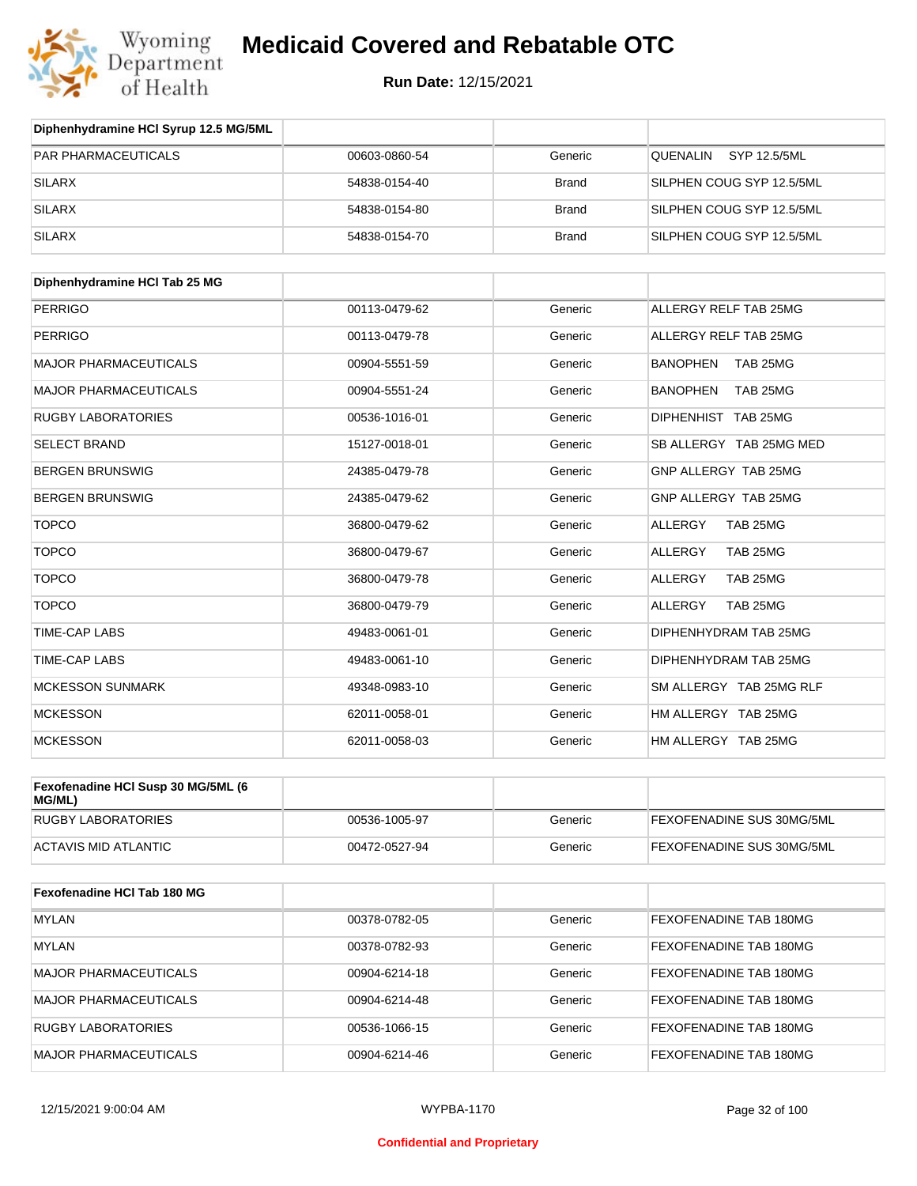# Medicaid Covered and Rebatable OTC

**Run Date:** 12/15/2021

| Diphenhydramine HCl Syrup 12.5 MG/5ML | | | |
|---|---|---|---|
| PAR PHARMACEUTICALS | 00603-0860-54 | Generic | QUENALIN SYP 12.5/5ML |
| SILARX | 54838-0154-40 | Brand | SILPHEN COUG SYP 12.5/5ML |
| SILARX | 54838-0154-80 | Brand | SILPHEN COUG SYP 12.5/5ML |
| SILARX | 54838-0154-70 | Brand | SILPHEN COUG SYP 12.5/5ML |

| Diphenhydramine HCl Tab 25 MG | | | |
|---|---|---|---|
| PERRIGO | 00113-0479-62 | Generic | ALLERGY RELF TAB 25MG |
| PERRIGO | 00113-0479-78 | Generic | ALLERGY RELF TAB 25MG |
| MAJOR PHARMACEUTICALS | 00904-5551-59 | Generic | BANOPHEN TAB 25MG |
| MAJOR PHARMACEUTICALS | 00904-5551-24 | Generic | BANOPHEN TAB 25MG |
| RUGBY LABORATORIES | 00536-1016-01 | Generic | DIPHENHIST TAB 25MG |
| SELECT BRAND | 15127-0018-01 | Generic | SB ALLERGY TAB 25MG MED |
| BERGEN BRUNSWIG | 24385-0479-78 | Generic | GNP ALLERGY TAB 25MG |
| BERGEN BRUNSWIG | 24385-0479-62 | Generic | GNP ALLERGY TAB 25MG |
| TOPCO | 36800-0479-62 | Generic | ALLERGY TAB 25MG |
| TOPCO | 36800-0479-67 | Generic | ALLERGY TAB 25MG |
| TOPCO | 36800-0479-78 | Generic | ALLERGY TAB 25MG |
| TOPCO | 36800-0479-79 | Generic | ALLERGY TAB 25MG |
| TIME-CAP LABS | 49483-0061-01 | Generic | DIPHENHYDRAM TAB 25MG |
| TIME-CAP LABS | 49483-0061-10 | Generic | DIPHENHYDRAM TAB 25MG |
| MCKESSON SUNMARK | 49348-0983-10 | Generic | SM ALLERGY TAB 25MG RLF |
| MCKESSON | 62011-0058-01 | Generic | HM ALLERGY TAB 25MG |
| MCKESSON | 62011-0058-03 | Generic | HM ALLERGY TAB 25MG |

| Fexofenadine HCl Susp 30 MG/5ML (6 MG/ML) | | | |
|---|---|---|---|
| RUGBY LABORATORIES | 00536-1005-97 | Generic | FEXOFENADINE SUS 30MG/5ML |
| ACTAVIS MID ATLANTIC | 00472-0527-94 | Generic | FEXOFENADINE SUS 30MG/5ML |

| Fexofenadine HCl Tab 180 MG | | | |
|---|---|---|---|
| MYLAN | 00378-0782-05 | Generic | FEXOFENADINE TAB 180MG |
| MYLAN | 00378-0782-93 | Generic | FEXOFENADINE TAB 180MG |
| MAJOR PHARMACEUTICALS | 00904-6214-18 | Generic | FEXOFENADINE TAB 180MG |
| MAJOR PHARMACEUTICALS | 00904-6214-48 | Generic | FEXOFENADINE TAB 180MG |
| RUGBY LABORATORIES | 00536-1066-15 | Generic | FEXOFENADINE TAB 180MG |
| MAJOR PHARMACEUTICALS | 00904-6214-46 | Generic | FEXOFENADINE TAB 180MG |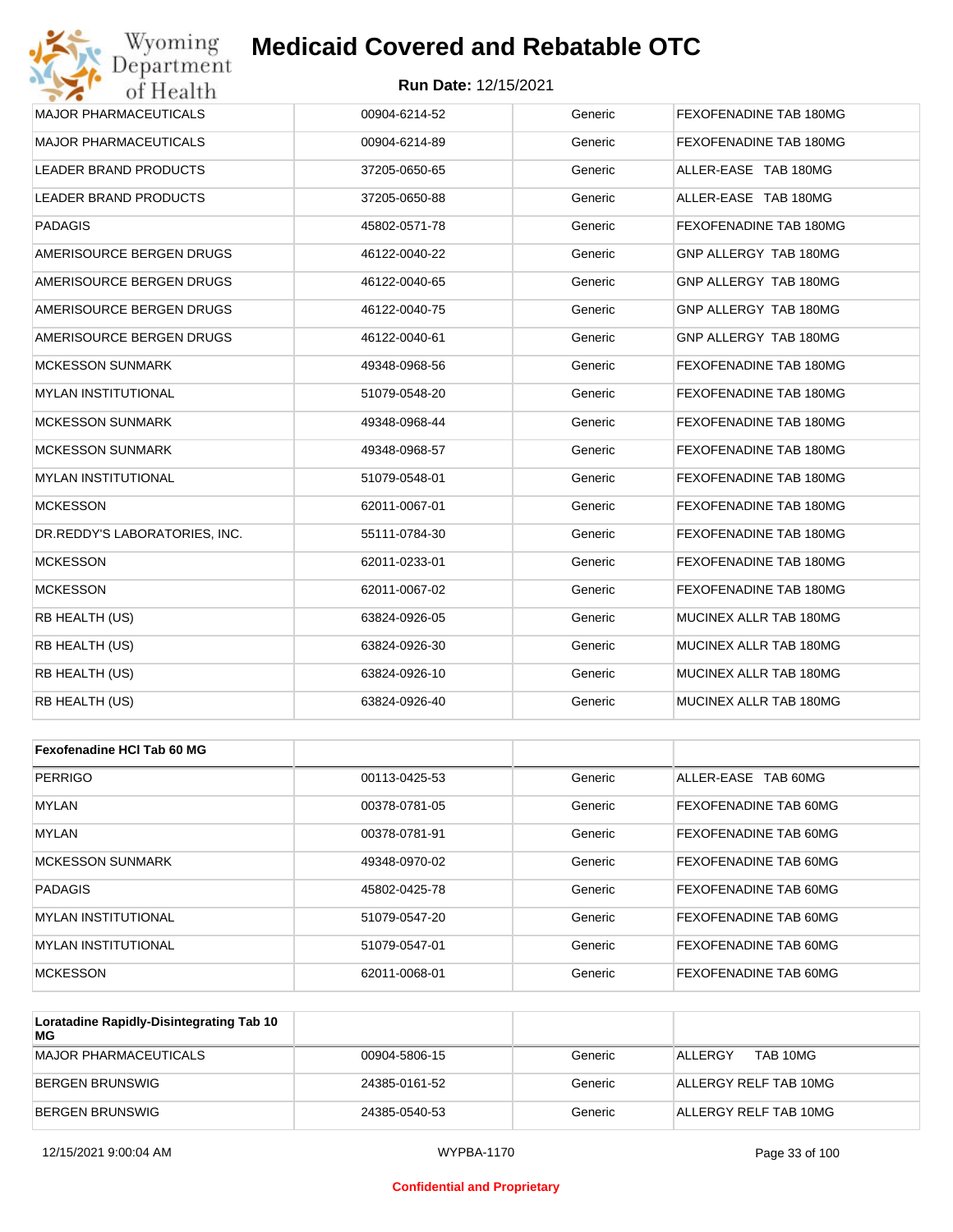| | | | |
|---|---|---|---|
| MAJOR PHARMACEUTICALS | 00904-6214-52 | Generic | FEXOFENADINE TAB 180MG |
| MAJOR PHARMACEUTICALS | 00904-6214-89 | Generic | FEXOFENADINE TAB 180MG |
| LEADER BRAND PRODUCTS | 37205-0650-65 | Generic | ALLER-EASE TAB 180MG |
| LEADER BRAND PRODUCTS | 37205-0650-88 | Generic | ALLER-EASE TAB 180MG |
| PADAGIS | 45802-0571-78 | Generic | FEXOFENADINE TAB 180MG |
| AMERISOURCE BERGEN DRUGS | 46122-0040-22 | Generic | GNP ALLERGY TAB 180MG |
| AMERISOURCE BERGEN DRUGS | 46122-0040-65 | Generic | GNP ALLERGY TAB 180MG |
| AMERISOURCE BERGEN DRUGS | 46122-0040-75 | Generic | GNP ALLERGY TAB 180MG |
| AMERISOURCE BERGEN DRUGS | 46122-0040-61 | Generic | GNP ALLERGY TAB 180MG |
| MCKESSON SUNMARK | 49348-0968-56 | Generic | FEXOFENADINE TAB 180MG |
| MYLAN INSTITUTIONAL | 51079-0548-20 | Generic | FEXOFENADINE TAB 180MG |
| MCKESSON SUNMARK | 49348-0968-44 | Generic | FEXOFENADINE TAB 180MG |
| MCKESSON SUNMARK | 49348-0968-57 | Generic | FEXOFENADINE TAB 180MG |
| MYLAN INSTITUTIONAL | 51079-0548-01 | Generic | FEXOFENADINE TAB 180MG |
| MCKESSON | 62011-0067-01 | Generic | FEXOFENADINE TAB 180MG |
| DR.REDDY'S LABORATORIES, INC. | 55111-0784-30 | Generic | FEXOFENADINE TAB 180MG |
| MCKESSON | 62011-0233-01 | Generic | FEXOFENADINE TAB 180MG |
| MCKESSON | 62011-0067-02 | Generic | FEXOFENADINE TAB 180MG |
| RB HEALTH (US) | 63824-0926-05 | Generic | MUCINEX ALLR TAB 180MG |
| RB HEALTH (US) | 63824-0926-30 | Generic | MUCINEX ALLR TAB 180MG |
| RB HEALTH (US) | 63824-0926-10 | Generic | MUCINEX ALLR TAB 180MG |
| RB HEALTH (US) | 63824-0926-40 | Generic | MUCINEX ALLR TAB 180MG |

| **Fexofenadine HCl Tab 60 MG** | | | |
|---|---|---|---|
| PERRIGO | 00113-0425-53 | Generic | ALLER-EASE TAB 60MG |
| MYLAN | 00378-0781-05 | Generic | FEXOFENADINE TAB 60MG |
| MYLAN | 00378-0781-91 | Generic | FEXOFENADINE TAB 60MG |
| MCKESSON SUNMARK | 49348-0970-02 | Generic | FEXOFENADINE TAB 60MG |
| PADAGIS | 45802-0425-78 | Generic | FEXOFENADINE TAB 60MG |
| MYLAN INSTITUTIONAL | 51079-0547-20 | Generic | FEXOFENADINE TAB 60MG |
| MYLAN INSTITUTIONAL | 51079-0547-01 | Generic | FEXOFENADINE TAB 60MG |
| MCKESSON | 62011-0068-01 | Generic | FEXOFENADINE TAB 60MG |

| **Loratadine Rapidly-Disintegrating Tab 10 MG** | | | |
|---|---|---|---|
| MAJOR PHARMACEUTICALS | 00904-5806-15 | Generic | ALLERGY TAB 10MG |
| BERGEN BRUNSWIG | 24385-0161-52 | Generic | ALLERGY RELF TAB 10MG |
| BERGEN BRUNSWIG | 24385-0540-53 | Generic | ALLERGY RELF TAB 10MG |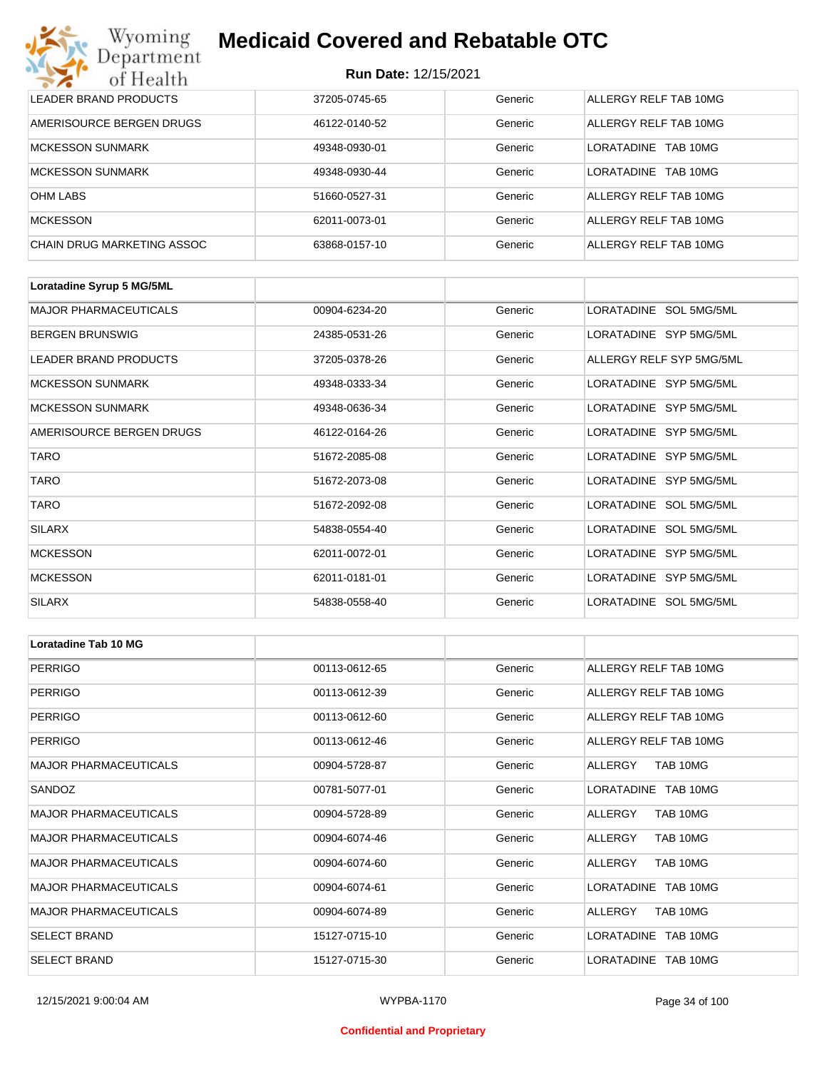| | | | |
|---|---|---|---|
| LEADER BRAND PRODUCTS | 37205-0745-65 | Generic | ALLERGY RELF TAB 10MG |
| AMERISOURCE BERGEN DRUGS | 46122-0140-52 | Generic | ALLERGY RELF TAB 10MG |
| MCKESSON SUNMARK | 49348-0930-01 | Generic | LORATADINE TAB 10MG |
| MCKESSON SUNMARK | 49348-0930-44 | Generic | LORATADINE TAB 10MG |
| OHM LABS | 51660-0527-31 | Generic | ALLERGY RELF TAB 10MG |
| MCKESSON | 62011-0073-01 | Generic | ALLERGY RELF TAB 10MG |
| CHAIN DRUG MARKETING ASSOC | 63868-0157-10 | Generic | ALLERGY RELF TAB 10MG |

| **Loratadine Syrup 5 MG/5ML** | | | |
|---|---|---|---|
| MAJOR PHARMACEUTICALS | 00904-6234-20 | Generic | LORATADINE SOL 5MG/5ML |
| BERGEN BRUNSWIG | 24385-0531-26 | Generic | LORATADINE SYP 5MG/5ML |
| LEADER BRAND PRODUCTS | 37205-0378-26 | Generic | ALLERGY RELF SYP 5MG/5ML |
| MCKESSON SUNMARK | 49348-0333-34 | Generic | LORATADINE SYP 5MG/5ML |
| MCKESSON SUNMARK | 49348-0636-34 | Generic | LORATADINE SYP 5MG/5ML |
| AMERISOURCE BERGEN DRUGS | 46122-0164-26 | Generic | LORATADINE SYP 5MG/5ML |
| TARO | 51672-2085-08 | Generic | LORATADINE SYP 5MG/5ML |
| TARO | 51672-2073-08 | Generic | LORATADINE SYP 5MG/5ML |
| TARO | 51672-2092-08 | Generic | LORATADINE SOL 5MG/5ML |
| SILARX | 54838-0554-40 | Generic | LORATADINE SOL 5MG/5ML |
| MCKESSON | 62011-0072-01 | Generic | LORATADINE SYP 5MG/5ML |
| MCKESSON | 62011-0181-01 | Generic | LORATADINE SYP 5MG/5ML |
| SILARX | 54838-0558-40 | Generic | LORATADINE SOL 5MG/5ML |

| **Loratadine Tab 10 MG** | | | |
|---|---|---|---|
| PERRIGO | 00113-0612-65 | Generic | ALLERGY RELF TAB 10MG |
| PERRIGO | 00113-0612-39 | Generic | ALLERGY RELF TAB 10MG |
| PERRIGO | 00113-0612-60 | Generic | ALLERGY RELF TAB 10MG |
| PERRIGO | 00113-0612-46 | Generic | ALLERGY RELF TAB 10MG |
| MAJOR PHARMACEUTICALS | 00904-5728-87 | Generic | ALLERGY TAB 10MG |
| SANDOZ | 00781-5077-01 | Generic | LORATADINE TAB 10MG |
| MAJOR PHARMACEUTICALS | 00904-5728-89 | Generic | ALLERGY TAB 10MG |
| MAJOR PHARMACEUTICALS | 00904-6074-46 | Generic | ALLERGY TAB 10MG |
| MAJOR PHARMACEUTICALS | 00904-6074-60 | Generic | ALLERGY TAB 10MG |
| MAJOR PHARMACEUTICALS | 00904-6074-61 | Generic | LORATADINE TAB 10MG |
| MAJOR PHARMACEUTICALS | 00904-6074-89 | Generic | ALLERGY TAB 10MG |
| SELECT BRAND | 15127-0715-10 | Generic | LORATADINE TAB 10MG |
| SELECT BRAND | 15127-0715-30 | Generic | LORATADINE TAB 10MG |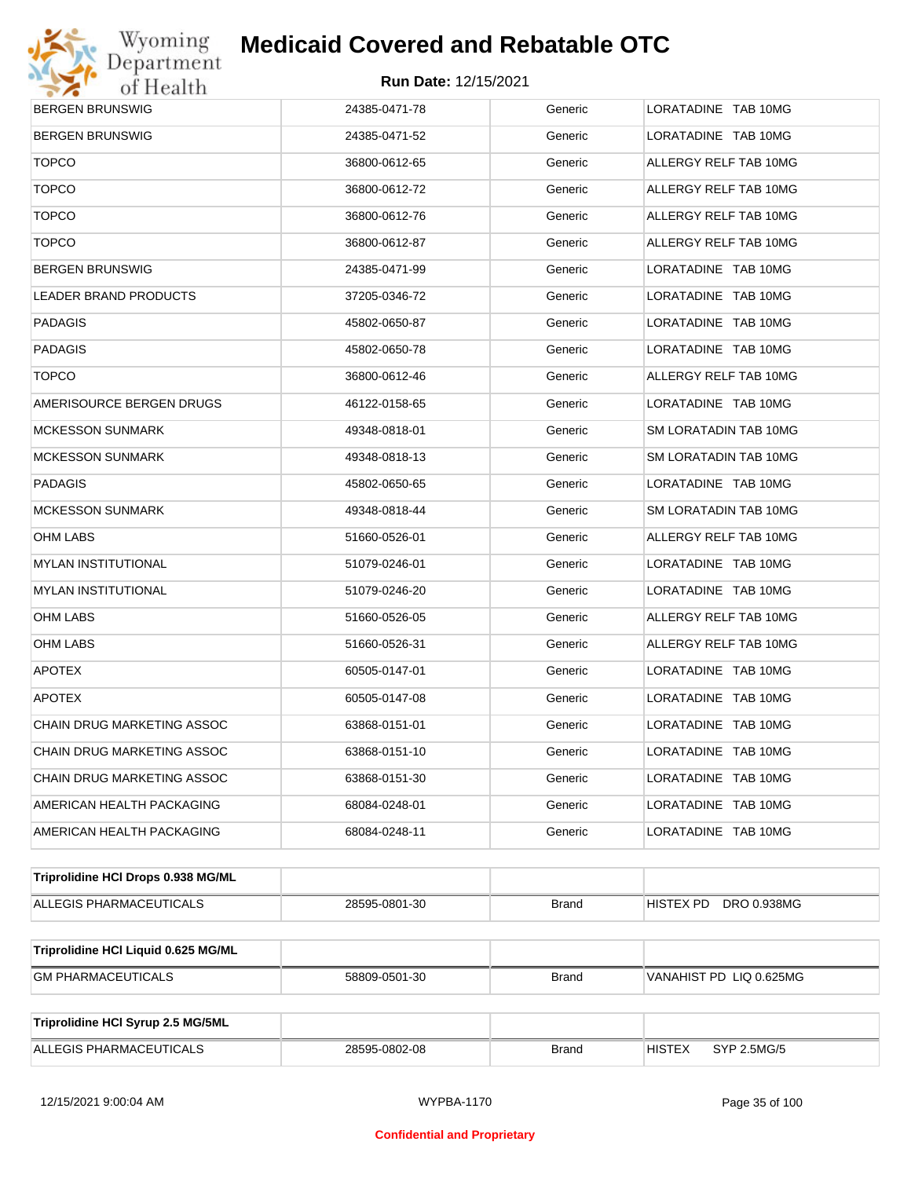| | | | |
|---|---|---|---|
| BERGEN BRUNSWIG | 24385-0471-78 | Generic | LORATADINE TAB 10MG |
| BERGEN BRUNSWIG | 24385-0471-52 | Generic | LORATADINE TAB 10MG |
| TOPCO | 36800-0612-65 | Generic | ALLERGY RELF TAB 10MG |
| TOPCO | 36800-0612-72 | Generic | ALLERGY RELF TAB 10MG |
| TOPCO | 36800-0612-76 | Generic | ALLERGY RELF TAB 10MG |
| TOPCO | 36800-0612-87 | Generic | ALLERGY RELF TAB 10MG |
| BERGEN BRUNSWIG | 24385-0471-99 | Generic | LORATADINE TAB 10MG |
| LEADER BRAND PRODUCTS | 37205-0346-72 | Generic | LORATADINE TAB 10MG |
| PADAGIS | 45802-0650-87 | Generic | LORATADINE TAB 10MG |
| PADAGIS | 45802-0650-78 | Generic | LORATADINE TAB 10MG |
| TOPCO | 36800-0612-46 | Generic | ALLERGY RELF TAB 10MG |
| AMERISOURCE BERGEN DRUGS | 46122-0158-65 | Generic | LORATADINE TAB 10MG |
| MCKESSON SUNMARK | 49348-0818-01 | Generic | SM LORATADIN TAB 10MG |
| MCKESSON SUNMARK | 49348-0818-13 | Generic | SM LORATADIN TAB 10MG |
| PADAGIS | 45802-0650-65 | Generic | LORATADINE TAB 10MG |
| MCKESSON SUNMARK | 49348-0818-44 | Generic | SM LORATADIN TAB 10MG |
| OHM LABS | 51660-0526-01 | Generic | ALLERGY RELF TAB 10MG |
| MYLAN INSTITUTIONAL | 51079-0246-01 | Generic | LORATADINE TAB 10MG |
| MYLAN INSTITUTIONAL | 51079-0246-20 | Generic | LORATADINE TAB 10MG |
| OHM LABS | 51660-0526-05 | Generic | ALLERGY RELF TAB 10MG |
| OHM LABS | 51660-0526-31 | Generic | ALLERGY RELF TAB 10MG |
| APOTEX | 60505-0147-01 | Generic | LORATADINE TAB 10MG |
| APOTEX | 60505-0147-08 | Generic | LORATADINE TAB 10MG |
| CHAIN DRUG MARKETING ASSOC | 63868-0151-01 | Generic | LORATADINE TAB 10MG |
| CHAIN DRUG MARKETING ASSOC | 63868-0151-10 | Generic | LORATADINE TAB 10MG |
| CHAIN DRUG MARKETING ASSOC | 63868-0151-30 | Generic | LORATADINE TAB 10MG |
| AMERICAN HEALTH PACKAGING | 68084-0248-01 | Generic | LORATADINE TAB 10MG |
| AMERICAN HEALTH PACKAGING | 68084-0248-11 | Generic | LORATADINE TAB 10MG |

| **Triprolidine HCl Drops 0.938 MG/ML** | | | |
|---|---|---|---|
| ALLEGIS PHARMACEUTICALS | 28595-0801-30 | Brand | HISTEX PD DRO 0.938MG |

| **Triprolidine HCl Liquid 0.625 MG/ML** | | | |
|---|---|---|---|
| GM PHARMACEUTICALS | 58809-0501-30 | Brand | VANAHIST PD LIQ 0.625MG |

| **Triprolidine HCl Syrup 2.5 MG/5ML** | | | |
|---|---|---|---|
| ALLEGIS PHARMACEUTICALS | 28595-0802-08 | Brand | HISTEX SYP 2.5MG/5 |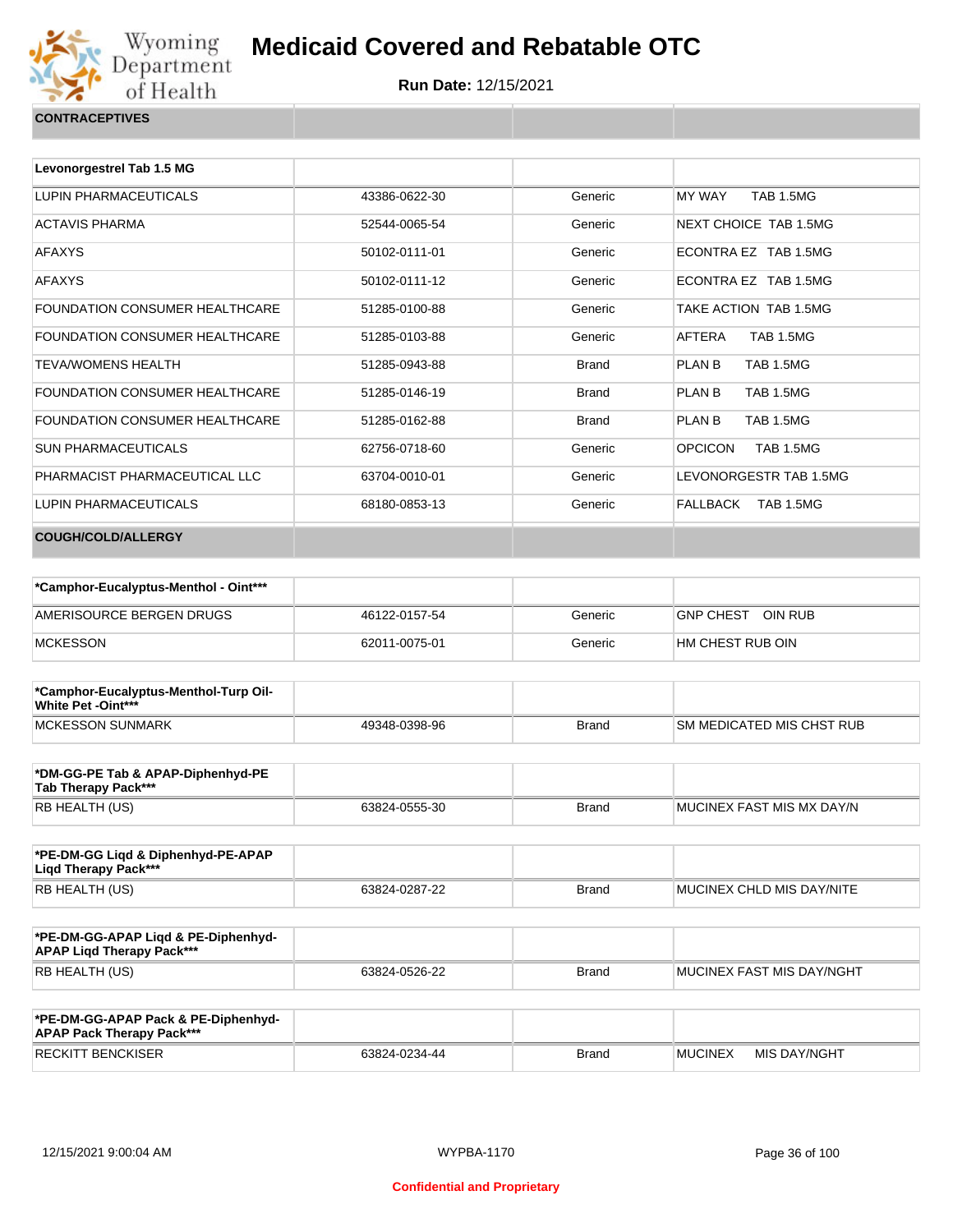# Medicaid Covered and Rebatable OTC

**Run Date:** 12/15/2021

## CONTRACEPTIVES

| Levonorgestrel Tab 1.5 MG | | | |
|---|---|---|---|
| LUPIN PHARMACEUTICALS | 43386-0622-30 | Generic | MY WAY TAB 1.5MG |
| ACTAVIS PHARMA | 52544-0065-54 | Generic | NEXT CHOICE TAB 1.5MG |
| AFAXYS | 50102-0111-01 | Generic | ECONTRA EZ TAB 1.5MG |
| AFAXYS | 50102-0111-12 | Generic | ECONTRA EZ TAB 1.5MG |
| FOUNDATION CONSUMER HEALTHCARE | 51285-0100-88 | Generic | TAKE ACTION TAB 1.5MG |
| FOUNDATION CONSUMER HEALTHCARE | 51285-0103-88 | Generic | AFTERA TAB 1.5MG |
| TEVA/WOMENS HEALTH | 51285-0943-88 | Brand | PLAN B TAB 1.5MG |
| FOUNDATION CONSUMER HEALTHCARE | 51285-0146-19 | Brand | PLAN B TAB 1.5MG |
| FOUNDATION CONSUMER HEALTHCARE | 51285-0162-88 | Brand | PLAN B TAB 1.5MG |
| SUN PHARMACEUTICALS | 62756-0718-60 | Generic | OPCICON TAB 1.5MG |
| PHARMACIST PHARMACEUTICAL LLC | 63704-0010-01 | Generic | LEVONORGESTR TAB 1.5MG |
| LUPIN PHARMACEUTICALS | 68180-0853-13 | Generic | FALLBACK TAB 1.5MG |

## COUGH/COLD/ALLERGY

| *Camphor-Eucalyptus-Menthol - Oint*** | | | |
|---|---|---|---|
| AMERISOURCE BERGEN DRUGS | 46122-0157-54 | Generic | GNP CHEST OIN RUB |
| MCKESSON | 62011-0075-01 | Generic | HM CHEST RUB OIN |

| *Camphor-Eucalyptus-Menthol-Turp Oil-White Pet -Oint*** | | | |
|---|---|---|---|
| MCKESSON SUNMARK | 49348-0398-96 | Brand | SM MEDICATED MIS CHST RUB |

| *DM-GG-PE Tab & APAP-Diphenhyd-PE Tab Therapy Pack*** | | | |
|---|---|---|---|
| RB HEALTH (US) | 63824-0555-30 | Brand | MUCINEX FAST MIS MX DAY/N |

| *PE-DM-GG Liqd & Diphenhyd-PE-APAP Liqd Therapy Pack*** | | | |
|---|---|---|---|
| RB HEALTH (US) | 63824-0287-22 | Brand | MUCINEX CHLD MIS DAY/NITE |

| *PE-DM-GG-APAP Liqd & PE-Diphenhyd-APAP Liqd Therapy Pack*** | | | |
|---|---|---|---|
| RB HEALTH (US) | 63824-0526-22 | Brand | MUCINEX FAST MIS DAY/NGHT |

| *PE-DM-GG-APAP Pack & PE-Diphenhyd-APAP Pack Therapy Pack*** | | | |
|---|---|---|---|
| RECKITT BENCKISER | 63824-0234-44 | Brand | MUCINEX MIS DAY/NGHT |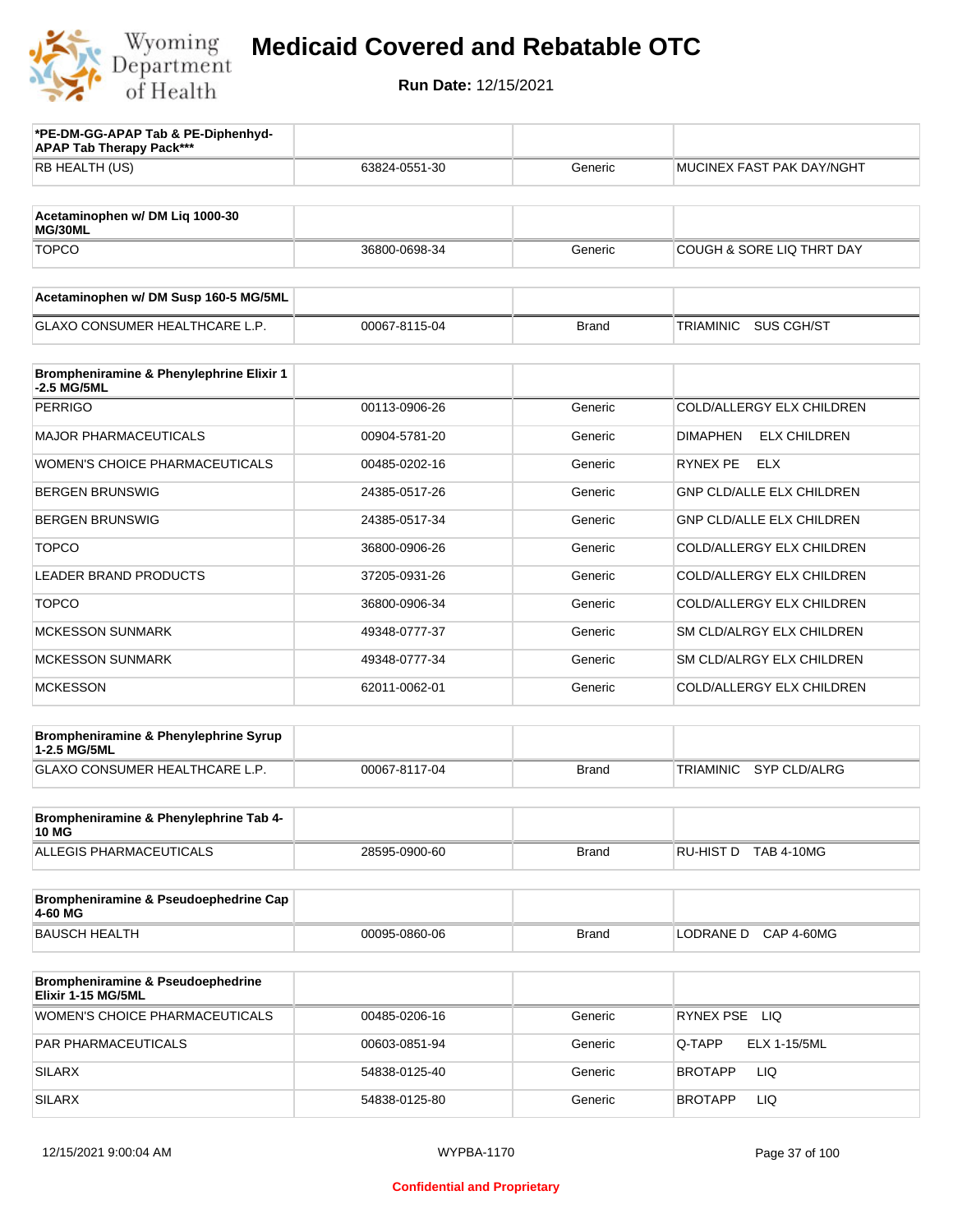# Medicaid Covered and Rebatable OTC

**Run Date:** 12/15/2021

| *PE-DM-GG-APAP Tab & PE-Diphenhyd-APAP Tab Therapy Pack*** | | | |
|---|---|---|---|
| RB HEALTH (US) | 63824-0551-30 | Generic | MUCINEX FAST PAK DAY/NGHT |

| Acetaminophen w/ DM Liq 1000-30 MG/30ML | | | |
|---|---|---|---|
| TOPCO | 36800-0698-34 | Generic | COUGH & SORE LIQ THRT DAY |

| Acetaminophen w/ DM Susp 160-5 MG/5ML | | | |
|---|---|---|---|
| GLAXO CONSUMER HEALTHCARE L.P. | 00067-8115-04 | Brand | TRIAMINIC SUS CGH/ST |

| Brompheniramine & Phenylephrine Elixir 1-2.5 MG/5ML | | | |
|---|---|---|---|
| PERRIGO | 00113-0906-26 | Generic | COLD/ALLERGY ELX CHILDREN |
| MAJOR PHARMACEUTICALS | 00904-5781-20 | Generic | DIMAPHEN ELX CHILDREN |
| WOMEN'S CHOICE PHARMACEUTICALS | 00485-0202-16 | Generic | RYNEX PE ELX |
| BERGEN BRUNSWIG | 24385-0517-26 | Generic | GNP CLD/ALLE ELX CHILDREN |
| BERGEN BRUNSWIG | 24385-0517-34 | Generic | GNP CLD/ALLE ELX CHILDREN |
| TOPCO | 36800-0906-26 | Generic | COLD/ALLERGY ELX CHILDREN |
| LEADER BRAND PRODUCTS | 37205-0931-26 | Generic | COLD/ALLERGY ELX CHILDREN |
| TOPCO | 36800-0906-34 | Generic | COLD/ALLERGY ELX CHILDREN |
| MCKESSON SUNMARK | 49348-0777-37 | Generic | SM CLD/ALRGY ELX CHILDREN |
| MCKESSON SUNMARK | 49348-0777-34 | Generic | SM CLD/ALRGY ELX CHILDREN |
| MCKESSON | 62011-0062-01 | Generic | COLD/ALLERGY ELX CHILDREN |

| Brompheniramine & Phenylephrine Syrup 1-2.5 MG/5ML | | | |
|---|---|---|---|
| GLAXO CONSUMER HEALTHCARE L.P. | 00067-8117-04 | Brand | TRIAMINIC SYP CLD/ALRG |

| Brompheniramine & Phenylephrine Tab 4-10 MG | | | |
|---|---|---|---|
| ALLEGIS PHARMACEUTICALS | 28595-0900-60 | Brand | RU-HIST D TAB 4-10MG |

| Brompheniramine & Pseudoephedrine Cap 4-60 MG | | | |
|---|---|---|---|
| BAUSCH HEALTH | 00095-0860-06 | Brand | LODRANE D CAP 4-60MG |

| Brompheniramine & Pseudoephedrine Elixir 1-15 MG/5ML | | | |
|---|---|---|---|
| WOMEN'S CHOICE PHARMACEUTICALS | 00485-0206-16 | Generic | RYNEX PSE LIQ |
| PAR PHARMACEUTICALS | 00603-0851-94 | Generic | Q-TAPP ELX 1-15/5ML |
| SILARX | 54838-0125-40 | Generic | BROTAPP LIQ |
| SILARX | 54838-0125-80 | Generic | BROTAPP LIQ |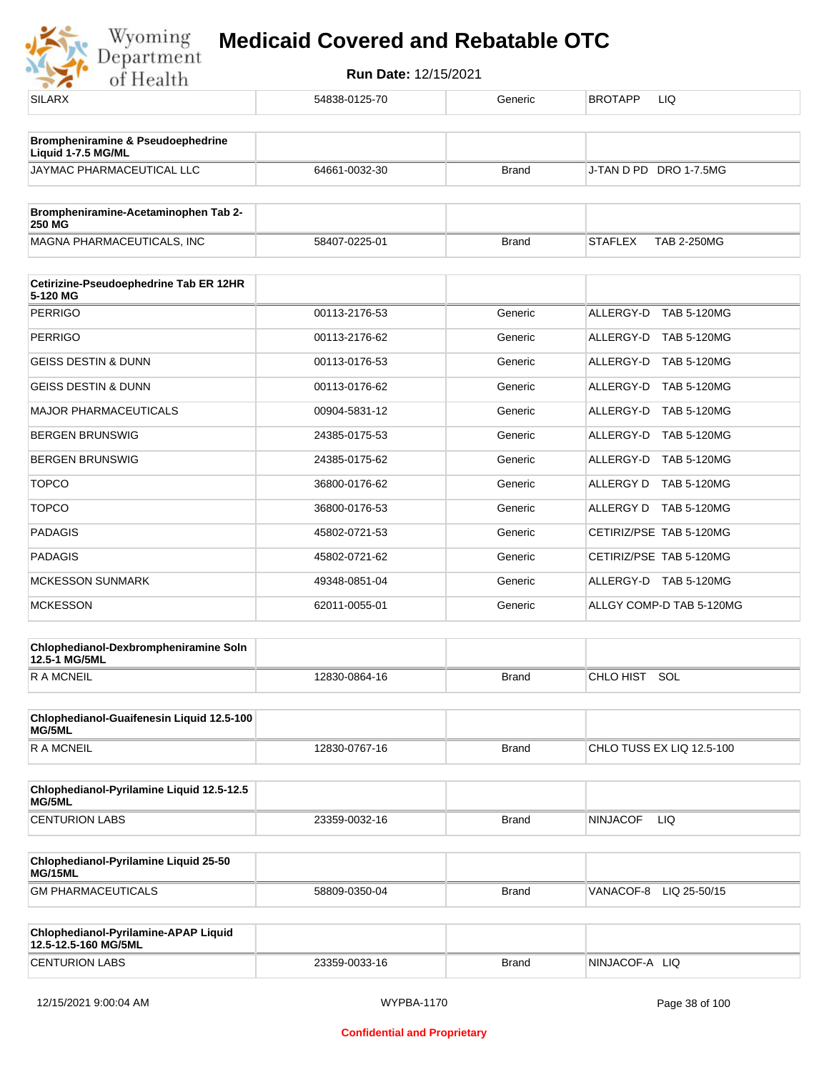| SILARX | 54838-0125-70 | Generic | BROTAPP LIQ |
|---|---|---|---|

| **Brompheniramine & Pseudoephedrine Liquid 1-7.5 MG/ML** | | | |
|---|---|---|---|
| JAYMAC PHARMACEUTICAL LLC | 64661-0032-30 | Brand | J-TAN D PD DRO 1-7.5MG |

| **Brompheniramine-Acetaminophen Tab 2-250 MG** | | | |
|---|---|---|---|
| MAGNA PHARMACEUTICALS, INC | 58407-0225-01 | Brand | STAFLEX TAB 2-250MG |

| **Cetirizine-Pseudoephedrine Tab ER 12HR 5-120 MG** | | | |
|---|---|---|---|
| PERRIGO | 00113-2176-53 | Generic | ALLERGY-D TAB 5-120MG |
| PERRIGO | 00113-2176-62 | Generic | ALLERGY-D TAB 5-120MG |
| GEISS DESTIN & DUNN | 00113-0176-53 | Generic | ALLERGY-D TAB 5-120MG |
| GEISS DESTIN & DUNN | 00113-0176-62 | Generic | ALLERGY-D TAB 5-120MG |
| MAJOR PHARMACEUTICALS | 00904-5831-12 | Generic | ALLERGY-D TAB 5-120MG |
| BERGEN BRUNSWIG | 24385-0175-53 | Generic | ALLERGY-D TAB 5-120MG |
| BERGEN BRUNSWIG | 24385-0175-62 | Generic | ALLERGY-D TAB 5-120MG |
| TOPCO | 36800-0176-62 | Generic | ALLERGY D TAB 5-120MG |
| TOPCO | 36800-0176-53 | Generic | ALLERGY D TAB 5-120MG |
| PADAGIS | 45802-0721-53 | Generic | CETIRIZ/PSE TAB 5-120MG |
| PADAGIS | 45802-0721-62 | Generic | CETIRIZ/PSE TAB 5-120MG |
| MCKESSON SUNMARK | 49348-0851-04 | Generic | ALLERGY-D TAB 5-120MG |
| MCKESSON | 62011-0055-01 | Generic | ALLGY COMP-D TAB 5-120MG |

| **Chlophedianol-Dexbrompheniramine Soln 12.5-1 MG/5ML** | | | |
|---|---|---|---|
| R A MCNEIL | 12830-0864-16 | Brand | CHLO HIST SOL |

| **Chlophedianol-Guaifenesin Liquid 12.5-100 MG/5ML** | | | |
|---|---|---|---|
| R A MCNEIL | 12830-0767-16 | Brand | CHLO TUSS EX LIQ 12.5-100 |

| **Chlophedianol-Pyrilamine Liquid 12.5-12.5 MG/5ML** | | | |
|---|---|---|---|
| CENTURION LABS | 23359-0032-16 | Brand | NINJACOF LIQ |

| **Chlophedianol-Pyrilamine Liquid 25-50 MG/15ML** | | | |
|---|---|---|---|
| GM PHARMACEUTICALS | 58809-0350-04 | Brand | VANACOF-8 LIQ 25-50/15 |

| **Chlophedianol-Pyrilamine-APAP Liquid 12.5-12.5-160 MG/5ML** | | | |
|---|---|---|---|
| CENTURION LABS | 23359-0033-16 | Brand | NINJACOF-A LIQ |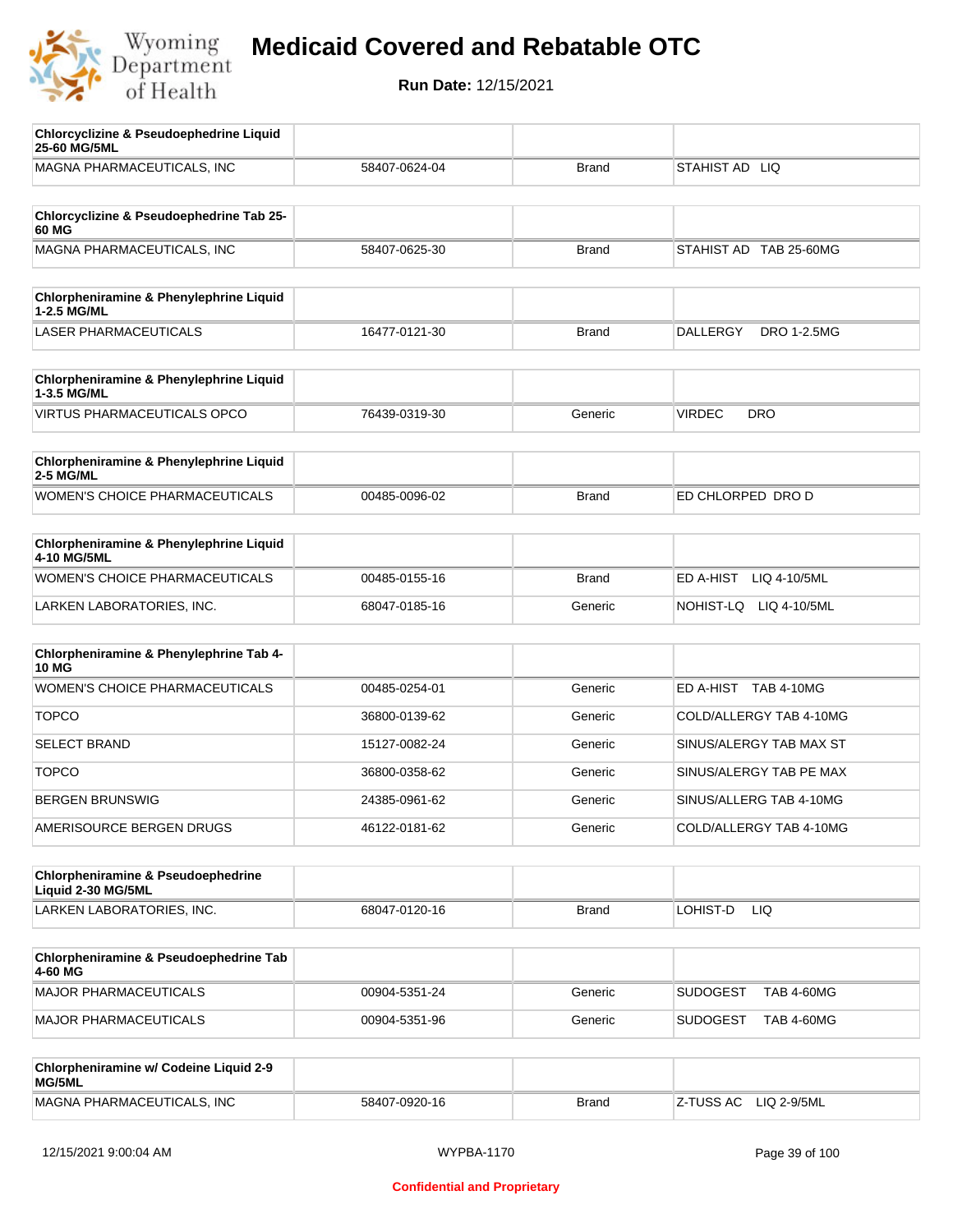| Chlorcyclizine & Pseudoephedrine Liquid 25-60 MG/5ML | | | |
|---|---|---|---|
| MAGNA PHARMACEUTICALS, INC | 58407-0624-04 | Brand | STAHIST AD LIQ |

| Chlorcyclizine & Pseudoephedrine Tab 25-60 MG | | | |
|---|---|---|---|
| MAGNA PHARMACEUTICALS, INC | 58407-0625-30 | Brand | STAHIST AD TAB 25-60MG |

| Chlorpheniramine & Phenylephrine Liquid 1-2.5 MG/ML | | | |
|---|---|---|---|
| LASER PHARMACEUTICALS | 16477-0121-30 | Brand | DALLERGY DRO 1-2.5MG |

| Chlorpheniramine & Phenylephrine Liquid 1-3.5 MG/ML | | | |
|---|---|---|---|
| VIRTUS PHARMACEUTICALS OPCO | 76439-0319-30 | Generic | VIRDEC DRO |

| Chlorpheniramine & Phenylephrine Liquid 2-5 MG/ML | | | |
|---|---|---|---|
| WOMEN'S CHOICE PHARMACEUTICALS | 00485-0096-02 | Brand | ED CHLORPED DRO D |

| Chlorpheniramine & Phenylephrine Liquid 4-10 MG/5ML | | | |
|---|---|---|---|
| WOMEN'S CHOICE PHARMACEUTICALS | 00485-0155-16 | Brand | ED A-HIST LIQ 4-10/5ML |
| LARKEN LABORATORIES, INC. | 68047-0185-16 | Generic | NOHIST-LQ LIQ 4-10/5ML |

| Chlorpheniramine & Phenylephrine Tab 4-10 MG | | | |
|---|---|---|---|
| WOMEN'S CHOICE PHARMACEUTICALS | 00485-0254-01 | Generic | ED A-HIST TAB 4-10MG |
| TOPCO | 36800-0139-62 | Generic | COLD/ALLERGY TAB 4-10MG |
| SELECT BRAND | 15127-0082-24 | Generic | SINUS/ALERGY TAB MAX ST |
| TOPCO | 36800-0358-62 | Generic | SINUS/ALERGY TAB PE MAX |
| BERGEN BRUNSWIG | 24385-0961-62 | Generic | SINUS/ALLERG TAB 4-10MG |
| AMERISOURCE BERGEN DRUGS | 46122-0181-62 | Generic | COLD/ALLERGY TAB 4-10MG |

| Chlorpheniramine & Pseudoephedrine Liquid 2-30 MG/5ML | | | |
|---|---|---|---|
| LARKEN LABORATORIES, INC. | 68047-0120-16 | Brand | LOHIST-D LIQ |

| Chlorpheniramine & Pseudoephedrine Tab 4-60 MG | | | |
|---|---|---|---|
| MAJOR PHARMACEUTICALS | 00904-5351-24 | Generic | SUDOGEST TAB 4-60MG |
| MAJOR PHARMACEUTICALS | 00904-5351-96 | Generic | SUDOGEST TAB 4-60MG |

| Chlorpheniramine w/ Codeine Liquid 2-9 MG/5ML | | | |
|---|---|---|---|
| MAGNA PHARMACEUTICALS, INC | 58407-0920-16 | Brand | Z-TUSS AC LIQ 2-9/5ML |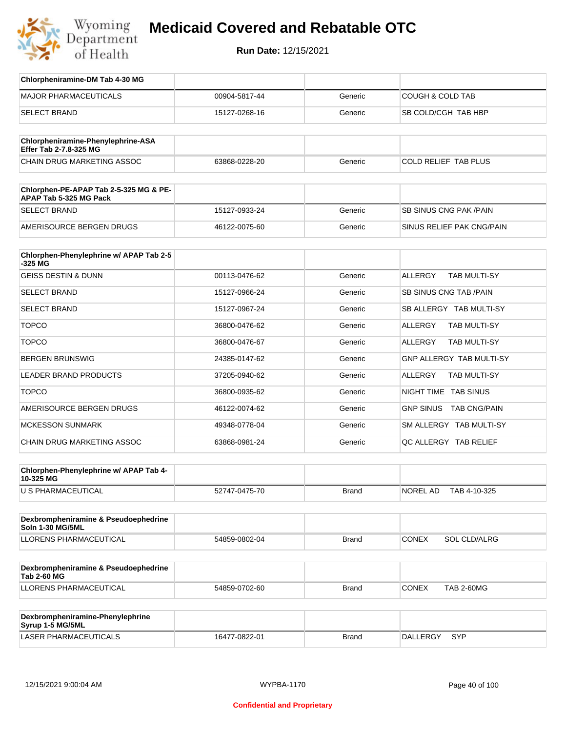# Medicaid Covered and Rebatable OTC

**Run Date:** 12/15/2021

| Chlorpheniramine-DM Tab 4-30 MG | | | |
|---|---|---|---|
| MAJOR PHARMACEUTICALS | 00904-5817-44 | Generic | COUGH & COLD TAB |
| SELECT BRAND | 15127-0268-16 | Generic | SB COLD/CGH TAB HBP |

| Chlorpheniramine-Phenylephrine-ASA Effer Tab 2-7.8-325 MG | | | |
|---|---|---|---|
| CHAIN DRUG MARKETING ASSOC | 63868-0228-20 | Generic | COLD RELIEF TAB PLUS |

| Chlorphen-PE-APAP Tab 2-5-325 MG & PE-APAP Tab 5-325 MG Pack | | | |
|---|---|---|---|
| SELECT BRAND | 15127-0933-24 | Generic | SB SINUS CNG PAK /PAIN |
| AMERISOURCE BERGEN DRUGS | 46122-0075-60 | Generic | SINUS RELIEF PAK CNG/PAIN |

| Chlorphen-Phenylephrine w/ APAP Tab 2-5-325 MG | | | |
|---|---|---|---|
| GEISS DESTIN & DUNN | 00113-0476-62 | Generic | ALLERGY TAB MULTI-SY |
| SELECT BRAND | 15127-0966-24 | Generic | SB SINUS CNG TAB /PAIN |
| SELECT BRAND | 15127-0967-24 | Generic | SB ALLERGY TAB MULTI-SY |
| TOPCO | 36800-0476-62 | Generic | ALLERGY TAB MULTI-SY |
| TOPCO | 36800-0476-67 | Generic | ALLERGY TAB MULTI-SY |
| BERGEN BRUNSWIG | 24385-0147-62 | Generic | GNP ALLERGY TAB MULTI-SY |
| LEADER BRAND PRODUCTS | 37205-0940-62 | Generic | ALLERGY TAB MULTI-SY |
| TOPCO | 36800-0935-62 | Generic | NIGHT TIME TAB SINUS |
| AMERISOURCE BERGEN DRUGS | 46122-0074-62 | Generic | GNP SINUS TAB CNG/PAIN |
| MCKESSON SUNMARK | 49348-0778-04 | Generic | SM ALLERGY TAB MULTI-SY |
| CHAIN DRUG MARKETING ASSOC | 63868-0981-24 | Generic | QC ALLERGY TAB RELIEF |

| Chlorphen-Phenylephrine w/ APAP Tab 4-10-325 MG | | | |
|---|---|---|---|
| U S PHARMACEUTICAL | 52747-0475-70 | Brand | NOREL AD TAB 4-10-325 |

| Dexbrompheniramine & Pseudoephedrine Soln 1-30 MG/5ML | | | |
|---|---|---|---|
| LLORENS PHARMACEUTICAL | 54859-0802-04 | Brand | CONEX SOL CLD/ALRG |

| Dexbrompheniramine & Pseudoephedrine Tab 2-60 MG | | | |
|---|---|---|---|
| LLORENS PHARMACEUTICAL | 54859-0702-60 | Brand | CONEX TAB 2-60MG |

| Dexbrompheniramine-Phenylephrine Syrup 1-5 MG/5ML | | | |
|---|---|---|---|
| LASER PHARMACEUTICALS | 16477-0822-01 | Brand | DALLERGY SYP |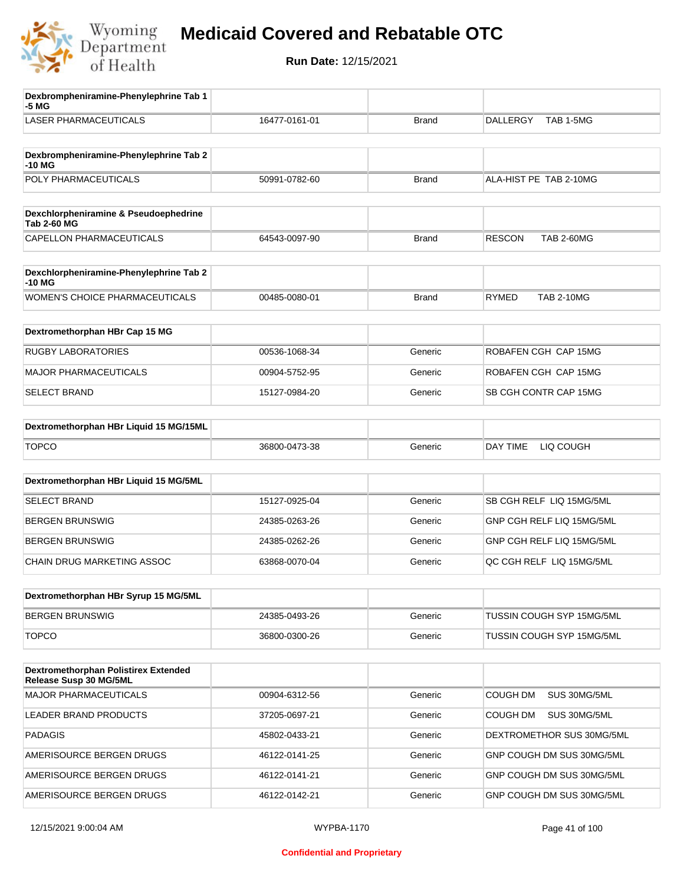# Medicaid Covered and Rebatable OTC

**Run Date:** 12/15/2021

| Dexbrompheniramine-Phenylephrine Tab 1-5 MG | | | |
|---|---|---|---|
| LASER PHARMACEUTICALS | 16477-0161-01 | Brand | DALLERGY TAB 1-5MG |

| Dexbrompheniramine-Phenylephrine Tab 2-10 MG | | | |
|---|---|---|---|
| POLY PHARMACEUTICALS | 50991-0782-60 | Brand | ALA-HIST PE TAB 2-10MG |

| Dexchlorpheniramine & Pseudoephedrine Tab 2-60 MG | | | |
|---|---|---|---|
| CAPELLON PHARMACEUTICALS | 64543-0097-90 | Brand | RESCON TAB 2-60MG |

| Dexchlorpheniramine-Phenylephrine Tab 2-10 MG | | | |
|---|---|---|---|
| WOMEN'S CHOICE PHARMACEUTICALS | 00485-0080-01 | Brand | RYMED TAB 2-10MG |

| Dextromethorphan HBr Cap 15 MG | | | |
|---|---|---|---|
| RUGBY LABORATORIES | 00536-1068-34 | Generic | ROBAFEN CGH CAP 15MG |
| MAJOR PHARMACEUTICALS | 00904-5752-95 | Generic | ROBAFEN CGH CAP 15MG |
| SELECT BRAND | 15127-0984-20 | Generic | SB CGH CONTR CAP 15MG |

| Dextromethorphan HBr Liquid 15 MG/15ML | | | |
|---|---|---|---|
| TOPCO | 36800-0473-38 | Generic | DAY TIME LIQ COUGH |

| Dextromethorphan HBr Liquid 15 MG/5ML | | | |
|---|---|---|---|
| SELECT BRAND | 15127-0925-04 | Generic | SB CGH RELF LIQ 15MG/5ML |
| BERGEN BRUNSWIG | 24385-0263-26 | Generic | GNP CGH RELF LIQ 15MG/5ML |
| BERGEN BRUNSWIG | 24385-0262-26 | Generic | GNP CGH RELF LIQ 15MG/5ML |
| CHAIN DRUG MARKETING ASSOC | 63868-0070-04 | Generic | QC CGH RELF LIQ 15MG/5ML |

| Dextromethorphan HBr Syrup 15 MG/5ML | | | |
|---|---|---|---|
| BERGEN BRUNSWIG | 24385-0493-26 | Generic | TUSSIN COUGH SYP 15MG/5ML |
| TOPCO | 36800-0300-26 | Generic | TUSSIN COUGH SYP 15MG/5ML |

| Dextromethorphan Polistirex Extended Release Susp 30 MG/5ML | | | |
|---|---|---|---|
| MAJOR PHARMACEUTICALS | 00904-6312-56 | Generic | COUGH DM SUS 30MG/5ML |
| LEADER BRAND PRODUCTS | 37205-0697-21 | Generic | COUGH DM SUS 30MG/5ML |
| PADAGIS | 45802-0433-21 | Generic | DEXTROMETHOR SUS 30MG/5ML |
| AMERISOURCE BERGEN DRUGS | 46122-0141-25 | Generic | GNP COUGH DM SUS 30MG/5ML |
| AMERISOURCE BERGEN DRUGS | 46122-0141-21 | Generic | GNP COUGH DM SUS 30MG/5ML |
| AMERISOURCE BERGEN DRUGS | 46122-0142-21 | Generic | GNP COUGH DM SUS 30MG/5ML |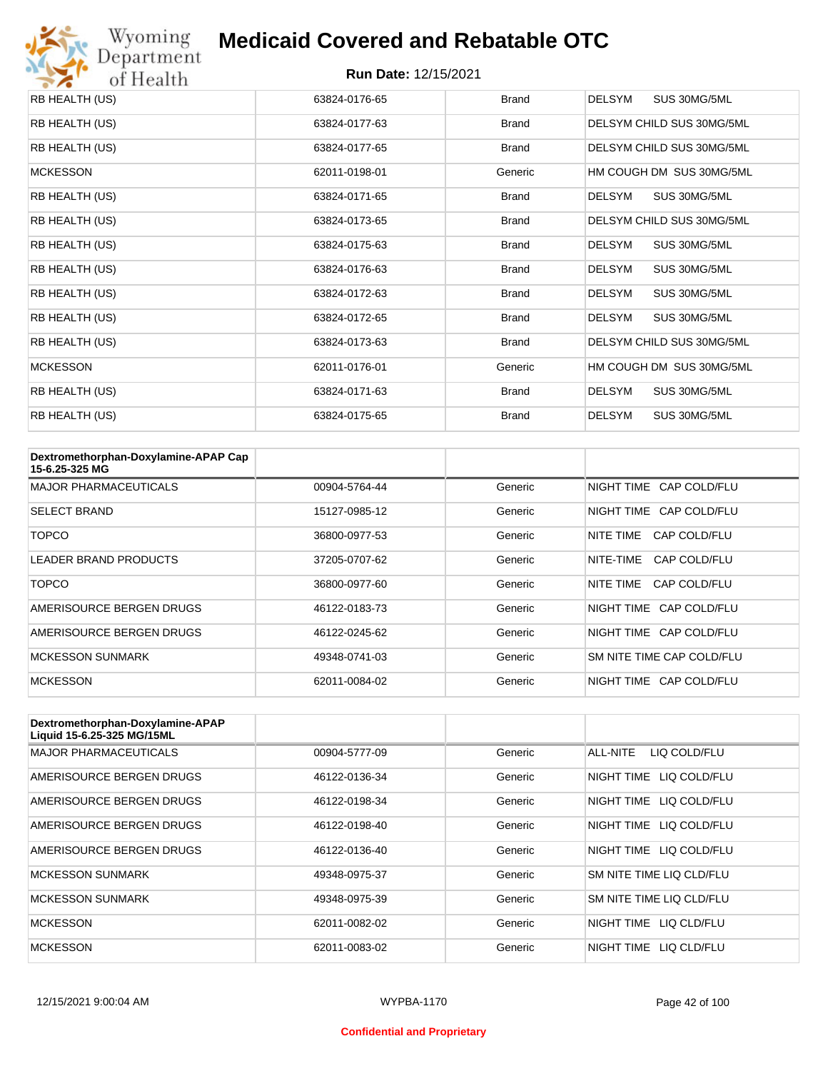| | | | |
|---|---|---|---|
| RB HEALTH (US) | 63824-0176-65 | Brand | DELSYM SUS 30MG/5ML |
| RB HEALTH (US) | 63824-0177-63 | Brand | DELSYM CHILD SUS 30MG/5ML |
| RB HEALTH (US) | 63824-0177-65 | Brand | DELSYM CHILD SUS 30MG/5ML |
| MCKESSON | 62011-0198-01 | Generic | HM COUGH DM SUS 30MG/5ML |
| RB HEALTH (US) | 63824-0171-65 | Brand | DELSYM SUS 30MG/5ML |
| RB HEALTH (US) | 63824-0173-65 | Brand | DELSYM CHILD SUS 30MG/5ML |
| RB HEALTH (US) | 63824-0175-63 | Brand | DELSYM SUS 30MG/5ML |
| RB HEALTH (US) | 63824-0176-63 | Brand | DELSYM SUS 30MG/5ML |
| RB HEALTH (US) | 63824-0172-63 | Brand | DELSYM SUS 30MG/5ML |
| RB HEALTH (US) | 63824-0172-65 | Brand | DELSYM SUS 30MG/5ML |
| RB HEALTH (US) | 63824-0173-63 | Brand | DELSYM CHILD SUS 30MG/5ML |
| MCKESSON | 62011-0176-01 | Generic | HM COUGH DM SUS 30MG/5ML |
| RB HEALTH (US) | 63824-0171-63 | Brand | DELSYM SUS 30MG/5ML |
| RB HEALTH (US) | 63824-0175-65 | Brand | DELSYM SUS 30MG/5ML |

| Dextromethorphan-Doxylamine-APAP Cap 15-6.25-325 MG | | | |
|---|---|---|---|
| MAJOR PHARMACEUTICALS | 00904-5764-44 | Generic | NIGHT TIME CAP COLD/FLU |
| SELECT BRAND | 15127-0985-12 | Generic | NIGHT TIME CAP COLD/FLU |
| TOPCO | 36800-0977-53 | Generic | NITE TIME CAP COLD/FLU |
| LEADER BRAND PRODUCTS | 37205-0707-62 | Generic | NITE-TIME CAP COLD/FLU |
| TOPCO | 36800-0977-60 | Generic | NITE TIME CAP COLD/FLU |
| AMERISOURCE BERGEN DRUGS | 46122-0183-73 | Generic | NIGHT TIME CAP COLD/FLU |
| AMERISOURCE BERGEN DRUGS | 46122-0245-62 | Generic | NIGHT TIME CAP COLD/FLU |
| MCKESSON SUNMARK | 49348-0741-03 | Generic | SM NITE TIME CAP COLD/FLU |
| MCKESSON | 62011-0084-02 | Generic | NIGHT TIME CAP COLD/FLU |

| Dextromethorphan-Doxylamine-APAP Liquid 15-6.25-325 MG/15ML | | | |
|---|---|---|---|
| MAJOR PHARMACEUTICALS | 00904-5777-09 | Generic | ALL-NITE LIQ COLD/FLU |
| AMERISOURCE BERGEN DRUGS | 46122-0136-34 | Generic | NIGHT TIME LIQ COLD/FLU |
| AMERISOURCE BERGEN DRUGS | 46122-0198-34 | Generic | NIGHT TIME LIQ COLD/FLU |
| AMERISOURCE BERGEN DRUGS | 46122-0198-40 | Generic | NIGHT TIME LIQ COLD/FLU |
| AMERISOURCE BERGEN DRUGS | 46122-0136-40 | Generic | NIGHT TIME LIQ COLD/FLU |
| MCKESSON SUNMARK | 49348-0975-37 | Generic | SM NITE TIME LIQ CLD/FLU |
| MCKESSON SUNMARK | 49348-0975-39 | Generic | SM NITE TIME LIQ CLD/FLU |
| MCKESSON | 62011-0082-02 | Generic | NIGHT TIME LIQ CLD/FLU |
| MCKESSON | 62011-0083-02 | Generic | NIGHT TIME LIQ CLD/FLU |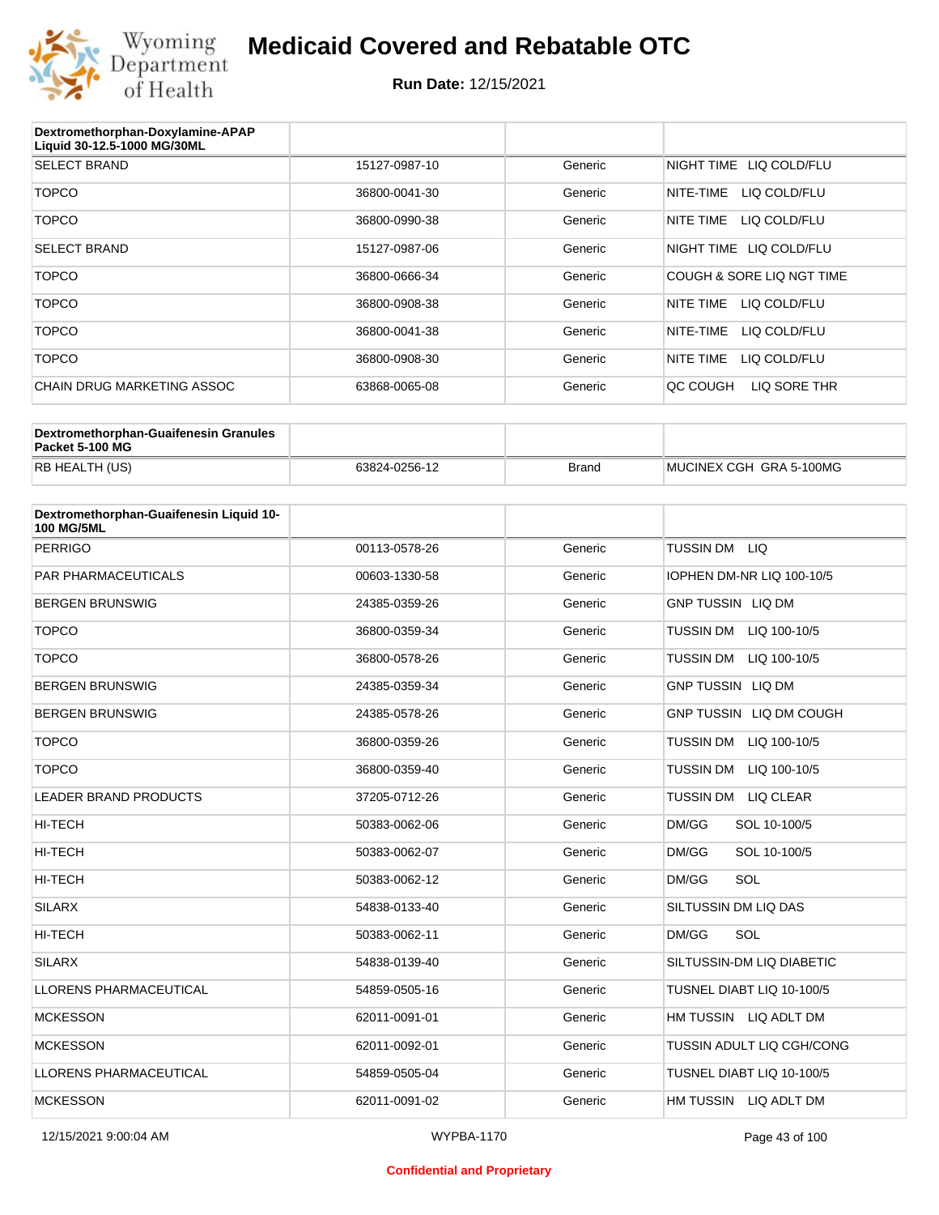| Dextromethorphan-Doxylamine-APAP Liquid 30-12.5-1000 MG/30ML | | | |
|---|---|---|---|
| SELECT BRAND | 15127-0987-10 | Generic | NIGHT TIME LIQ COLD/FLU |
| TOPCO | 36800-0041-30 | Generic | NITE-TIME LIQ COLD/FLU |
| TOPCO | 36800-0990-38 | Generic | NITE TIME LIQ COLD/FLU |
| SELECT BRAND | 15127-0987-06 | Generic | NIGHT TIME LIQ COLD/FLU |
| TOPCO | 36800-0666-34 | Generic | COUGH & SORE LIQ NGT TIME |
| TOPCO | 36800-0908-38 | Generic | NITE TIME LIQ COLD/FLU |
| TOPCO | 36800-0041-38 | Generic | NITE-TIME LIQ COLD/FLU |
| TOPCO | 36800-0908-30 | Generic | NITE TIME LIQ COLD/FLU |
| CHAIN DRUG MARKETING ASSOC | 63868-0065-08 | Generic | QC COUGH LIQ SORE THR |

| Dextromethorphan-Guaifenesin Granules Packet 5-100 MG | | | |
|---|---|---|---|
| RB HEALTH (US) | 63824-0256-12 | Brand | MUCINEX CGH GRA 5-100MG |

| Dextromethorphan-Guaifenesin Liquid 10-100 MG/5ML | | | |
|---|---|---|---|
| PERRIGO | 00113-0578-26 | Generic | TUSSIN DM LIQ |
| PAR PHARMACEUTICALS | 00603-1330-58 | Generic | IOPHEN DM-NR LIQ 100-10/5 |
| BERGEN BRUNSWIG | 24385-0359-26 | Generic | GNP TUSSIN LIQ DM |
| TOPCO | 36800-0359-34 | Generic | TUSSIN DM LIQ 100-10/5 |
| TOPCO | 36800-0578-26 | Generic | TUSSIN DM LIQ 100-10/5 |
| BERGEN BRUNSWIG | 24385-0359-34 | Generic | GNP TUSSIN LIQ DM |
| BERGEN BRUNSWIG | 24385-0578-26 | Generic | GNP TUSSIN LIQ DM COUGH |
| TOPCO | 36800-0359-26 | Generic | TUSSIN DM LIQ 100-10/5 |
| TOPCO | 36800-0359-40 | Generic | TUSSIN DM LIQ 100-10/5 |
| LEADER BRAND PRODUCTS | 37205-0712-26 | Generic | TUSSIN DM LIQ CLEAR |
| HI-TECH | 50383-0062-06 | Generic | DM/GG SOL 10-100/5 |
| HI-TECH | 50383-0062-07 | Generic | DM/GG SOL 10-100/5 |
| HI-TECH | 50383-0062-12 | Generic | DM/GG SOL |
| SILARX | 54838-0133-40 | Generic | SILTUSSIN DM LIQ DAS |
| HI-TECH | 50383-0062-11 | Generic | DM/GG SOL |
| SILARX | 54838-0139-40 | Generic | SILTUSSIN-DM LIQ DIABETIC |
| LLORENS PHARMACEUTICAL | 54859-0505-16 | Generic | TUSNEL DIABT LIQ 10-100/5 |
| MCKESSON | 62011-0091-01 | Generic | HM TUSSIN LIQ ADLT DM |
| MCKESSON | 62011-0092-01 | Generic | TUSSIN ADULT LIQ CGH/CONG |
| LLORENS PHARMACEUTICAL | 54859-0505-04 | Generic | TUSNEL DIABT LIQ 10-100/5 |
| MCKESSON | 62011-0091-02 | Generic | HM TUSSIN LIQ ADLT DM |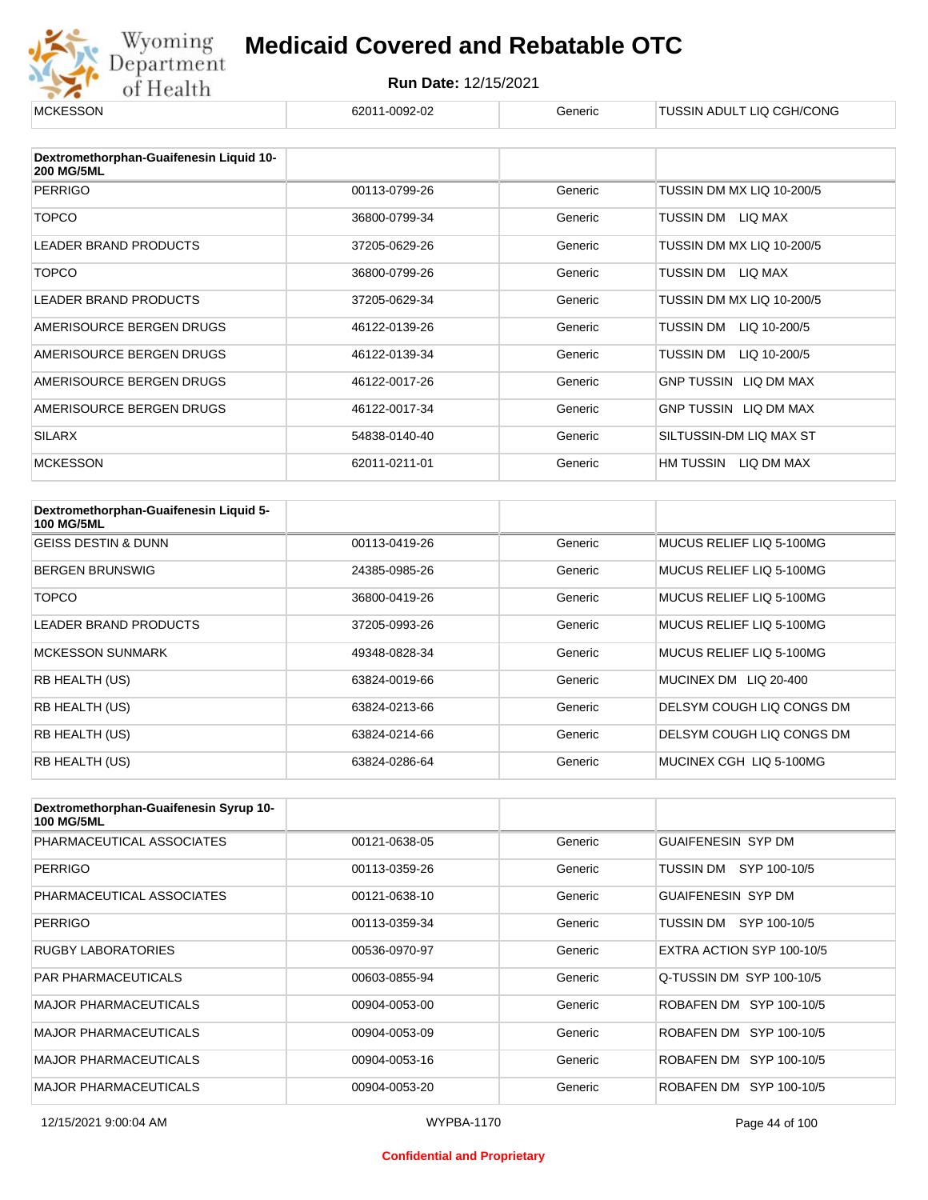| MCKESSON | 62011-0092-02 | Generic | TUSSIN ADULT LIQ CGH/CONG |
|---|---|---|---|

| Dextromethorphan-Guaifenesin Liquid 10-200 MG/5ML | | | |
|---|---|---|---|
| PERRIGO | 00113-0799-26 | Generic | TUSSIN DM MX LIQ 10-200/5 |
| TOPCO | 36800-0799-34 | Generic | TUSSIN DM LIQ MAX |
| LEADER BRAND PRODUCTS | 37205-0629-26 | Generic | TUSSIN DM MX LIQ 10-200/5 |
| TOPCO | 36800-0799-26 | Generic | TUSSIN DM LIQ MAX |
| LEADER BRAND PRODUCTS | 37205-0629-34 | Generic | TUSSIN DM MX LIQ 10-200/5 |
| AMERISOURCE BERGEN DRUGS | 46122-0139-26 | Generic | TUSSIN DM LIQ 10-200/5 |
| AMERISOURCE BERGEN DRUGS | 46122-0139-34 | Generic | TUSSIN DM LIQ 10-200/5 |
| AMERISOURCE BERGEN DRUGS | 46122-0017-26 | Generic | GNP TUSSIN LIQ DM MAX |
| AMERISOURCE BERGEN DRUGS | 46122-0017-34 | Generic | GNP TUSSIN LIQ DM MAX |
| SILARX | 54838-0140-40 | Generic | SILTUSSIN-DM LIQ MAX ST |
| MCKESSON | 62011-0211-01 | Generic | HM TUSSIN LIQ DM MAX |

| Dextromethorphan-Guaifenesin Liquid 5-100 MG/5ML | | | |
|---|---|---|---|
| GEISS DESTIN & DUNN | 00113-0419-26 | Generic | MUCUS RELIEF LIQ 5-100MG |
| BERGEN BRUNSWIG | 24385-0985-26 | Generic | MUCUS RELIEF LIQ 5-100MG |
| TOPCO | 36800-0419-26 | Generic | MUCUS RELIEF LIQ 5-100MG |
| LEADER BRAND PRODUCTS | 37205-0993-26 | Generic | MUCUS RELIEF LIQ 5-100MG |
| MCKESSON SUNMARK | 49348-0828-34 | Generic | MUCUS RELIEF LIQ 5-100MG |
| RB HEALTH (US) | 63824-0019-66 | Generic | MUCINEX DM LIQ 20-400 |
| RB HEALTH (US) | 63824-0213-66 | Generic | DELSYM COUGH LIQ CONGS DM |
| RB HEALTH (US) | 63824-0214-66 | Generic | DELSYM COUGH LIQ CONGS DM |
| RB HEALTH (US) | 63824-0286-64 | Generic | MUCINEX CGH LIQ 5-100MG |

| Dextromethorphan-Guaifenesin Syrup 10-100 MG/5ML | | | |
|---|---|---|---|
| PHARMACEUTICAL ASSOCIATES | 00121-0638-05 | Generic | GUAIFENESIN SYP DM |
| PERRIGO | 00113-0359-26 | Generic | TUSSIN DM SYP 100-10/5 |
| PHARMACEUTICAL ASSOCIATES | 00121-0638-10 | Generic | GUAIFENESIN SYP DM |
| PERRIGO | 00113-0359-34 | Generic | TUSSIN DM SYP 100-10/5 |
| RUGBY LABORATORIES | 00536-0970-97 | Generic | EXTRA ACTION SYP 100-10/5 |
| PAR PHARMACEUTICALS | 00603-0855-94 | Generic | Q-TUSSIN DM SYP 100-10/5 |
| MAJOR PHARMACEUTICALS | 00904-0053-00 | Generic | ROBAFEN DM SYP 100-10/5 |
| MAJOR PHARMACEUTICALS | 00904-0053-09 | Generic | ROBAFEN DM SYP 100-10/5 |
| MAJOR PHARMACEUTICALS | 00904-0053-16 | Generic | ROBAFEN DM SYP 100-10/5 |
| MAJOR PHARMACEUTICALS | 00904-0053-20 | Generic | ROBAFEN DM SYP 100-10/5 |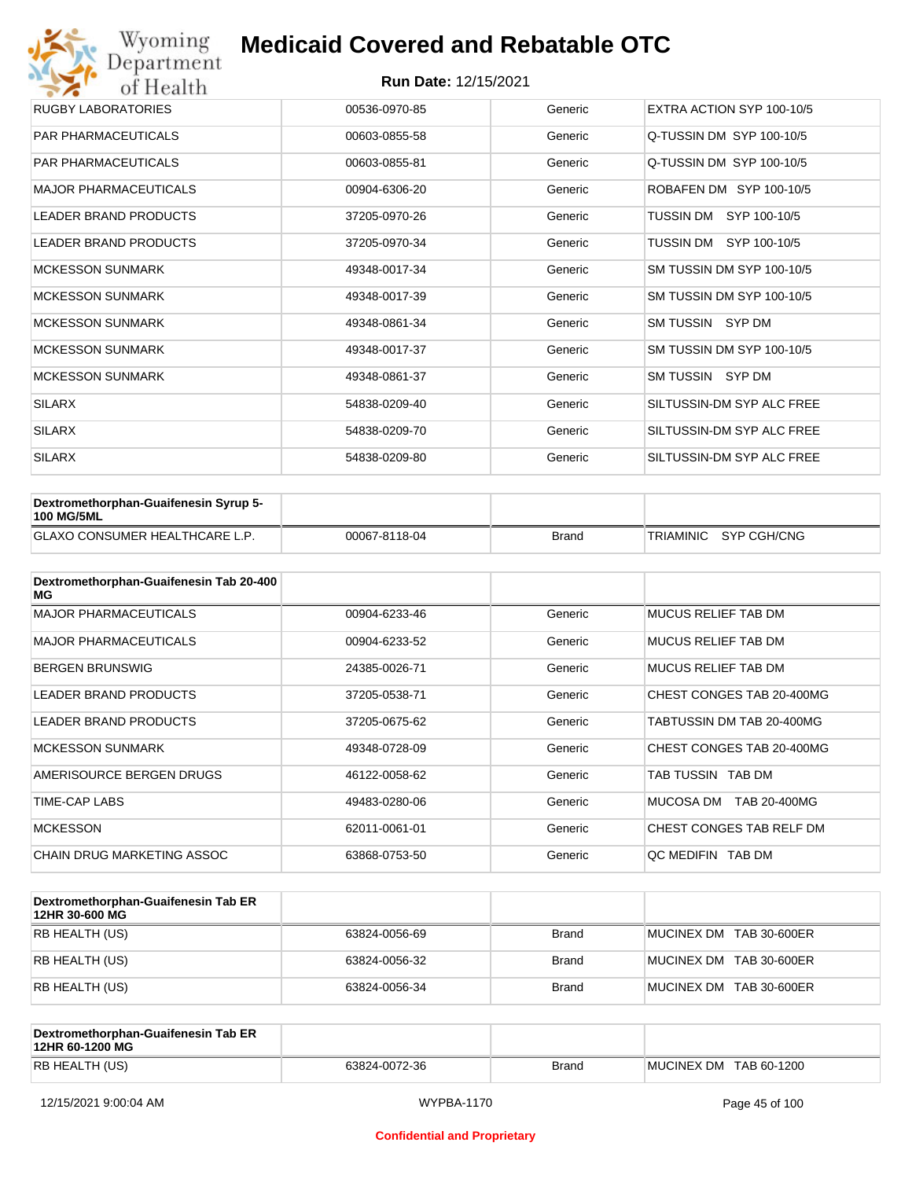| | | | |
|---|---|---|---|
| RUGBY LABORATORIES | 00536-0970-85 | Generic | EXTRA ACTION SYP 100-10/5 |
| PAR PHARMACEUTICALS | 00603-0855-58 | Generic | Q-TUSSIN DM SYP 100-10/5 |
| PAR PHARMACEUTICALS | 00603-0855-81 | Generic | Q-TUSSIN DM SYP 100-10/5 |
| MAJOR PHARMACEUTICALS | 00904-6306-20 | Generic | ROBAFEN DM SYP 100-10/5 |
| LEADER BRAND PRODUCTS | 37205-0970-26 | Generic | TUSSIN DM SYP 100-10/5 |
| LEADER BRAND PRODUCTS | 37205-0970-34 | Generic | TUSSIN DM SYP 100-10/5 |
| MCKESSON SUNMARK | 49348-0017-34 | Generic | SM TUSSIN DM SYP 100-10/5 |
| MCKESSON SUNMARK | 49348-0017-39 | Generic | SM TUSSIN DM SYP 100-10/5 |
| MCKESSON SUNMARK | 49348-0861-34 | Generic | SM TUSSIN SYP DM |
| MCKESSON SUNMARK | 49348-0017-37 | Generic | SM TUSSIN DM SYP 100-10/5 |
| MCKESSON SUNMARK | 49348-0861-37 | Generic | SM TUSSIN SYP DM |
| SILARX | 54838-0209-40 | Generic | SILTUSSIN-DM SYP ALC FREE |
| SILARX | 54838-0209-70 | Generic | SILTUSSIN-DM SYP ALC FREE |
| SILARX | 54838-0209-80 | Generic | SILTUSSIN-DM SYP ALC FREE |

| Dextromethorphan-Guaifenesin Syrup 5-100 MG/5ML | | | |
|---|---|---|---|
| GLAXO CONSUMER HEALTHCARE L.P. | 00067-8118-04 | Brand | TRIAMINIC SYP CGH/CNG |

| Dextromethorphan-Guaifenesin Tab 20-400 MG | | | |
|---|---|---|---|
| MAJOR PHARMACEUTICALS | 00904-6233-46 | Generic | MUCUS RELIEF TAB DM |
| MAJOR PHARMACEUTICALS | 00904-6233-52 | Generic | MUCUS RELIEF TAB DM |
| BERGEN BRUNSWIG | 24385-0026-71 | Generic | MUCUS RELIEF TAB DM |
| LEADER BRAND PRODUCTS | 37205-0538-71 | Generic | CHEST CONGES TAB 20-400MG |
| LEADER BRAND PRODUCTS | 37205-0675-62 | Generic | TABTUSSIN DM TAB 20-400MG |
| MCKESSON SUNMARK | 49348-0728-09 | Generic | CHEST CONGES TAB 20-400MG |
| AMERISOURCE BERGEN DRUGS | 46122-0058-62 | Generic | TAB TUSSIN TAB DM |
| TIME-CAP LABS | 49483-0280-06 | Generic | MUCOSA DM TAB 20-400MG |
| MCKESSON | 62011-0061-01 | Generic | CHEST CONGES TAB RELF DM |
| CHAIN DRUG MARKETING ASSOC | 63868-0753-50 | Generic | QC MEDIFIN TAB DM |

| Dextromethorphan-Guaifenesin Tab ER 12HR 30-600 MG | | | |
|---|---|---|---|
| RB HEALTH (US) | 63824-0056-69 | Brand | MUCINEX DM TAB 30-600ER |
| RB HEALTH (US) | 63824-0056-32 | Brand | MUCINEX DM TAB 30-600ER |
| RB HEALTH (US) | 63824-0056-34 | Brand | MUCINEX DM TAB 30-600ER |

| Dextromethorphan-Guaifenesin Tab ER 12HR 60-1200 MG | | | |
|---|---|---|---|
| RB HEALTH (US) | 63824-0072-36 | Brand | MUCINEX DM TAB 60-1200 |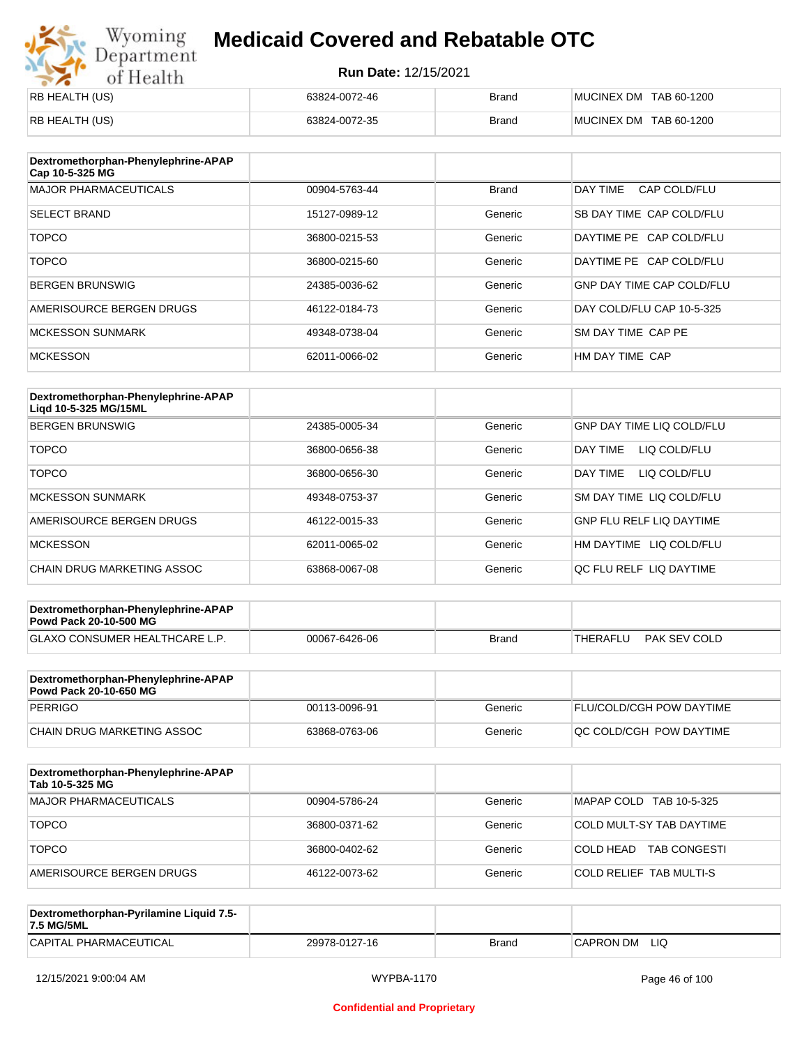| | | | |
|---|---|---|---|
| RB HEALTH (US) | 63824-0072-46 | Brand | MUCINEX DM TAB 60-1200 |
| RB HEALTH (US) | 63824-0072-35 | Brand | MUCINEX DM TAB 60-1200 |

| Dextromethorphan-Phenylephrine-APAP Cap 10-5-325 MG | | | |
|---|---|---|---|
| MAJOR PHARMACEUTICALS | 00904-5763-44 | Brand | DAY TIME CAP COLD/FLU |
| SELECT BRAND | 15127-0989-12 | Generic | SB DAY TIME CAP COLD/FLU |
| TOPCO | 36800-0215-53 | Generic | DAYTIME PE CAP COLD/FLU |
| TOPCO | 36800-0215-60 | Generic | DAYTIME PE CAP COLD/FLU |
| BERGEN BRUNSWIG | 24385-0036-62 | Generic | GNP DAY TIME CAP COLD/FLU |
| AMERISOURCE BERGEN DRUGS | 46122-0184-73 | Generic | DAY COLD/FLU CAP 10-5-325 |
| MCKESSON SUNMARK | 49348-0738-04 | Generic | SM DAY TIME CAP PE |
| MCKESSON | 62011-0066-02 | Generic | HM DAY TIME CAP |

| Dextromethorphan-Phenylephrine-APAP Liqd 10-5-325 MG/15ML | | | |
|---|---|---|---|
| BERGEN BRUNSWIG | 24385-0005-34 | Generic | GNP DAY TIME LIQ COLD/FLU |
| TOPCO | 36800-0656-38 | Generic | DAY TIME LIQ COLD/FLU |
| TOPCO | 36800-0656-30 | Generic | DAY TIME LIQ COLD/FLU |
| MCKESSON SUNMARK | 49348-0753-37 | Generic | SM DAY TIME LIQ COLD/FLU |
| AMERISOURCE BERGEN DRUGS | 46122-0015-33 | Generic | GNP FLU RELF LIQ DAYTIME |
| MCKESSON | 62011-0065-02 | Generic | HM DAYTIME LIQ COLD/FLU |
| CHAIN DRUG MARKETING ASSOC | 63868-0067-08 | Generic | QC FLU RELF LIQ DAYTIME |

| Dextromethorphan-Phenylephrine-APAP Powd Pack 20-10-500 MG | | | |
|---|---|---|---|
| GLAXO CONSUMER HEALTHCARE L.P. | 00067-6426-06 | Brand | THERAFLU PAK SEV COLD |

| Dextromethorphan-Phenylephrine-APAP Powd Pack 20-10-650 MG | | | |
|---|---|---|---|
| PERRIGO | 00113-0096-91 | Generic | FLU/COLD/CGH POW DAYTIME |
| CHAIN DRUG MARKETING ASSOC | 63868-0763-06 | Generic | QC COLD/CGH POW DAYTIME |

| Dextromethorphan-Phenylephrine-APAP Tab 10-5-325 MG | | | |
|---|---|---|---|
| MAJOR PHARMACEUTICALS | 00904-5786-24 | Generic | MAPAP COLD TAB 10-5-325 |
| TOPCO | 36800-0371-62 | Generic | COLD MULT-SY TAB DAYTIME |
| TOPCO | 36800-0402-62 | Generic | COLD HEAD TAB CONGESTI |
| AMERISOURCE BERGEN DRUGS | 46122-0073-62 | Generic | COLD RELIEF TAB MULTI-S |

| Dextromethorphan-Pyrilamine Liquid 7.5-7.5 MG/5ML | | | |
|---|---|---|---|
| CAPITAL PHARMACEUTICAL | 29978-0127-16 | Brand | CAPRON DM LIQ |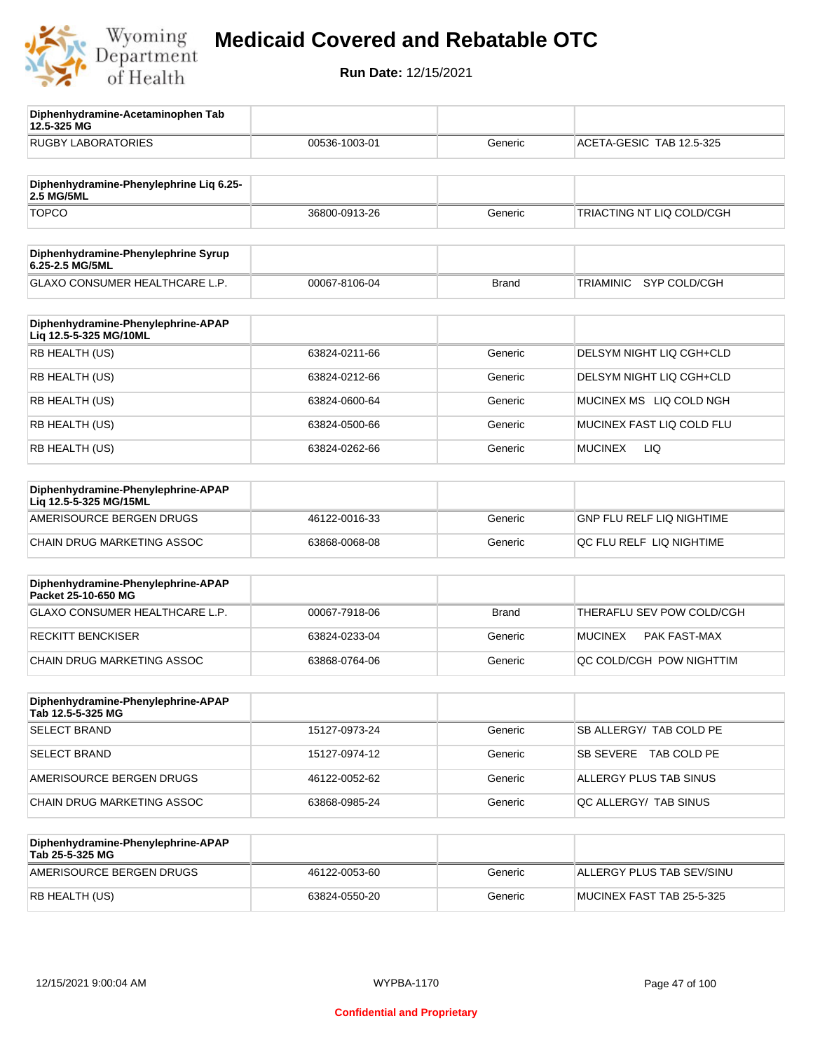# Medicaid Covered and Rebatable OTC

**Run Date:** 12/15/2021

| Diphenhydramine-Acetaminophen Tab 12.5-325 MG | | | |
|---|---|---|---|
| RUGBY LABORATORIES | 00536-1003-01 | Generic | ACETA-GESIC TAB 12.5-325 |

| Diphenhydramine-Phenylephrine Liq 6.25-2.5 MG/5ML | | | |
|---|---|---|---|
| TOPCO | 36800-0913-26 | Generic | TRIACTING NT LIQ COLD/CGH |

| Diphenhydramine-Phenylephrine Syrup 6.25-2.5 MG/5ML | | | |
|---|---|---|---|
| GLAXO CONSUMER HEALTHCARE L.P. | 00067-8106-04 | Brand | TRIAMINIC SYP COLD/CGH |

| Diphenhydramine-Phenylephrine-APAP Liq 12.5-5-325 MG/10ML | | | |
|---|---|---|---|
| RB HEALTH (US) | 63824-0211-66 | Generic | DELSYM NIGHT LIQ CGH+CLD |
| RB HEALTH (US) | 63824-0212-66 | Generic | DELSYM NIGHT LIQ CGH+CLD |
| RB HEALTH (US) | 63824-0600-64 | Generic | MUCINEX MS LIQ COLD NGH |
| RB HEALTH (US) | 63824-0500-66 | Generic | MUCINEX FAST LIQ COLD FLU |
| RB HEALTH (US) | 63824-0262-66 | Generic | MUCINEX LIQ |

| Diphenhydramine-Phenylephrine-APAP Liq 12.5-5-325 MG/15ML | | | |
|---|---|---|---|
| AMERISOURCE BERGEN DRUGS | 46122-0016-33 | Generic | GNP FLU RELF LIQ NIGHTIME |
| CHAIN DRUG MARKETING ASSOC | 63868-0068-08 | Generic | QC FLU RELF LIQ NIGHTIME |

| Diphenhydramine-Phenylephrine-APAP Packet 25-10-650 MG | | | |
|---|---|---|---|
| GLAXO CONSUMER HEALTHCARE L.P. | 00067-7918-06 | Brand | THERAFLU SEV POW COLD/CGH |
| RECKITT BENCKISER | 63824-0233-04 | Generic | MUCINEX PAK FAST-MAX |
| CHAIN DRUG MARKETING ASSOC | 63868-0764-06 | Generic | QC COLD/CGH POW NIGHTTIM |

| Diphenhydramine-Phenylephrine-APAP Tab 12.5-5-325 MG | | | |
|---|---|---|---|
| SELECT BRAND | 15127-0973-24 | Generic | SB ALLERGY/ TAB COLD PE |
| SELECT BRAND | 15127-0974-12 | Generic | SB SEVERE TAB COLD PE |
| AMERISOURCE BERGEN DRUGS | 46122-0052-62 | Generic | ALLERGY PLUS TAB SINUS |
| CHAIN DRUG MARKETING ASSOC | 63868-0985-24 | Generic | QC ALLERGY/ TAB SINUS |

| Diphenhydramine-Phenylephrine-APAP Tab 25-5-325 MG | | | |
|---|---|---|---|
| AMERISOURCE BERGEN DRUGS | 46122-0053-60 | Generic | ALLERGY PLUS TAB SEV/SINU |
| RB HEALTH (US) | 63824-0550-20 | Generic | MUCINEX FAST TAB 25-5-325 |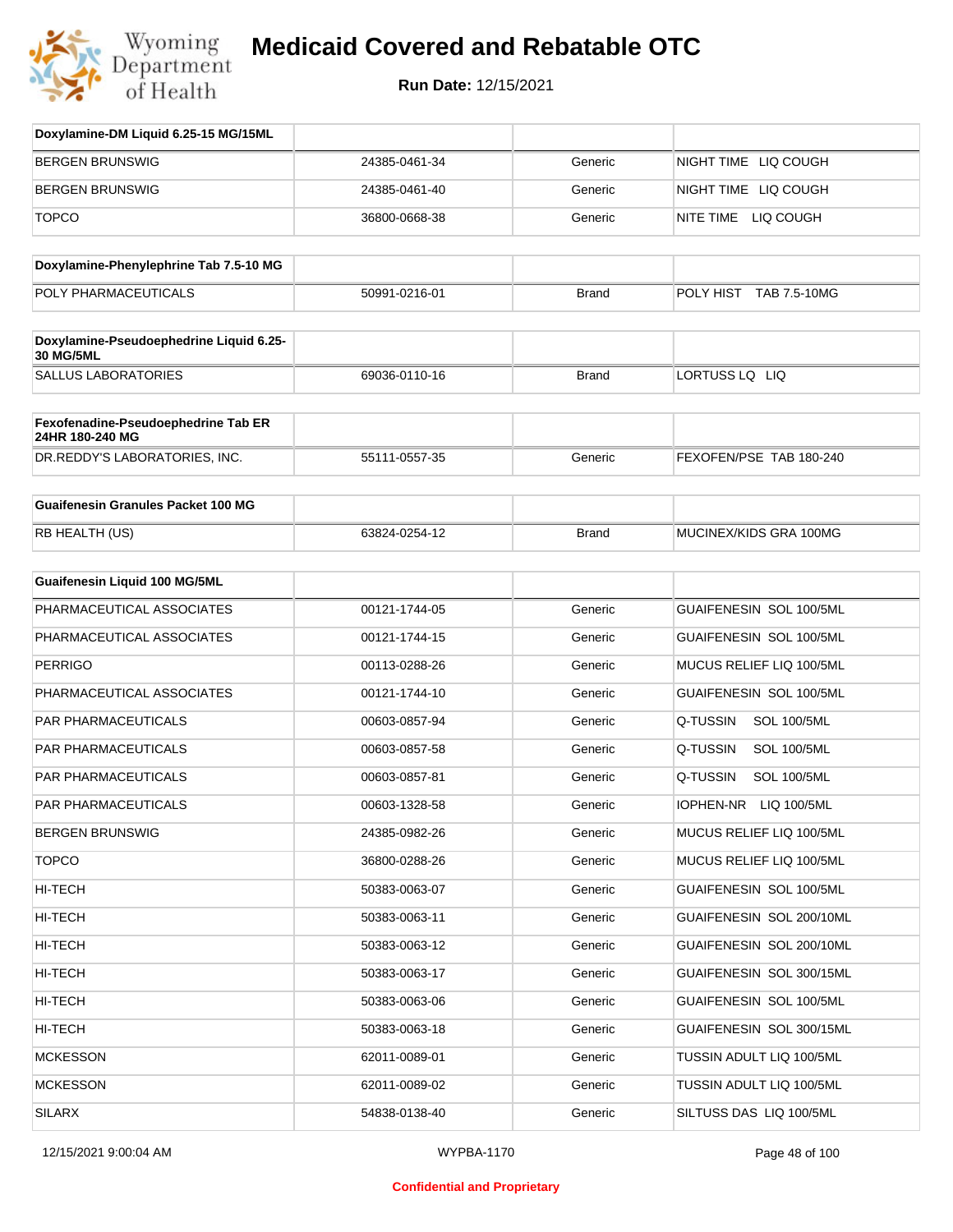| Doxylamine-DM Liquid 6.25-15 MG/15ML | | | |
|---|---|---|---|
| BERGEN BRUNSWIG | 24385-0461-34 | Generic | NIGHT TIME LIQ COUGH |
| BERGEN BRUNSWIG | 24385-0461-40 | Generic | NIGHT TIME LIQ COUGH |
| TOPCO | 36800-0668-38 | Generic | NITE TIME LIQ COUGH |

| Doxylamine-Phenylephrine Tab 7.5-10 MG | | | |
|---|---|---|---|
| POLY PHARMACEUTICALS | 50991-0216-01 | Brand | POLY HIST TAB 7.5-10MG |

| Doxylamine-Pseudoephedrine Liquid 6.25-30 MG/5ML | | | |
|---|---|---|---|
| SALLUS LABORATORIES | 69036-0110-16 | Brand | LORTUSS LQ LIQ |

| Fexofenadine-Pseudoephedrine Tab ER 24HR 180-240 MG | | | |
|---|---|---|---|
| DR.REDDY'S LABORATORIES, INC. | 55111-0557-35 | Generic | FEXOFEN/PSE TAB 180-240 |

| Guaifenesin Granules Packet 100 MG | | | |
|---|---|---|---|
| RB HEALTH (US) | 63824-0254-12 | Brand | MUCINEX/KIDS GRA 100MG |

| Guaifenesin Liquid 100 MG/5ML | | | |
|---|---|---|---|
| PHARMACEUTICAL ASSOCIATES | 00121-1744-05 | Generic | GUAIFENESIN SOL 100/5ML |
| PHARMACEUTICAL ASSOCIATES | 00121-1744-15 | Generic | GUAIFENESIN SOL 100/5ML |
| PERRIGO | 00113-0288-26 | Generic | MUCUS RELIEF LIQ 100/5ML |
| PHARMACEUTICAL ASSOCIATES | 00121-1744-10 | Generic | GUAIFENESIN SOL 100/5ML |
| PAR PHARMACEUTICALS | 00603-0857-94 | Generic | Q-TUSSIN SOL 100/5ML |
| PAR PHARMACEUTICALS | 00603-0857-58 | Generic | Q-TUSSIN SOL 100/5ML |
| PAR PHARMACEUTICALS | 00603-0857-81 | Generic | Q-TUSSIN SOL 100/5ML |
| PAR PHARMACEUTICALS | 00603-1328-58 | Generic | IOPHEN-NR LIQ 100/5ML |
| BERGEN BRUNSWIG | 24385-0982-26 | Generic | MUCUS RELIEF LIQ 100/5ML |
| TOPCO | 36800-0288-26 | Generic | MUCUS RELIEF LIQ 100/5ML |
| HI-TECH | 50383-0063-07 | Generic | GUAIFENESIN SOL 100/5ML |
| HI-TECH | 50383-0063-11 | Generic | GUAIFENESIN SOL 200/10ML |
| HI-TECH | 50383-0063-12 | Generic | GUAIFENESIN SOL 200/10ML |
| HI-TECH | 50383-0063-17 | Generic | GUAIFENESIN SOL 300/15ML |
| HI-TECH | 50383-0063-06 | Generic | GUAIFENESIN SOL 100/5ML |
| HI-TECH | 50383-0063-18 | Generic | GUAIFENESIN SOL 300/15ML |
| MCKESSON | 62011-0089-01 | Generic | TUSSIN ADULT LIQ 100/5ML |
| MCKESSON | 62011-0089-02 | Generic | TUSSIN ADULT LIQ 100/5ML |
| SILARX | 54838-0138-40 | Generic | SILTUSS DAS LIQ 100/5ML |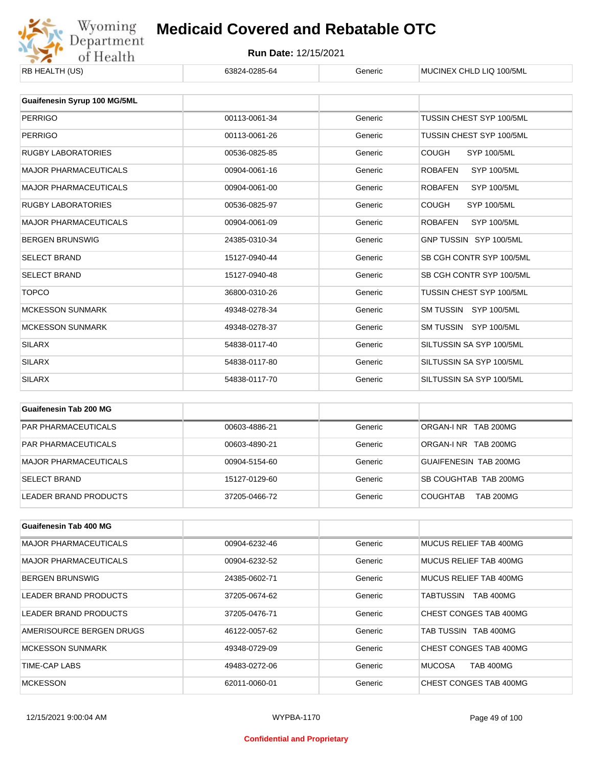| RB HEALTH (US) | 63824-0285-64 | Generic | MUCINEX CHLD LIQ 100/5ML |
|---|---|---|---|

| Guaifenesin Syrup 100 MG/5ML | | | |
|---|---|---|---|
| PERRIGO | 00113-0061-34 | Generic | TUSSIN CHEST SYP 100/5ML |
| PERRIGO | 00113-0061-26 | Generic | TUSSIN CHEST SYP 100/5ML |
| RUGBY LABORATORIES | 00536-0825-85 | Generic | COUGH SYP 100/5ML |
| MAJOR PHARMACEUTICALS | 00904-0061-16 | Generic | ROBAFEN SYP 100/5ML |
| MAJOR PHARMACEUTICALS | 00904-0061-00 | Generic | ROBAFEN SYP 100/5ML |
| RUGBY LABORATORIES | 00536-0825-97 | Generic | COUGH SYP 100/5ML |
| MAJOR PHARMACEUTICALS | 00904-0061-09 | Generic | ROBAFEN SYP 100/5ML |
| BERGEN BRUNSWIG | 24385-0310-34 | Generic | GNP TUSSIN SYP 100/5ML |
| SELECT BRAND | 15127-0940-44 | Generic | SB CGH CONTR SYP 100/5ML |
| SELECT BRAND | 15127-0940-48 | Generic | SB CGH CONTR SYP 100/5ML |
| TOPCO | 36800-0310-26 | Generic | TUSSIN CHEST SYP 100/5ML |
| MCKESSON SUNMARK | 49348-0278-34 | Generic | SM TUSSIN SYP 100/5ML |
| MCKESSON SUNMARK | 49348-0278-37 | Generic | SM TUSSIN SYP 100/5ML |
| SILARX | 54838-0117-40 | Generic | SILTUSSIN SA SYP 100/5ML |
| SILARX | 54838-0117-80 | Generic | SILTUSSIN SA SYP 100/5ML |
| SILARX | 54838-0117-70 | Generic | SILTUSSIN SA SYP 100/5ML |

| Guaifenesin Tab 200 MG | | | |
|---|---|---|---|
| PAR PHARMACEUTICALS | 00603-4886-21 | Generic | ORGAN-I NR TAB 200MG |
| PAR PHARMACEUTICALS | 00603-4890-21 | Generic | ORGAN-I NR TAB 200MG |
| MAJOR PHARMACEUTICALS | 00904-5154-60 | Generic | GUAIFENESIN TAB 200MG |
| SELECT BRAND | 15127-0129-60 | Generic | SB COUGHTAB TAB 200MG |
| LEADER BRAND PRODUCTS | 37205-0466-72 | Generic | COUGHTAB TAB 200MG |

| Guaifenesin Tab 400 MG | | | |
|---|---|---|---|
| MAJOR PHARMACEUTICALS | 00904-6232-46 | Generic | MUCUS RELIEF TAB 400MG |
| MAJOR PHARMACEUTICALS | 00904-6232-52 | Generic | MUCUS RELIEF TAB 400MG |
| BERGEN BRUNSWIG | 24385-0602-71 | Generic | MUCUS RELIEF TAB 400MG |
| LEADER BRAND PRODUCTS | 37205-0674-62 | Generic | TABTUSSIN TAB 400MG |
| LEADER BRAND PRODUCTS | 37205-0476-71 | Generic | CHEST CONGES TAB 400MG |
| AMERISOURCE BERGEN DRUGS | 46122-0057-62 | Generic | TAB TUSSIN TAB 400MG |
| MCKESSON SUNMARK | 49348-0729-09 | Generic | CHEST CONGES TAB 400MG |
| TIME-CAP LABS | 49483-0272-06 | Generic | MUCOSA TAB 400MG |
| MCKESSON | 62011-0060-01 | Generic | CHEST CONGES TAB 400MG |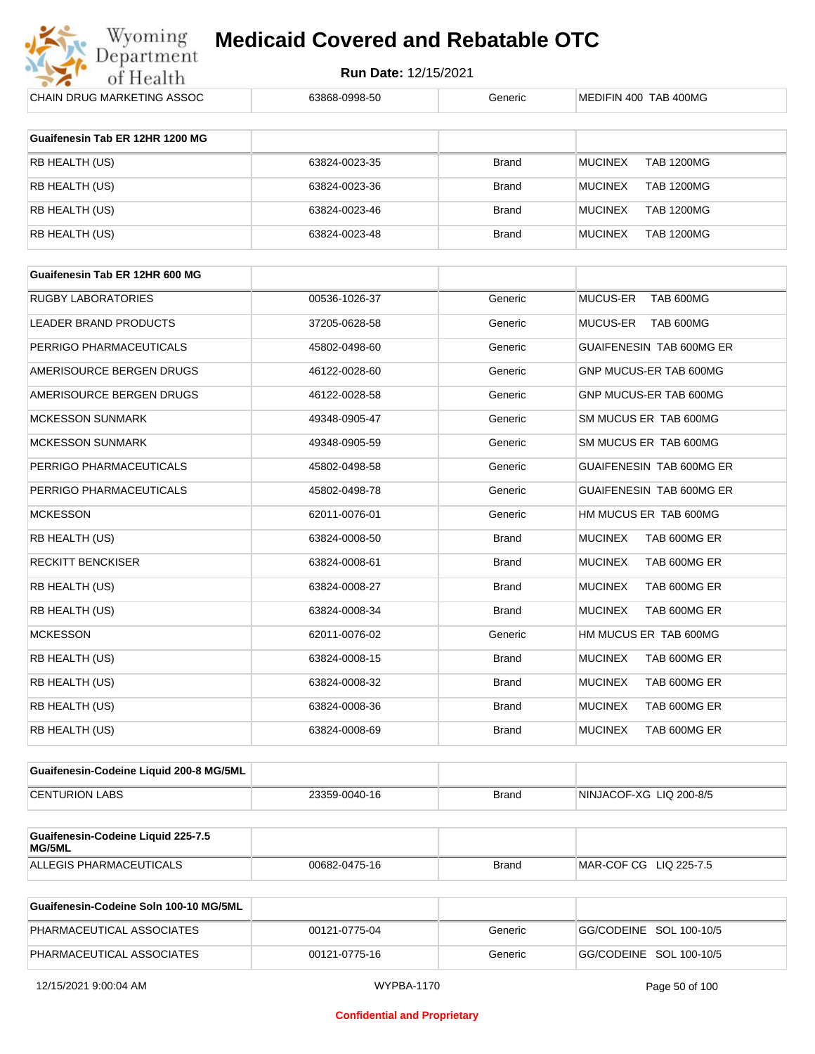| CHAIN DRUG MARKETING ASSOC | 63868-0998-50 | Generic | MEDIFIN 400 TAB 400MG |
|---|---|---|---|

| Guaifenesin Tab ER 12HR 1200 MG | | | |
|---|---|---|---|
| RB HEALTH (US) | 63824-0023-35 | Brand | MUCINEX TAB 1200MG |
| RB HEALTH (US) | 63824-0023-36 | Brand | MUCINEX TAB 1200MG |
| RB HEALTH (US) | 63824-0023-46 | Brand | MUCINEX TAB 1200MG |
| RB HEALTH (US) | 63824-0023-48 | Brand | MUCINEX TAB 1200MG |

| Guaifenesin Tab ER 12HR 600 MG | | | |
|---|---|---|---|
| RUGBY LABORATORIES | 00536-1026-37 | Generic | MUCUS-ER TAB 600MG |
| LEADER BRAND PRODUCTS | 37205-0628-58 | Generic | MUCUS-ER TAB 600MG |
| PERRIGO PHARMACEUTICALS | 45802-0498-60 | Generic | GUAIFENESIN TAB 600MG ER |
| AMERISOURCE BERGEN DRUGS | 46122-0028-60 | Generic | GNP MUCUS-ER TAB 600MG |
| AMERISOURCE BERGEN DRUGS | 46122-0028-58 | Generic | GNP MUCUS-ER TAB 600MG |
| MCKESSON SUNMARK | 49348-0905-47 | Generic | SM MUCUS ER TAB 600MG |
| MCKESSON SUNMARK | 49348-0905-59 | Generic | SM MUCUS ER TAB 600MG |
| PERRIGO PHARMACEUTICALS | 45802-0498-58 | Generic | GUAIFENESIN TAB 600MG ER |
| PERRIGO PHARMACEUTICALS | 45802-0498-78 | Generic | GUAIFENESIN TAB 600MG ER |
| MCKESSON | 62011-0076-01 | Generic | HM MUCUS ER TAB 600MG |
| RB HEALTH (US) | 63824-0008-50 | Brand | MUCINEX TAB 600MG ER |
| RECKITT BENCKISER | 63824-0008-61 | Brand | MUCINEX TAB 600MG ER |
| RB HEALTH (US) | 63824-0008-27 | Brand | MUCINEX TAB 600MG ER |
| RB HEALTH (US) | 63824-0008-34 | Brand | MUCINEX TAB 600MG ER |
| MCKESSON | 62011-0076-02 | Generic | HM MUCUS ER TAB 600MG |
| RB HEALTH (US) | 63824-0008-15 | Brand | MUCINEX TAB 600MG ER |
| RB HEALTH (US) | 63824-0008-32 | Brand | MUCINEX TAB 600MG ER |
| RB HEALTH (US) | 63824-0008-36 | Brand | MUCINEX TAB 600MG ER |
| RB HEALTH (US) | 63824-0008-69 | Brand | MUCINEX TAB 600MG ER |

| Guaifenesin-Codeine Liquid 200-8 MG/5ML | | | |
|---|---|---|---|
| CENTURION LABS | 23359-0040-16 | Brand | NINJACOF-XG LIQ 200-8/5 |

| Guaifenesin-Codeine Liquid 225-7.5 MG/5ML | | | |
|---|---|---|---|
| ALLEGIS PHARMACEUTICALS | 00682-0475-16 | Brand | MAR-COF CG LIQ 225-7.5 |

| Guaifenesin-Codeine Soln 100-10 MG/5ML | | | |
|---|---|---|---|
| PHARMACEUTICAL ASSOCIATES | 00121-0775-04 | Generic | GG/CODEINE SOL 100-10/5 |
| PHARMACEUTICAL ASSOCIATES | 00121-0775-16 | Generic | GG/CODEINE SOL 100-10/5 |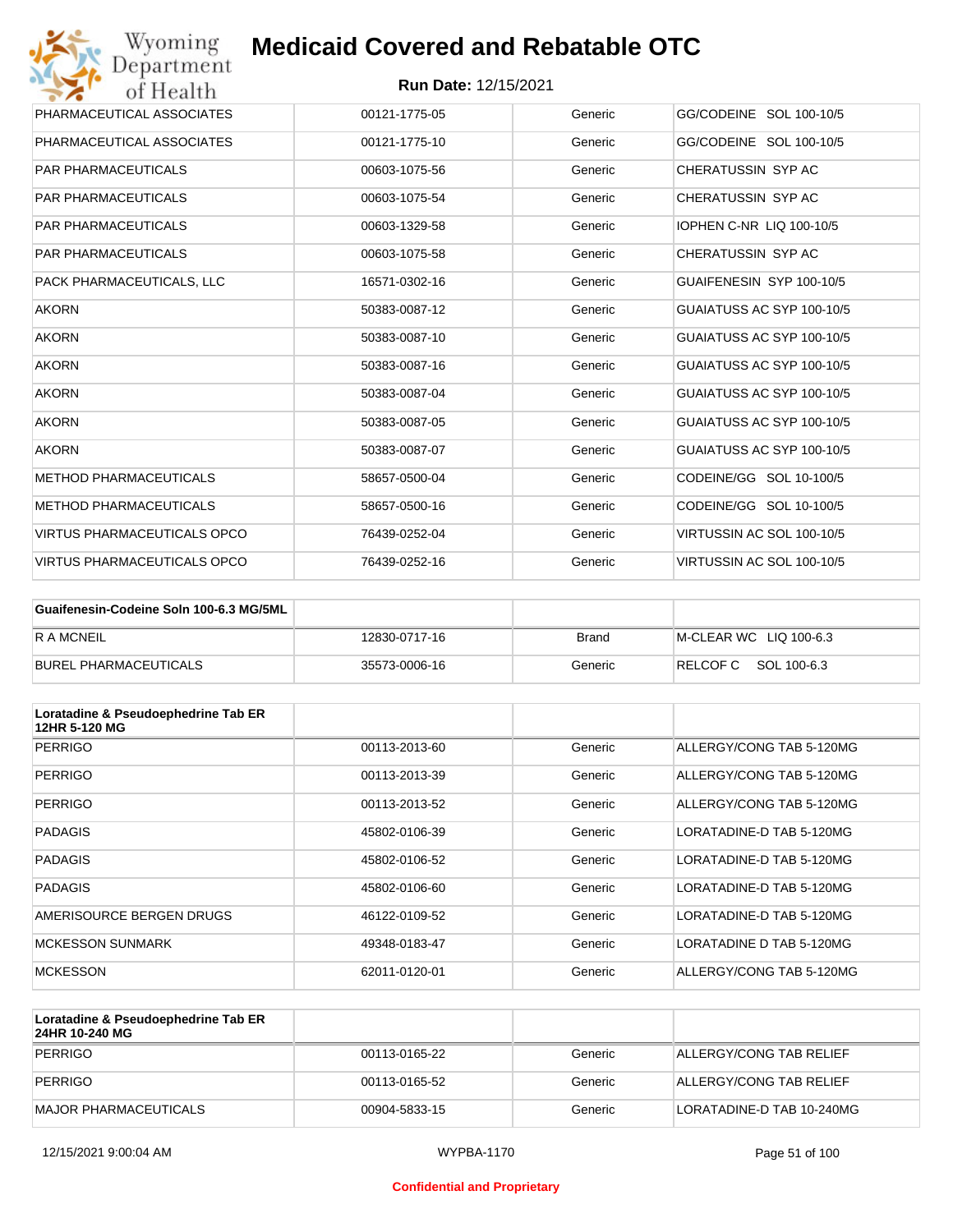| | | | |
|---|---|---|---|
| PHARMACEUTICAL ASSOCIATES | 00121-1775-05 | Generic | GG/CODEINE SOL 100-10/5 |
| PHARMACEUTICAL ASSOCIATES | 00121-1775-10 | Generic | GG/CODEINE SOL 100-10/5 |
| PAR PHARMACEUTICALS | 00603-1075-56 | Generic | CHERATUSSIN SYP AC |
| PAR PHARMACEUTICALS | 00603-1075-54 | Generic | CHERATUSSIN SYP AC |
| PAR PHARMACEUTICALS | 00603-1329-58 | Generic | IOPHEN C-NR LIQ 100-10/5 |
| PAR PHARMACEUTICALS | 00603-1075-58 | Generic | CHERATUSSIN SYP AC |
| PACK PHARMACEUTICALS, LLC | 16571-0302-16 | Generic | GUAIFENESIN SYP 100-10/5 |
| AKORN | 50383-0087-12 | Generic | GUAIATUSS AC SYP 100-10/5 |
| AKORN | 50383-0087-10 | Generic | GUAIATUSS AC SYP 100-10/5 |
| AKORN | 50383-0087-16 | Generic | GUAIATUSS AC SYP 100-10/5 |
| AKORN | 50383-0087-04 | Generic | GUAIATUSS AC SYP 100-10/5 |
| AKORN | 50383-0087-05 | Generic | GUAIATUSS AC SYP 100-10/5 |
| AKORN | 50383-0087-07 | Generic | GUAIATUSS AC SYP 100-10/5 |
| METHOD PHARMACEUTICALS | 58657-0500-04 | Generic | CODEINE/GG SOL 10-100/5 |
| METHOD PHARMACEUTICALS | 58657-0500-16 | Generic | CODEINE/GG SOL 10-100/5 |
| VIRTUS PHARMACEUTICALS OPCO | 76439-0252-04 | Generic | VIRTUSSIN AC SOL 100-10/5 |
| VIRTUS PHARMACEUTICALS OPCO | 76439-0252-16 | Generic | VIRTUSSIN AC SOL 100-10/5 |

| Guaifenesin-Codeine Soln 100-6.3 MG/5ML | | | |
|---|---|---|---|
| R A MCNEIL | 12830-0717-16 | Brand | M-CLEAR WC LIQ 100-6.3 |
| BUREL PHARMACEUTICALS | 35573-0006-16 | Generic | RELCOF C SOL 100-6.3 |

| Loratadine & Pseudoephedrine Tab ER 12HR 5-120 MG | | | |
|---|---|---|---|
| PERRIGO | 00113-2013-60 | Generic | ALLERGY/CONG TAB 5-120MG |
| PERRIGO | 00113-2013-39 | Generic | ALLERGY/CONG TAB 5-120MG |
| PERRIGO | 00113-2013-52 | Generic | ALLERGY/CONG TAB 5-120MG |
| PADAGIS | 45802-0106-39 | Generic | LORATADINE-D TAB 5-120MG |
| PADAGIS | 45802-0106-52 | Generic | LORATADINE-D TAB 5-120MG |
| PADAGIS | 45802-0106-60 | Generic | LORATADINE-D TAB 5-120MG |
| AMERISOURCE BERGEN DRUGS | 46122-0109-52 | Generic | LORATADINE-D TAB 5-120MG |
| MCKESSON SUNMARK | 49348-0183-47 | Generic | LORATADINE D TAB 5-120MG |
| MCKESSON | 62011-0120-01 | Generic | ALLERGY/CONG TAB 5-120MG |

| Loratadine & Pseudoephedrine Tab ER 24HR 10-240 MG | | | |
|---|---|---|---|
| PERRIGO | 00113-0165-22 | Generic | ALLERGY/CONG TAB RELIEF |
| PERRIGO | 00113-0165-52 | Generic | ALLERGY/CONG TAB RELIEF |
| MAJOR PHARMACEUTICALS | 00904-5833-15 | Generic | LORATADINE-D TAB 10-240MG |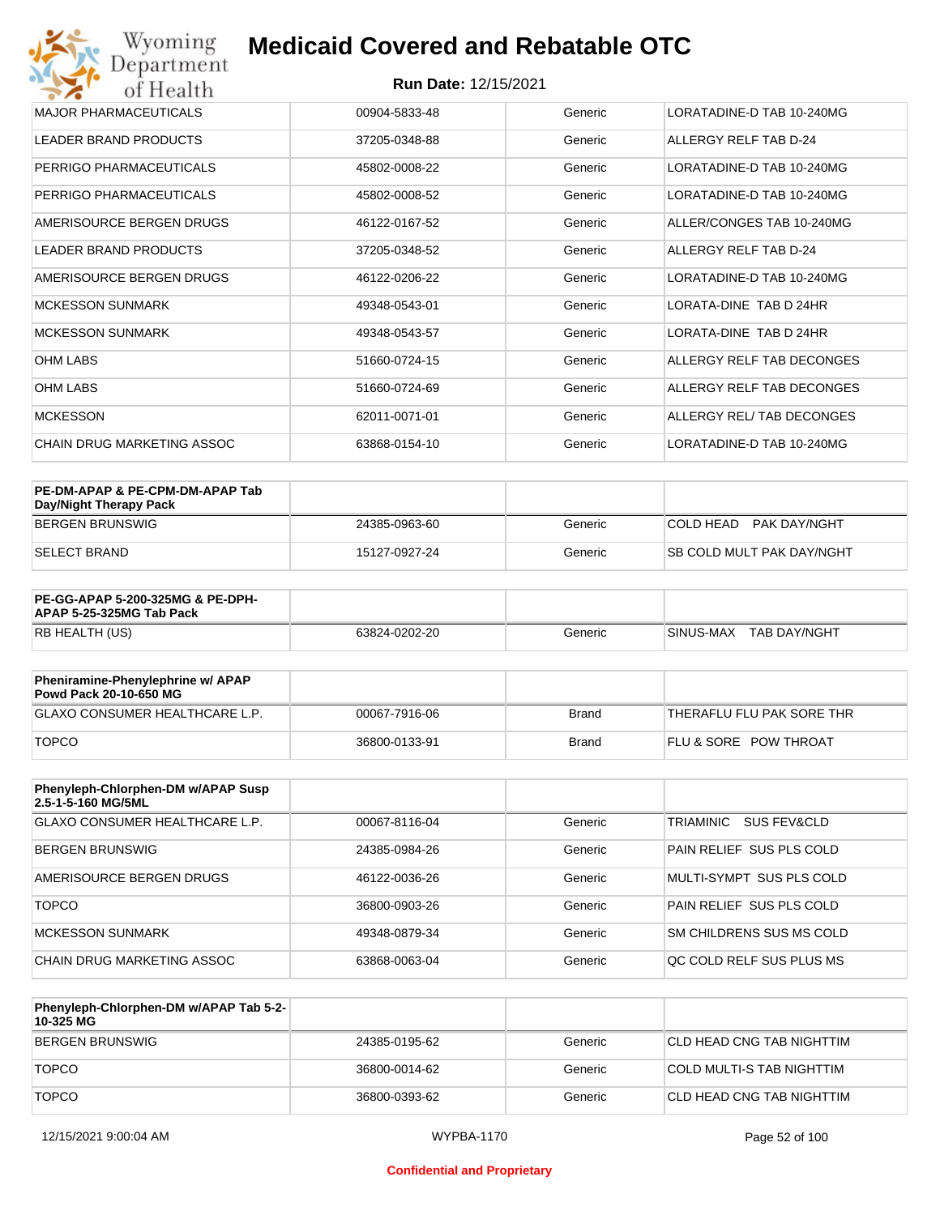| MAJOR PHARMACEUTICALS | 00904-5833-48 | Generic | LORATADINE-D TAB 10-240MG |
|---|---|---|---|
| LEADER BRAND PRODUCTS | 37205-0348-88 | Generic | ALLERGY RELF TAB D-24 |
| PERRIGO PHARMACEUTICALS | 45802-0008-22 | Generic | LORATADINE-D TAB 10-240MG |
| PERRIGO PHARMACEUTICALS | 45802-0008-52 | Generic | LORATADINE-D TAB 10-240MG |
| AMERISOURCE BERGEN DRUGS | 46122-0167-52 | Generic | ALLER/CONGES TAB 10-240MG |
| LEADER BRAND PRODUCTS | 37205-0348-52 | Generic | ALLERGY RELF TAB D-24 |
| AMERISOURCE BERGEN DRUGS | 46122-0206-22 | Generic | LORATADINE-D TAB 10-240MG |
| MCKESSON SUNMARK | 49348-0543-01 | Generic | LORATA-DINE TAB D 24HR |
| MCKESSON SUNMARK | 49348-0543-57 | Generic | LORATA-DINE TAB D 24HR |
| OHM LABS | 51660-0724-15 | Generic | ALLERGY RELF TAB DECONGES |
| OHM LABS | 51660-0724-69 | Generic | ALLERGY RELF TAB DECONGES |
| MCKESSON | 62011-0071-01 | Generic | ALLERGY REL/ TAB DECONGES |
| CHAIN DRUG MARKETING ASSOC | 63868-0154-10 | Generic | LORATADINE-D TAB 10-240MG |

| PE-DM-APAP & PE-CPM-DM-APAP Tab Day/Night Therapy Pack | | | |
|---|---|---|---|
| BERGEN BRUNSWIG | 24385-0963-60 | Generic | COLD HEAD PAK DAY/NGHT |
| SELECT BRAND | 15127-0927-24 | Generic | SB COLD MULT PAK DAY/NGHT |

| PE-GG-APAP 5-200-325MG & PE-DPH-APAP 5-25-325MG Tab Pack | | | |
|---|---|---|---|
| RB HEALTH (US) | 63824-0202-20 | Generic | SINUS-MAX TAB DAY/NGHT |

| Pheniramine-Phenylephrine w/ APAP Powd Pack 20-10-650 MG | | | |
|---|---|---|---|
| GLAXO CONSUMER HEALTHCARE L.P. | 00067-7916-06 | Brand | THERAFLU FLU PAK SORE THR |
| TOPCO | 36800-0133-91 | Brand | FLU & SORE POW THROAT |

| Phenyleph-Chlorphen-DM w/APAP Susp 2.5-1-5-160 MG/5ML | | | |
|---|---|---|---|
| GLAXO CONSUMER HEALTHCARE L.P. | 00067-8116-04 | Generic | TRIAMINIC SUS FEV&CLD |
| BERGEN BRUNSWIG | 24385-0984-26 | Generic | PAIN RELIEF SUS PLS COLD |
| AMERISOURCE BERGEN DRUGS | 46122-0036-26 | Generic | MULTI-SYMPT SUS PLS COLD |
| TOPCO | 36800-0903-26 | Generic | PAIN RELIEF SUS PLS COLD |
| MCKESSON SUNMARK | 49348-0879-34 | Generic | SM CHILDRENS SUS MS COLD |
| CHAIN DRUG MARKETING ASSOC | 63868-0063-04 | Generic | QC COLD RELF SUS PLUS MS |

| Phenyleph-Chlorphen-DM w/APAP Tab 5-2-10-325 MG | | | |
|---|---|---|---|
| BERGEN BRUNSWIG | 24385-0195-62 | Generic | CLD HEAD CNG TAB NIGHTTIM |
| TOPCO | 36800-0014-62 | Generic | COLD MULTI-S TAB NIGHTTIM |
| TOPCO | 36800-0393-62 | Generic | CLD HEAD CNG TAB NIGHTTIM |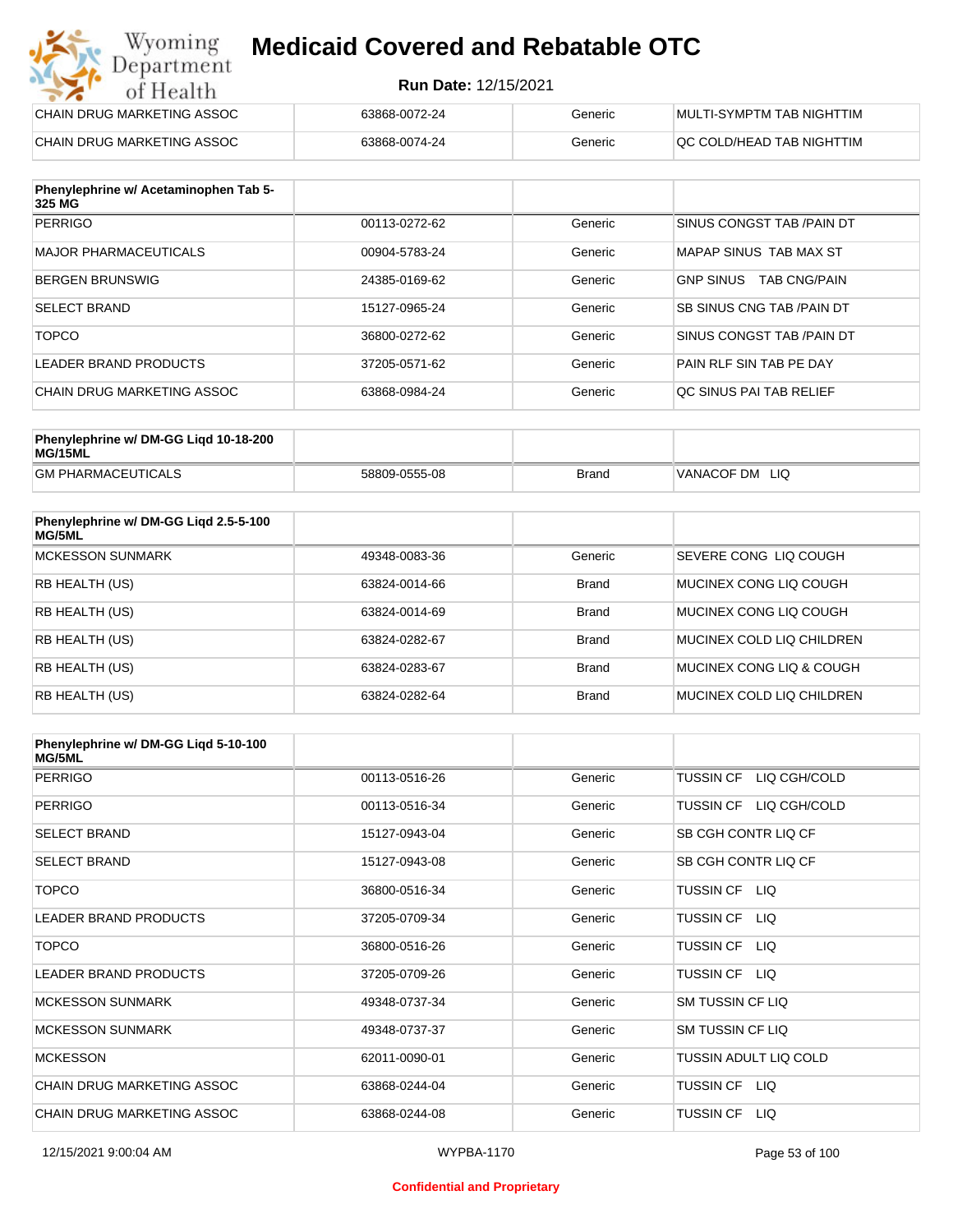| | | | |
|---|---|---|---|
| CHAIN DRUG MARKETING ASSOC | 63868-0072-24 | Generic | MULTI-SYMPTM TAB NIGHTTIM |
| CHAIN DRUG MARKETING ASSOC | 63868-0074-24 | Generic | QC COLD/HEAD TAB NIGHTTIM |

| Phenylephrine w/ Acetaminophen Tab 5-325 MG | | | |
|---|---|---|---|
| PERRIGO | 00113-0272-62 | Generic | SINUS CONGST TAB /PAIN DT |
| MAJOR PHARMACEUTICALS | 00904-5783-24 | Generic | MAPAP SINUS TAB MAX ST |
| BERGEN BRUNSWIG | 24385-0169-62 | Generic | GNP SINUS TAB CNG/PAIN |
| SELECT BRAND | 15127-0965-24 | Generic | SB SINUS CNG TAB /PAIN DT |
| TOPCO | 36800-0272-62 | Generic | SINUS CONGST TAB /PAIN DT |
| LEADER BRAND PRODUCTS | 37205-0571-62 | Generic | PAIN RLF SIN TAB PE DAY |
| CHAIN DRUG MARKETING ASSOC | 63868-0984-24 | Generic | QC SINUS PAI TAB RELIEF |

| Phenylephrine w/ DM-GG Liqd 10-18-200 MG/15ML | | | |
|---|---|---|---|
| GM PHARMACEUTICALS | 58809-0555-08 | Brand | VANACOF DM LIQ |

| Phenylephrine w/ DM-GG Liqd 2.5-5-100 MG/5ML | | | |
|---|---|---|---|
| MCKESSON SUNMARK | 49348-0083-36 | Generic | SEVERE CONG LIQ COUGH |
| RB HEALTH (US) | 63824-0014-66 | Brand | MUCINEX CONG LIQ COUGH |
| RB HEALTH (US) | 63824-0014-69 | Brand | MUCINEX CONG LIQ COUGH |
| RB HEALTH (US) | 63824-0282-67 | Brand | MUCINEX COLD LIQ CHILDREN |
| RB HEALTH (US) | 63824-0283-67 | Brand | MUCINEX CONG LIQ & COUGH |
| RB HEALTH (US) | 63824-0282-64 | Brand | MUCINEX COLD LIQ CHILDREN |

| Phenylephrine w/ DM-GG Liqd 5-10-100 MG/5ML | | | |
|---|---|---|---|
| PERRIGO | 00113-0516-26 | Generic | TUSSIN CF LIQ CGH/COLD |
| PERRIGO | 00113-0516-34 | Generic | TUSSIN CF LIQ CGH/COLD |
| SELECT BRAND | 15127-0943-04 | Generic | SB CGH CONTR LIQ CF |
| SELECT BRAND | 15127-0943-08 | Generic | SB CGH CONTR LIQ CF |
| TOPCO | 36800-0516-34 | Generic | TUSSIN CF LIQ |
| LEADER BRAND PRODUCTS | 37205-0709-34 | Generic | TUSSIN CF LIQ |
| TOPCO | 36800-0516-26 | Generic | TUSSIN CF LIQ |
| LEADER BRAND PRODUCTS | 37205-0709-26 | Generic | TUSSIN CF LIQ |
| MCKESSON SUNMARK | 49348-0737-34 | Generic | SM TUSSIN CF LIQ |
| MCKESSON SUNMARK | 49348-0737-37 | Generic | SM TUSSIN CF LIQ |
| MCKESSON | 62011-0090-01 | Generic | TUSSIN ADULT LIQ COLD |
| CHAIN DRUG MARKETING ASSOC | 63868-0244-04 | Generic | TUSSIN CF LIQ |
| CHAIN DRUG MARKETING ASSOC | 63868-0244-08 | Generic | TUSSIN CF LIQ |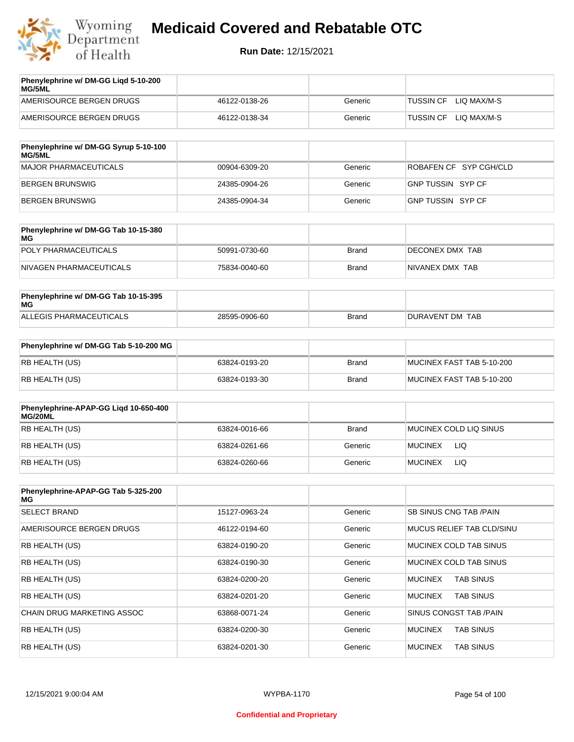# Medicaid Covered and Rebatable OTC

**Run Date:** 12/15/2021

| Phenylephrine w/ DM-GG Liqd 5-10-200 MG/5ML | | | |
|---|---|---|---|
| AMERISOURCE BERGEN DRUGS | 46122-0138-26 | Generic | TUSSIN CF LIQ MAX/M-S |
| AMERISOURCE BERGEN DRUGS | 46122-0138-34 | Generic | TUSSIN CF LIQ MAX/M-S |

| Phenylephrine w/ DM-GG Syrup 5-10-100 MG/5ML | | | |
|---|---|---|---|
| MAJOR PHARMACEUTICALS | 00904-6309-20 | Generic | ROBAFEN CF SYP CGH/CLD |
| BERGEN BRUNSWIG | 24385-0904-26 | Generic | GNP TUSSIN SYP CF |
| BERGEN BRUNSWIG | 24385-0904-34 | Generic | GNP TUSSIN SYP CF |

| Phenylephrine w/ DM-GG Tab 10-15-380 MG | | | |
|---|---|---|---|
| POLY PHARMACEUTICALS | 50991-0730-60 | Brand | DECONEX DMX TAB |
| NIVAGEN PHARMACEUTICALS | 75834-0040-60 | Brand | NIVANEX DMX TAB |

| Phenylephrine w/ DM-GG Tab 10-15-395 MG | | | |
|---|---|---|---|
| ALLEGIS PHARMACEUTICALS | 28595-0906-60 | Brand | DURAVENT DM TAB |

| Phenylephrine w/ DM-GG Tab 5-10-200 MG | | | |
|---|---|---|---|
| RB HEALTH (US) | 63824-0193-20 | Brand | MUCINEX FAST TAB 5-10-200 |
| RB HEALTH (US) | 63824-0193-30 | Brand | MUCINEX FAST TAB 5-10-200 |

| Phenylephrine-APAP-GG Liqd 10-650-400 MG/20ML | | | |
|---|---|---|---|
| RB HEALTH (US) | 63824-0016-66 | Brand | MUCINEX COLD LIQ SINUS |
| RB HEALTH (US) | 63824-0261-66 | Generic | MUCINEX LIQ |
| RB HEALTH (US) | 63824-0260-66 | Generic | MUCINEX LIQ |

| Phenylephrine-APAP-GG Tab 5-325-200 MG | | | |
|---|---|---|---|
| SELECT BRAND | 15127-0963-24 | Generic | SB SINUS CNG TAB /PAIN |
| AMERISOURCE BERGEN DRUGS | 46122-0194-60 | Generic | MUCUS RELIEF TAB CLD/SINU |
| RB HEALTH (US) | 63824-0190-20 | Generic | MUCINEX COLD TAB SINUS |
| RB HEALTH (US) | 63824-0190-30 | Generic | MUCINEX COLD TAB SINUS |
| RB HEALTH (US) | 63824-0200-20 | Generic | MUCINEX TAB SINUS |
| RB HEALTH (US) | 63824-0201-20 | Generic | MUCINEX TAB SINUS |
| CHAIN DRUG MARKETING ASSOC | 63868-0071-24 | Generic | SINUS CONGST TAB /PAIN |
| RB HEALTH (US) | 63824-0200-30 | Generic | MUCINEX TAB SINUS |
| RB HEALTH (US) | 63824-0201-30 | Generic | MUCINEX TAB SINUS |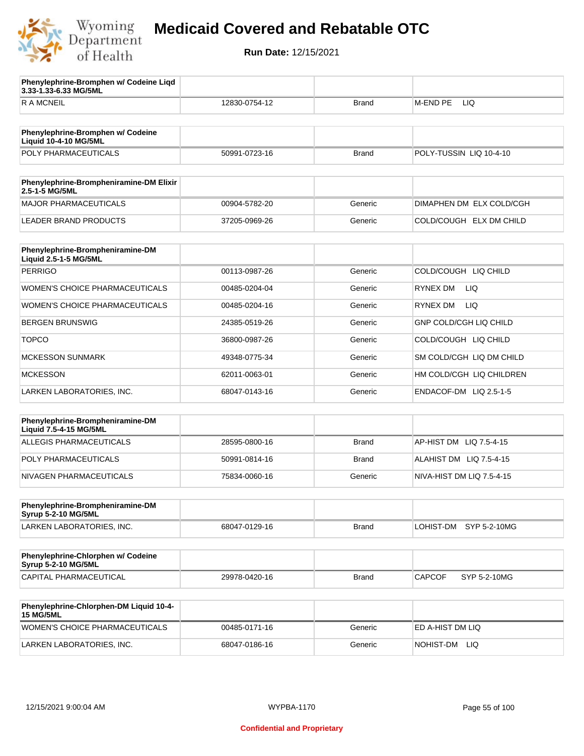# Medicaid Covered and Rebatable OTC

**Run Date:** 12/15/2021

| Phenylephrine-Bromphen w/ Codeine Liqd 3.33-1.33-6.33 MG/5ML | | | |
|---|---|---|---|
| R A MCNEIL | 12830-0754-12 | Brand | M-END PE LIQ |

| Phenylephrine-Bromphen w/ Codeine Liquid 10-4-10 MG/5ML | | | |
|---|---|---|---|
| POLY PHARMACEUTICALS | 50991-0723-16 | Brand | POLY-TUSSIN LIQ 10-4-10 |

| Phenylephrine-Brompheniramine-DM Elixir 2.5-1-5 MG/5ML | | | |
|---|---|---|---|
| MAJOR PHARMACEUTICALS | 00904-5782-20 | Generic | DIMAPHEN DM ELX COLD/CGH |
| LEADER BRAND PRODUCTS | 37205-0969-26 | Generic | COLD/COUGH ELX DM CHILD |

| Phenylephrine-Brompheniramine-DM Liquid 2.5-1-5 MG/5ML | | | |
|---|---|---|---|
| PERRIGO | 00113-0987-26 | Generic | COLD/COUGH LIQ CHILD |
| WOMEN'S CHOICE PHARMACEUTICALS | 00485-0204-04 | Generic | RYNEX DM LIQ |
| WOMEN'S CHOICE PHARMACEUTICALS | 00485-0204-16 | Generic | RYNEX DM LIQ |
| BERGEN BRUNSWIG | 24385-0519-26 | Generic | GNP COLD/CGH LIQ CHILD |
| TOPCO | 36800-0987-26 | Generic | COLD/COUGH LIQ CHILD |
| MCKESSON SUNMARK | 49348-0775-34 | Generic | SM COLD/CGH LIQ DM CHILD |
| MCKESSON | 62011-0063-01 | Generic | HM COLD/CGH LIQ CHILDREN |
| LARKEN LABORATORIES, INC. | 68047-0143-16 | Generic | ENDACOF-DM LIQ 2.5-1-5 |

| Phenylephrine-Brompheniramine-DM Liquid 7.5-4-15 MG/5ML | | | |
|---|---|---|---|
| ALLEGIS PHARMACEUTICALS | 28595-0800-16 | Brand | AP-HIST DM LIQ 7.5-4-15 |
| POLY PHARMACEUTICALS | 50991-0814-16 | Brand | ALAHIST DM LIQ 7.5-4-15 |
| NIVAGEN PHARMACEUTICALS | 75834-0060-16 | Generic | NIVA-HIST DM LIQ 7.5-4-15 |

| Phenylephrine-Brompheniramine-DM Syrup 5-2-10 MG/5ML | | | |
|---|---|---|---|
| LARKEN LABORATORIES, INC. | 68047-0129-16 | Brand | LOHIST-DM SYP 5-2-10MG |

| Phenylephrine-Chlorphen w/ Codeine Syrup 5-2-10 MG/5ML | | | |
|---|---|---|---|
| CAPITAL PHARMACEUTICAL | 29978-0420-16 | Brand | CAPCOF SYP 5-2-10MG |

| Phenylephrine-Chlorphen-DM Liquid 10-4-15 MG/5ML | | | |
|---|---|---|---|
| WOMEN'S CHOICE PHARMACEUTICALS | 00485-0171-16 | Generic | ED A-HIST DM LIQ |
| LARKEN LABORATORIES, INC. | 68047-0186-16 | Generic | NOHIST-DM LIQ |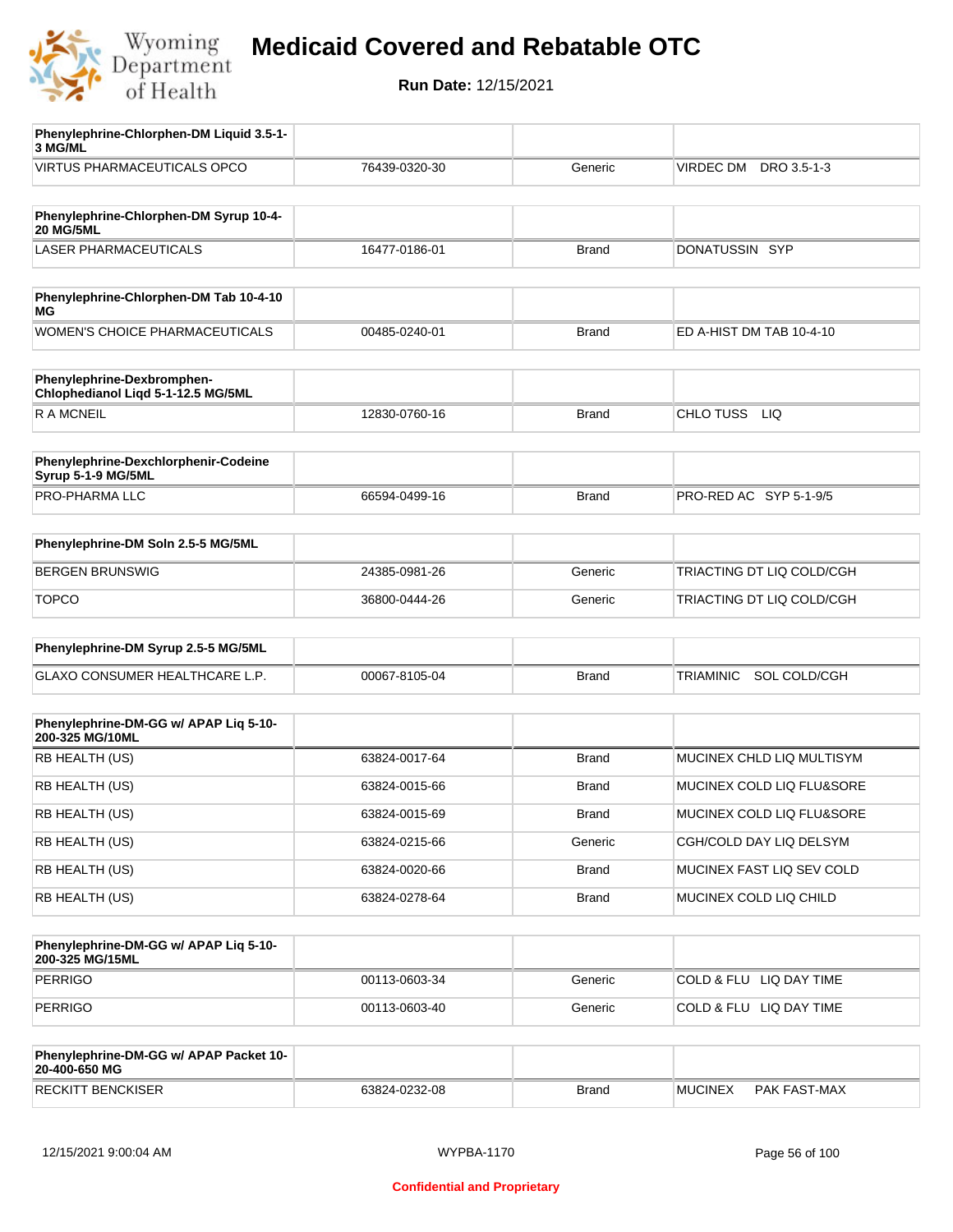# Medicaid Covered and Rebatable OTC

**Run Date:** 12/15/2021

| Phenylephrine-Chlorphen-DM Liquid 3.5-1-3 MG/ML | | | |
|---|---|---|---|
| VIRTUS PHARMACEUTICALS OPCO | 76439-0320-30 | Generic | VIRDEC DM DRO 3.5-1-3 |

| Phenylephrine-Chlorphen-DM Syrup 10-4-20 MG/5ML | | | |
|---|---|---|---|
| LASER PHARMACEUTICALS | 16477-0186-01 | Brand | DONATUSSIN SYP |

| Phenylephrine-Chlorphen-DM Tab 10-4-10 MG | | | |
|---|---|---|---|
| WOMEN'S CHOICE PHARMACEUTICALS | 00485-0240-01 | Brand | ED A-HIST DM TAB 10-4-10 |

| Phenylephrine-Dexbromphen-Chlophedianol Liqd 5-1-12.5 MG/5ML | | | |
|---|---|---|---|
| R A MCNEIL | 12830-0760-16 | Brand | CHLO TUSS LIQ |

| Phenylephrine-Dexchlorphenir-Codeine Syrup 5-1-9 MG/5ML | | | |
|---|---|---|---|
| PRO-PHARMA LLC | 66594-0499-16 | Brand | PRO-RED AC SYP 5-1-9/5 |

| Phenylephrine-DM Soln 2.5-5 MG/5ML | | | |
|---|---|---|---|
| BERGEN BRUNSWIG | 24385-0981-26 | Generic | TRIACTING DT LIQ COLD/CGH |
| TOPCO | 36800-0444-26 | Generic | TRIACTING DT LIQ COLD/CGH |

| Phenylephrine-DM Syrup 2.5-5 MG/5ML | | | |
|---|---|---|---|
| GLAXO CONSUMER HEALTHCARE L.P. | 00067-8105-04 | Brand | TRIAMINIC SOL COLD/CGH |

| Phenylephrine-DM-GG w/ APAP Liq 5-10-200-325 MG/10ML | | | |
|---|---|---|---|
| RB HEALTH (US) | 63824-0017-64 | Brand | MUCINEX CHLD LIQ MULTISYM |
| RB HEALTH (US) | 63824-0015-66 | Brand | MUCINEX COLD LIQ FLU&SORE |
| RB HEALTH (US) | 63824-0015-69 | Brand | MUCINEX COLD LIQ FLU&SORE |
| RB HEALTH (US) | 63824-0215-66 | Generic | CGH/COLD DAY LIQ DELSYM |
| RB HEALTH (US) | 63824-0020-66 | Brand | MUCINEX FAST LIQ SEV COLD |
| RB HEALTH (US) | 63824-0278-64 | Brand | MUCINEX COLD LIQ CHILD |

| Phenylephrine-DM-GG w/ APAP Liq 5-10-200-325 MG/15ML | | | |
|---|---|---|---|
| PERRIGO | 00113-0603-34 | Generic | COLD & FLU LIQ DAY TIME |
| PERRIGO | 00113-0603-40 | Generic | COLD & FLU LIQ DAY TIME |

| Phenylephrine-DM-GG w/ APAP Packet 10-20-400-650 MG | | | |
|---|---|---|---|
| RECKITT BENCKISER | 63824-0232-08 | Brand | MUCINEX PAK FAST-MAX |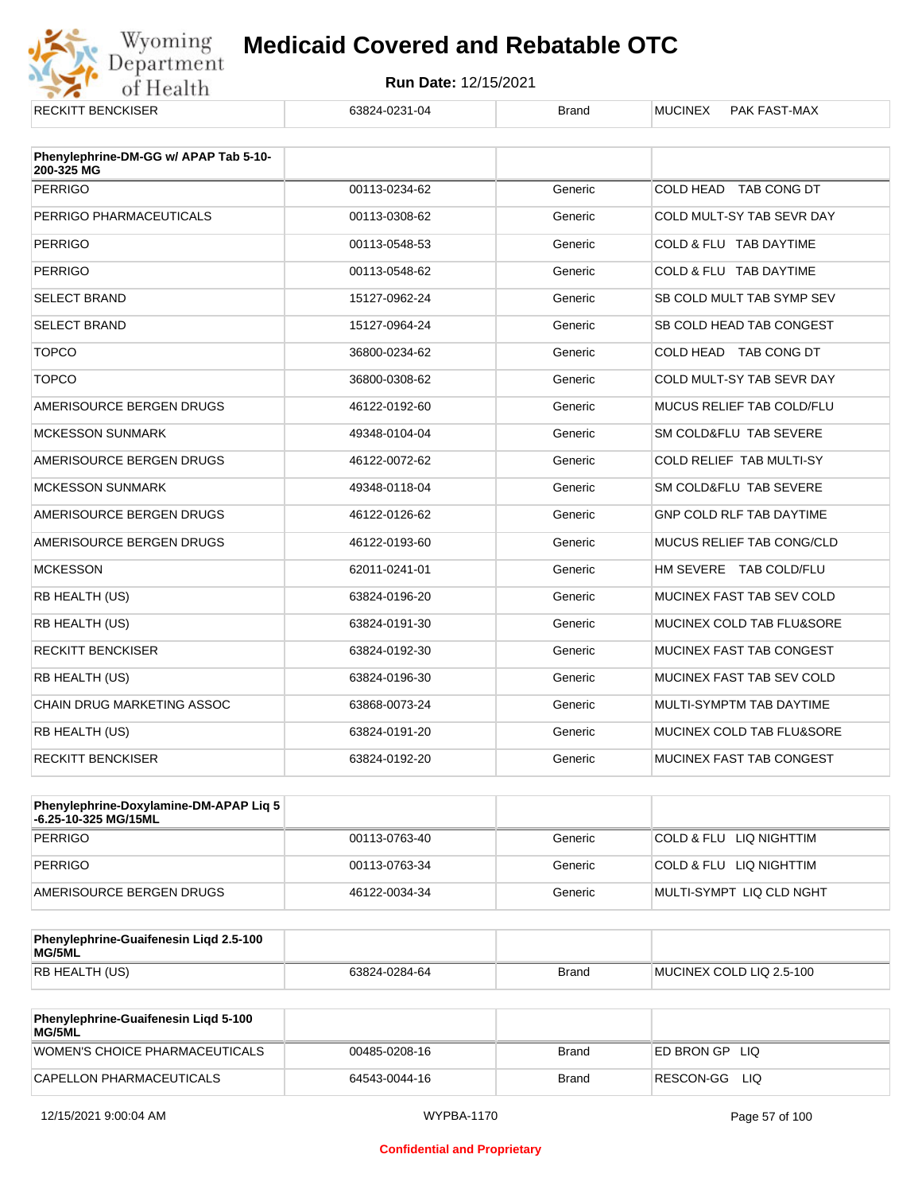| RECKITT BENCKISER | 63824-0231-04 | Brand | MUCINEX PAK FAST-MAX |
|---|---|---|---|

| Phenylephrine-DM-GG w/ APAP Tab 5-10-200-325 MG | | | |
|---|---|---|---|
| PERRIGO | 00113-0234-62 | Generic | COLD HEAD TAB CONG DT |
| PERRIGO PHARMACEUTICALS | 00113-0308-62 | Generic | COLD MULT-SY TAB SEVR DAY |
| PERRIGO | 00113-0548-53 | Generic | COLD & FLU TAB DAYTIME |
| PERRIGO | 00113-0548-62 | Generic | COLD & FLU TAB DAYTIME |
| SELECT BRAND | 15127-0962-24 | Generic | SB COLD MULT TAB SYMP SEV |
| SELECT BRAND | 15127-0964-24 | Generic | SB COLD HEAD TAB CONGEST |
| TOPCO | 36800-0234-62 | Generic | COLD HEAD TAB CONG DT |
| TOPCO | 36800-0308-62 | Generic | COLD MULT-SY TAB SEVR DAY |
| AMERISOURCE BERGEN DRUGS | 46122-0192-60 | Generic | MUCUS RELIEF TAB COLD/FLU |
| MCKESSON SUNMARK | 49348-0104-04 | Generic | SM COLD&FLU TAB SEVERE |
| AMERISOURCE BERGEN DRUGS | 46122-0072-62 | Generic | COLD RELIEF TAB MULTI-SY |
| MCKESSON SUNMARK | 49348-0118-04 | Generic | SM COLD&FLU TAB SEVERE |
| AMERISOURCE BERGEN DRUGS | 46122-0126-62 | Generic | GNP COLD RLF TAB DAYTIME |
| AMERISOURCE BERGEN DRUGS | 46122-0193-60 | Generic | MUCUS RELIEF TAB CONG/CLD |
| MCKESSON | 62011-0241-01 | Generic | HM SEVERE TAB COLD/FLU |
| RB HEALTH (US) | 63824-0196-20 | Generic | MUCINEX FAST TAB SEV COLD |
| RB HEALTH (US) | 63824-0191-30 | Generic | MUCINEX COLD TAB FLU&SORE |
| RECKITT BENCKISER | 63824-0192-30 | Generic | MUCINEX FAST TAB CONGEST |
| RB HEALTH (US) | 63824-0196-30 | Generic | MUCINEX FAST TAB SEV COLD |
| CHAIN DRUG MARKETING ASSOC | 63868-0073-24 | Generic | MULTI-SYMPTM TAB DAYTIME |
| RB HEALTH (US) | 63824-0191-20 | Generic | MUCINEX COLD TAB FLU&SORE |
| RECKITT BENCKISER | 63824-0192-20 | Generic | MUCINEX FAST TAB CONGEST |

| Phenylephrine-Doxylamine-DM-APAP Liq 5-6.25-10-325 MG/15ML | | | |
|---|---|---|---|
| PERRIGO | 00113-0763-40 | Generic | COLD & FLU LIQ NIGHTTIM |
| PERRIGO | 00113-0763-34 | Generic | COLD & FLU LIQ NIGHTTIM |
| AMERISOURCE BERGEN DRUGS | 46122-0034-34 | Generic | MULTI-SYMPT LIQ CLD NGHT |

| Phenylephrine-Guaifenesin Liqd 2.5-100 MG/5ML | | | |
|---|---|---|---|
| RB HEALTH (US) | 63824-0284-64 | Brand | MUCINEX COLD LIQ 2.5-100 |

| Phenylephrine-Guaifenesin Liqd 5-100 MG/5ML | | | |
|---|---|---|---|
| WOMEN'S CHOICE PHARMACEUTICALS | 00485-0208-16 | Brand | ED BRON GP LIQ |
| CAPELLON PHARMACEUTICALS | 64543-0044-16 | Brand | RESCON-GG LIQ |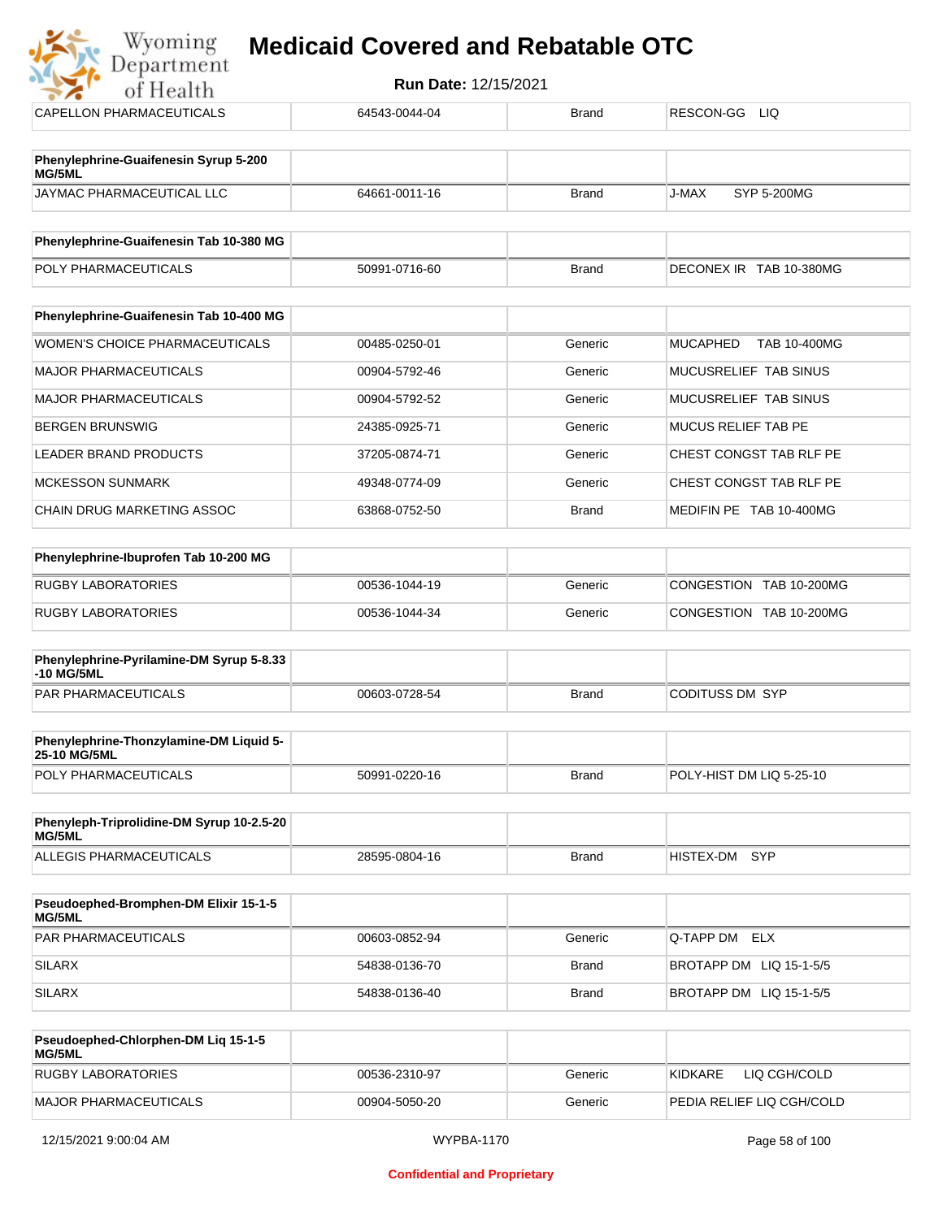| | | | |
|---|---|---|---|
| CAPELLON PHARMACEUTICALS | 64543-0044-04 | Brand | RESCON-GG LIQ |

| **Phenylephrine-Guaifenesin Syrup 5-200 MG/5ML** | | | |
|---|---|---|---|
| JAYMAC PHARMACEUTICAL LLC | 64661-0011-16 | Brand | J-MAX SYP 5-200MG |

| **Phenylephrine-Guaifenesin Tab 10-380 MG** | | | |
|---|---|---|---|
| POLY PHARMACEUTICALS | 50991-0716-60 | Brand | DECONEX IR TAB 10-380MG |

| **Phenylephrine-Guaifenesin Tab 10-400 MG** | | | |
|---|---|---|---|
| WOMEN'S CHOICE PHARMACEUTICALS | 00485-0250-01 | Generic | MUCAPHED TAB 10-400MG |
| MAJOR PHARMACEUTICALS | 00904-5792-46 | Generic | MUCUSRELIEF TAB SINUS |
| MAJOR PHARMACEUTICALS | 00904-5792-52 | Generic | MUCUSRELIEF TAB SINUS |
| BERGEN BRUNSWIG | 24385-0925-71 | Generic | MUCUS RELIEF TAB PE |
| LEADER BRAND PRODUCTS | 37205-0874-71 | Generic | CHEST CONGST TAB RLF PE |
| MCKESSON SUNMARK | 49348-0774-09 | Generic | CHEST CONGST TAB RLF PE |
| CHAIN DRUG MARKETING ASSOC | 63868-0752-50 | Brand | MEDIFIN PE TAB 10-400MG |

| **Phenylephrine-Ibuprofen Tab 10-200 MG** | | | |
|---|---|---|---|
| RUGBY LABORATORIES | 00536-1044-19 | Generic | CONGESTION TAB 10-200MG |
| RUGBY LABORATORIES | 00536-1044-34 | Generic | CONGESTION TAB 10-200MG |

| **Phenylephrine-Pyrilamine-DM Syrup 5-8.33 -10 MG/5ML** | | | |
|---|---|---|---|
| PAR PHARMACEUTICALS | 00603-0728-54 | Brand | CODITUSS DM SYP |

| **Phenylephrine-Thonzylamine-DM Liquid 5-25-10 MG/5ML** | | | |
|---|---|---|---|
| POLY PHARMACEUTICALS | 50991-0220-16 | Brand | POLY-HIST DM LIQ 5-25-10 |

| **Phenyleph-Triprolidine-DM Syrup 10-2.5-20 MG/5ML** | | | |
|---|---|---|---|
| ALLEGIS PHARMACEUTICALS | 28595-0804-16 | Brand | HISTEX-DM SYP |

| **Pseudoephed-Bromphen-DM Elixir 15-1-5 MG/5ML** | | | |
|---|---|---|---|
| PAR PHARMACEUTICALS | 00603-0852-94 | Generic | Q-TAPP DM ELX |
| SILARX | 54838-0136-70 | Brand | BROTAPP DM LIQ 15-1-5/5 |
| SILARX | 54838-0136-40 | Brand | BROTAPP DM LIQ 15-1-5/5 |

| **Pseudoephed-Chlorphen-DM Liq 15-1-5 MG/5ML** | | | |
|---|---|---|---|
| RUGBY LABORATORIES | 00536-2310-97 | Generic | KIDKARE LIQ CGH/COLD |
| MAJOR PHARMACEUTICALS | 00904-5050-20 | Generic | PEDIA RELIEF LIQ CGH/COLD |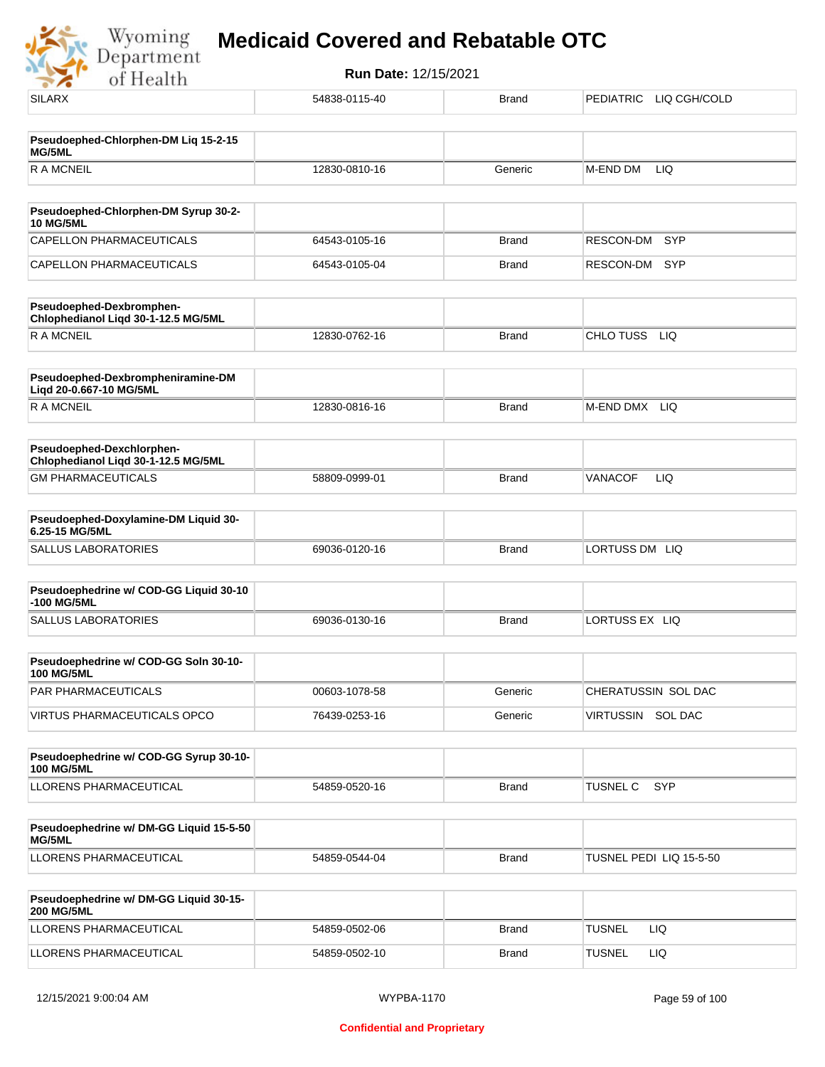| SILARX | 54838-0115-40 | Brand | PEDIATRIC LIQ CGH/COLD |
|---|---|---|---|

| **Pseudoephed-Chlorphen-DM Liq 15-2-15 MG/5ML** | | | |
|---|---|---|---|
| R A MCNEIL | 12830-0810-16 | Generic | M-END DM LIQ |

| **Pseudoephed-Chlorphen-DM Syrup 30-2-10 MG/5ML** | | | |
|---|---|---|---|
| CAPELLON PHARMACEUTICALS | 64543-0105-16 | Brand | RESCON-DM SYP |
| CAPELLON PHARMACEUTICALS | 64543-0105-04 | Brand | RESCON-DM SYP |

| **Pseudoephed-Dexbromphen-Chlophedianol Liqd 30-1-12.5 MG/5ML** | | | |
|---|---|---|---|
| R A MCNEIL | 12830-0762-16 | Brand | CHLO TUSS LIQ |

| **Pseudoephed-Dexbrompheniramine-DM Liqd 20-0.667-10 MG/5ML** | | | |
|---|---|---|---|
| R A MCNEIL | 12830-0816-16 | Brand | M-END DMX LIQ |

| **Pseudoephed-Dexchlorphen-Chlophedianol Liqd 30-1-12.5 MG/5ML** | | | |
|---|---|---|---|
| GM PHARMACEUTICALS | 58809-0999-01 | Brand | VANACOF LIQ |

| **Pseudoephed-Doxylamine-DM Liquid 30-6.25-15 MG/5ML** | | | |
|---|---|---|---|
| SALLUS LABORATORIES | 69036-0120-16 | Brand | LORTUSS DM LIQ |

| **Pseudoephedrine w/ COD-GG Liquid 30-10-100 MG/5ML** | | | |
|---|---|---|---|
| SALLUS LABORATORIES | 69036-0130-16 | Brand | LORTUSS EX LIQ |

| **Pseudoephedrine w/ COD-GG Soln 30-10-100 MG/5ML** | | | |
|---|---|---|---|
| PAR PHARMACEUTICALS | 00603-1078-58 | Generic | CHERATUSSIN SOL DAC |
| VIRTUS PHARMACEUTICALS OPCO | 76439-0253-16 | Generic | VIRTUSSIN SOL DAC |

| **Pseudoephedrine w/ COD-GG Syrup 30-10-100 MG/5ML** | | | |
|---|---|---|---|
| LLORENS PHARMACEUTICAL | 54859-0520-16 | Brand | TUSNEL C SYP |

| **Pseudoephedrine w/ DM-GG Liquid 15-5-50 MG/5ML** | | | |
|---|---|---|---|
| LLORENS PHARMACEUTICAL | 54859-0544-04 | Brand | TUSNEL PEDI LIQ 15-5-50 |

| **Pseudoephedrine w/ DM-GG Liquid 30-15-200 MG/5ML** | | | |
|---|---|---|---|
| LLORENS PHARMACEUTICAL | 54859-0502-06 | Brand | TUSNEL LIQ |
| LLORENS PHARMACEUTICAL | 54859-0502-10 | Brand | TUSNEL LIQ |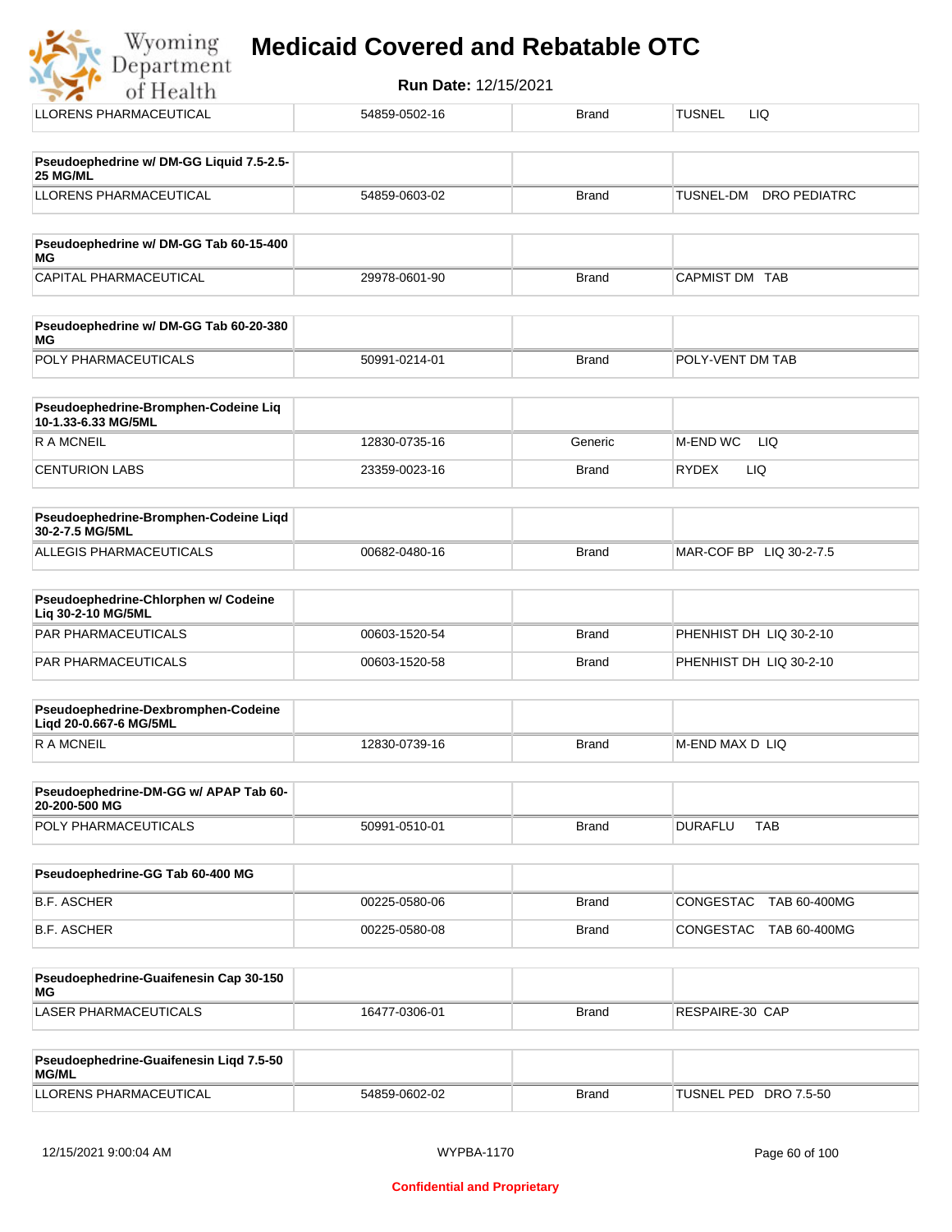| | | | |
|---|---|---|---|
| LLORENS PHARMACEUTICAL | 54859-0502-16 | Brand | TUSNEL LIQ |

| Pseudoephedrine w/ DM-GG Liquid 7.5-2.5-25 MG/ML | | | |
|---|---|---|---|
| LLORENS PHARMACEUTICAL | 54859-0603-02 | Brand | TUSNEL-DM DRO PEDIATRC |

| Pseudoephedrine w/ DM-GG Tab 60-15-400 MG | | | |
|---|---|---|---|
| CAPITAL PHARMACEUTICAL | 29978-0601-90 | Brand | CAPMIST DM TAB |

| Pseudoephedrine w/ DM-GG Tab 60-20-380 MG | | | |
|---|---|---|---|
| POLY PHARMACEUTICALS | 50991-0214-01 | Brand | POLY-VENT DM TAB |

| Pseudoephedrine-Bromphen-Codeine Liq 10-1.33-6.33 MG/5ML | | | |
|---|---|---|---|
| R A MCNEIL | 12830-0735-16 | Generic | M-END WC LIQ |
| CENTURION LABS | 23359-0023-16 | Brand | RYDEX LIQ |

| Pseudoephedrine-Bromphen-Codeine Liqd 30-2-7.5 MG/5ML | | | |
|---|---|---|---|
| ALLEGIS PHARMACEUTICALS | 00682-0480-16 | Brand | MAR-COF BP LIQ 30-2-7.5 |

| Pseudoephedrine-Chlorphen w/ Codeine Liq 30-2-10 MG/5ML | | | |
|---|---|---|---|
| PAR PHARMACEUTICALS | 00603-1520-54 | Brand | PHENHIST DH LIQ 30-2-10 |
| PAR PHARMACEUTICALS | 00603-1520-58 | Brand | PHENHIST DH LIQ 30-2-10 |

| Pseudoephedrine-Dexbromphen-Codeine Liqd 20-0.667-6 MG/5ML | | | |
|---|---|---|---|
| R A MCNEIL | 12830-0739-16 | Brand | M-END MAX D LIQ |

| Pseudoephedrine-DM-GG w/ APAP Tab 60-20-200-500 MG | | | |
|---|---|---|---|
| POLY PHARMACEUTICALS | 50991-0510-01 | Brand | DURAFLU TAB |

| Pseudoephedrine-GG Tab 60-400 MG | | | |
|---|---|---|---|
| B.F. ASCHER | 00225-0580-06 | Brand | CONGESTAC TAB 60-400MG |
| B.F. ASCHER | 00225-0580-08 | Brand | CONGESTAC TAB 60-400MG |

| Pseudoephedrine-Guaifenesin Cap 30-150 MG | | | |
|---|---|---|---|
| LASER PHARMACEUTICALS | 16477-0306-01 | Brand | RESPAIRE-30 CAP |

| Pseudoephedrine-Guaifenesin Liqd 7.5-50 MG/ML | | | |
|---|---|---|---|
| LLORENS PHARMACEUTICAL | 54859-0602-02 | Brand | TUSNEL PED DRO 7.5-50 |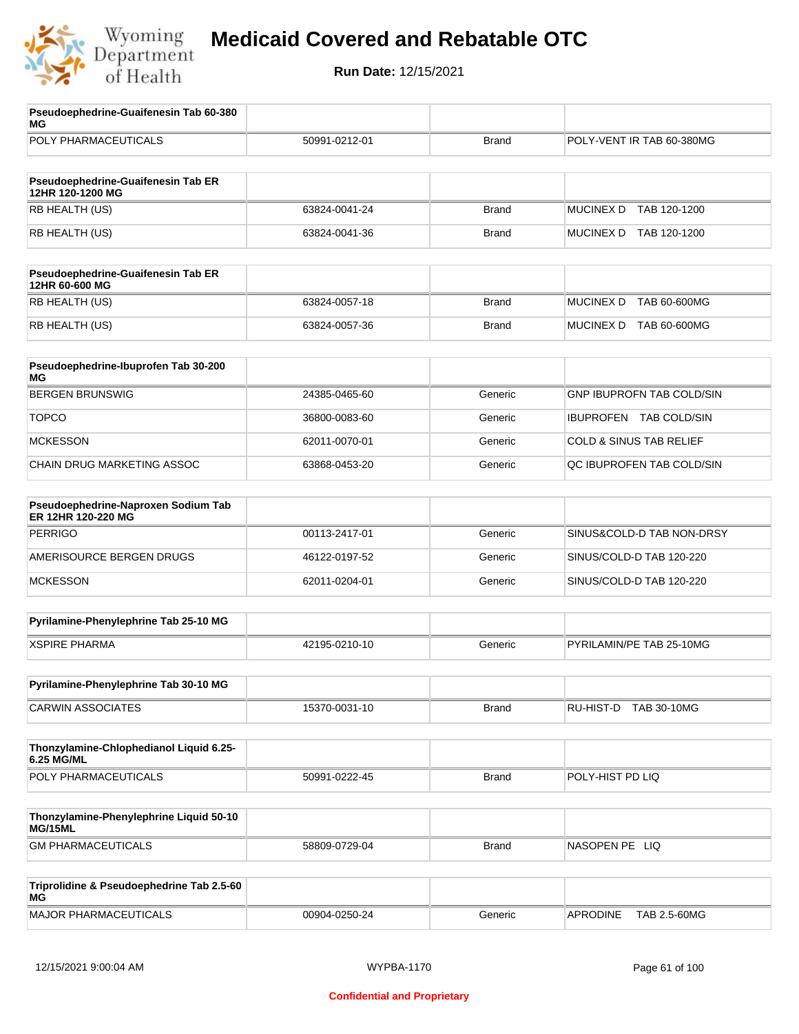# Medicaid Covered and Rebatable OTC

**Run Date:** 12/15/2021

| Pseudoephedrine-Guaifenesin Tab 60-380 MG | | | |
|---|---|---|---|
| POLY PHARMACEUTICALS | 50991-0212-01 | Brand | POLY-VENT IR TAB 60-380MG |

| Pseudoephedrine-Guaifenesin Tab ER 12HR 120-1200 MG | | | |
|---|---|---|---|
| RB HEALTH (US) | 63824-0041-24 | Brand | MUCINEX D TAB 120-1200 |
| RB HEALTH (US) | 63824-0041-36 | Brand | MUCINEX D TAB 120-1200 |

| Pseudoephedrine-Guaifenesin Tab ER 12HR 60-600 MG | | | |
|---|---|---|---|
| RB HEALTH (US) | 63824-0057-18 | Brand | MUCINEX D TAB 60-600MG |
| RB HEALTH (US) | 63824-0057-36 | Brand | MUCINEX D TAB 60-600MG |

| Pseudoephedrine-Ibuprofen Tab 30-200 MG | | | |
|---|---|---|---|
| BERGEN BRUNSWIG | 24385-0465-60 | Generic | GNP IBUPROFN TAB COLD/SIN |
| TOPCO | 36800-0083-60 | Generic | IBUPROFEN TAB COLD/SIN |
| MCKESSON | 62011-0070-01 | Generic | COLD & SINUS TAB RELIEF |
| CHAIN DRUG MARKETING ASSOC | 63868-0453-20 | Generic | QC IBUPROFEN TAB COLD/SIN |

| Pseudoephedrine-Naproxen Sodium Tab ER 12HR 120-220 MG | | | |
|---|---|---|---|
| PERRIGO | 00113-2417-01 | Generic | SINUS&COLD-D TAB NON-DRSY |
| AMERISOURCE BERGEN DRUGS | 46122-0197-52 | Generic | SINUS/COLD-D TAB 120-220 |
| MCKESSON | 62011-0204-01 | Generic | SINUS/COLD-D TAB 120-220 |

| Pyrilamine-Phenylephrine Tab 25-10 MG | | | |
|---|---|---|---|
| XSPIRE PHARMA | 42195-0210-10 | Generic | PYRILAMIN/PE TAB 25-10MG |

| Pyrilamine-Phenylephrine Tab 30-10 MG | | | |
|---|---|---|---|
| CARWIN ASSOCIATES | 15370-0031-10 | Brand | RU-HIST-D TAB 30-10MG |

| Thonzylamine-Chlophedianol Liquid 6.25-6.25 MG/ML | | | |
|---|---|---|---|
| POLY PHARMACEUTICALS | 50991-0222-45 | Brand | POLY-HIST PD LIQ |

| Thonzylamine-Phenylephrine Liquid 50-10 MG/15ML | | | |
|---|---|---|---|
| GM PHARMACEUTICALS | 58809-0729-04 | Brand | NASOPEN PE LIQ |

| Triprolidine & Pseudoephedrine Tab 2.5-60 MG | | | |
|---|---|---|---|
| MAJOR PHARMACEUTICALS | 00904-0250-24 | Generic | APRODINE TAB 2.5-60MG |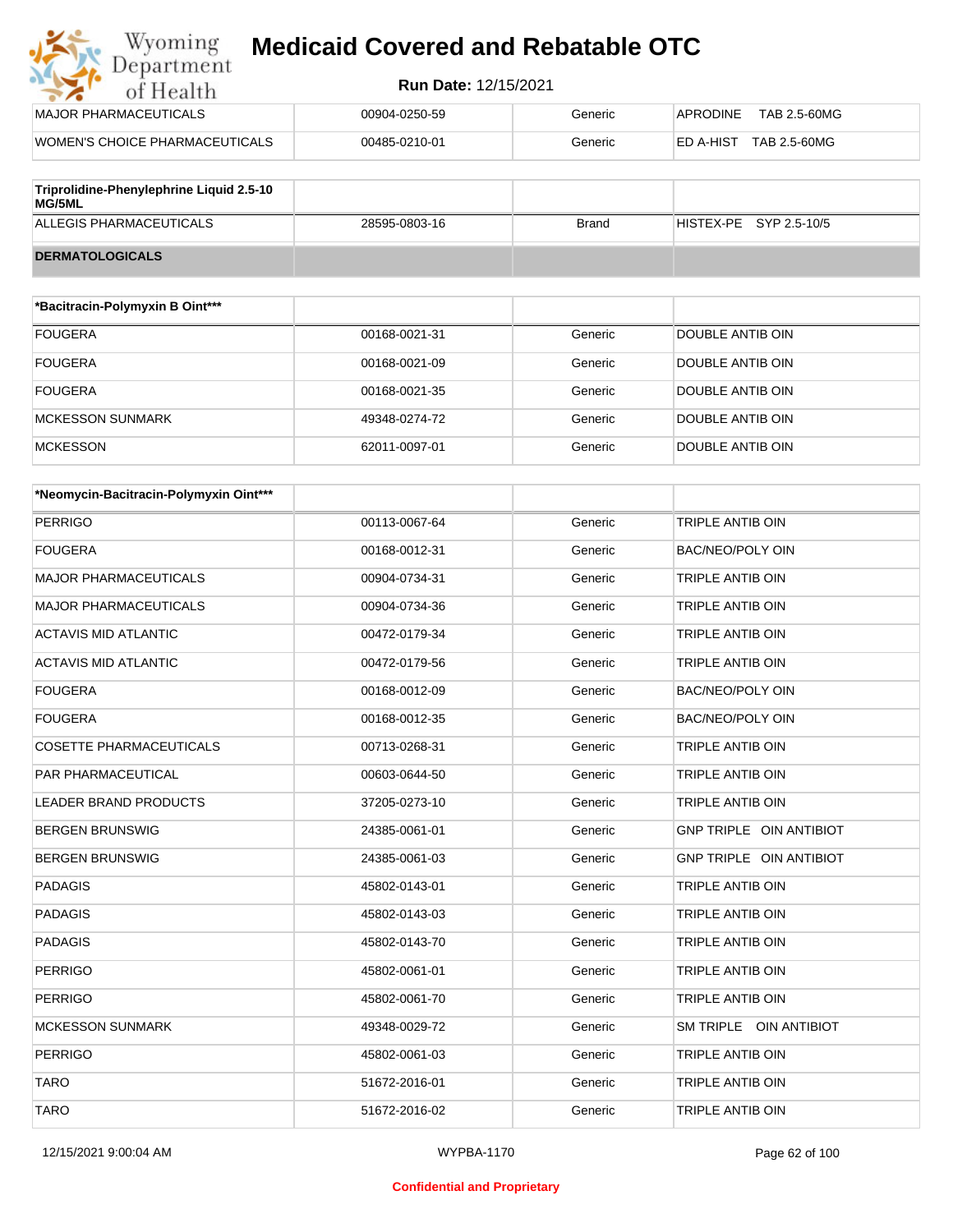| MAJOR PHARMACEUTICALS | 00904-0250-59 | Generic | APRODINE TAB 2.5-60MG |
|---|---|---|---|
| WOMEN'S CHOICE PHARMACEUTICALS | 00485-0210-01 | Generic | ED A-HIST TAB 2.5-60MG |

| **Triprolidine-Phenylephrine Liquid 2.5-10 MG/5ML** | | | |
|---|---|---|---|
| ALLEGIS PHARMACEUTICALS | 28595-0803-16 | Brand | HISTEX-PE SYP 2.5-10/5 |
| **DERMATOLOGICALS** | | | |

| ***Bacitracin-Polymyxin B Oint***** | | | |
|---|---|---|---|
| FOUGERA | 00168-0021-31 | Generic | DOUBLE ANTIB OIN |
| FOUGERA | 00168-0021-09 | Generic | DOUBLE ANTIB OIN |
| FOUGERA | 00168-0021-35 | Generic | DOUBLE ANTIB OIN |
| MCKESSON SUNMARK | 49348-0274-72 | Generic | DOUBLE ANTIB OIN |
| MCKESSON | 62011-0097-01 | Generic | DOUBLE ANTIB OIN |

| ***Neomycin-Bacitracin-Polymyxin Oint***** | | | |
|---|---|---|---|
| PERRIGO | 00113-0067-64 | Generic | TRIPLE ANTIB OIN |
| FOUGERA | 00168-0012-31 | Generic | BAC/NEO/POLY OIN |
| MAJOR PHARMACEUTICALS | 00904-0734-31 | Generic | TRIPLE ANTIB OIN |
| MAJOR PHARMACEUTICALS | 00904-0734-36 | Generic | TRIPLE ANTIB OIN |
| ACTAVIS MID ATLANTIC | 00472-0179-34 | Generic | TRIPLE ANTIB OIN |
| ACTAVIS MID ATLANTIC | 00472-0179-56 | Generic | TRIPLE ANTIB OIN |
| FOUGERA | 00168-0012-09 | Generic | BAC/NEO/POLY OIN |
| FOUGERA | 00168-0012-35 | Generic | BAC/NEO/POLY OIN |
| COSETTE PHARMACEUTICALS | 00713-0268-31 | Generic | TRIPLE ANTIB OIN |
| PAR PHARMACEUTICAL | 00603-0644-50 | Generic | TRIPLE ANTIB OIN |
| LEADER BRAND PRODUCTS | 37205-0273-10 | Generic | TRIPLE ANTIB OIN |
| BERGEN BRUNSWIG | 24385-0061-01 | Generic | GNP TRIPLE OIN ANTIBIOT |
| BERGEN BRUNSWIG | 24385-0061-03 | Generic | GNP TRIPLE OIN ANTIBIOT |
| PADAGIS | 45802-0143-01 | Generic | TRIPLE ANTIB OIN |
| PADAGIS | 45802-0143-03 | Generic | TRIPLE ANTIB OIN |
| PADAGIS | 45802-0143-70 | Generic | TRIPLE ANTIB OIN |
| PERRIGO | 45802-0061-01 | Generic | TRIPLE ANTIB OIN |
| PERRIGO | 45802-0061-70 | Generic | TRIPLE ANTIB OIN |
| MCKESSON SUNMARK | 49348-0029-72 | Generic | SM TRIPLE OIN ANTIBIOT |
| PERRIGO | 45802-0061-03 | Generic | TRIPLE ANTIB OIN |
| TARO | 51672-2016-01 | Generic | TRIPLE ANTIB OIN |
| TARO | 51672-2016-02 | Generic | TRIPLE ANTIB OIN |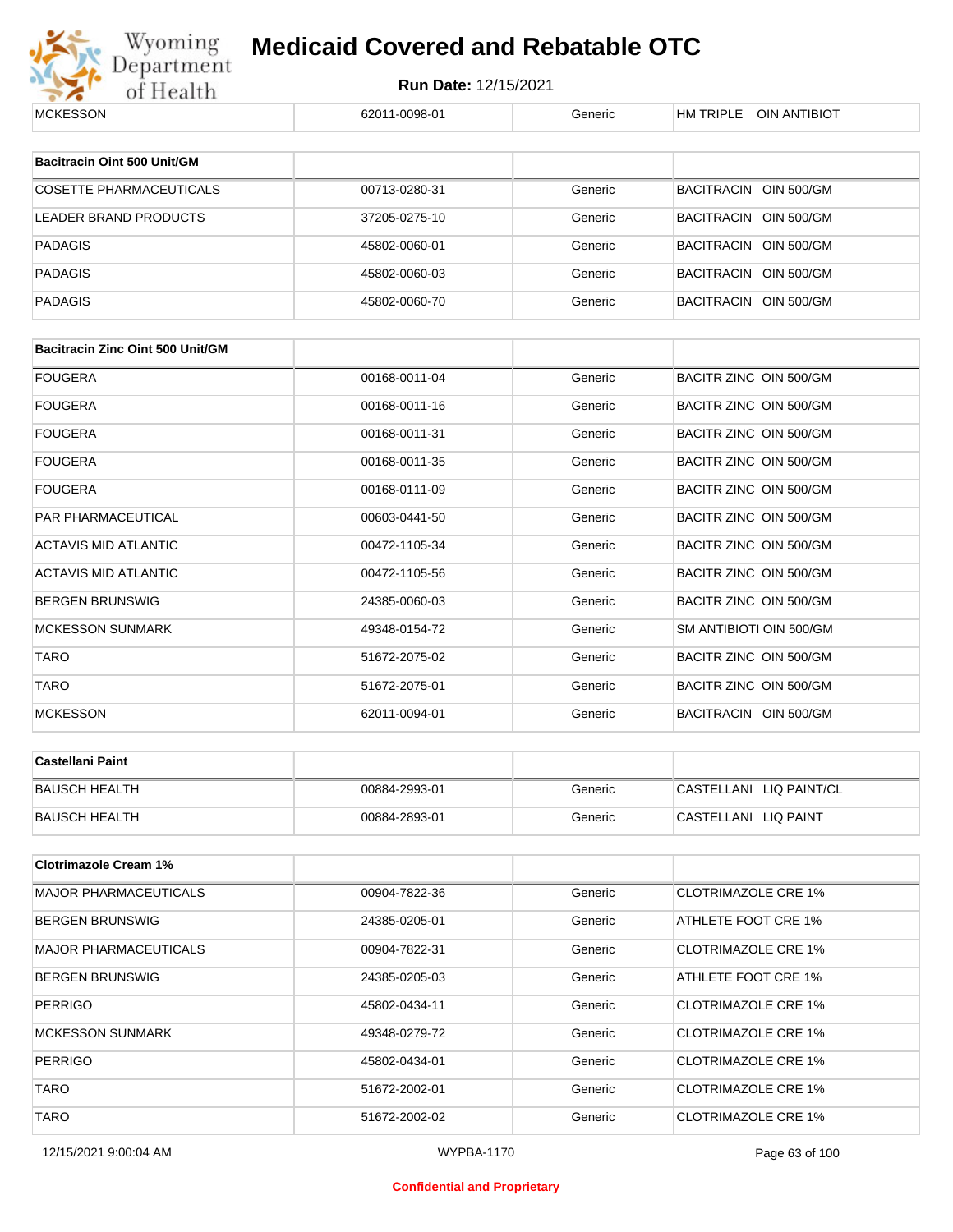| MCKESSON | 62011-0098-01 | Generic | HM TRIPLE OIN ANTIBIOT |
|---|---|---|---|

| Bacitracin Oint 500 Unit/GM | | | |
|---|---|---|---|
| COSETTE PHARMACEUTICALS | 00713-0280-31 | Generic | BACITRACIN OIN 500/GM |
| LEADER BRAND PRODUCTS | 37205-0275-10 | Generic | BACITRACIN OIN 500/GM |
| PADAGIS | 45802-0060-01 | Generic | BACITRACIN OIN 500/GM |
| PADAGIS | 45802-0060-03 | Generic | BACITRACIN OIN 500/GM |
| PADAGIS | 45802-0060-70 | Generic | BACITRACIN OIN 500/GM |

| Bacitracin Zinc Oint 500 Unit/GM | | | |
|---|---|---|---|
| FOUGERA | 00168-0011-04 | Generic | BACITR ZINC OIN 500/GM |
| FOUGERA | 00168-0011-16 | Generic | BACITR ZINC OIN 500/GM |
| FOUGERA | 00168-0011-31 | Generic | BACITR ZINC OIN 500/GM |
| FOUGERA | 00168-0011-35 | Generic | BACITR ZINC OIN 500/GM |
| FOUGERA | 00168-0111-09 | Generic | BACITR ZINC OIN 500/GM |
| PAR PHARMACEUTICAL | 00603-0441-50 | Generic | BACITR ZINC OIN 500/GM |
| ACTAVIS MID ATLANTIC | 00472-1105-34 | Generic | BACITR ZINC OIN 500/GM |
| ACTAVIS MID ATLANTIC | 00472-1105-56 | Generic | BACITR ZINC OIN 500/GM |
| BERGEN BRUNSWIG | 24385-0060-03 | Generic | BACITR ZINC OIN 500/GM |
| MCKESSON SUNMARK | 49348-0154-72 | Generic | SM ANTIBIOTI OIN 500/GM |
| TARO | 51672-2075-02 | Generic | BACITR ZINC OIN 500/GM |
| TARO | 51672-2075-01 | Generic | BACITR ZINC OIN 500/GM |
| MCKESSON | 62011-0094-01 | Generic | BACITRACIN OIN 500/GM |

| Castellani Paint | | | |
|---|---|---|---|
| BAUSCH HEALTH | 00884-2993-01 | Generic | CASTELLANI LIQ PAINT/CL |
| BAUSCH HEALTH | 00884-2893-01 | Generic | CASTELLANI LIQ PAINT |

| Clotrimazole Cream 1% | | | |
|---|---|---|---|
| MAJOR PHARMACEUTICALS | 00904-7822-36 | Generic | CLOTRIMAZOLE CRE 1% |
| BERGEN BRUNSWIG | 24385-0205-01 | Generic | ATHLETE FOOT CRE 1% |
| MAJOR PHARMACEUTICALS | 00904-7822-31 | Generic | CLOTRIMAZOLE CRE 1% |
| BERGEN BRUNSWIG | 24385-0205-03 | Generic | ATHLETE FOOT CRE 1% |
| PERRIGO | 45802-0434-11 | Generic | CLOTRIMAZOLE CRE 1% |
| MCKESSON SUNMARK | 49348-0279-72 | Generic | CLOTRIMAZOLE CRE 1% |
| PERRIGO | 45802-0434-01 | Generic | CLOTRIMAZOLE CRE 1% |
| TARO | 51672-2002-01 | Generic | CLOTRIMAZOLE CRE 1% |
| TARO | 51672-2002-02 | Generic | CLOTRIMAZOLE CRE 1% |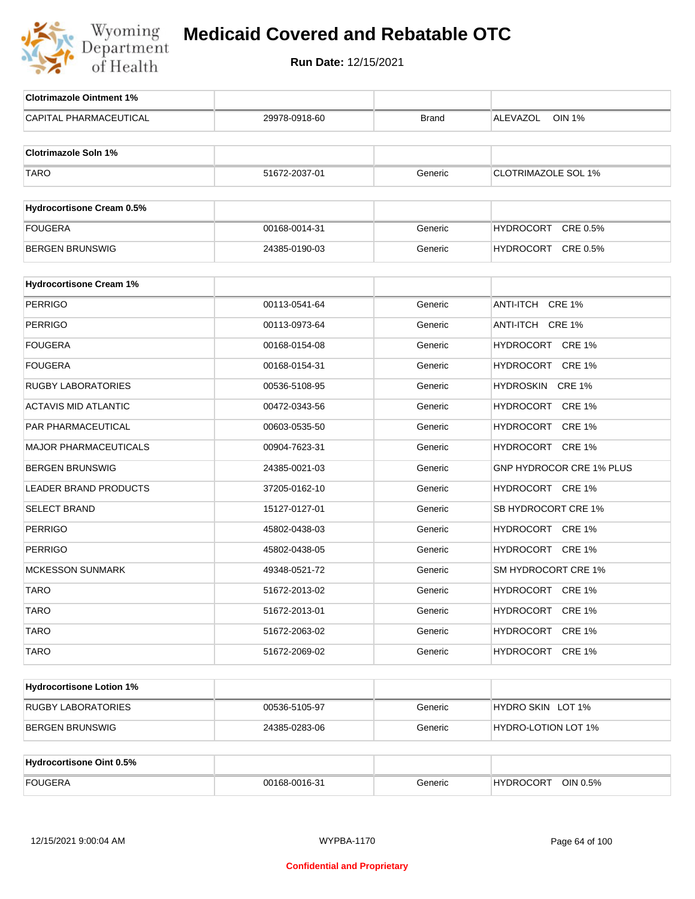# Medicaid Covered and Rebatable OTC

**Run Date:** 12/15/2021

| **Clotrimazole Ointment 1%** | | | |
|---|---|---|---|
| CAPITAL PHARMACEUTICAL | 29978-0918-60 | Brand | ALEVAZOL OIN 1% |

| **Clotrimazole Soln 1%** | | | |
|---|---|---|---|
| TARO | 51672-2037-01 | Generic | CLOTRIMAZOLE SOL 1% |

| **Hydrocortisone Cream 0.5%** | | | |
|---|---|---|---|
| FOUGERA | 00168-0014-31 | Generic | HYDROCORT CRE 0.5% |
| BERGEN BRUNSWIG | 24385-0190-03 | Generic | HYDROCORT CRE 0.5% |

| **Hydrocortisone Cream 1%** | | | |
|---|---|---|---|
| PERRIGO | 00113-0541-64 | Generic | ANTI-ITCH CRE 1% |
| PERRIGO | 00113-0973-64 | Generic | ANTI-ITCH CRE 1% |
| FOUGERA | 00168-0154-08 | Generic | HYDROCORT CRE 1% |
| FOUGERA | 00168-0154-31 | Generic | HYDROCORT CRE 1% |
| RUGBY LABORATORIES | 00536-5108-95 | Generic | HYDROSKIN CRE 1% |
| ACTAVIS MID ATLANTIC | 00472-0343-56 | Generic | HYDROCORT CRE 1% |
| PAR PHARMACEUTICAL | 00603-0535-50 | Generic | HYDROCORT CRE 1% |
| MAJOR PHARMACEUTICALS | 00904-7623-31 | Generic | HYDROCORT CRE 1% |
| BERGEN BRUNSWIG | 24385-0021-03 | Generic | GNP HYDROCOR CRE 1% PLUS |
| LEADER BRAND PRODUCTS | 37205-0162-10 | Generic | HYDROCORT CRE 1% |
| SELECT BRAND | 15127-0127-01 | Generic | SB HYDROCORT CRE 1% |
| PERRIGO | 45802-0438-03 | Generic | HYDROCORT CRE 1% |
| PERRIGO | 45802-0438-05 | Generic | HYDROCORT CRE 1% |
| MCKESSON SUNMARK | 49348-0521-72 | Generic | SM HYDROCORT CRE 1% |
| TARO | 51672-2013-02 | Generic | HYDROCORT CRE 1% |
| TARO | 51672-2013-01 | Generic | HYDROCORT CRE 1% |
| TARO | 51672-2063-02 | Generic | HYDROCORT CRE 1% |
| TARO | 51672-2069-02 | Generic | HYDROCORT CRE 1% |

| **Hydrocortisone Lotion 1%** | | | |
|---|---|---|---|
| RUGBY LABORATORIES | 00536-5105-97 | Generic | HYDRO SKIN LOT 1% |
| BERGEN BRUNSWIG | 24385-0283-06 | Generic | HYDRO-LOTION LOT 1% |

| **Hydrocortisone Oint 0.5%** | | | |
|---|---|---|---|
| FOUGERA | 00168-0016-31 | Generic | HYDROCORT OIN 0.5% |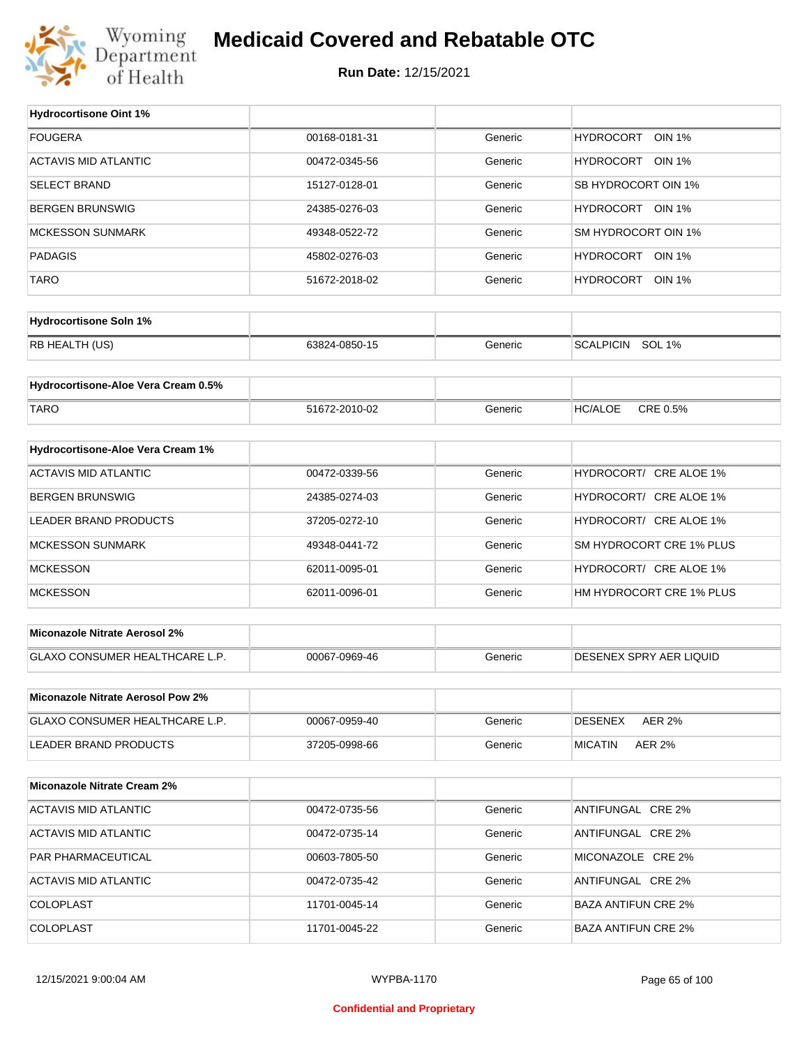# Medicaid Covered and Rebatable OTC

**Run Date:** 12/15/2021

| Hydrocortisone Oint 1% | | | |
|---|---|---|---|
| FOUGERA | 00168-0181-31 | Generic | HYDROCORT OIN 1% |
| ACTAVIS MID ATLANTIC | 00472-0345-56 | Generic | HYDROCORT OIN 1% |
| SELECT BRAND | 15127-0128-01 | Generic | SB HYDROCORT OIN 1% |
| BERGEN BRUNSWIG | 24385-0276-03 | Generic | HYDROCORT OIN 1% |
| MCKESSON SUNMARK | 49348-0522-72 | Generic | SM HYDROCORT OIN 1% |
| PADAGIS | 45802-0276-03 | Generic | HYDROCORT OIN 1% |
| TARO | 51672-2018-02 | Generic | HYDROCORT OIN 1% |

| Hydrocortisone Soln 1% | | | |
|---|---|---|---|
| RB HEALTH (US) | 63824-0850-15 | Generic | SCALPICIN SOL 1% |

| Hydrocortisone-Aloe Vera Cream 0.5% | | | |
|---|---|---|---|
| TARO | 51672-2010-02 | Generic | HC/ALOE CRE 0.5% |

| Hydrocortisone-Aloe Vera Cream 1% | | | |
|---|---|---|---|
| ACTAVIS MID ATLANTIC | 00472-0339-56 | Generic | HYDROCORT/ CRE ALOE 1% |
| BERGEN BRUNSWIG | 24385-0274-03 | Generic | HYDROCORT/ CRE ALOE 1% |
| LEADER BRAND PRODUCTS | 37205-0272-10 | Generic | HYDROCORT/ CRE ALOE 1% |
| MCKESSON SUNMARK | 49348-0441-72 | Generic | SM HYDROCORT CRE 1% PLUS |
| MCKESSON | 62011-0095-01 | Generic | HYDROCORT/ CRE ALOE 1% |
| MCKESSON | 62011-0096-01 | Generic | HM HYDROCORT CRE 1% PLUS |

| Miconazole Nitrate Aerosol 2% | | | |
|---|---|---|---|
| GLAXO CONSUMER HEALTHCARE L.P. | 00067-0969-46 | Generic | DESENEX SPRY AER LIQUID |

| Miconazole Nitrate Aerosol Pow 2% | | | |
|---|---|---|---|
| GLAXO CONSUMER HEALTHCARE L.P. | 00067-0959-40 | Generic | DESENEX AER 2% |
| LEADER BRAND PRODUCTS | 37205-0998-66 | Generic | MICATIN AER 2% |

| Miconazole Nitrate Cream 2% | | | |
|---|---|---|---|
| ACTAVIS MID ATLANTIC | 00472-0735-56 | Generic | ANTIFUNGAL CRE 2% |
| ACTAVIS MID ATLANTIC | 00472-0735-14 | Generic | ANTIFUNGAL CRE 2% |
| PAR PHARMACEUTICAL | 00603-7805-50 | Generic | MICONAZOLE CRE 2% |
| ACTAVIS MID ATLANTIC | 00472-0735-42 | Generic | ANTIFUNGAL CRE 2% |
| COLOPLAST | 11701-0045-14 | Generic | BAZA ANTIFUN CRE 2% |
| COLOPLAST | 11701-0045-22 | Generic | BAZA ANTIFUN CRE 2% |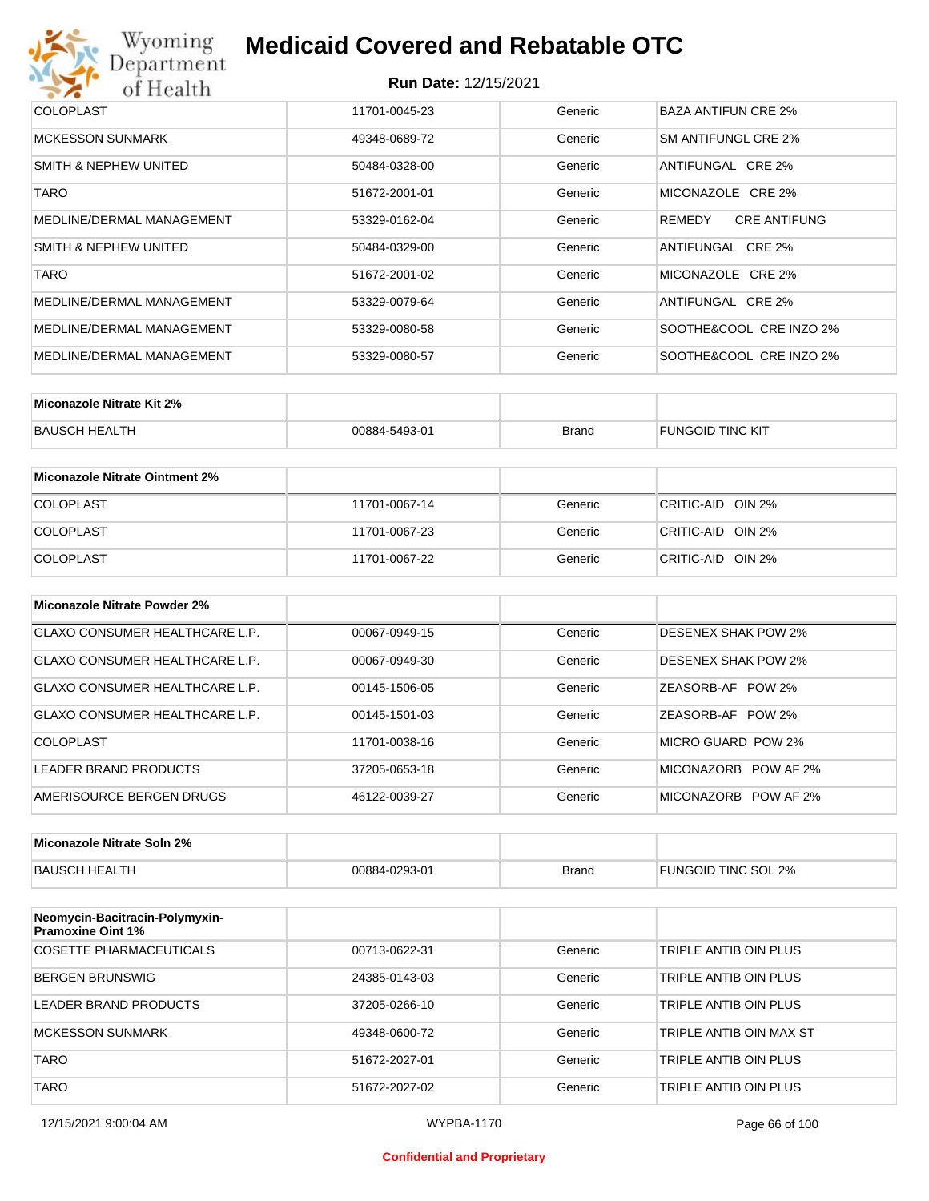| | | | |
|---|---|---|---|
| COLOPLAST | 11701-0045-23 | Generic | BAZA ANTIFUN CRE 2% |
| MCKESSON SUNMARK | 49348-0689-72 | Generic | SM ANTIFUNGL CRE 2% |
| SMITH & NEPHEW UNITED | 50484-0328-00 | Generic | ANTIFUNGAL CRE 2% |
| TARO | 51672-2001-01 | Generic | MICONAZOLE CRE 2% |
| MEDLINE/DERMAL MANAGEMENT | 53329-0162-04 | Generic | REMEDY CRE ANTIFUNG |
| SMITH & NEPHEW UNITED | 50484-0329-00 | Generic | ANTIFUNGAL CRE 2% |
| TARO | 51672-2001-02 | Generic | MICONAZOLE CRE 2% |
| MEDLINE/DERMAL MANAGEMENT | 53329-0079-64 | Generic | ANTIFUNGAL CRE 2% |
| MEDLINE/DERMAL MANAGEMENT | 53329-0080-58 | Generic | SOOTHE&COOL CRE INZO 2% |
| MEDLINE/DERMAL MANAGEMENT | 53329-0080-57 | Generic | SOOTHE&COOL CRE INZO 2% |

| **Miconazole Nitrate Kit 2%** | | | |
|---|---|---|---|
| BAUSCH HEALTH | 00884-5493-01 | Brand | FUNGOID TINC KIT |

| **Miconazole Nitrate Ointment 2%** | | | |
|---|---|---|---|
| COLOPLAST | 11701-0067-14 | Generic | CRITIC-AID OIN 2% |
| COLOPLAST | 11701-0067-23 | Generic | CRITIC-AID OIN 2% |
| COLOPLAST | 11701-0067-22 | Generic | CRITIC-AID OIN 2% |

| **Miconazole Nitrate Powder 2%** | | | |
|---|---|---|---|
| GLAXO CONSUMER HEALTHCARE L.P. | 00067-0949-15 | Generic | DESENEX SHAK POW 2% |
| GLAXO CONSUMER HEALTHCARE L.P. | 00067-0949-30 | Generic | DESENEX SHAK POW 2% |
| GLAXO CONSUMER HEALTHCARE L.P. | 00145-1506-05 | Generic | ZEASORB-AF POW 2% |
| GLAXO CONSUMER HEALTHCARE L.P. | 00145-1501-03 | Generic | ZEASORB-AF POW 2% |
| COLOPLAST | 11701-0038-16 | Generic | MICRO GUARD POW 2% |
| LEADER BRAND PRODUCTS | 37205-0653-18 | Generic | MICONAZORB POW AF 2% |
| AMERISOURCE BERGEN DRUGS | 46122-0039-27 | Generic | MICONAZORB POW AF 2% |

| **Miconazole Nitrate Soln 2%** | | | |
|---|---|---|---|
| BAUSCH HEALTH | 00884-0293-01 | Brand | FUNGOID TINC SOL 2% |

| **Neomycin-Bacitracin-Polymyxin-Pramoxine Oint 1%** | | | |
|---|---|---|---|
| COSETTE PHARMACEUTICALS | 00713-0622-31 | Generic | TRIPLE ANTIB OIN PLUS |
| BERGEN BRUNSWIG | 24385-0143-03 | Generic | TRIPLE ANTIB OIN PLUS |
| LEADER BRAND PRODUCTS | 37205-0266-10 | Generic | TRIPLE ANTIB OIN PLUS |
| MCKESSON SUNMARK | 49348-0600-72 | Generic | TRIPLE ANTIB OIN MAX ST |
| TARO | 51672-2027-01 | Generic | TRIPLE ANTIB OIN PLUS |
| TARO | 51672-2027-02 | Generic | TRIPLE ANTIB OIN PLUS |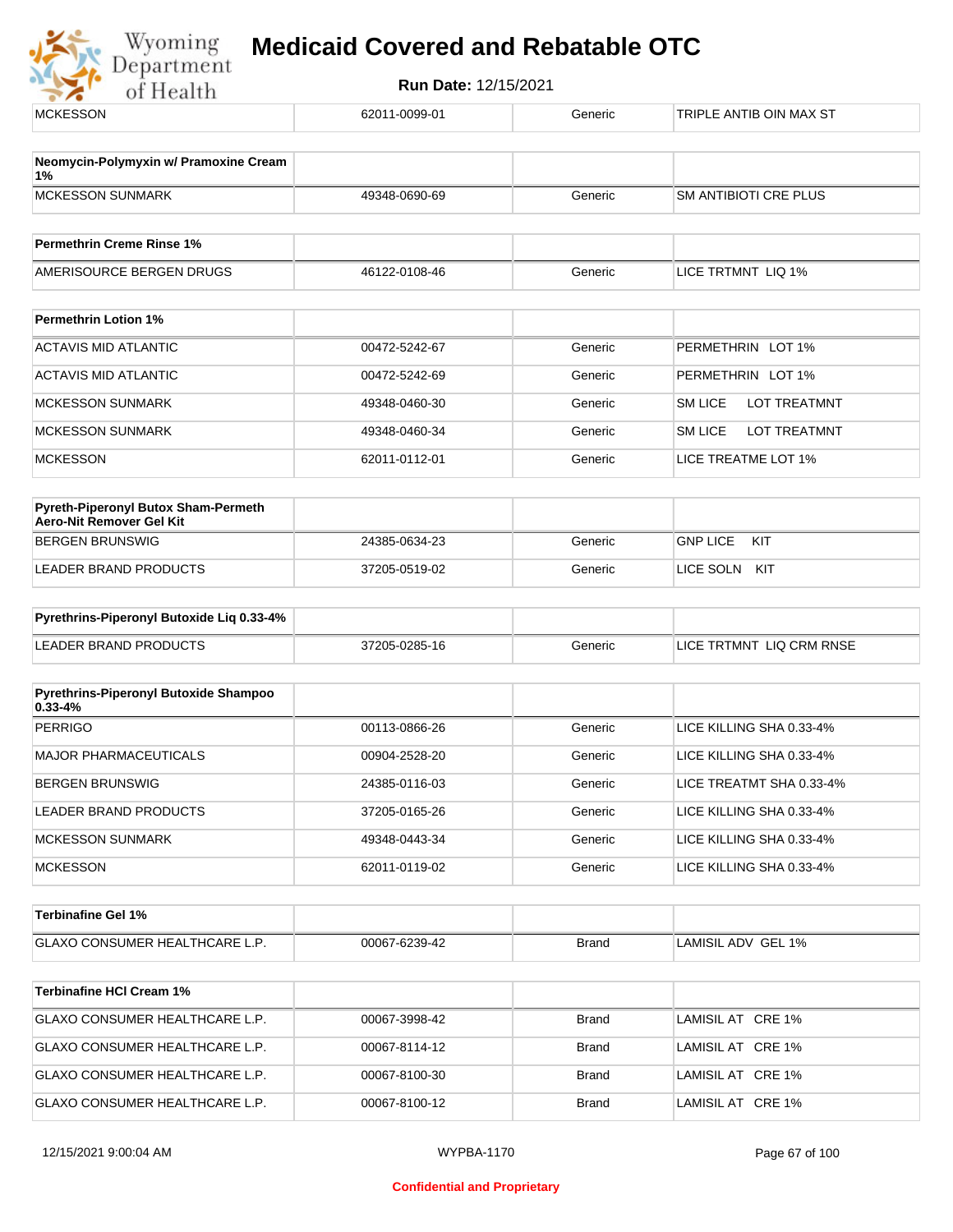| | | | |
|---|---|---|---|
| MCKESSON | 62011-0099-01 | Generic | TRIPLE ANTIB OIN MAX ST |

| **Neomycin-Polymyxin w/ Pramoxine Cream 1%** | | | |
|---|---|---|---|
| MCKESSON SUNMARK | 49348-0690-69 | Generic | SM ANTIBIOTI CRE PLUS |

| **Permethrin Creme Rinse 1%** | | | |
|---|---|---|---|
| AMERISOURCE BERGEN DRUGS | 46122-0108-46 | Generic | LICE TRTMNT LIQ 1% |

| **Permethrin Lotion 1%** | | | |
|---|---|---|---|
| ACTAVIS MID ATLANTIC | 00472-5242-67 | Generic | PERMETHRIN LOT 1% |
| ACTAVIS MID ATLANTIC | 00472-5242-69 | Generic | PERMETHRIN LOT 1% |
| MCKESSON SUNMARK | 49348-0460-30 | Generic | SM LICE LOT TREATMNT |
| MCKESSON SUNMARK | 49348-0460-34 | Generic | SM LICE LOT TREATMNT |
| MCKESSON | 62011-0112-01 | Generic | LICE TREATME LOT 1% |

| **Pyreth-Piperonyl Butox Sham-Permeth Aero-Nit Remover Gel Kit** | | | |
|---|---|---|---|
| BERGEN BRUNSWIG | 24385-0634-23 | Generic | GNP LICE KIT |
| LEADER BRAND PRODUCTS | 37205-0519-02 | Generic | LICE SOLN KIT |

| **Pyrethrins-Piperonyl Butoxide Liq 0.33-4%** | | | |
|---|---|---|---|
| LEADER BRAND PRODUCTS | 37205-0285-16 | Generic | LICE TRTMNT LIQ CRM RNSE |

| **Pyrethrins-Piperonyl Butoxide Shampoo 0.33-4%** | | | |
|---|---|---|---|
| PERRIGO | 00113-0866-26 | Generic | LICE KILLING SHA 0.33-4% |
| MAJOR PHARMACEUTICALS | 00904-2528-20 | Generic | LICE KILLING SHA 0.33-4% |
| BERGEN BRUNSWIG | 24385-0116-03 | Generic | LICE TREATMT SHA 0.33-4% |
| LEADER BRAND PRODUCTS | 37205-0165-26 | Generic | LICE KILLING SHA 0.33-4% |
| MCKESSON SUNMARK | 49348-0443-34 | Generic | LICE KILLING SHA 0.33-4% |
| MCKESSON | 62011-0119-02 | Generic | LICE KILLING SHA 0.33-4% |

| **Terbinafine Gel 1%** | | | |
|---|---|---|---|
| GLAXO CONSUMER HEALTHCARE L.P. | 00067-6239-42 | Brand | LAMISIL ADV GEL 1% |

| **Terbinafine HCl Cream 1%** | | | |
|---|---|---|---|
| GLAXO CONSUMER HEALTHCARE L.P. | 00067-3998-42 | Brand | LAMISIL AT CRE 1% |
| GLAXO CONSUMER HEALTHCARE L.P. | 00067-8114-12 | Brand | LAMISIL AT CRE 1% |
| GLAXO CONSUMER HEALTHCARE L.P. | 00067-8100-30 | Brand | LAMISIL AT CRE 1% |
| GLAXO CONSUMER HEALTHCARE L.P. | 00067-8100-12 | Brand | LAMISIL AT CRE 1% |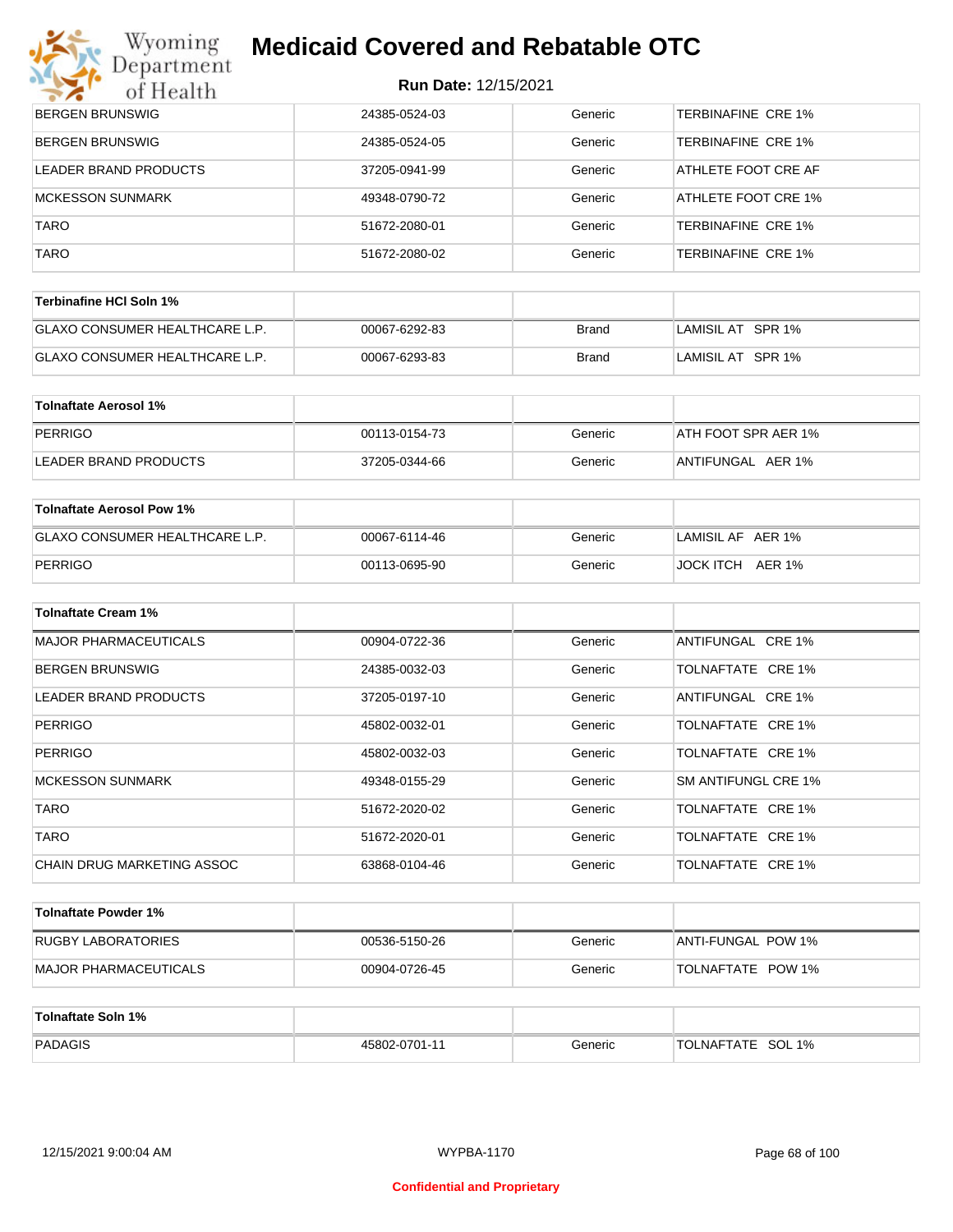| | | | |
|---|---|---|---|
| BERGEN BRUNSWIG | 24385-0524-03 | Generic | TERBINAFINE CRE 1% |
| BERGEN BRUNSWIG | 24385-0524-05 | Generic | TERBINAFINE CRE 1% |
| LEADER BRAND PRODUCTS | 37205-0941-99 | Generic | ATHLETE FOOT CRE AF |
| MCKESSON SUNMARK | 49348-0790-72 | Generic | ATHLETE FOOT CRE 1% |
| TARO | 51672-2080-01 | Generic | TERBINAFINE CRE 1% |
| TARO | 51672-2080-02 | Generic | TERBINAFINE CRE 1% |

| **Terbinafine HCl Soln 1%** | | | |
|---|---|---|---|
| GLAXO CONSUMER HEALTHCARE L.P. | 00067-6292-83 | Brand | LAMISIL AT SPR 1% |
| GLAXO CONSUMER HEALTHCARE L.P. | 00067-6293-83 | Brand | LAMISIL AT SPR 1% |

| **Tolnaftate Aerosol 1%** | | | |
|---|---|---|---|
| PERRIGO | 00113-0154-73 | Generic | ATH FOOT SPR AER 1% |
| LEADER BRAND PRODUCTS | 37205-0344-66 | Generic | ANTIFUNGAL AER 1% |

| **Tolnaftate Aerosol Pow 1%** | | | |
|---|---|---|---|
| GLAXO CONSUMER HEALTHCARE L.P. | 00067-6114-46 | Generic | LAMISIL AF AER 1% |
| PERRIGO | 00113-0695-90 | Generic | JOCK ITCH AER 1% |

| **Tolnaftate Cream 1%** | | | |
|---|---|---|---|
| MAJOR PHARMACEUTICALS | 00904-0722-36 | Generic | ANTIFUNGAL CRE 1% |
| BERGEN BRUNSWIG | 24385-0032-03 | Generic | TOLNAFTATE CRE 1% |
| LEADER BRAND PRODUCTS | 37205-0197-10 | Generic | ANTIFUNGAL CRE 1% |
| PERRIGO | 45802-0032-01 | Generic | TOLNAFTATE CRE 1% |
| PERRIGO | 45802-0032-03 | Generic | TOLNAFTATE CRE 1% |
| MCKESSON SUNMARK | 49348-0155-29 | Generic | SM ANTIFUNGL CRE 1% |
| TARO | 51672-2020-02 | Generic | TOLNAFTATE CRE 1% |
| TARO | 51672-2020-01 | Generic | TOLNAFTATE CRE 1% |
| CHAIN DRUG MARKETING ASSOC | 63868-0104-46 | Generic | TOLNAFTATE CRE 1% |

| **Tolnaftate Powder 1%** | | | |
|---|---|---|---|
| RUGBY LABORATORIES | 00536-5150-26 | Generic | ANTI-FUNGAL POW 1% |
| MAJOR PHARMACEUTICALS | 00904-0726-45 | Generic | TOLNAFTATE POW 1% |

| **Tolnaftate Soln 1%** | | | |
|---|---|---|---|
| PADAGIS | 45802-0701-11 | Generic | TOLNAFTATE SOL 1% |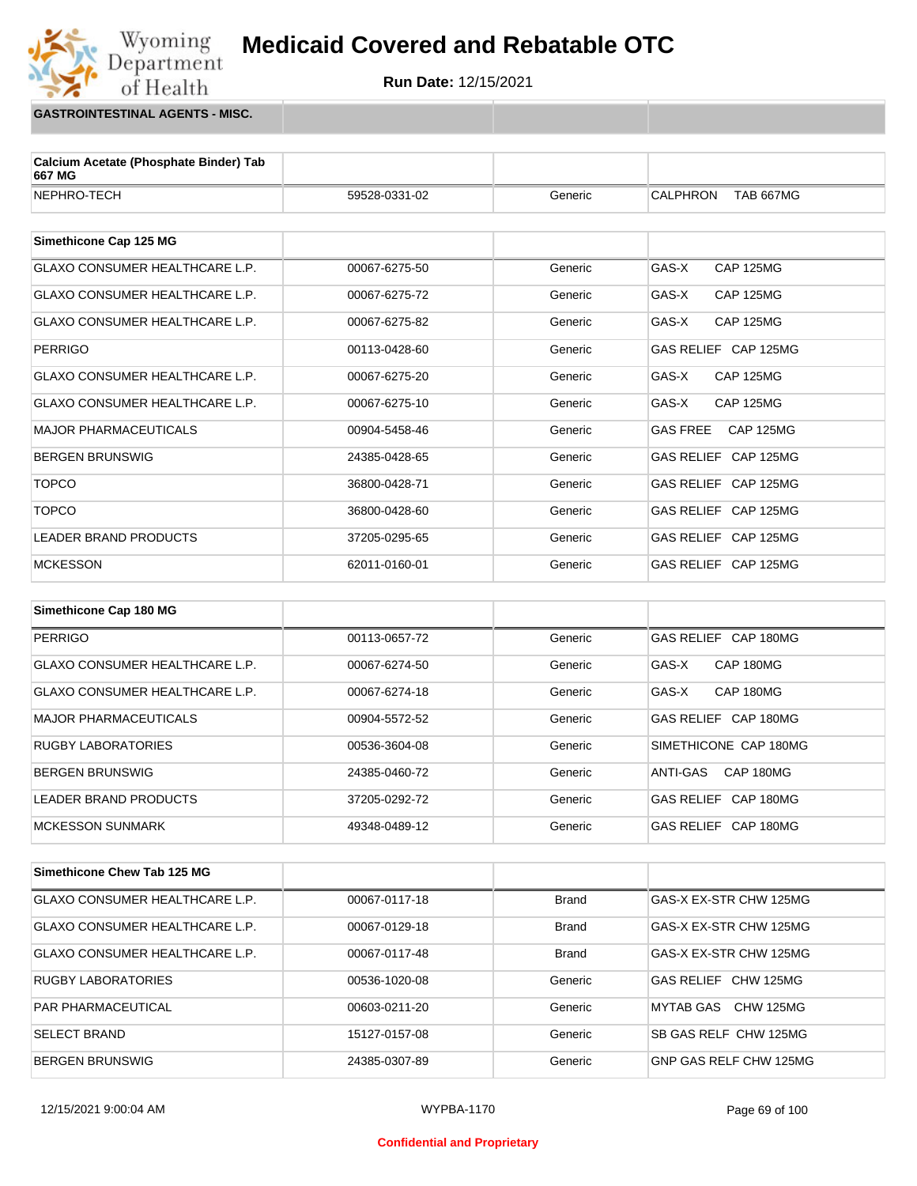# Medicaid Covered and Rebatable OTC

**Run Date:** 12/15/2021

## GASTROINTESTINAL AGENTS - MISC.

| Calcium Acetate (Phosphate Binder) Tab 667 MG | | | |
|---|---|---|---|
| NEPHRO-TECH | 59528-0331-02 | Generic | CALPHRON TAB 667MG |

| Simethicone Cap 125 MG | | | |
|---|---|---|---|
| GLAXO CONSUMER HEALTHCARE L.P. | 00067-6275-50 | Generic | GAS-X CAP 125MG |
| GLAXO CONSUMER HEALTHCARE L.P. | 00067-6275-72 | Generic | GAS-X CAP 125MG |
| GLAXO CONSUMER HEALTHCARE L.P. | 00067-6275-82 | Generic | GAS-X CAP 125MG |
| PERRIGO | 00113-0428-60 | Generic | GAS RELIEF CAP 125MG |
| GLAXO CONSUMER HEALTHCARE L.P. | 00067-6275-20 | Generic | GAS-X CAP 125MG |
| GLAXO CONSUMER HEALTHCARE L.P. | 00067-6275-10 | Generic | GAS-X CAP 125MG |
| MAJOR PHARMACEUTICALS | 00904-5458-46 | Generic | GAS FREE CAP 125MG |
| BERGEN BRUNSWIG | 24385-0428-65 | Generic | GAS RELIEF CAP 125MG |
| TOPCO | 36800-0428-71 | Generic | GAS RELIEF CAP 125MG |
| TOPCO | 36800-0428-60 | Generic | GAS RELIEF CAP 125MG |
| LEADER BRAND PRODUCTS | 37205-0295-65 | Generic | GAS RELIEF CAP 125MG |
| MCKESSON | 62011-0160-01 | Generic | GAS RELIEF CAP 125MG |

| Simethicone Cap 180 MG | | | |
|---|---|---|---|
| PERRIGO | 00113-0657-72 | Generic | GAS RELIEF CAP 180MG |
| GLAXO CONSUMER HEALTHCARE L.P. | 00067-6274-50 | Generic | GAS-X CAP 180MG |
| GLAXO CONSUMER HEALTHCARE L.P. | 00067-6274-18 | Generic | GAS-X CAP 180MG |
| MAJOR PHARMACEUTICALS | 00904-5572-52 | Generic | GAS RELIEF CAP 180MG |
| RUGBY LABORATORIES | 00536-3604-08 | Generic | SIMETHICONE CAP 180MG |
| BERGEN BRUNSWIG | 24385-0460-72 | Generic | ANTI-GAS CAP 180MG |
| LEADER BRAND PRODUCTS | 37205-0292-72 | Generic | GAS RELIEF CAP 180MG |
| MCKESSON SUNMARK | 49348-0489-12 | Generic | GAS RELIEF CAP 180MG |

| Simethicone Chew Tab 125 MG | | | |
|---|---|---|---|
| GLAXO CONSUMER HEALTHCARE L.P. | 00067-0117-18 | Brand | GAS-X EX-STR CHW 125MG |
| GLAXO CONSUMER HEALTHCARE L.P. | 00067-0129-18 | Brand | GAS-X EX-STR CHW 125MG |
| GLAXO CONSUMER HEALTHCARE L.P. | 00067-0117-48 | Brand | GAS-X EX-STR CHW 125MG |
| RUGBY LABORATORIES | 00536-1020-08 | Generic | GAS RELIEF CHW 125MG |
| PAR PHARMACEUTICAL | 00603-0211-20 | Generic | MYTAB GAS CHW 125MG |
| SELECT BRAND | 15127-0157-08 | Generic | SB GAS RELF CHW 125MG |
| BERGEN BRUNSWIG | 24385-0307-89 | Generic | GNP GAS RELF CHW 125MG |

12/15/2021 9:00:04 AM WYPBA-1170

Confidential and Proprietary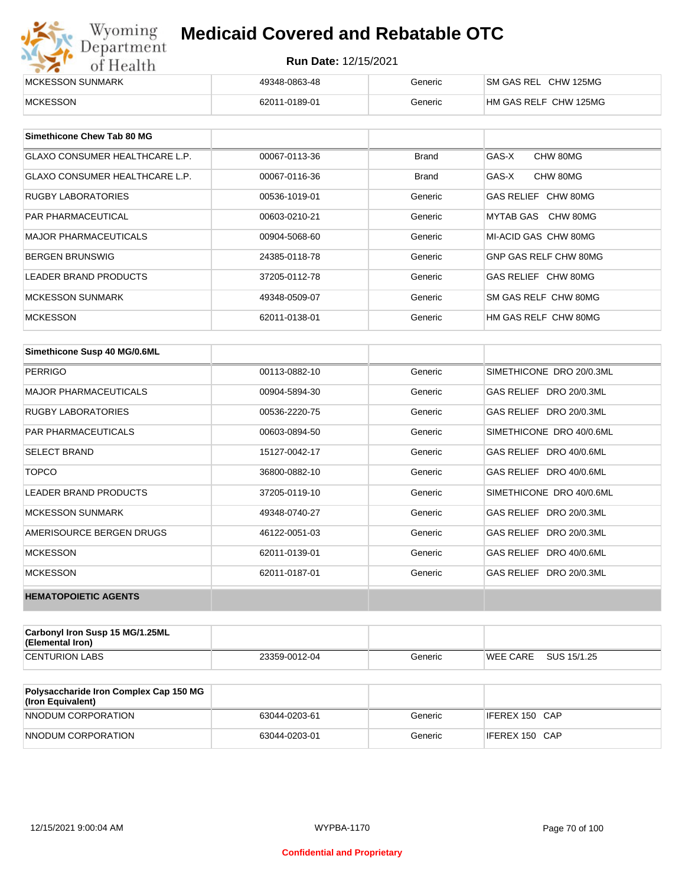| | | | |
|---|---|---|---|
| MCKESSON SUNMARK | 49348-0863-48 | Generic | SM GAS REL CHW 125MG |
| MCKESSON | 62011-0189-01 | Generic | HM GAS RELF CHW 125MG |

| Simethicone Chew Tab 80 MG | | | |
|---|---|---|---|
| GLAXO CONSUMER HEALTHCARE L.P. | 00067-0113-36 | Brand | GAS-X CHW 80MG |
| GLAXO CONSUMER HEALTHCARE L.P. | 00067-0116-36 | Brand | GAS-X CHW 80MG |
| RUGBY LABORATORIES | 00536-1019-01 | Generic | GAS RELIEF CHW 80MG |
| PAR PHARMACEUTICAL | 00603-0210-21 | Generic | MYTAB GAS CHW 80MG |
| MAJOR PHARMACEUTICALS | 00904-5068-60 | Generic | MI-ACID GAS CHW 80MG |
| BERGEN BRUNSWIG | 24385-0118-78 | Generic | GNP GAS RELF CHW 80MG |
| LEADER BRAND PRODUCTS | 37205-0112-78 | Generic | GAS RELIEF CHW 80MG |
| MCKESSON SUNMARK | 49348-0509-07 | Generic | SM GAS RELF CHW 80MG |
| MCKESSON | 62011-0138-01 | Generic | HM GAS RELF CHW 80MG |

| Simethicone Susp 40 MG/0.6ML | | | |
|---|---|---|---|
| PERRIGO | 00113-0882-10 | Generic | SIMETHICONE DRO 20/0.3ML |
| MAJOR PHARMACEUTICALS | 00904-5894-30 | Generic | GAS RELIEF DRO 20/0.3ML |
| RUGBY LABORATORIES | 00536-2220-75 | Generic | GAS RELIEF DRO 20/0.3ML |
| PAR PHARMACEUTICALS | 00603-0894-50 | Generic | SIMETHICONE DRO 40/0.6ML |
| SELECT BRAND | 15127-0042-17 | Generic | GAS RELIEF DRO 40/0.6ML |
| TOPCO | 36800-0882-10 | Generic | GAS RELIEF DRO 40/0.6ML |
| LEADER BRAND PRODUCTS | 37205-0119-10 | Generic | SIMETHICONE DRO 40/0.6ML |
| MCKESSON SUNMARK | 49348-0740-27 | Generic | GAS RELIEF DRO 20/0.3ML |
| AMERISOURCE BERGEN DRUGS | 46122-0051-03 | Generic | GAS RELIEF DRO 20/0.3ML |
| MCKESSON | 62011-0139-01 | Generic | GAS RELIEF DRO 40/0.6ML |
| MCKESSON | 62011-0187-01 | Generic | GAS RELIEF DRO 20/0.3ML |

**HEMATOPOIETIC AGENTS**

| Carbonyl Iron Susp 15 MG/1.25ML (Elemental Iron) | | | |
|---|---|---|---|
| CENTURION LABS | 23359-0012-04 | Generic | WEE CARE SUS 15/1.25 |

| Polysaccharide Iron Complex Cap 150 MG (Iron Equivalent) | | | |
|---|---|---|---|
| NNODUM CORPORATION | 63044-0203-61 | Generic | IFEREX 150 CAP |
| NNODUM CORPORATION | 63044-0203-01 | Generic | IFEREX 150 CAP |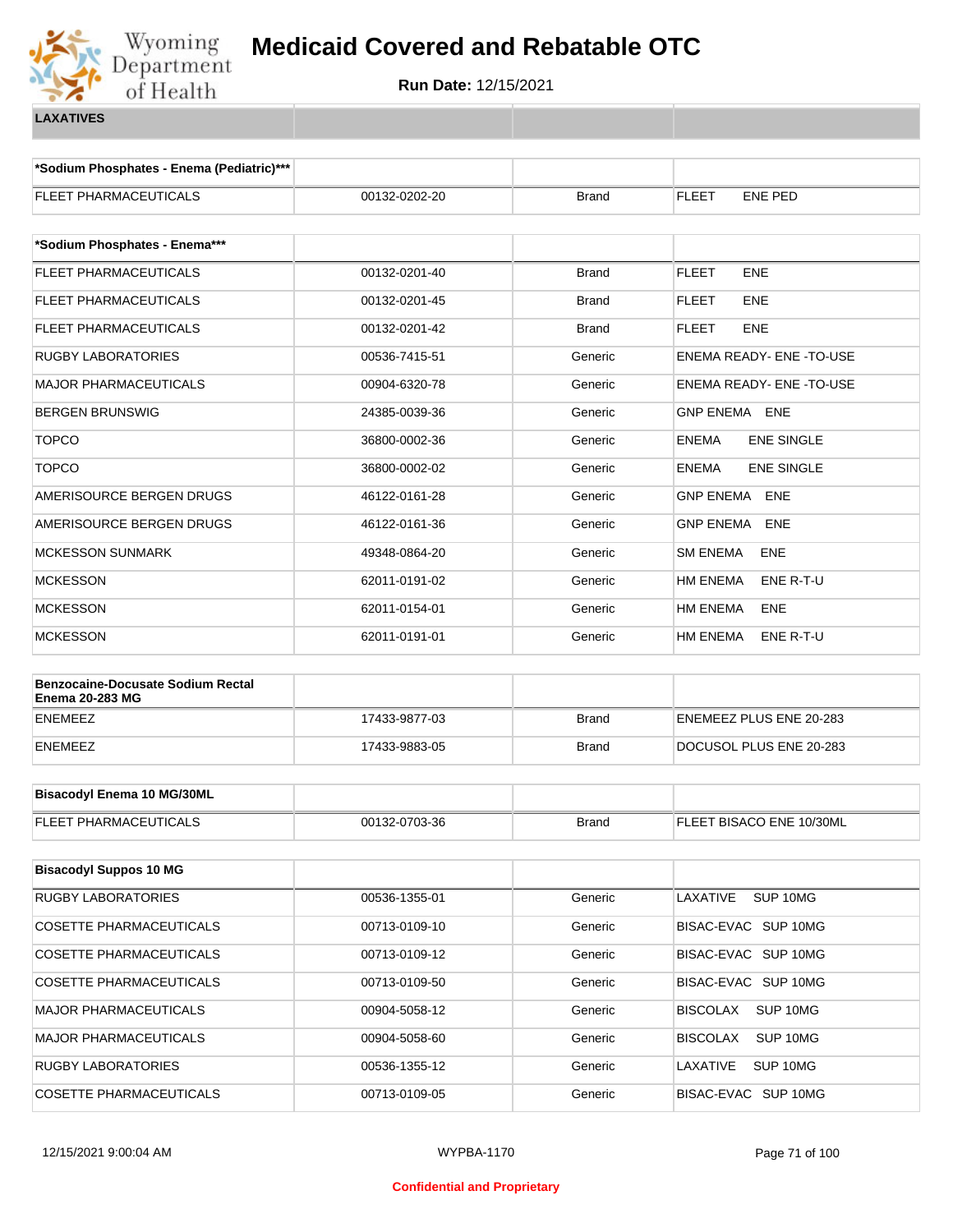# Medicaid Covered and Rebatable OTC

**Run Date:** 12/15/2021

**LAXATIVES**

| *Sodium Phosphates - Enema (Pediatric)*** | | | |
|---|---|---|---|
| FLEET PHARMACEUTICALS | 00132-0202-20 | Brand | FLEET ENE PED |

| *Sodium Phosphates - Enema*** | | | |
|---|---|---|---|
| FLEET PHARMACEUTICALS | 00132-0201-40 | Brand | FLEET ENE |
| FLEET PHARMACEUTICALS | 00132-0201-45 | Brand | FLEET ENE |
| FLEET PHARMACEUTICALS | 00132-0201-42 | Brand | FLEET ENE |
| RUGBY LABORATORIES | 00536-7415-51 | Generic | ENEMA READY- ENE -TO-USE |
| MAJOR PHARMACEUTICALS | 00904-6320-78 | Generic | ENEMA READY- ENE -TO-USE |
| BERGEN BRUNSWIG | 24385-0039-36 | Generic | GNP ENEMA ENE |
| TOPCO | 36800-0002-36 | Generic | ENEMA ENE SINGLE |
| TOPCO | 36800-0002-02 | Generic | ENEMA ENE SINGLE |
| AMERISOURCE BERGEN DRUGS | 46122-0161-28 | Generic | GNP ENEMA ENE |
| AMERISOURCE BERGEN DRUGS | 46122-0161-36 | Generic | GNP ENEMA ENE |
| MCKESSON SUNMARK | 49348-0864-20 | Generic | SM ENEMA ENE |
| MCKESSON | 62011-0191-02 | Generic | HM ENEMA ENE R-T-U |
| MCKESSON | 62011-0154-01 | Generic | HM ENEMA ENE |
| MCKESSON | 62011-0191-01 | Generic | HM ENEMA ENE R-T-U |

| Benzocaine-Docusate Sodium Rectal Enema 20-283 MG | | | |
|---|---|---|---|
| ENEMEEZ | 17433-9877-03 | Brand | ENEMEEZ PLUS ENE 20-283 |
| ENEMEEZ | 17433-9883-05 | Brand | DOCUSOL PLUS ENE 20-283 |

| Bisacodyl Enema 10 MG/30ML | | | |
|---|---|---|---|
| FLEET PHARMACEUTICALS | 00132-0703-36 | Brand | FLEET BISACO ENE 10/30ML |

| Bisacodyl Suppos 10 MG | | | |
|---|---|---|---|
| RUGBY LABORATORIES | 00536-1355-01 | Generic | LAXATIVE SUP 10MG |
| COSETTE PHARMACEUTICALS | 00713-0109-10 | Generic | BISAC-EVAC SUP 10MG |
| COSETTE PHARMACEUTICALS | 00713-0109-12 | Generic | BISAC-EVAC SUP 10MG |
| COSETTE PHARMACEUTICALS | 00713-0109-50 | Generic | BISAC-EVAC SUP 10MG |
| MAJOR PHARMACEUTICALS | 00904-5058-12 | Generic | BISCOLAX SUP 10MG |
| MAJOR PHARMACEUTICALS | 00904-5058-60 | Generic | BISCOLAX SUP 10MG |
| RUGBY LABORATORIES | 00536-1355-12 | Generic | LAXATIVE SUP 10MG |
| COSETTE PHARMACEUTICALS | 00713-0109-05 | Generic | BISAC-EVAC SUP 10MG |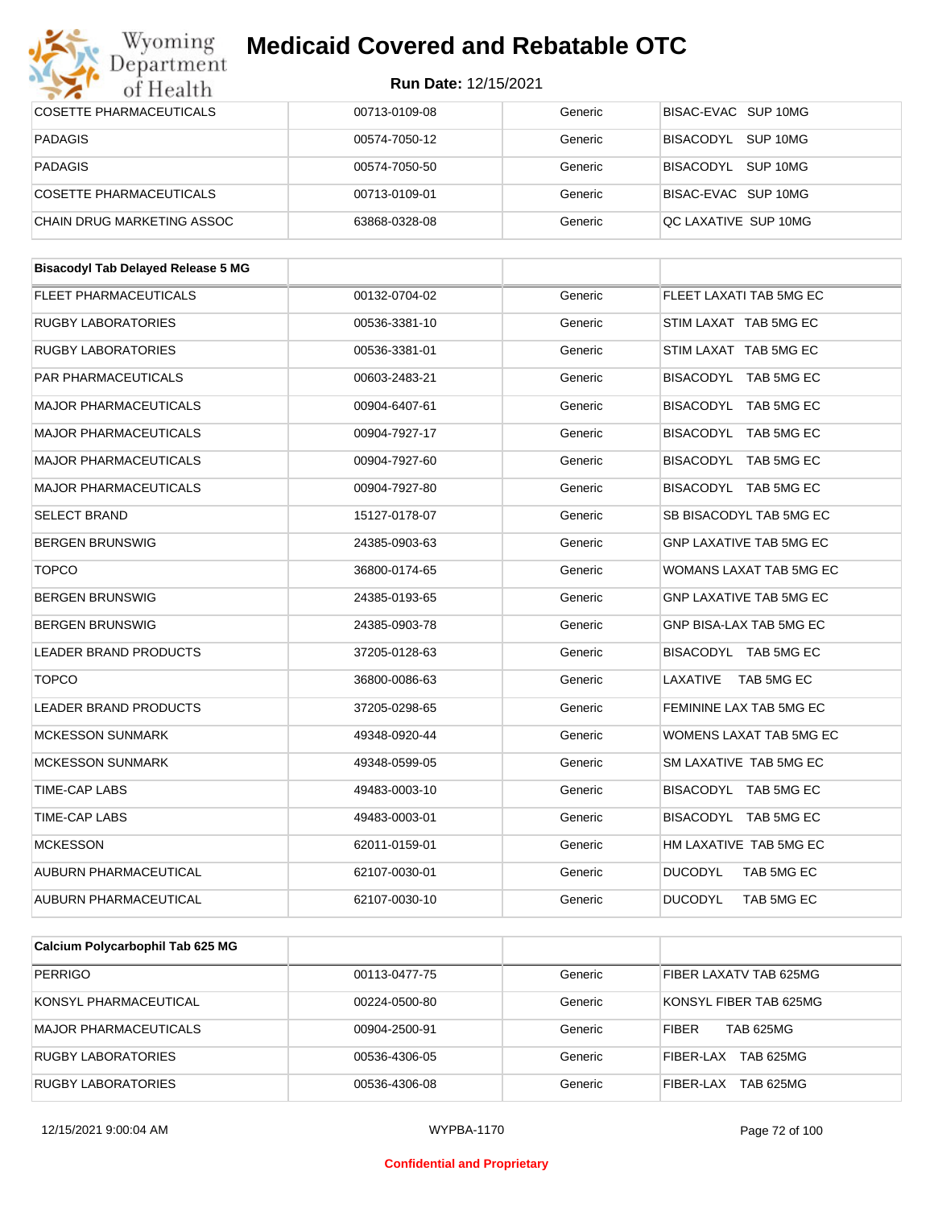| | | | |
|---|---|---|---|
| COSETTE PHARMACEUTICALS | 00713-0109-08 | Generic | BISAC-EVAC SUP 10MG |
| PADAGIS | 00574-7050-12 | Generic | BISACODYL SUP 10MG |
| PADAGIS | 00574-7050-50 | Generic | BISACODYL SUP 10MG |
| COSETTE PHARMACEUTICALS | 00713-0109-01 | Generic | BISAC-EVAC SUP 10MG |
| CHAIN DRUG MARKETING ASSOC | 63868-0328-08 | Generic | QC LAXATIVE SUP 10MG |

| **Bisacodyl Tab Delayed Release 5 MG** | | | |
|---|---|---|---|
| FLEET PHARMACEUTICALS | 00132-0704-02 | Generic | FLEET LAXATI TAB 5MG EC |
| RUGBY LABORATORIES | 00536-3381-10 | Generic | STIM LAXAT TAB 5MG EC |
| RUGBY LABORATORIES | 00536-3381-01 | Generic | STIM LAXAT TAB 5MG EC |
| PAR PHARMACEUTICALS | 00603-2483-21 | Generic | BISACODYL TAB 5MG EC |
| MAJOR PHARMACEUTICALS | 00904-6407-61 | Generic | BISACODYL TAB 5MG EC |
| MAJOR PHARMACEUTICALS | 00904-7927-17 | Generic | BISACODYL TAB 5MG EC |
| MAJOR PHARMACEUTICALS | 00904-7927-60 | Generic | BISACODYL TAB 5MG EC |
| MAJOR PHARMACEUTICALS | 00904-7927-80 | Generic | BISACODYL TAB 5MG EC |
| SELECT BRAND | 15127-0178-07 | Generic | SB BISACODYL TAB 5MG EC |
| BERGEN BRUNSWIG | 24385-0903-63 | Generic | GNP LAXATIVE TAB 5MG EC |
| TOPCO | 36800-0174-65 | Generic | WOMANS LAXAT TAB 5MG EC |
| BERGEN BRUNSWIG | 24385-0193-65 | Generic | GNP LAXATIVE TAB 5MG EC |
| BERGEN BRUNSWIG | 24385-0903-78 | Generic | GNP BISA-LAX TAB 5MG EC |
| LEADER BRAND PRODUCTS | 37205-0128-63 | Generic | BISACODYL TAB 5MG EC |
| TOPCO | 36800-0086-63 | Generic | LAXATIVE TAB 5MG EC |
| LEADER BRAND PRODUCTS | 37205-0298-65 | Generic | FEMININE LAX TAB 5MG EC |
| MCKESSON SUNMARK | 49348-0920-44 | Generic | WOMENS LAXAT TAB 5MG EC |
| MCKESSON SUNMARK | 49348-0599-05 | Generic | SM LAXATIVE TAB 5MG EC |
| TIME-CAP LABS | 49483-0003-10 | Generic | BISACODYL TAB 5MG EC |
| TIME-CAP LABS | 49483-0003-01 | Generic | BISACODYL TAB 5MG EC |
| MCKESSON | 62011-0159-01 | Generic | HM LAXATIVE TAB 5MG EC |
| AUBURN PHARMACEUTICAL | 62107-0030-01 | Generic | DUCODYL TAB 5MG EC |
| AUBURN PHARMACEUTICAL | 62107-0030-10 | Generic | DUCODYL TAB 5MG EC |

| **Calcium Polycarbophil Tab 625 MG** | | | |
|---|---|---|---|
| PERRIGO | 00113-0477-75 | Generic | FIBER LAXATV TAB 625MG |
| KONSYL PHARMACEUTICAL | 00224-0500-80 | Generic | KONSYL FIBER TAB 625MG |
| MAJOR PHARMACEUTICALS | 00904-2500-91 | Generic | FIBER TAB 625MG |
| RUGBY LABORATORIES | 00536-4306-05 | Generic | FIBER-LAX TAB 625MG |
| RUGBY LABORATORIES | 00536-4306-08 | Generic | FIBER-LAX TAB 625MG |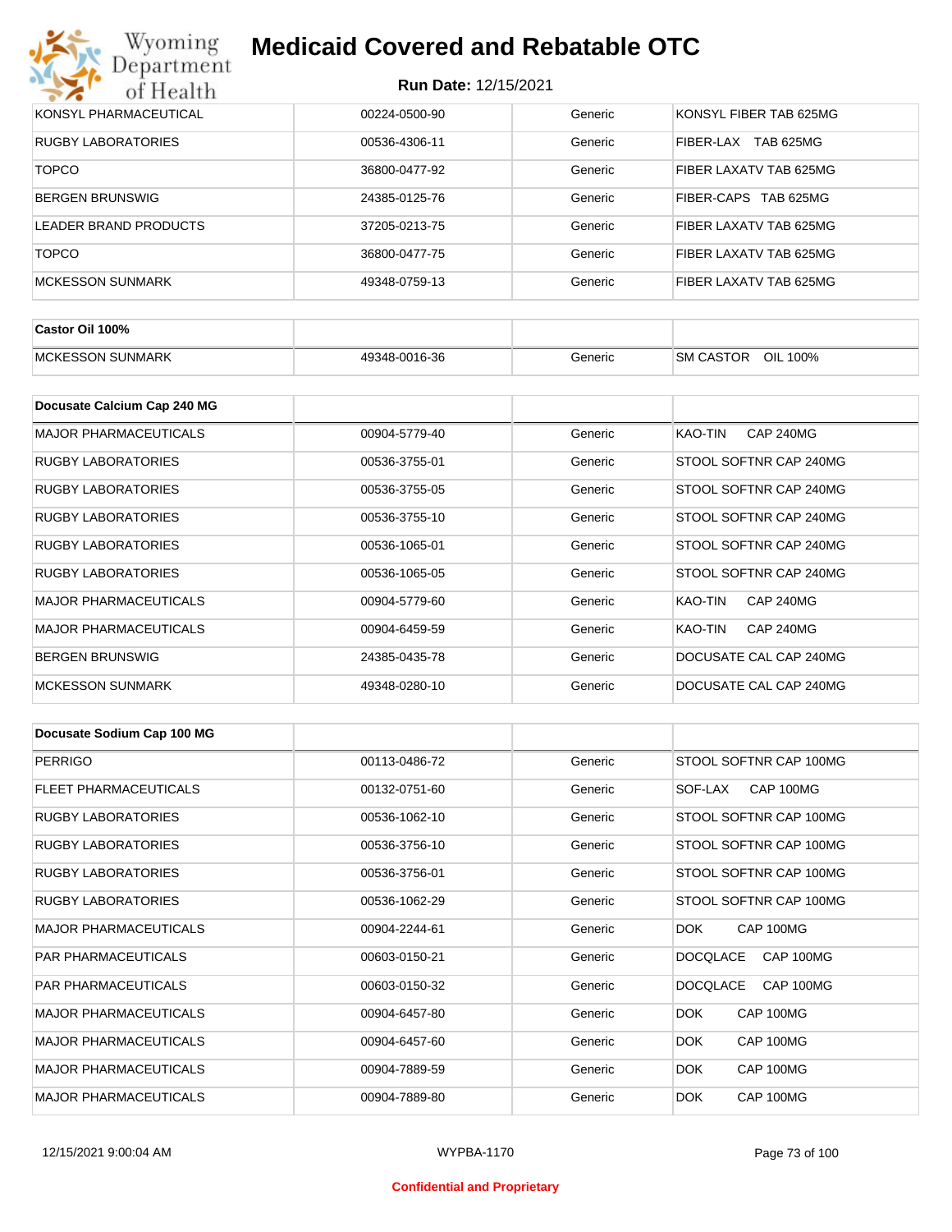| | | | |
|---|---|---|---|
| KONSYL PHARMACEUTICAL | 00224-0500-90 | Generic | KONSYL FIBER TAB 625MG |
| RUGBY LABORATORIES | 00536-4306-11 | Generic | FIBER-LAX TAB 625MG |
| TOPCO | 36800-0477-92 | Generic | FIBER LAXATV TAB 625MG |
| BERGEN BRUNSWIG | 24385-0125-76 | Generic | FIBER-CAPS TAB 625MG |
| LEADER BRAND PRODUCTS | 37205-0213-75 | Generic | FIBER LAXATV TAB 625MG |
| TOPCO | 36800-0477-75 | Generic | FIBER LAXATV TAB 625MG |
| MCKESSON SUNMARK | 49348-0759-13 | Generic | FIBER LAXATV TAB 625MG |

| **Castor Oil 100%** | | | |
|---|---|---|---|
| MCKESSON SUNMARK | 49348-0016-36 | Generic | SM CASTOR OIL 100% |

| **Docusate Calcium Cap 240 MG** | | | |
|---|---|---|---|
| MAJOR PHARMACEUTICALS | 00904-5779-40 | Generic | KAO-TIN CAP 240MG |
| RUGBY LABORATORIES | 00536-3755-01 | Generic | STOOL SOFTNR CAP 240MG |
| RUGBY LABORATORIES | 00536-3755-05 | Generic | STOOL SOFTNR CAP 240MG |
| RUGBY LABORATORIES | 00536-3755-10 | Generic | STOOL SOFTNR CAP 240MG |
| RUGBY LABORATORIES | 00536-1065-01 | Generic | STOOL SOFTNR CAP 240MG |
| RUGBY LABORATORIES | 00536-1065-05 | Generic | STOOL SOFTNR CAP 240MG |
| MAJOR PHARMACEUTICALS | 00904-5779-60 | Generic | KAO-TIN CAP 240MG |
| MAJOR PHARMACEUTICALS | 00904-6459-59 | Generic | KAO-TIN CAP 240MG |
| BERGEN BRUNSWIG | 24385-0435-78 | Generic | DOCUSATE CAL CAP 240MG |
| MCKESSON SUNMARK | 49348-0280-10 | Generic | DOCUSATE CAL CAP 240MG |

| **Docusate Sodium Cap 100 MG** | | | |
|---|---|---|---|
| PERRIGO | 00113-0486-72 | Generic | STOOL SOFTNR CAP 100MG |
| FLEET PHARMACEUTICALS | 00132-0751-60 | Generic | SOF-LAX CAP 100MG |
| RUGBY LABORATORIES | 00536-1062-10 | Generic | STOOL SOFTNR CAP 100MG |
| RUGBY LABORATORIES | 00536-3756-10 | Generic | STOOL SOFTNR CAP 100MG |
| RUGBY LABORATORIES | 00536-3756-01 | Generic | STOOL SOFTNR CAP 100MG |
| RUGBY LABORATORIES | 00536-1062-29 | Generic | STOOL SOFTNR CAP 100MG |
| MAJOR PHARMACEUTICALS | 00904-2244-61 | Generic | DOK CAP 100MG |
| PAR PHARMACEUTICALS | 00603-0150-21 | Generic | DOCQLACE CAP 100MG |
| PAR PHARMACEUTICALS | 00603-0150-32 | Generic | DOCQLACE CAP 100MG |
| MAJOR PHARMACEUTICALS | 00904-6457-80 | Generic | DOK CAP 100MG |
| MAJOR PHARMACEUTICALS | 00904-6457-60 | Generic | DOK CAP 100MG |
| MAJOR PHARMACEUTICALS | 00904-7889-59 | Generic | DOK CAP 100MG |
| MAJOR PHARMACEUTICALS | 00904-7889-80 | Generic | DOK CAP 100MG |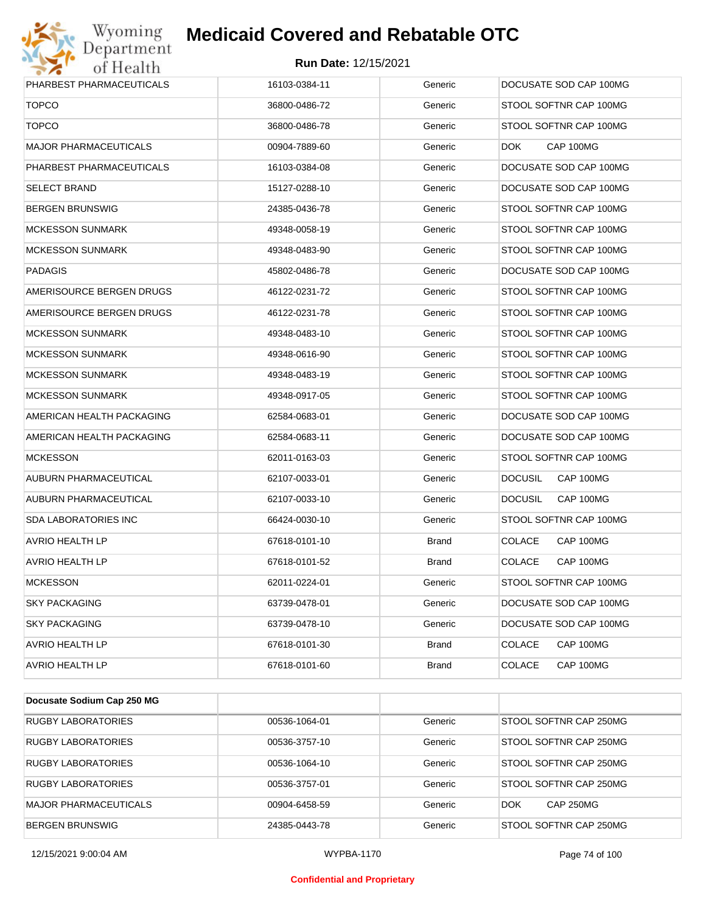# Medicaid Covered and Rebatable OTC

**Run Date:** 12/15/2021

| | | | |
|---|---|---|---|
| PHARBEST PHARMACEUTICALS | 16103-0384-11 | Generic | DOCUSATE SOD CAP 100MG |
| TOPCO | 36800-0486-72 | Generic | STOOL SOFTNR CAP 100MG |
| TOPCO | 36800-0486-78 | Generic | STOOL SOFTNR CAP 100MG |
| MAJOR PHARMACEUTICALS | 00904-7889-60 | Generic | DOK CAP 100MG |
| PHARBEST PHARMACEUTICALS | 16103-0384-08 | Generic | DOCUSATE SOD CAP 100MG |
| SELECT BRAND | 15127-0288-10 | Generic | DOCUSATE SOD CAP 100MG |
| BERGEN BRUNSWIG | 24385-0436-78 | Generic | STOOL SOFTNR CAP 100MG |
| MCKESSON SUNMARK | 49348-0058-19 | Generic | STOOL SOFTNR CAP 100MG |
| MCKESSON SUNMARK | 49348-0483-90 | Generic | STOOL SOFTNR CAP 100MG |
| PADAGIS | 45802-0486-78 | Generic | DOCUSATE SOD CAP 100MG |
| AMERISOURCE BERGEN DRUGS | 46122-0231-72 | Generic | STOOL SOFTNR CAP 100MG |
| AMERISOURCE BERGEN DRUGS | 46122-0231-78 | Generic | STOOL SOFTNR CAP 100MG |
| MCKESSON SUNMARK | 49348-0483-10 | Generic | STOOL SOFTNR CAP 100MG |
| MCKESSON SUNMARK | 49348-0616-90 | Generic | STOOL SOFTNR CAP 100MG |
| MCKESSON SUNMARK | 49348-0483-19 | Generic | STOOL SOFTNR CAP 100MG |
| MCKESSON SUNMARK | 49348-0917-05 | Generic | STOOL SOFTNR CAP 100MG |
| AMERICAN HEALTH PACKAGING | 62584-0683-01 | Generic | DOCUSATE SOD CAP 100MG |
| AMERICAN HEALTH PACKAGING | 62584-0683-11 | Generic | DOCUSATE SOD CAP 100MG |
| MCKESSON | 62011-0163-03 | Generic | STOOL SOFTNR CAP 100MG |
| AUBURN PHARMACEUTICAL | 62107-0033-01 | Generic | DOCUSIL CAP 100MG |
| AUBURN PHARMACEUTICAL | 62107-0033-10 | Generic | DOCUSIL CAP 100MG |
| SDA LABORATORIES INC | 66424-0030-10 | Generic | STOOL SOFTNR CAP 100MG |
| AVRIO HEALTH LP | 67618-0101-10 | Brand | COLACE CAP 100MG |
| AVRIO HEALTH LP | 67618-0101-52 | Brand | COLACE CAP 100MG |
| MCKESSON | 62011-0224-01 | Generic | STOOL SOFTNR CAP 100MG |
| SKY PACKAGING | 63739-0478-01 | Generic | DOCUSATE SOD CAP 100MG |
| SKY PACKAGING | 63739-0478-10 | Generic | DOCUSATE SOD CAP 100MG |
| AVRIO HEALTH LP | 67618-0101-30 | Brand | COLACE CAP 100MG |
| AVRIO HEALTH LP | 67618-0101-60 | Brand | COLACE CAP 100MG |

| **Docusate Sodium Cap 250 MG** | | | |
|---|---|---|---|
| RUGBY LABORATORIES | 00536-1064-01 | Generic | STOOL SOFTNR CAP 250MG |
| RUGBY LABORATORIES | 00536-3757-10 | Generic | STOOL SOFTNR CAP 250MG |
| RUGBY LABORATORIES | 00536-1064-10 | Generic | STOOL SOFTNR CAP 250MG |
| RUGBY LABORATORIES | 00536-3757-01 | Generic | STOOL SOFTNR CAP 250MG |
| MAJOR PHARMACEUTICALS | 00904-6458-59 | Generic | DOK CAP 250MG |
| BERGEN BRUNSWIG | 24385-0443-78 | Generic | STOOL SOFTNR CAP 250MG |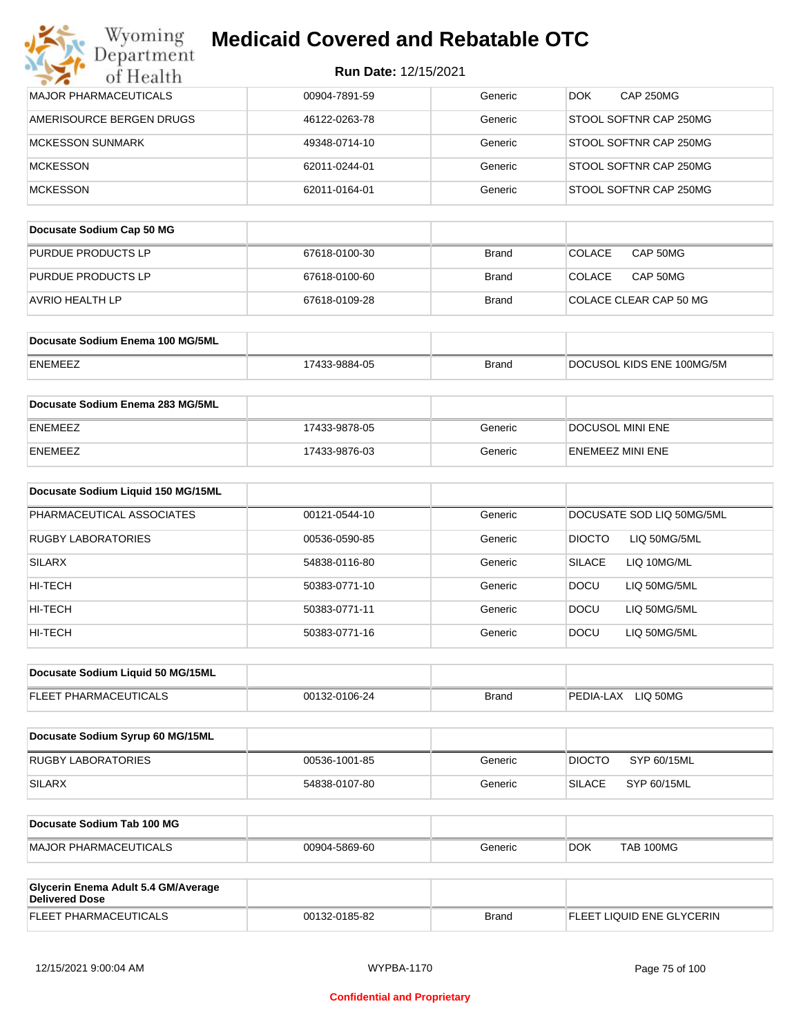| | | | |
|---|---|---|---|
| MAJOR PHARMACEUTICALS | 00904-7891-59 | Generic | DOK CAP 250MG |
| AMERISOURCE BERGEN DRUGS | 46122-0263-78 | Generic | STOOL SOFTNR CAP 250MG |
| MCKESSON SUNMARK | 49348-0714-10 | Generic | STOOL SOFTNR CAP 250MG |
| MCKESSON | 62011-0244-01 | Generic | STOOL SOFTNR CAP 250MG |
| MCKESSON | 62011-0164-01 | Generic | STOOL SOFTNR CAP 250MG |

| **Docusate Sodium Cap 50 MG** | | | |
|---|---|---|---|
| PURDUE PRODUCTS LP | 67618-0100-30 | Brand | COLACE CAP 50MG |
| PURDUE PRODUCTS LP | 67618-0100-60 | Brand | COLACE CAP 50MG |
| AVRIO HEALTH LP | 67618-0109-28 | Brand | COLACE CLEAR CAP 50 MG |

| **Docusate Sodium Enema 100 MG/5ML** | | | |
|---|---|---|---|
| ENEMEEZ | 17433-9884-05 | Brand | DOCUSOL KIDS ENE 100MG/5M |

| **Docusate Sodium Enema 283 MG/5ML** | | | |
|---|---|---|---|
| ENEMEEZ | 17433-9878-05 | Generic | DOCUSOL MINI ENE |
| ENEMEEZ | 17433-9876-03 | Generic | ENEMEEZ MINI ENE |

| **Docusate Sodium Liquid 150 MG/15ML** | | | |
|---|---|---|---|
| PHARMACEUTICAL ASSOCIATES | 00121-0544-10 | Generic | DOCUSATE SOD LIQ 50MG/5ML |
| RUGBY LABORATORIES | 00536-0590-85 | Generic | DIOCTO LIQ 50MG/5ML |
| SILARX | 54838-0116-80 | Generic | SILACE LIQ 10MG/ML |
| HI-TECH | 50383-0771-10 | Generic | DOCU LIQ 50MG/5ML |
| HI-TECH | 50383-0771-11 | Generic | DOCU LIQ 50MG/5ML |
| HI-TECH | 50383-0771-16 | Generic | DOCU LIQ 50MG/5ML |

| **Docusate Sodium Liquid 50 MG/15ML** | | | |
|---|---|---|---|
| FLEET PHARMACEUTICALS | 00132-0106-24 | Brand | PEDIA-LAX LIQ 50MG |

| **Docusate Sodium Syrup 60 MG/15ML** | | | |
|---|---|---|---|
| RUGBY LABORATORIES | 00536-1001-85 | Generic | DIOCTO SYP 60/15ML |
| SILARX | 54838-0107-80 | Generic | SILACE SYP 60/15ML |

| **Docusate Sodium Tab 100 MG** | | | |
|---|---|---|---|
| MAJOR PHARMACEUTICALS | 00904-5869-60 | Generic | DOK TAB 100MG |

| **Glycerin Enema Adult 5.4 GM/Average Delivered Dose** | | | |
|---|---|---|---|
| FLEET PHARMACEUTICALS | 00132-0185-82 | Brand | FLEET LIQUID ENE GLYCERIN |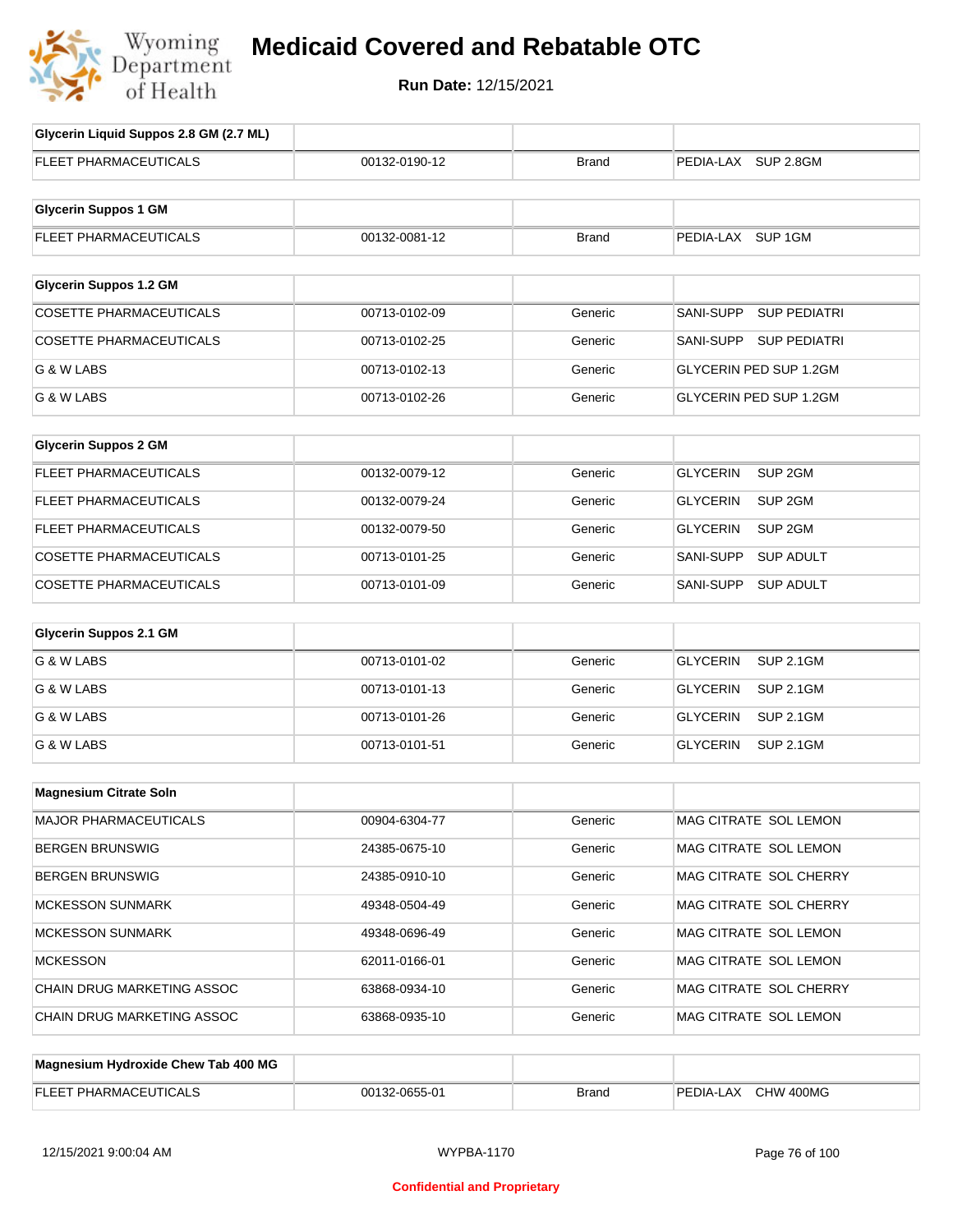# Medicaid Covered and Rebatable OTC

**Run Date:** 12/15/2021

| Glycerin Liquid Suppos 2.8 GM (2.7 ML) | | | |
|---|---|---|---|
| FLEET PHARMACEUTICALS | 00132-0190-12 | Brand | PEDIA-LAX SUP 2.8GM |

| Glycerin Suppos 1 GM | | | |
|---|---|---|---|
| FLEET PHARMACEUTICALS | 00132-0081-12 | Brand | PEDIA-LAX SUP 1GM |

| Glycerin Suppos 1.2 GM | | | |
|---|---|---|---|
| COSETTE PHARMACEUTICALS | 00713-0102-09 | Generic | SANI-SUPP SUP PEDIATRI |
| COSETTE PHARMACEUTICALS | 00713-0102-25 | Generic | SANI-SUPP SUP PEDIATRI |
| G & W LABS | 00713-0102-13 | Generic | GLYCERIN PED SUP 1.2GM |
| G & W LABS | 00713-0102-26 | Generic | GLYCERIN PED SUP 1.2GM |

| Glycerin Suppos 2 GM | | | |
|---|---|---|---|
| FLEET PHARMACEUTICALS | 00132-0079-12 | Generic | GLYCERIN SUP 2GM |
| FLEET PHARMACEUTICALS | 00132-0079-24 | Generic | GLYCERIN SUP 2GM |
| FLEET PHARMACEUTICALS | 00132-0079-50 | Generic | GLYCERIN SUP 2GM |
| COSETTE PHARMACEUTICALS | 00713-0101-25 | Generic | SANI-SUPP SUP ADULT |
| COSETTE PHARMACEUTICALS | 00713-0101-09 | Generic | SANI-SUPP SUP ADULT |

| Glycerin Suppos 2.1 GM | | | |
|---|---|---|---|
| G & W LABS | 00713-0101-02 | Generic | GLYCERIN SUP 2.1GM |
| G & W LABS | 00713-0101-13 | Generic | GLYCERIN SUP 2.1GM |
| G & W LABS | 00713-0101-26 | Generic | GLYCERIN SUP 2.1GM |
| G & W LABS | 00713-0101-51 | Generic | GLYCERIN SUP 2.1GM |

| Magnesium Citrate Soln | | | |
|---|---|---|---|
| MAJOR PHARMACEUTICALS | 00904-6304-77 | Generic | MAG CITRATE SOL LEMON |
| BERGEN BRUNSWIG | 24385-0675-10 | Generic | MAG CITRATE SOL LEMON |
| BERGEN BRUNSWIG | 24385-0910-10 | Generic | MAG CITRATE SOL CHERRY |
| MCKESSON SUNMARK | 49348-0504-49 | Generic | MAG CITRATE SOL CHERRY |
| MCKESSON SUNMARK | 49348-0696-49 | Generic | MAG CITRATE SOL LEMON |
| MCKESSON | 62011-0166-01 | Generic | MAG CITRATE SOL LEMON |
| CHAIN DRUG MARKETING ASSOC | 63868-0934-10 | Generic | MAG CITRATE SOL CHERRY |
| CHAIN DRUG MARKETING ASSOC | 63868-0935-10 | Generic | MAG CITRATE SOL LEMON |

| Magnesium Hydroxide Chew Tab 400 MG | | | |
|---|---|---|---|
| FLEET PHARMACEUTICALS | 00132-0655-01 | Brand | PEDIA-LAX CHW 400MG |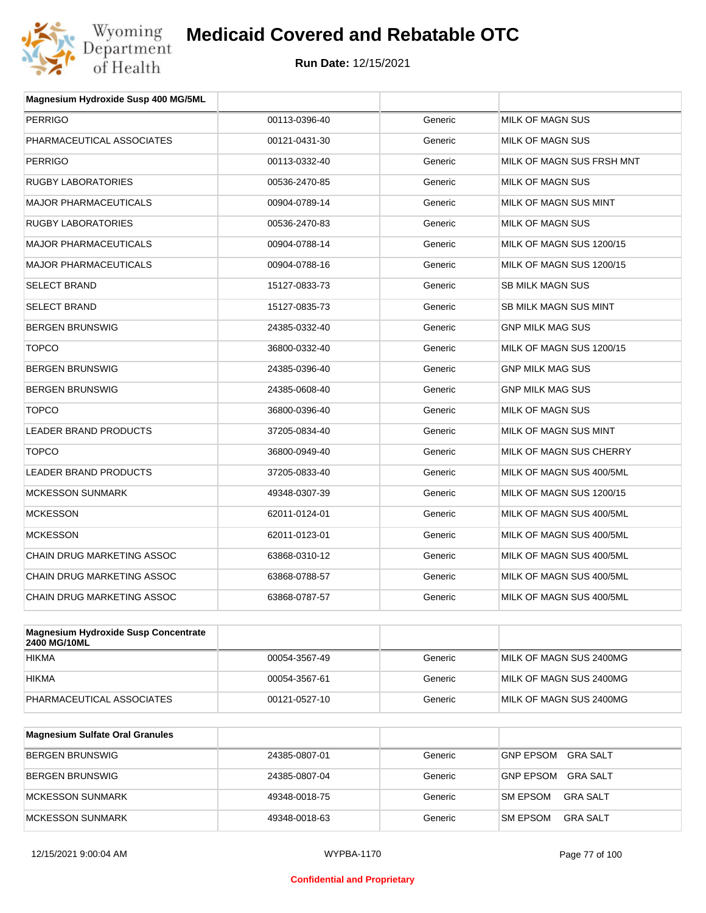# Medicaid Covered and Rebatable OTC

**Run Date:** 12/15/2021

| Magnesium Hydroxide Susp 400 MG/5ML | | | |
|---|---|---|---|
| PERRIGO | 00113-0396-40 | Generic | MILK OF MAGN SUS |
| PHARMACEUTICAL ASSOCIATES | 00121-0431-30 | Generic | MILK OF MAGN SUS |
| PERRIGO | 00113-0332-40 | Generic | MILK OF MAGN SUS FRSH MNT |
| RUGBY LABORATORIES | 00536-2470-85 | Generic | MILK OF MAGN SUS |
| MAJOR PHARMACEUTICALS | 00904-0789-14 | Generic | MILK OF MAGN SUS MINT |
| RUGBY LABORATORIES | 00536-2470-83 | Generic | MILK OF MAGN SUS |
| MAJOR PHARMACEUTICALS | 00904-0788-14 | Generic | MILK OF MAGN SUS 1200/15 |
| MAJOR PHARMACEUTICALS | 00904-0788-16 | Generic | MILK OF MAGN SUS 1200/15 |
| SELECT BRAND | 15127-0833-73 | Generic | SB MILK MAGN SUS |
| SELECT BRAND | 15127-0835-73 | Generic | SB MILK MAGN SUS MINT |
| BERGEN BRUNSWIG | 24385-0332-40 | Generic | GNP MILK MAG SUS |
| TOPCO | 36800-0332-40 | Generic | MILK OF MAGN SUS 1200/15 |
| BERGEN BRUNSWIG | 24385-0396-40 | Generic | GNP MILK MAG SUS |
| BERGEN BRUNSWIG | 24385-0608-40 | Generic | GNP MILK MAG SUS |
| TOPCO | 36800-0396-40 | Generic | MILK OF MAGN SUS |
| LEADER BRAND PRODUCTS | 37205-0834-40 | Generic | MILK OF MAGN SUS MINT |
| TOPCO | 36800-0949-40 | Generic | MILK OF MAGN SUS CHERRY |
| LEADER BRAND PRODUCTS | 37205-0833-40 | Generic | MILK OF MAGN SUS 400/5ML |
| MCKESSON SUNMARK | 49348-0307-39 | Generic | MILK OF MAGN SUS 1200/15 |
| MCKESSON | 62011-0124-01 | Generic | MILK OF MAGN SUS 400/5ML |
| MCKESSON | 62011-0123-01 | Generic | MILK OF MAGN SUS 400/5ML |
| CHAIN DRUG MARKETING ASSOC | 63868-0310-12 | Generic | MILK OF MAGN SUS 400/5ML |
| CHAIN DRUG MARKETING ASSOC | 63868-0788-57 | Generic | MILK OF MAGN SUS 400/5ML |
| CHAIN DRUG MARKETING ASSOC | 63868-0787-57 | Generic | MILK OF MAGN SUS 400/5ML |

| Magnesium Hydroxide Susp Concentrate 2400 MG/10ML | | | |
|---|---|---|---|
| HIKMA | 00054-3567-49 | Generic | MILK OF MAGN SUS 2400MG |
| HIKMA | 00054-3567-61 | Generic | MILK OF MAGN SUS 2400MG |
| PHARMACEUTICAL ASSOCIATES | 00121-0527-10 | Generic | MILK OF MAGN SUS 2400MG |

| Magnesium Sulfate Oral Granules | | | |
|---|---|---|---|
| BERGEN BRUNSWIG | 24385-0807-01 | Generic | GNP EPSOM GRA SALT |
| BERGEN BRUNSWIG | 24385-0807-04 | Generic | GNP EPSOM GRA SALT |
| MCKESSON SUNMARK | 49348-0018-75 | Generic | SM EPSOM GRA SALT |
| MCKESSON SUNMARK | 49348-0018-63 | Generic | SM EPSOM GRA SALT |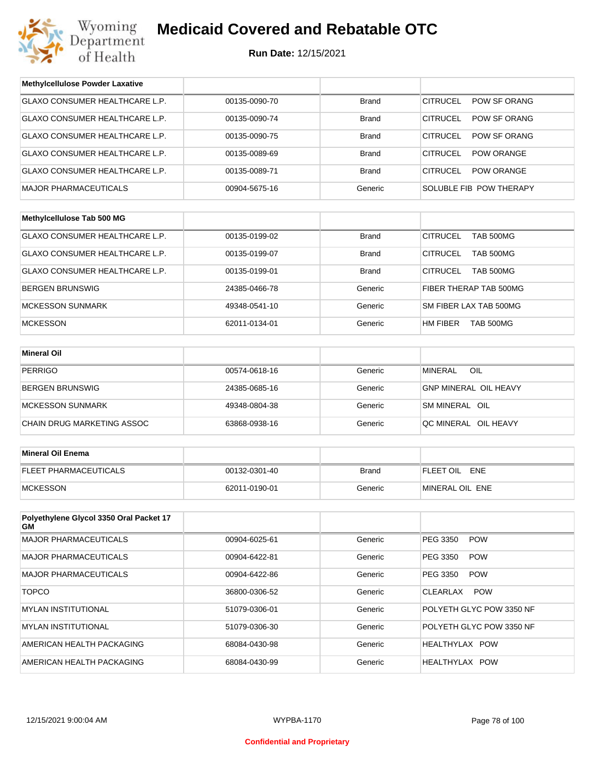# Medicaid Covered and Rebatable OTC

**Run Date:** 12/15/2021

| Methylcellulose Powder Laxative | | | |
|---|---|---|---|
| GLAXO CONSUMER HEALTHCARE L.P. | 00135-0090-70 | Brand | CITRUCEL POW SF ORANG |
| GLAXO CONSUMER HEALTHCARE L.P. | 00135-0090-74 | Brand | CITRUCEL POW SF ORANG |
| GLAXO CONSUMER HEALTHCARE L.P. | 00135-0090-75 | Brand | CITRUCEL POW SF ORANG |
| GLAXO CONSUMER HEALTHCARE L.P. | 00135-0089-69 | Brand | CITRUCEL POW ORANGE |
| GLAXO CONSUMER HEALTHCARE L.P. | 00135-0089-71 | Brand | CITRUCEL POW ORANGE |
| MAJOR PHARMACEUTICALS | 00904-5675-16 | Generic | SOLUBLE FIB POW THERAPY |

| Methylcellulose Tab 500 MG | | | |
|---|---|---|---|
| GLAXO CONSUMER HEALTHCARE L.P. | 00135-0199-02 | Brand | CITRUCEL TAB 500MG |
| GLAXO CONSUMER HEALTHCARE L.P. | 00135-0199-07 | Brand | CITRUCEL TAB 500MG |
| GLAXO CONSUMER HEALTHCARE L.P. | 00135-0199-01 | Brand | CITRUCEL TAB 500MG |
| BERGEN BRUNSWIG | 24385-0466-78 | Generic | FIBER THERAP TAB 500MG |
| MCKESSON SUNMARK | 49348-0541-10 | Generic | SM FIBER LAX TAB 500MG |
| MCKESSON | 62011-0134-01 | Generic | HM FIBER TAB 500MG |

| Mineral Oil | | | |
|---|---|---|---|
| PERRIGO | 00574-0618-16 | Generic | MINERAL OIL |
| BERGEN BRUNSWIG | 24385-0685-16 | Generic | GNP MINERAL OIL HEAVY |
| MCKESSON SUNMARK | 49348-0804-38 | Generic | SM MINERAL OIL |
| CHAIN DRUG MARKETING ASSOC | 63868-0938-16 | Generic | QC MINERAL OIL HEAVY |

| Mineral Oil Enema | | | |
|---|---|---|---|
| FLEET PHARMACEUTICALS | 00132-0301-40 | Brand | FLEET OIL ENE |
| MCKESSON | 62011-0190-01 | Generic | MINERAL OIL ENE |

| Polyethylene Glycol 3350 Oral Packet 17 GM | | | |
|---|---|---|---|
| MAJOR PHARMACEUTICALS | 00904-6025-61 | Generic | PEG 3350 POW |
| MAJOR PHARMACEUTICALS | 00904-6422-81 | Generic | PEG 3350 POW |
| MAJOR PHARMACEUTICALS | 00904-6422-86 | Generic | PEG 3350 POW |
| TOPCO | 36800-0306-52 | Generic | CLEARLAX POW |
| MYLAN INSTITUTIONAL | 51079-0306-01 | Generic | POLYETH GLYC POW 3350 NF |
| MYLAN INSTITUTIONAL | 51079-0306-30 | Generic | POLYETH GLYC POW 3350 NF |
| AMERICAN HEALTH PACKAGING | 68084-0430-98 | Generic | HEALTHYLAX POW |
| AMERICAN HEALTH PACKAGING | 68084-0430-99 | Generic | HEALTHYLAX POW |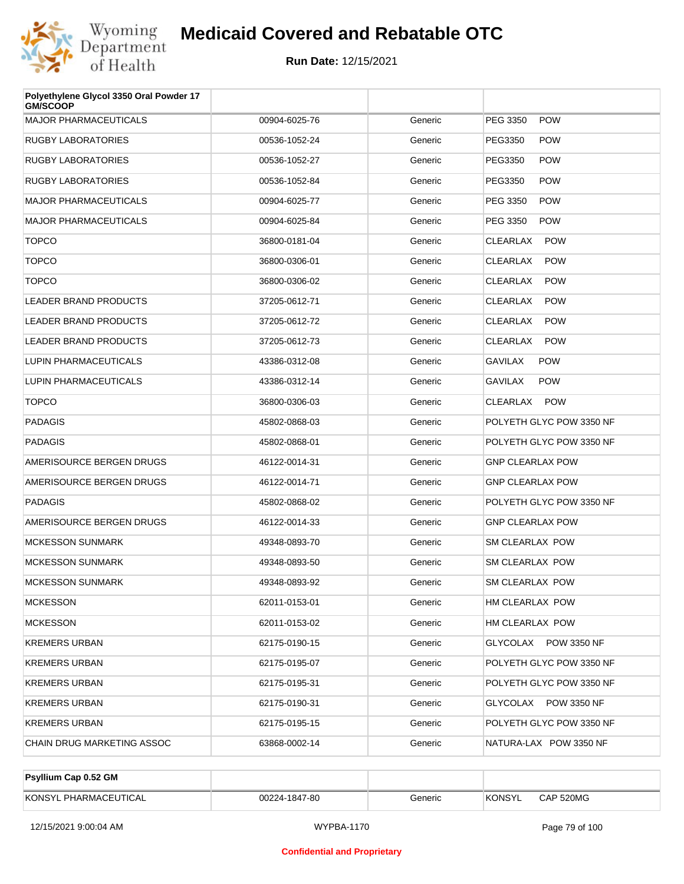# Medicaid Covered and Rebatable OTC

**Run Date:** 12/15/2021

| Polyethylene Glycol 3350 Oral Powder 17 GM/SCOOP | | | |
|---|---|---|---|
| MAJOR PHARMACEUTICALS | 00904-6025-76 | Generic | PEG 3350 POW |
| RUGBY LABORATORIES | 00536-1052-24 | Generic | PEG3350 POW |
| RUGBY LABORATORIES | 00536-1052-27 | Generic | PEG3350 POW |
| RUGBY LABORATORIES | 00536-1052-84 | Generic | PEG3350 POW |
| MAJOR PHARMACEUTICALS | 00904-6025-77 | Generic | PEG 3350 POW |
| MAJOR PHARMACEUTICALS | 00904-6025-84 | Generic | PEG 3350 POW |
| TOPCO | 36800-0181-04 | Generic | CLEARLAX POW |
| TOPCO | 36800-0306-01 | Generic | CLEARLAX POW |
| TOPCO | 36800-0306-02 | Generic | CLEARLAX POW |
| LEADER BRAND PRODUCTS | 37205-0612-71 | Generic | CLEARLAX POW |
| LEADER BRAND PRODUCTS | 37205-0612-72 | Generic | CLEARLAX POW |
| LEADER BRAND PRODUCTS | 37205-0612-73 | Generic | CLEARLAX POW |
| LUPIN PHARMACEUTICALS | 43386-0312-08 | Generic | GAVILAX POW |
| LUPIN PHARMACEUTICALS | 43386-0312-14 | Generic | GAVILAX POW |
| TOPCO | 36800-0306-03 | Generic | CLEARLAX POW |
| PADAGIS | 45802-0868-03 | Generic | POLYETH GLYC POW 3350 NF |
| PADAGIS | 45802-0868-01 | Generic | POLYETH GLYC POW 3350 NF |
| AMERISOURCE BERGEN DRUGS | 46122-0014-31 | Generic | GNP CLEARLAX POW |
| AMERISOURCE BERGEN DRUGS | 46122-0014-71 | Generic | GNP CLEARLAX POW |
| PADAGIS | 45802-0868-02 | Generic | POLYETH GLYC POW 3350 NF |
| AMERISOURCE BERGEN DRUGS | 46122-0014-33 | Generic | GNP CLEARLAX POW |
| MCKESSON SUNMARK | 49348-0893-70 | Generic | SM CLEARLAX POW |
| MCKESSON SUNMARK | 49348-0893-50 | Generic | SM CLEARLAX POW |
| MCKESSON SUNMARK | 49348-0893-92 | Generic | SM CLEARLAX POW |
| MCKESSON | 62011-0153-01 | Generic | HM CLEARLAX POW |
| MCKESSON | 62011-0153-02 | Generic | HM CLEARLAX POW |
| KREMERS URBAN | 62175-0190-15 | Generic | GLYCOLAX POW 3350 NF |
| KREMERS URBAN | 62175-0195-07 | Generic | POLYETH GLYC POW 3350 NF |
| KREMERS URBAN | 62175-0195-31 | Generic | POLYETH GLYC POW 3350 NF |
| KREMERS URBAN | 62175-0190-31 | Generic | GLYCOLAX POW 3350 NF |
| KREMERS URBAN | 62175-0195-15 | Generic | POLYETH GLYC POW 3350 NF |
| CHAIN DRUG MARKETING ASSOC | 63868-0002-14 | Generic | NATURA-LAX POW 3350 NF |

| Psyllium Cap 0.52 GM | | | |
|---|---|---|---|
| KONSYL PHARMACEUTICAL | 00224-1847-80 | Generic | KONSYL CAP 520MG |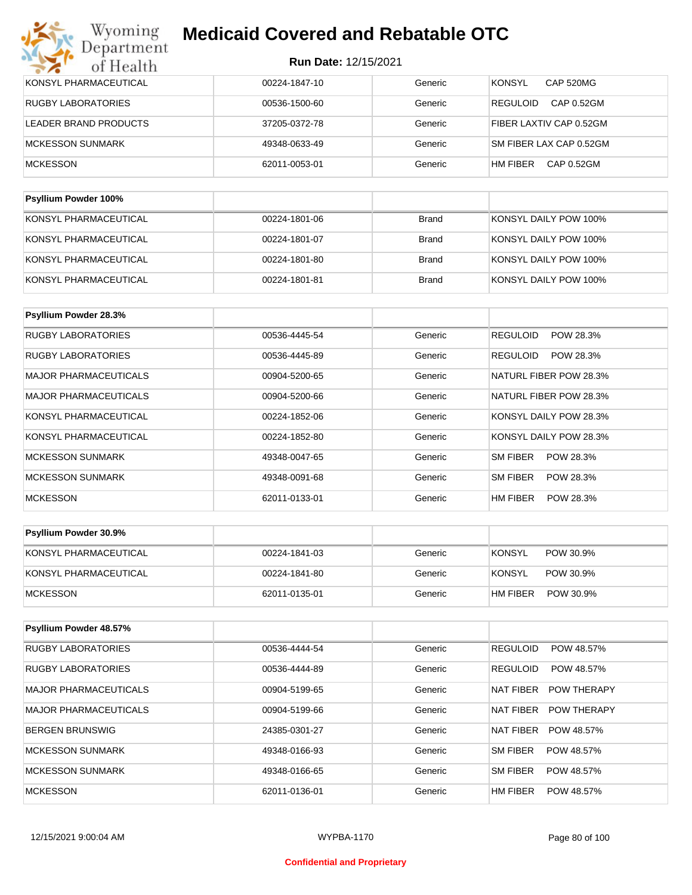| | | | |
|---|---|---|---|
| KONSYL PHARMACEUTICAL | 00224-1847-10 | Generic | KONSYL CAP 520MG |
| RUGBY LABORATORIES | 00536-1500-60 | Generic | REGULOID CAP 0.52GM |
| LEADER BRAND PRODUCTS | 37205-0372-78 | Generic | FIBER LAXTIV CAP 0.52GM |
| MCKESSON SUNMARK | 49348-0633-49 | Generic | SM FIBER LAX CAP 0.52GM |
| MCKESSON | 62011-0053-01 | Generic | HM FIBER CAP 0.52GM |

| **Psyllium Powder 100%** | | | |
|---|---|---|---|
| KONSYL PHARMACEUTICAL | 00224-1801-06 | Brand | KONSYL DAILY POW 100% |
| KONSYL PHARMACEUTICAL | 00224-1801-07 | Brand | KONSYL DAILY POW 100% |
| KONSYL PHARMACEUTICAL | 00224-1801-80 | Brand | KONSYL DAILY POW 100% |
| KONSYL PHARMACEUTICAL | 00224-1801-81 | Brand | KONSYL DAILY POW 100% |

| **Psyllium Powder 28.3%** | | | |
|---|---|---|---|
| RUGBY LABORATORIES | 00536-4445-54 | Generic | REGULOID POW 28.3% |
| RUGBY LABORATORIES | 00536-4445-89 | Generic | REGULOID POW 28.3% |
| MAJOR PHARMACEUTICALS | 00904-5200-65 | Generic | NATURL FIBER POW 28.3% |
| MAJOR PHARMACEUTICALS | 00904-5200-66 | Generic | NATURL FIBER POW 28.3% |
| KONSYL PHARMACEUTICAL | 00224-1852-06 | Generic | KONSYL DAILY POW 28.3% |
| KONSYL PHARMACEUTICAL | 00224-1852-80 | Generic | KONSYL DAILY POW 28.3% |
| MCKESSON SUNMARK | 49348-0047-65 | Generic | SM FIBER POW 28.3% |
| MCKESSON SUNMARK | 49348-0091-68 | Generic | SM FIBER POW 28.3% |
| MCKESSON | 62011-0133-01 | Generic | HM FIBER POW 28.3% |

| **Psyllium Powder 30.9%** | | | |
|---|---|---|---|
| KONSYL PHARMACEUTICAL | 00224-1841-03 | Generic | KONSYL POW 30.9% |
| KONSYL PHARMACEUTICAL | 00224-1841-80 | Generic | KONSYL POW 30.9% |
| MCKESSON | 62011-0135-01 | Generic | HM FIBER POW 30.9% |

| **Psyllium Powder 48.57%** | | | |
|---|---|---|---|
| RUGBY LABORATORIES | 00536-4444-54 | Generic | REGULOID POW 48.57% |
| RUGBY LABORATORIES | 00536-4444-89 | Generic | REGULOID POW 48.57% |
| MAJOR PHARMACEUTICALS | 00904-5199-65 | Generic | NAT FIBER POW THERAPY |
| MAJOR PHARMACEUTICALS | 00904-5199-66 | Generic | NAT FIBER POW THERAPY |
| BERGEN BRUNSWIG | 24385-0301-27 | Generic | NAT FIBER POW 48.57% |
| MCKESSON SUNMARK | 49348-0166-93 | Generic | SM FIBER POW 48.57% |
| MCKESSON SUNMARK | 49348-0166-65 | Generic | SM FIBER POW 48.57% |
| MCKESSON | 62011-0136-01 | Generic | HM FIBER POW 48.57% |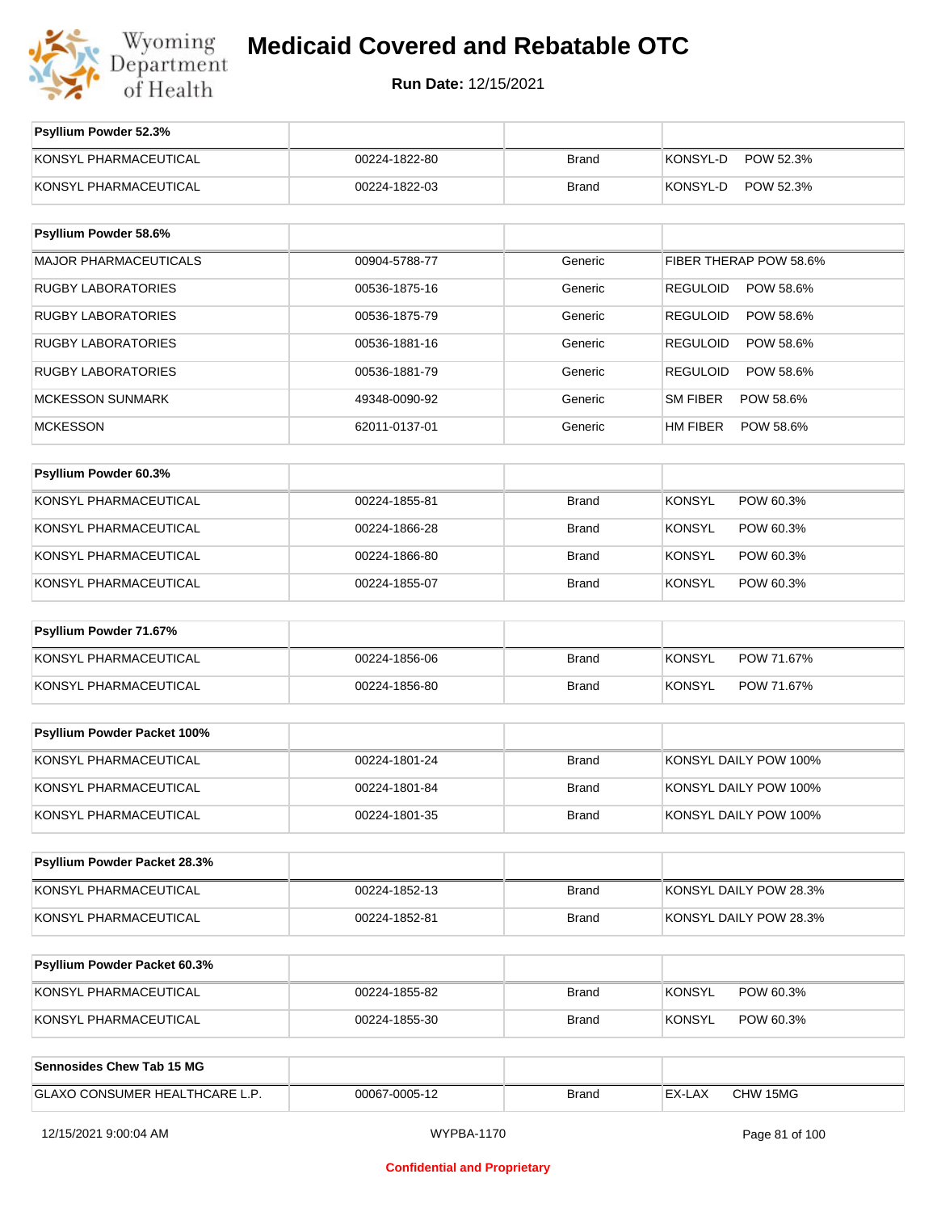# Medicaid Covered and Rebatable OTC

**Run Date:** 12/15/2021

| Psyllium Powder 52.3% | | | |
|---|---|---|---|
| KONSYL PHARMACEUTICAL | 00224-1822-80 | Brand | KONSYL-D POW 52.3% |
| KONSYL PHARMACEUTICAL | 00224-1822-03 | Brand | KONSYL-D POW 52.3% |

| Psyllium Powder 58.6% | | | |
|---|---|---|---|
| MAJOR PHARMACEUTICALS | 00904-5788-77 | Generic | FIBER THERAP POW 58.6% |
| RUGBY LABORATORIES | 00536-1875-16 | Generic | REGULOID POW 58.6% |
| RUGBY LABORATORIES | 00536-1875-79 | Generic | REGULOID POW 58.6% |
| RUGBY LABORATORIES | 00536-1881-16 | Generic | REGULOID POW 58.6% |
| RUGBY LABORATORIES | 00536-1881-79 | Generic | REGULOID POW 58.6% |
| MCKESSON SUNMARK | 49348-0090-92 | Generic | SM FIBER POW 58.6% |
| MCKESSON | 62011-0137-01 | Generic | HM FIBER POW 58.6% |

| Psyllium Powder 60.3% | | | |
|---|---|---|---|
| KONSYL PHARMACEUTICAL | 00224-1855-81 | Brand | KONSYL POW 60.3% |
| KONSYL PHARMACEUTICAL | 00224-1866-28 | Brand | KONSYL POW 60.3% |
| KONSYL PHARMACEUTICAL | 00224-1866-80 | Brand | KONSYL POW 60.3% |
| KONSYL PHARMACEUTICAL | 00224-1855-07 | Brand | KONSYL POW 60.3% |

| Psyllium Powder 71.67% | | | |
|---|---|---|---|
| KONSYL PHARMACEUTICAL | 00224-1856-06 | Brand | KONSYL POW 71.67% |
| KONSYL PHARMACEUTICAL | 00224-1856-80 | Brand | KONSYL POW 71.67% |

| Psyllium Powder Packet 100% | | | |
|---|---|---|---|
| KONSYL PHARMACEUTICAL | 00224-1801-24 | Brand | KONSYL DAILY POW 100% |
| KONSYL PHARMACEUTICAL | 00224-1801-84 | Brand | KONSYL DAILY POW 100% |
| KONSYL PHARMACEUTICAL | 00224-1801-35 | Brand | KONSYL DAILY POW 100% |

| Psyllium Powder Packet 28.3% | | | |
|---|---|---|---|
| KONSYL PHARMACEUTICAL | 00224-1852-13 | Brand | KONSYL DAILY POW 28.3% |
| KONSYL PHARMACEUTICAL | 00224-1852-81 | Brand | KONSYL DAILY POW 28.3% |

| Psyllium Powder Packet 60.3% | | | |
|---|---|---|---|
| KONSYL PHARMACEUTICAL | 00224-1855-82 | Brand | KONSYL POW 60.3% |
| KONSYL PHARMACEUTICAL | 00224-1855-30 | Brand | KONSYL POW 60.3% |

| Sennosides Chew Tab 15 MG | | | |
|---|---|---|---|
| GLAXO CONSUMER HEALTHCARE L.P. | 00067-0005-12 | Brand | EX-LAX CHW 15MG |

12/15/2021 9:00:04 AM WYPBA-1170

**Confidential and Proprietary**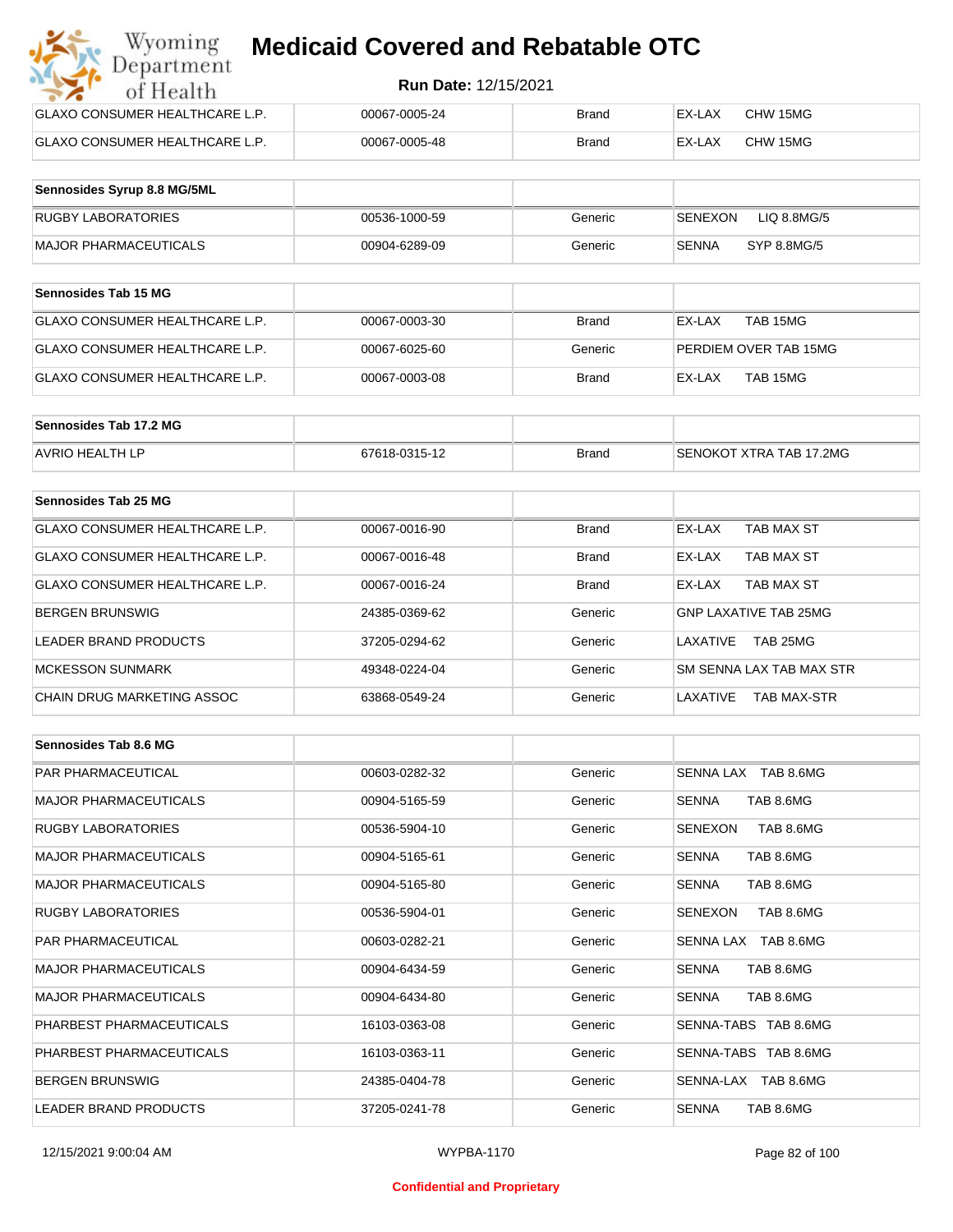# Medicaid Covered and Rebatable OTC

**Run Date:** 12/15/2021

| | | | |
|---|---|---|---|
| GLAXO CONSUMER HEALTHCARE L.P. | 00067-0005-24 | Brand | EX-LAX CHW 15MG |
| GLAXO CONSUMER HEALTHCARE L.P. | 00067-0005-48 | Brand | EX-LAX CHW 15MG |

| Sennosides Syrup 8.8 MG/5ML | | | |
|---|---|---|---|
| RUGBY LABORATORIES | 00536-1000-59 | Generic | SENEXON LIQ 8.8MG/5 |
| MAJOR PHARMACEUTICALS | 00904-6289-09 | Generic | SENNA SYP 8.8MG/5 |

| Sennosides Tab 15 MG | | | |
|---|---|---|---|
| GLAXO CONSUMER HEALTHCARE L.P. | 00067-0003-30 | Brand | EX-LAX TAB 15MG |
| GLAXO CONSUMER HEALTHCARE L.P. | 00067-6025-60 | Generic | PERDIEM OVER TAB 15MG |
| GLAXO CONSUMER HEALTHCARE L.P. | 00067-0003-08 | Brand | EX-LAX TAB 15MG |

| Sennosides Tab 17.2 MG | | | |
|---|---|---|---|
| AVRIO HEALTH LP | 67618-0315-12 | Brand | SENOKOT XTRA TAB 17.2MG |

| Sennosides Tab 25 MG | | | |
|---|---|---|---|
| GLAXO CONSUMER HEALTHCARE L.P. | 00067-0016-90 | Brand | EX-LAX TAB MAX ST |
| GLAXO CONSUMER HEALTHCARE L.P. | 00067-0016-48 | Brand | EX-LAX TAB MAX ST |
| GLAXO CONSUMER HEALTHCARE L.P. | 00067-0016-24 | Brand | EX-LAX TAB MAX ST |
| BERGEN BRUNSWIG | 24385-0369-62 | Generic | GNP LAXATIVE TAB 25MG |
| LEADER BRAND PRODUCTS | 37205-0294-62 | Generic | LAXATIVE TAB 25MG |
| MCKESSON SUNMARK | 49348-0224-04 | Generic | SM SENNA LAX TAB MAX STR |
| CHAIN DRUG MARKETING ASSOC | 63868-0549-24 | Generic | LAXATIVE TAB MAX-STR |

| Sennosides Tab 8.6 MG | | | |
|---|---|---|---|
| PAR PHARMACEUTICAL | 00603-0282-32 | Generic | SENNA LAX TAB 8.6MG |
| MAJOR PHARMACEUTICALS | 00904-5165-59 | Generic | SENNA TAB 8.6MG |
| RUGBY LABORATORIES | 00536-5904-10 | Generic | SENEXON TAB 8.6MG |
| MAJOR PHARMACEUTICALS | 00904-5165-61 | Generic | SENNA TAB 8.6MG |
| MAJOR PHARMACEUTICALS | 00904-5165-80 | Generic | SENNA TAB 8.6MG |
| RUGBY LABORATORIES | 00536-5904-01 | Generic | SENEXON TAB 8.6MG |
| PAR PHARMACEUTICAL | 00603-0282-21 | Generic | SENNA LAX TAB 8.6MG |
| MAJOR PHARMACEUTICALS | 00904-6434-59 | Generic | SENNA TAB 8.6MG |
| MAJOR PHARMACEUTICALS | 00904-6434-80 | Generic | SENNA TAB 8.6MG |
| PHARBEST PHARMACEUTICALS | 16103-0363-08 | Generic | SENNA-TABS TAB 8.6MG |
| PHARBEST PHARMACEUTICALS | 16103-0363-11 | Generic | SENNA-TABS TAB 8.6MG |
| BERGEN BRUNSWIG | 24385-0404-78 | Generic | SENNA-LAX TAB 8.6MG |
| LEADER BRAND PRODUCTS | 37205-0241-78 | Generic | SENNA TAB 8.6MG |

Confidential and Proprietary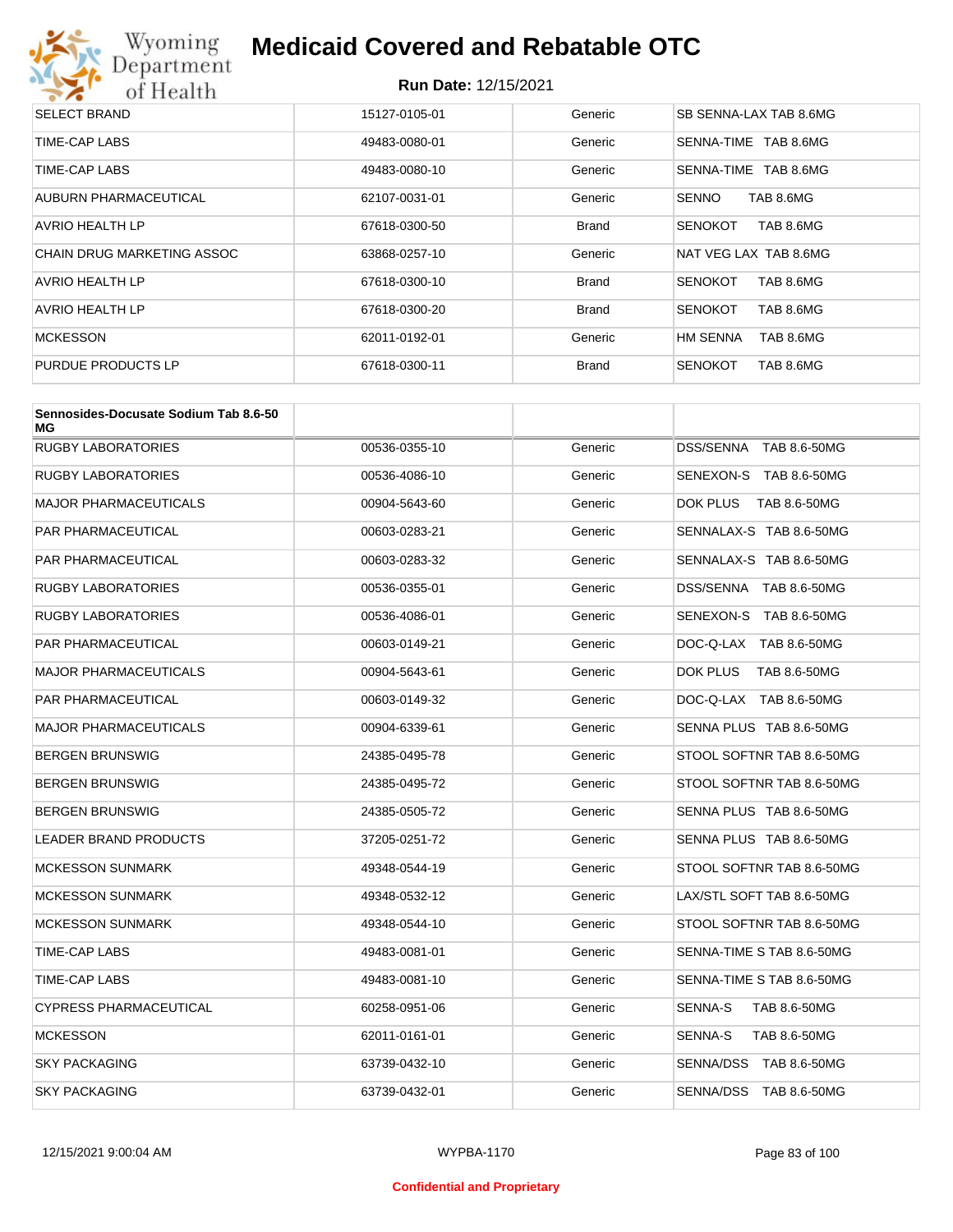| | | | |
|---|---|---|---|
| SELECT BRAND | 15127-0105-01 | Generic | SB SENNA-LAX TAB 8.6MG |
| TIME-CAP LABS | 49483-0080-01 | Generic | SENNA-TIME TAB 8.6MG |
| TIME-CAP LABS | 49483-0080-10 | Generic | SENNA-TIME TAB 8.6MG |
| AUBURN PHARMACEUTICAL | 62107-0031-01 | Generic | SENNO TAB 8.6MG |
| AVRIO HEALTH LP | 67618-0300-50 | Brand | SENOKOT TAB 8.6MG |
| CHAIN DRUG MARKETING ASSOC | 63868-0257-10 | Generic | NAT VEG LAX TAB 8.6MG |
| AVRIO HEALTH LP | 67618-0300-10 | Brand | SENOKOT TAB 8.6MG |
| AVRIO HEALTH LP | 67618-0300-20 | Brand | SENOKOT TAB 8.6MG |
| MCKESSON | 62011-0192-01 | Generic | HM SENNA TAB 8.6MG |
| PURDUE PRODUCTS LP | 67618-0300-11 | Brand | SENOKOT TAB 8.6MG |

| **Sennosides-Docusate Sodium Tab 8.6-50 MG** | | | |
|---|---|---|---|
| RUGBY LABORATORIES | 00536-0355-10 | Generic | DSS/SENNA TAB 8.6-50MG |
| RUGBY LABORATORIES | 00536-4086-10 | Generic | SENEXON-S TAB 8.6-50MG |
| MAJOR PHARMACEUTICALS | 00904-5643-60 | Generic | DOK PLUS TAB 8.6-50MG |
| PAR PHARMACEUTICAL | 00603-0283-21 | Generic | SENNALAX-S TAB 8.6-50MG |
| PAR PHARMACEUTICAL | 00603-0283-32 | Generic | SENNALAX-S TAB 8.6-50MG |
| RUGBY LABORATORIES | 00536-0355-01 | Generic | DSS/SENNA TAB 8.6-50MG |
| RUGBY LABORATORIES | 00536-4086-01 | Generic | SENEXON-S TAB 8.6-50MG |
| PAR PHARMACEUTICAL | 00603-0149-21 | Generic | DOC-Q-LAX TAB 8.6-50MG |
| MAJOR PHARMACEUTICALS | 00904-5643-61 | Generic | DOK PLUS TAB 8.6-50MG |
| PAR PHARMACEUTICAL | 00603-0149-32 | Generic | DOC-Q-LAX TAB 8.6-50MG |
| MAJOR PHARMACEUTICALS | 00904-6339-61 | Generic | SENNA PLUS TAB 8.6-50MG |
| BERGEN BRUNSWIG | 24385-0495-78 | Generic | STOOL SOFTNR TAB 8.6-50MG |
| BERGEN BRUNSWIG | 24385-0495-72 | Generic | STOOL SOFTNR TAB 8.6-50MG |
| BERGEN BRUNSWIG | 24385-0505-72 | Generic | SENNA PLUS TAB 8.6-50MG |
| LEADER BRAND PRODUCTS | 37205-0251-72 | Generic | SENNA PLUS TAB 8.6-50MG |
| MCKESSON SUNMARK | 49348-0544-19 | Generic | STOOL SOFTNR TAB 8.6-50MG |
| MCKESSON SUNMARK | 49348-0532-12 | Generic | LAX/STL SOFT TAB 8.6-50MG |
| MCKESSON SUNMARK | 49348-0544-10 | Generic | STOOL SOFTNR TAB 8.6-50MG |
| TIME-CAP LABS | 49483-0081-01 | Generic | SENNA-TIME S TAB 8.6-50MG |
| TIME-CAP LABS | 49483-0081-10 | Generic | SENNA-TIME S TAB 8.6-50MG |
| CYPRESS PHARMACEUTICAL | 60258-0951-06 | Generic | SENNA-S TAB 8.6-50MG |
| MCKESSON | 62011-0161-01 | Generic | SENNA-S TAB 8.6-50MG |
| SKY PACKAGING | 63739-0432-10 | Generic | SENNA/DSS TAB 8.6-50MG |
| SKY PACKAGING | 63739-0432-01 | Generic | SENNA/DSS TAB 8.6-50MG |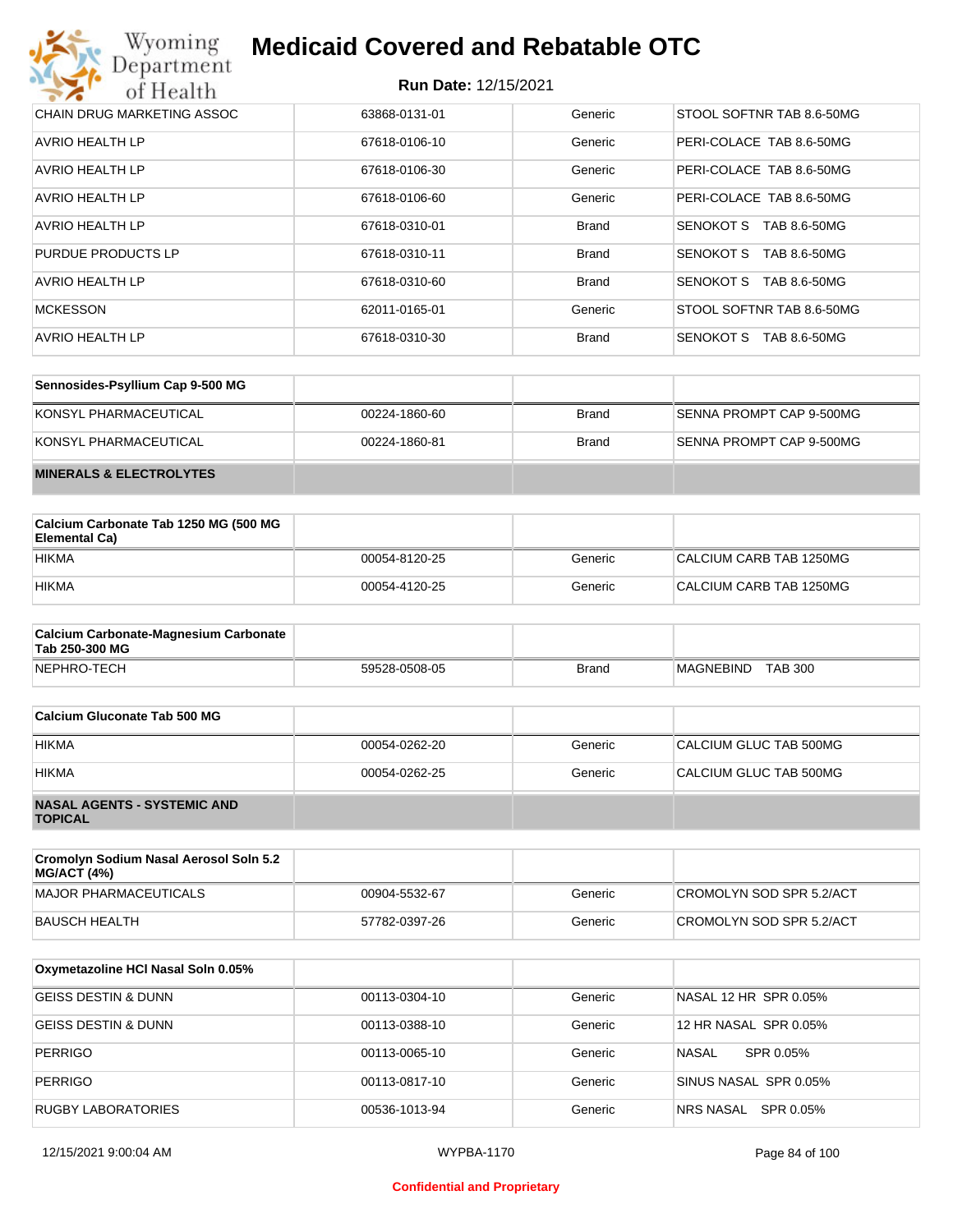| | | | |
|---|---|---|---|
| CHAIN DRUG MARKETING ASSOC | 63868-0131-01 | Generic | STOOL SOFTNR TAB 8.6-50MG |
| AVRIO HEALTH LP | 67618-0106-10 | Generic | PERI-COLACE TAB 8.6-50MG |
| AVRIO HEALTH LP | 67618-0106-30 | Generic | PERI-COLACE TAB 8.6-50MG |
| AVRIO HEALTH LP | 67618-0106-60 | Generic | PERI-COLACE TAB 8.6-50MG |
| AVRIO HEALTH LP | 67618-0310-01 | Brand | SENOKOT S TAB 8.6-50MG |
| PURDUE PRODUCTS LP | 67618-0310-11 | Brand | SENOKOT S TAB 8.6-50MG |
| AVRIO HEALTH LP | 67618-0310-60 | Brand | SENOKOT S TAB 8.6-50MG |
| MCKESSON | 62011-0165-01 | Generic | STOOL SOFTNR TAB 8.6-50MG |
| AVRIO HEALTH LP | 67618-0310-30 | Brand | SENOKOT S TAB 8.6-50MG |

| Sennosides-Psyllium Cap 9-500 MG | | | |
|---|---|---|---|
| KONSYL PHARMACEUTICAL | 00224-1860-60 | Brand | SENNA PROMPT CAP 9-500MG |
| KONSYL PHARMACEUTICAL | 00224-1860-81 | Brand | SENNA PROMPT CAP 9-500MG |

**MINERALS & ELECTROLYTES**

| Calcium Carbonate Tab 1250 MG (500 MG Elemental Ca) | | | |
|---|---|---|---|
| HIKMA | 00054-8120-25 | Generic | CALCIUM CARB TAB 1250MG |
| HIKMA | 00054-4120-25 | Generic | CALCIUM CARB TAB 1250MG |

| Calcium Carbonate-Magnesium Carbonate Tab 250-300 MG | | | |
|---|---|---|---|
| NEPHRO-TECH | 59528-0508-05 | Brand | MAGNEBIND TAB 300 |

| Calcium Gluconate Tab 500 MG | | | |
|---|---|---|---|
| HIKMA | 00054-0262-20 | Generic | CALCIUM GLUC TAB 500MG |
| HIKMA | 00054-0262-25 | Generic | CALCIUM GLUC TAB 500MG |

**NASAL AGENTS - SYSTEMIC AND TOPICAL**

| Cromolyn Sodium Nasal Aerosol Soln 5.2 MG/ACT (4%) | | | |
|---|---|---|---|
| MAJOR PHARMACEUTICALS | 00904-5532-67 | Generic | CROMOLYN SOD SPR 5.2/ACT |
| BAUSCH HEALTH | 57782-0397-26 | Generic | CROMOLYN SOD SPR 5.2/ACT |

| Oxymetazoline HCl Nasal Soln 0.05% | | | |
|---|---|---|---|
| GEISS DESTIN & DUNN | 00113-0304-10 | Generic | NASAL 12 HR SPR 0.05% |
| GEISS DESTIN & DUNN | 00113-0388-10 | Generic | 12 HR NASAL SPR 0.05% |
| PERRIGO | 00113-0065-10 | Generic | NASAL SPR 0.05% |
| PERRIGO | 00113-0817-10 | Generic | SINUS NASAL SPR 0.05% |
| RUGBY LABORATORIES | 00536-1013-94 | Generic | NRS NASAL SPR 0.05% |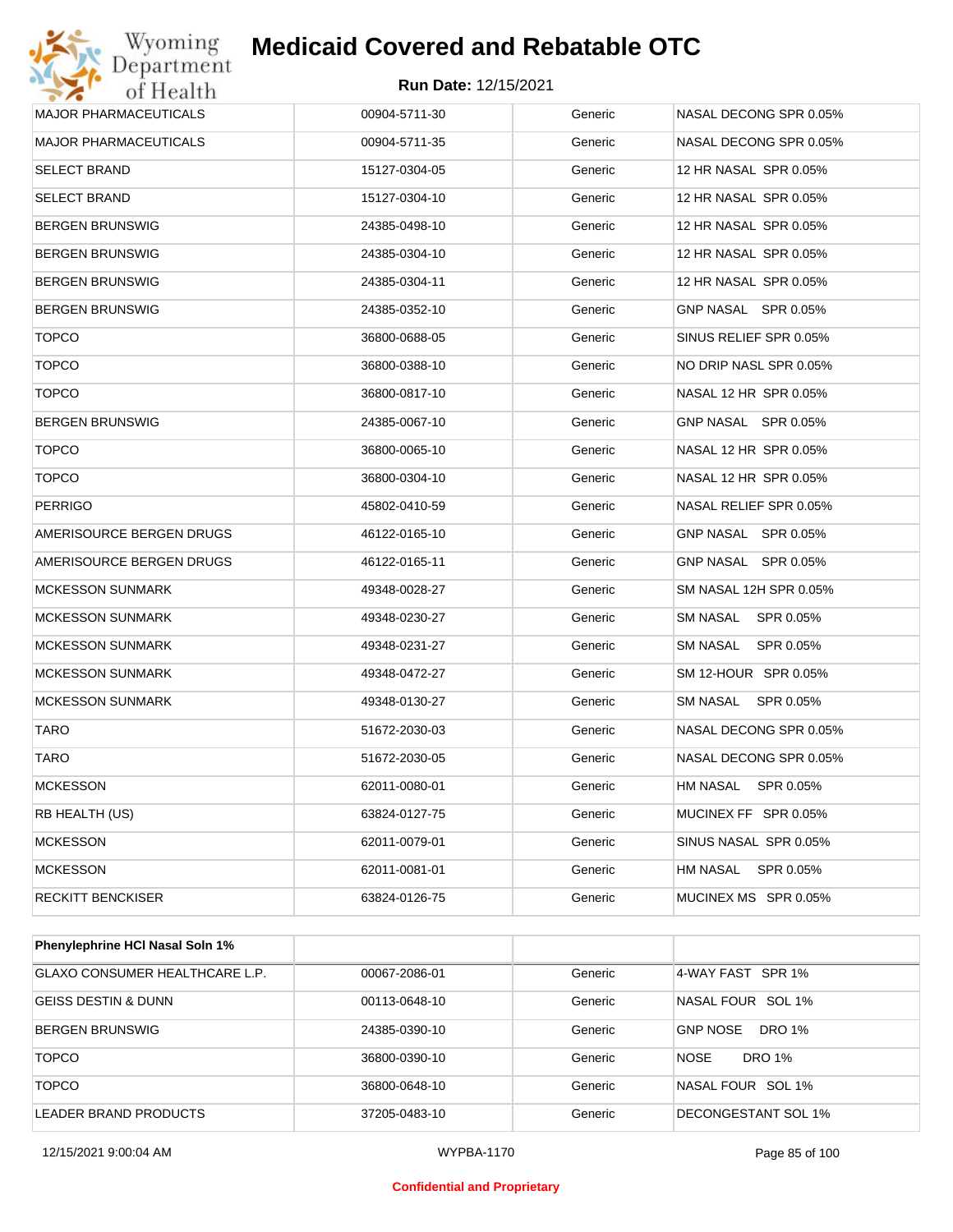| | | | |
|---|---|---|---|
| MAJOR PHARMACEUTICALS | 00904-5711-30 | Generic | NASAL DECONG SPR 0.05% |
| MAJOR PHARMACEUTICALS | 00904-5711-35 | Generic | NASAL DECONG SPR 0.05% |
| SELECT BRAND | 15127-0304-05 | Generic | 12 HR NASAL SPR 0.05% |
| SELECT BRAND | 15127-0304-10 | Generic | 12 HR NASAL SPR 0.05% |
| BERGEN BRUNSWIG | 24385-0498-10 | Generic | 12 HR NASAL SPR 0.05% |
| BERGEN BRUNSWIG | 24385-0304-10 | Generic | 12 HR NASAL SPR 0.05% |
| BERGEN BRUNSWIG | 24385-0304-11 | Generic | 12 HR NASAL SPR 0.05% |
| BERGEN BRUNSWIG | 24385-0352-10 | Generic | GNP NASAL SPR 0.05% |
| TOPCO | 36800-0688-05 | Generic | SINUS RELIEF SPR 0.05% |
| TOPCO | 36800-0388-10 | Generic | NO DRIP NASL SPR 0.05% |
| TOPCO | 36800-0817-10 | Generic | NASAL 12 HR SPR 0.05% |
| BERGEN BRUNSWIG | 24385-0067-10 | Generic | GNP NASAL SPR 0.05% |
| TOPCO | 36800-0065-10 | Generic | NASAL 12 HR SPR 0.05% |
| TOPCO | 36800-0304-10 | Generic | NASAL 12 HR SPR 0.05% |
| PERRIGO | 45802-0410-59 | Generic | NASAL RELIEF SPR 0.05% |
| AMERISOURCE BERGEN DRUGS | 46122-0165-10 | Generic | GNP NASAL SPR 0.05% |
| AMERISOURCE BERGEN DRUGS | 46122-0165-11 | Generic | GNP NASAL SPR 0.05% |
| MCKESSON SUNMARK | 49348-0028-27 | Generic | SM NASAL 12H SPR 0.05% |
| MCKESSON SUNMARK | 49348-0230-27 | Generic | SM NASAL SPR 0.05% |
| MCKESSON SUNMARK | 49348-0231-27 | Generic | SM NASAL SPR 0.05% |
| MCKESSON SUNMARK | 49348-0472-27 | Generic | SM 12-HOUR SPR 0.05% |
| MCKESSON SUNMARK | 49348-0130-27 | Generic | SM NASAL SPR 0.05% |
| TARO | 51672-2030-03 | Generic | NASAL DECONG SPR 0.05% |
| TARO | 51672-2030-05 | Generic | NASAL DECONG SPR 0.05% |
| MCKESSON | 62011-0080-01 | Generic | HM NASAL SPR 0.05% |
| RB HEALTH (US) | 63824-0127-75 | Generic | MUCINEX FF SPR 0.05% |
| MCKESSON | 62011-0079-01 | Generic | SINUS NASAL SPR 0.05% |
| MCKESSON | 62011-0081-01 | Generic | HM NASAL SPR 0.05% |
| RECKITT BENCKISER | 63824-0126-75 | Generic | MUCINEX MS SPR 0.05% |

| Phenylephrine HCl Nasal Soln 1% | | | |
|---|---|---|---|
| GLAXO CONSUMER HEALTHCARE L.P. | 00067-2086-01 | Generic | 4-WAY FAST SPR 1% |
| GEISS DESTIN & DUNN | 00113-0648-10 | Generic | NASAL FOUR SOL 1% |
| BERGEN BRUNSWIG | 24385-0390-10 | Generic | GNP NOSE DRO 1% |
| TOPCO | 36800-0390-10 | Generic | NOSE DRO 1% |
| TOPCO | 36800-0648-10 | Generic | NASAL FOUR SOL 1% |
| LEADER BRAND PRODUCTS | 37205-0483-10 | Generic | DECONGESTANT SOL 1% |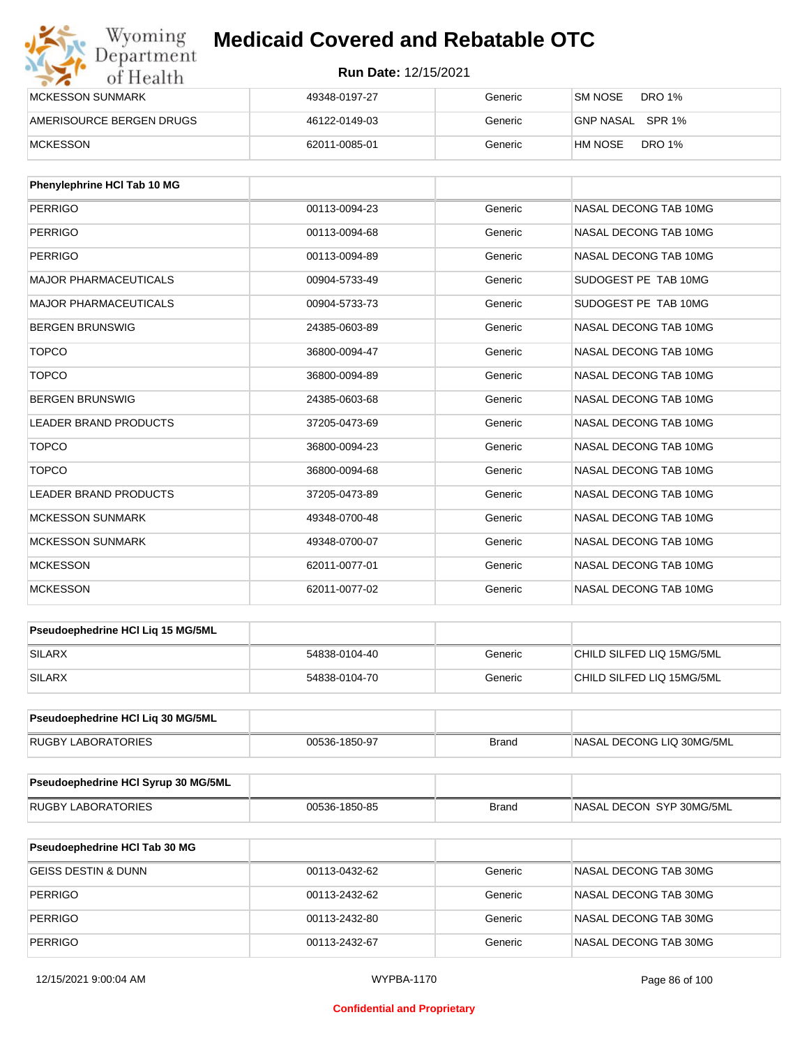# Medicaid Covered and Rebatable OTC

**Run Date:** 12/15/2021

| | | | |
|---|---|---|---|
| MCKESSON SUNMARK | 49348-0197-27 | Generic | SM NOSE DRO 1% |
| AMERISOURCE BERGEN DRUGS | 46122-0149-03 | Generic | GNP NASAL SPR 1% |
| MCKESSON | 62011-0085-01 | Generic | HM NOSE DRO 1% |

| Phenylephrine HCl Tab 10 MG | | | |
|---|---|---|---|
| PERRIGO | 00113-0094-23 | Generic | NASAL DECONG TAB 10MG |
| PERRIGO | 00113-0094-68 | Generic | NASAL DECONG TAB 10MG |
| PERRIGO | 00113-0094-89 | Generic | NASAL DECONG TAB 10MG |
| MAJOR PHARMACEUTICALS | 00904-5733-49 | Generic | SUDOGEST PE TAB 10MG |
| MAJOR PHARMACEUTICALS | 00904-5733-73 | Generic | SUDOGEST PE TAB 10MG |
| BERGEN BRUNSWIG | 24385-0603-89 | Generic | NASAL DECONG TAB 10MG |
| TOPCO | 36800-0094-47 | Generic | NASAL DECONG TAB 10MG |
| TOPCO | 36800-0094-89 | Generic | NASAL DECONG TAB 10MG |
| BERGEN BRUNSWIG | 24385-0603-68 | Generic | NASAL DECONG TAB 10MG |
| LEADER BRAND PRODUCTS | 37205-0473-69 | Generic | NASAL DECONG TAB 10MG |
| TOPCO | 36800-0094-23 | Generic | NASAL DECONG TAB 10MG |
| TOPCO | 36800-0094-68 | Generic | NASAL DECONG TAB 10MG |
| LEADER BRAND PRODUCTS | 37205-0473-89 | Generic | NASAL DECONG TAB 10MG |
| MCKESSON SUNMARK | 49348-0700-48 | Generic | NASAL DECONG TAB 10MG |
| MCKESSON SUNMARK | 49348-0700-07 | Generic | NASAL DECONG TAB 10MG |
| MCKESSON | 62011-0077-01 | Generic | NASAL DECONG TAB 10MG |
| MCKESSON | 62011-0077-02 | Generic | NASAL DECONG TAB 10MG |

| Pseudoephedrine HCl Liq 15 MG/5ML | | | |
|---|---|---|---|
| SILARX | 54838-0104-40 | Generic | CHILD SILFED LIQ 15MG/5ML |
| SILARX | 54838-0104-70 | Generic | CHILD SILFED LIQ 15MG/5ML |

| Pseudoephedrine HCl Liq 30 MG/5ML | | | |
|---|---|---|---|
| RUGBY LABORATORIES | 00536-1850-97 | Brand | NASAL DECONG LIQ 30MG/5ML |

| Pseudoephedrine HCl Syrup 30 MG/5ML | | | |
|---|---|---|---|
| RUGBY LABORATORIES | 00536-1850-85 | Brand | NASAL DECON SYP 30MG/5ML |

| Pseudoephedrine HCl Tab 30 MG | | | |
|---|---|---|---|
| GEISS DESTIN & DUNN | 00113-0432-62 | Generic | NASAL DECONG TAB 30MG |
| PERRIGO | 00113-2432-62 | Generic | NASAL DECONG TAB 30MG |
| PERRIGO | 00113-2432-80 | Generic | NASAL DECONG TAB 30MG |
| PERRIGO | 00113-2432-67 | Generic | NASAL DECONG TAB 30MG |

12/15/2021 9:00:04 AM WYPBA-1170

Confidential and Proprietary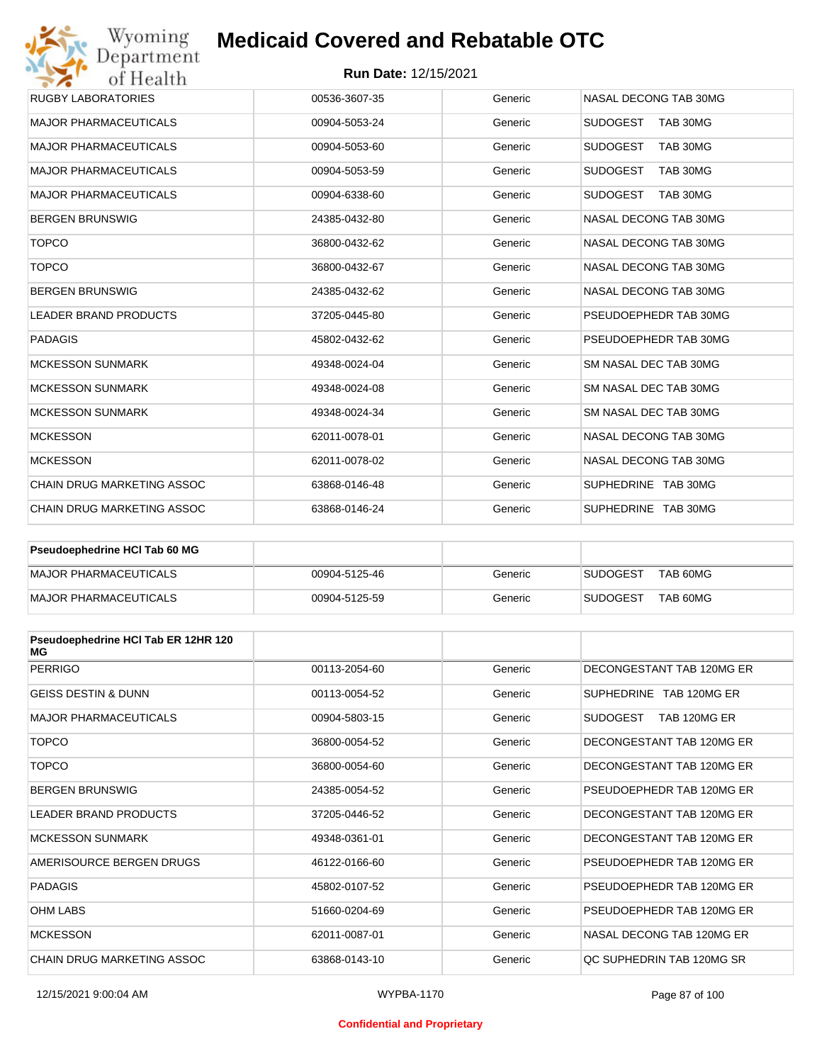| | | | |
|---|---|---|---|
| RUGBY LABORATORIES | 00536-3607-35 | Generic | NASAL DECONG TAB 30MG |
| MAJOR PHARMACEUTICALS | 00904-5053-24 | Generic | SUDOGEST TAB 30MG |
| MAJOR PHARMACEUTICALS | 00904-5053-60 | Generic | SUDOGEST TAB 30MG |
| MAJOR PHARMACEUTICALS | 00904-5053-59 | Generic | SUDOGEST TAB 30MG |
| MAJOR PHARMACEUTICALS | 00904-6338-60 | Generic | SUDOGEST TAB 30MG |
| BERGEN BRUNSWIG | 24385-0432-80 | Generic | NASAL DECONG TAB 30MG |
| TOPCO | 36800-0432-62 | Generic | NASAL DECONG TAB 30MG |
| TOPCO | 36800-0432-67 | Generic | NASAL DECONG TAB 30MG |
| BERGEN BRUNSWIG | 24385-0432-62 | Generic | NASAL DECONG TAB 30MG |
| LEADER BRAND PRODUCTS | 37205-0445-80 | Generic | PSEUDOEPHEDR TAB 30MG |
| PADAGIS | 45802-0432-62 | Generic | PSEUDOEPHEDR TAB 30MG |
| MCKESSON SUNMARK | 49348-0024-04 | Generic | SM NASAL DEC TAB 30MG |
| MCKESSON SUNMARK | 49348-0024-08 | Generic | SM NASAL DEC TAB 30MG |
| MCKESSON SUNMARK | 49348-0024-34 | Generic | SM NASAL DEC TAB 30MG |
| MCKESSON | 62011-0078-01 | Generic | NASAL DECONG TAB 30MG |
| MCKESSON | 62011-0078-02 | Generic | NASAL DECONG TAB 30MG |
| CHAIN DRUG MARKETING ASSOC | 63868-0146-48 | Generic | SUPHEDRINE TAB 30MG |
| CHAIN DRUG MARKETING ASSOC | 63868-0146-24 | Generic | SUPHEDRINE TAB 30MG |

| **Pseudoephedrine HCl Tab 60 MG** | | | |
|---|---|---|---|
| MAJOR PHARMACEUTICALS | 00904-5125-46 | Generic | SUDOGEST TAB 60MG |
| MAJOR PHARMACEUTICALS | 00904-5125-59 | Generic | SUDOGEST TAB 60MG |

| **Pseudoephedrine HCl Tab ER 12HR 120 MG** | | | |
|---|---|---|---|
| PERRIGO | 00113-2054-60 | Generic | DECONGESTANT TAB 120MG ER |
| GEISS DESTIN & DUNN | 00113-0054-52 | Generic | SUPHEDRINE TAB 120MG ER |
| MAJOR PHARMACEUTICALS | 00904-5803-15 | Generic | SUDOGEST TAB 120MG ER |
| TOPCO | 36800-0054-52 | Generic | DECONGESTANT TAB 120MG ER |
| TOPCO | 36800-0054-60 | Generic | DECONGESTANT TAB 120MG ER |
| BERGEN BRUNSWIG | 24385-0054-52 | Generic | PSEUDOEPHEDR TAB 120MG ER |
| LEADER BRAND PRODUCTS | 37205-0446-52 | Generic | DECONGESTANT TAB 120MG ER |
| MCKESSON SUNMARK | 49348-0361-01 | Generic | DECONGESTANT TAB 120MG ER |
| AMERISOURCE BERGEN DRUGS | 46122-0166-60 | Generic | PSEUDOEPHEDR TAB 120MG ER |
| PADAGIS | 45802-0107-52 | Generic | PSEUDOEPHEDR TAB 120MG ER |
| OHM LABS | 51660-0204-69 | Generic | PSEUDOEPHEDR TAB 120MG ER |
| MCKESSON | 62011-0087-01 | Generic | NASAL DECONG TAB 120MG ER |
| CHAIN DRUG MARKETING ASSOC | 63868-0143-10 | Generic | QC SUPHEDRIN TAB 120MG SR |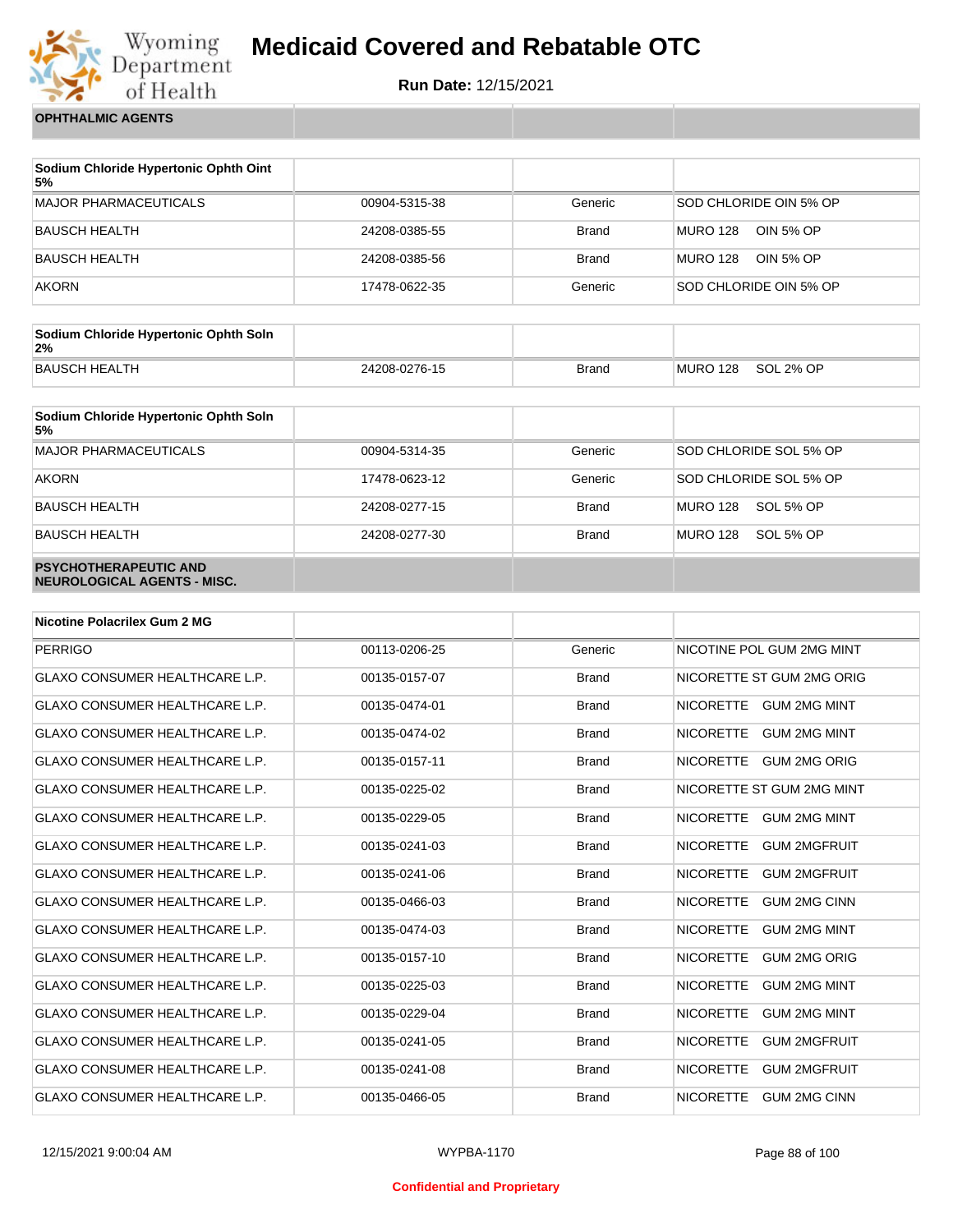## OPHTHALMIC AGENTS

| Sodium Chloride Hypertonic Ophth Oint 5% | | | |
|---|---|---|---|
| MAJOR PHARMACEUTICALS | 00904-5315-38 | Generic | SOD CHLORIDE OIN 5% OP |
| BAUSCH HEALTH | 24208-0385-55 | Brand | MURO 128 OIN 5% OP |
| BAUSCH HEALTH | 24208-0385-56 | Brand | MURO 128 OIN 5% OP |
| AKORN | 17478-0622-35 | Generic | SOD CHLORIDE OIN 5% OP |

| Sodium Chloride Hypertonic Ophth Soln 2% | | | |
|---|---|---|---|
| BAUSCH HEALTH | 24208-0276-15 | Brand | MURO 128 SOL 2% OP |

| Sodium Chloride Hypertonic Ophth Soln 5% | | | |
|---|---|---|---|
| MAJOR PHARMACEUTICALS | 00904-5314-35 | Generic | SOD CHLORIDE SOL 5% OP |
| AKORN | 17478-0623-12 | Generic | SOD CHLORIDE SOL 5% OP |
| BAUSCH HEALTH | 24208-0277-15 | Brand | MURO 128 SOL 5% OP |
| BAUSCH HEALTH | 24208-0277-30 | Brand | MURO 128 SOL 5% OP |

## PSYCHOTHERAPEUTIC AND NEUROLOGICAL AGENTS - MISC.

| Nicotine Polacrilex Gum 2 MG | | | |
|---|---|---|---|
| PERRIGO | 00113-0206-25 | Generic | NICOTINE POL GUM 2MG MINT |
| GLAXO CONSUMER HEALTHCARE L.P. | 00135-0157-07 | Brand | NICORETTE ST GUM 2MG ORIG |
| GLAXO CONSUMER HEALTHCARE L.P. | 00135-0474-01 | Brand | NICORETTE GUM 2MG MINT |
| GLAXO CONSUMER HEALTHCARE L.P. | 00135-0474-02 | Brand | NICORETTE GUM 2MG MINT |
| GLAXO CONSUMER HEALTHCARE L.P. | 00135-0157-11 | Brand | NICORETTE GUM 2MG ORIG |
| GLAXO CONSUMER HEALTHCARE L.P. | 00135-0225-02 | Brand | NICORETTE ST GUM 2MG MINT |
| GLAXO CONSUMER HEALTHCARE L.P. | 00135-0229-05 | Brand | NICORETTE GUM 2MG MINT |
| GLAXO CONSUMER HEALTHCARE L.P. | 00135-0241-03 | Brand | NICORETTE GUM 2MGFRUIT |
| GLAXO CONSUMER HEALTHCARE L.P. | 00135-0241-06 | Brand | NICORETTE GUM 2MGFRUIT |
| GLAXO CONSUMER HEALTHCARE L.P. | 00135-0466-03 | Brand | NICORETTE GUM 2MG CINN |
| GLAXO CONSUMER HEALTHCARE L.P. | 00135-0474-03 | Brand | NICORETTE GUM 2MG MINT |
| GLAXO CONSUMER HEALTHCARE L.P. | 00135-0157-10 | Brand | NICORETTE GUM 2MG ORIG |
| GLAXO CONSUMER HEALTHCARE L.P. | 00135-0225-03 | Brand | NICORETTE GUM 2MG MINT |
| GLAXO CONSUMER HEALTHCARE L.P. | 00135-0229-04 | Brand | NICORETTE GUM 2MG MINT |
| GLAXO CONSUMER HEALTHCARE L.P. | 00135-0241-05 | Brand | NICORETTE GUM 2MGFRUIT |
| GLAXO CONSUMER HEALTHCARE L.P. | 00135-0241-08 | Brand | NICORETTE GUM 2MGFRUIT |
| GLAXO CONSUMER HEALTHCARE L.P. | 00135-0466-05 | Brand | NICORETTE GUM 2MG CINN |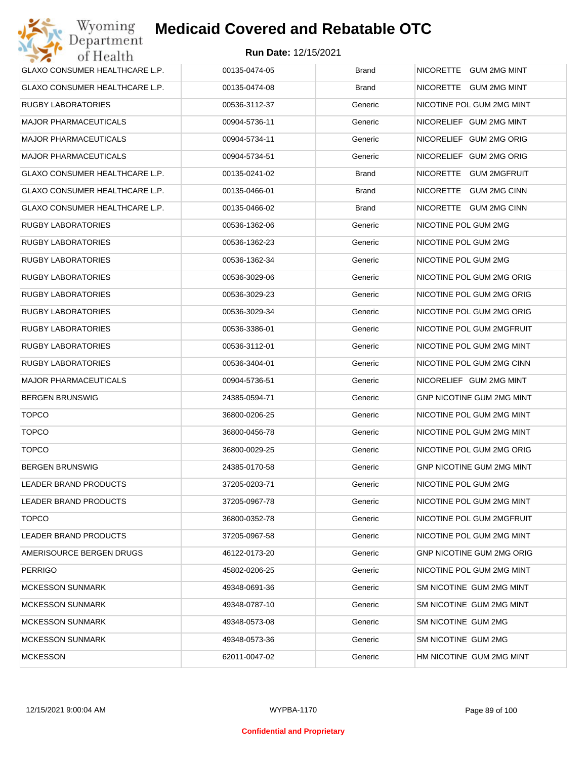# Medicaid Covered and Rebatable OTC

**Run Date:** 12/15/2021

| | | | |
|---|---|---|---|
| GLAXO CONSUMER HEALTHCARE L.P. | 00135-0474-05 | Brand | NICORETTE GUM 2MG MINT |
| GLAXO CONSUMER HEALTHCARE L.P. | 00135-0474-08 | Brand | NICORETTE GUM 2MG MINT |
| RUGBY LABORATORIES | 00536-3112-37 | Generic | NICOTINE POL GUM 2MG MINT |
| MAJOR PHARMACEUTICALS | 00904-5736-11 | Generic | NICORELIEF GUM 2MG MINT |
| MAJOR PHARMACEUTICALS | 00904-5734-11 | Generic | NICORELIEF GUM 2MG ORIG |
| MAJOR PHARMACEUTICALS | 00904-5734-51 | Generic | NICORELIEF GUM 2MG ORIG |
| GLAXO CONSUMER HEALTHCARE L.P. | 00135-0241-02 | Brand | NICORETTE GUM 2MGFRUIT |
| GLAXO CONSUMER HEALTHCARE L.P. | 00135-0466-01 | Brand | NICORETTE GUM 2MG CINN |
| GLAXO CONSUMER HEALTHCARE L.P. | 00135-0466-02 | Brand | NICORETTE GUM 2MG CINN |
| RUGBY LABORATORIES | 00536-1362-06 | Generic | NICOTINE POL GUM 2MG |
| RUGBY LABORATORIES | 00536-1362-23 | Generic | NICOTINE POL GUM 2MG |
| RUGBY LABORATORIES | 00536-1362-34 | Generic | NICOTINE POL GUM 2MG |
| RUGBY LABORATORIES | 00536-3029-06 | Generic | NICOTINE POL GUM 2MG ORIG |
| RUGBY LABORATORIES | 00536-3029-23 | Generic | NICOTINE POL GUM 2MG ORIG |
| RUGBY LABORATORIES | 00536-3029-34 | Generic | NICOTINE POL GUM 2MG ORIG |
| RUGBY LABORATORIES | 00536-3386-01 | Generic | NICOTINE POL GUM 2MGFRUIT |
| RUGBY LABORATORIES | 00536-3112-01 | Generic | NICOTINE POL GUM 2MG MINT |
| RUGBY LABORATORIES | 00536-3404-01 | Generic | NICOTINE POL GUM 2MG CINN |
| MAJOR PHARMACEUTICALS | 00904-5736-51 | Generic | NICORELIEF GUM 2MG MINT |
| BERGEN BRUNSWIG | 24385-0594-71 | Generic | GNP NICOTINE GUM 2MG MINT |
| TOPCO | 36800-0206-25 | Generic | NICOTINE POL GUM 2MG MINT |
| TOPCO | 36800-0456-78 | Generic | NICOTINE POL GUM 2MG MINT |
| TOPCO | 36800-0029-25 | Generic | NICOTINE POL GUM 2MG ORIG |
| BERGEN BRUNSWIG | 24385-0170-58 | Generic | GNP NICOTINE GUM 2MG MINT |
| LEADER BRAND PRODUCTS | 37205-0203-71 | Generic | NICOTINE POL GUM 2MG |
| LEADER BRAND PRODUCTS | 37205-0967-78 | Generic | NICOTINE POL GUM 2MG MINT |
| TOPCO | 36800-0352-78 | Generic | NICOTINE POL GUM 2MGFRUIT |
| LEADER BRAND PRODUCTS | 37205-0967-58 | Generic | NICOTINE POL GUM 2MG MINT |
| AMERISOURCE BERGEN DRUGS | 46122-0173-20 | Generic | GNP NICOTINE GUM 2MG ORIG |
| PERRIGO | 45802-0206-25 | Generic | NICOTINE POL GUM 2MG MINT |
| MCKESSON SUNMARK | 49348-0691-36 | Generic | SM NICOTINE GUM 2MG MINT |
| MCKESSON SUNMARK | 49348-0787-10 | Generic | SM NICOTINE GUM 2MG MINT |
| MCKESSON SUNMARK | 49348-0573-08 | Generic | SM NICOTINE GUM 2MG |
| MCKESSON SUNMARK | 49348-0573-36 | Generic | SM NICOTINE GUM 2MG |
| MCKESSON | 62011-0047-02 | Generic | HM NICOTINE GUM 2MG MINT |

**Confidential and Proprietary**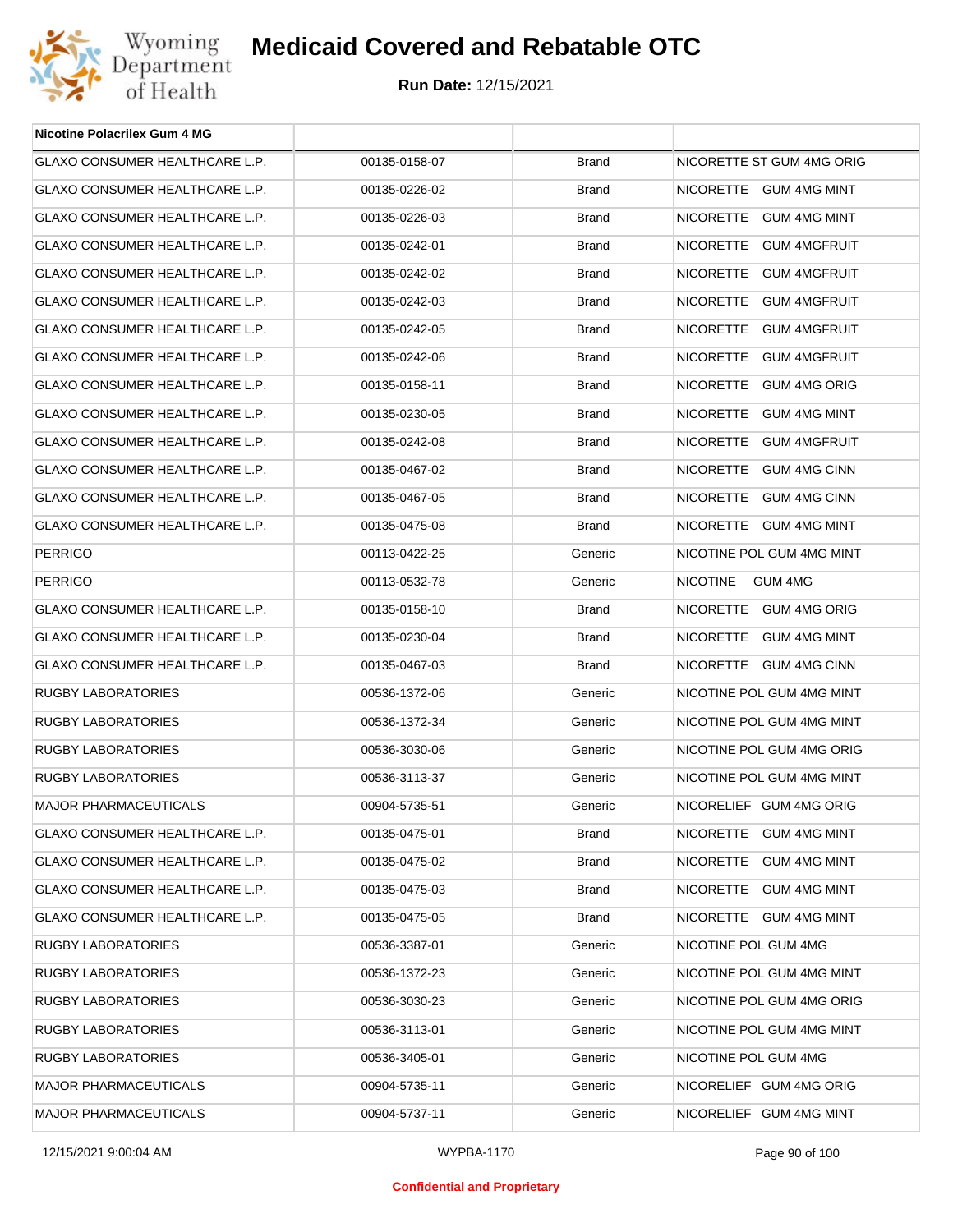| Nicotine Polacrilex Gum 4 MG | | | |
|---|---|---|---|
| GLAXO CONSUMER HEALTHCARE L.P. | 00135-0158-07 | Brand | NICORETTE ST GUM 4MG ORIG |
| GLAXO CONSUMER HEALTHCARE L.P. | 00135-0226-02 | Brand | NICORETTE GUM 4MG MINT |
| GLAXO CONSUMER HEALTHCARE L.P. | 00135-0226-03 | Brand | NICORETTE GUM 4MG MINT |
| GLAXO CONSUMER HEALTHCARE L.P. | 00135-0242-01 | Brand | NICORETTE GUM 4MGFRUIT |
| GLAXO CONSUMER HEALTHCARE L.P. | 00135-0242-02 | Brand | NICORETTE GUM 4MGFRUIT |
| GLAXO CONSUMER HEALTHCARE L.P. | 00135-0242-03 | Brand | NICORETTE GUM 4MGFRUIT |
| GLAXO CONSUMER HEALTHCARE L.P. | 00135-0242-05 | Brand | NICORETTE GUM 4MGFRUIT |
| GLAXO CONSUMER HEALTHCARE L.P. | 00135-0242-06 | Brand | NICORETTE GUM 4MGFRUIT |
| GLAXO CONSUMER HEALTHCARE L.P. | 00135-0158-11 | Brand | NICORETTE GUM 4MG ORIG |
| GLAXO CONSUMER HEALTHCARE L.P. | 00135-0230-05 | Brand | NICORETTE GUM 4MG MINT |
| GLAXO CONSUMER HEALTHCARE L.P. | 00135-0242-08 | Brand | NICORETTE GUM 4MGFRUIT |
| GLAXO CONSUMER HEALTHCARE L.P. | 00135-0467-02 | Brand | NICORETTE GUM 4MG CINN |
| GLAXO CONSUMER HEALTHCARE L.P. | 00135-0467-05 | Brand | NICORETTE GUM 4MG CINN |
| GLAXO CONSUMER HEALTHCARE L.P. | 00135-0475-08 | Brand | NICORETTE GUM 4MG MINT |
| PERRIGO | 00113-0422-25 | Generic | NICOTINE POL GUM 4MG MINT |
| PERRIGO | 00113-0532-78 | Generic | NICOTINE GUM 4MG |
| GLAXO CONSUMER HEALTHCARE L.P. | 00135-0158-10 | Brand | NICORETTE GUM 4MG ORIG |
| GLAXO CONSUMER HEALTHCARE L.P. | 00135-0230-04 | Brand | NICORETTE GUM 4MG MINT |
| GLAXO CONSUMER HEALTHCARE L.P. | 00135-0467-03 | Brand | NICORETTE GUM 4MG CINN |
| RUGBY LABORATORIES | 00536-1372-06 | Generic | NICOTINE POL GUM 4MG MINT |
| RUGBY LABORATORIES | 00536-1372-34 | Generic | NICOTINE POL GUM 4MG MINT |
| RUGBY LABORATORIES | 00536-3030-06 | Generic | NICOTINE POL GUM 4MG ORIG |
| RUGBY LABORATORIES | 00536-3113-37 | Generic | NICOTINE POL GUM 4MG MINT |
| MAJOR PHARMACEUTICALS | 00904-5735-51 | Generic | NICORELIEF GUM 4MG ORIG |
| GLAXO CONSUMER HEALTHCARE L.P. | 00135-0475-01 | Brand | NICORETTE GUM 4MG MINT |
| GLAXO CONSUMER HEALTHCARE L.P. | 00135-0475-02 | Brand | NICORETTE GUM 4MG MINT |
| GLAXO CONSUMER HEALTHCARE L.P. | 00135-0475-03 | Brand | NICORETTE GUM 4MG MINT |
| GLAXO CONSUMER HEALTHCARE L.P. | 00135-0475-05 | Brand | NICORETTE GUM 4MG MINT |
| RUGBY LABORATORIES | 00536-3387-01 | Generic | NICOTINE POL GUM 4MG |
| RUGBY LABORATORIES | 00536-1372-23 | Generic | NICOTINE POL GUM 4MG MINT |
| RUGBY LABORATORIES | 00536-3030-23 | Generic | NICOTINE POL GUM 4MG ORIG |
| RUGBY LABORATORIES | 00536-3113-01 | Generic | NICOTINE POL GUM 4MG MINT |
| RUGBY LABORATORIES | 00536-3405-01 | Generic | NICOTINE POL GUM 4MG |
| MAJOR PHARMACEUTICALS | 00904-5735-11 | Generic | NICORELIEF GUM 4MG ORIG |
| MAJOR PHARMACEUTICALS | 00904-5737-11 | Generic | NICORELIEF GUM 4MG MINT |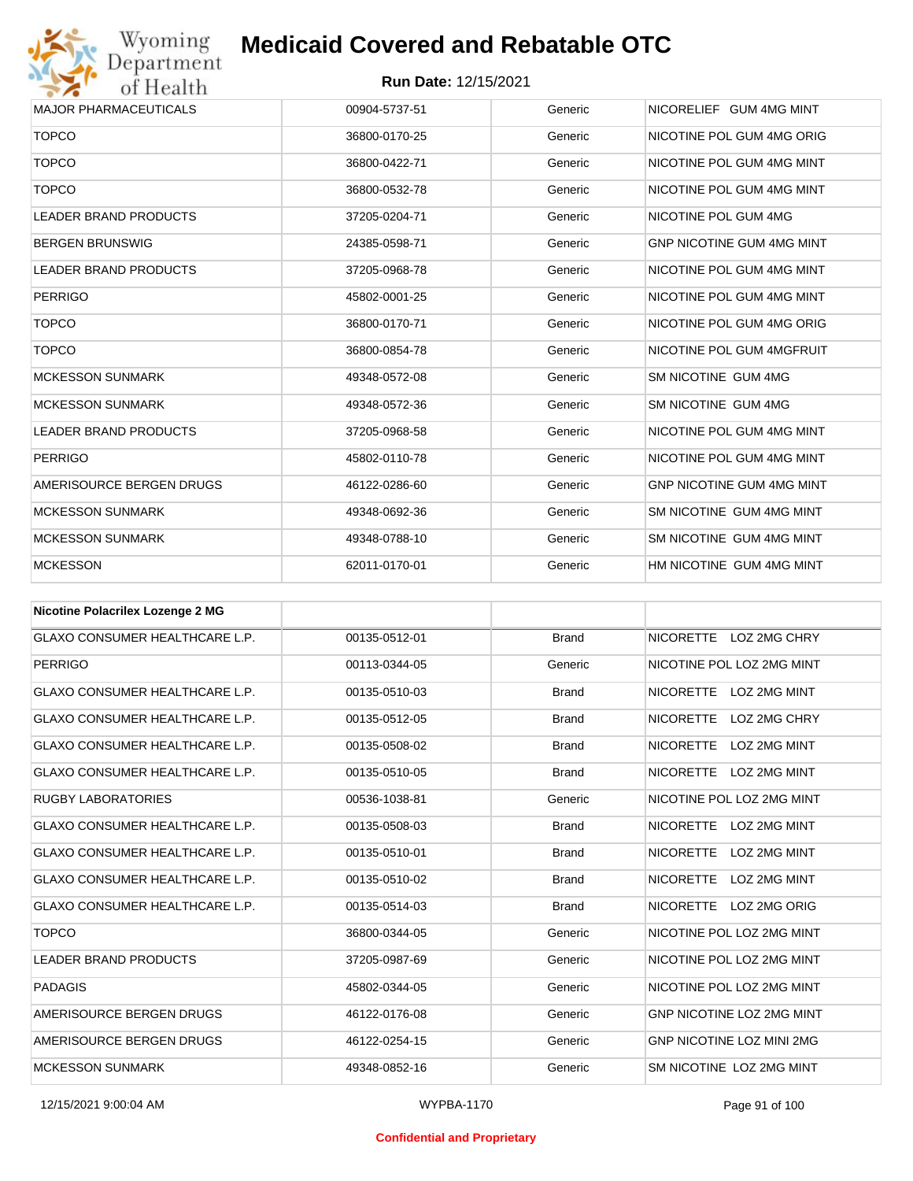| | | | |
|---|---|---|---|
| MAJOR PHARMACEUTICALS | 00904-5737-51 | Generic | NICORELIEF GUM 4MG MINT |
| TOPCO | 36800-0170-25 | Generic | NICOTINE POL GUM 4MG ORIG |
| TOPCO | 36800-0422-71 | Generic | NICOTINE POL GUM 4MG MINT |
| TOPCO | 36800-0532-78 | Generic | NICOTINE POL GUM 4MG MINT |
| LEADER BRAND PRODUCTS | 37205-0204-71 | Generic | NICOTINE POL GUM 4MG |
| BERGEN BRUNSWIG | 24385-0598-71 | Generic | GNP NICOTINE GUM 4MG MINT |
| LEADER BRAND PRODUCTS | 37205-0968-78 | Generic | NICOTINE POL GUM 4MG MINT |
| PERRIGO | 45802-0001-25 | Generic | NICOTINE POL GUM 4MG MINT |
| TOPCO | 36800-0170-71 | Generic | NICOTINE POL GUM 4MG ORIG |
| TOPCO | 36800-0854-78 | Generic | NICOTINE POL GUM 4MGFRUIT |
| MCKESSON SUNMARK | 49348-0572-08 | Generic | SM NICOTINE GUM 4MG |
| MCKESSON SUNMARK | 49348-0572-36 | Generic | SM NICOTINE GUM 4MG |
| LEADER BRAND PRODUCTS | 37205-0968-58 | Generic | NICOTINE POL GUM 4MG MINT |
| PERRIGO | 45802-0110-78 | Generic | NICOTINE POL GUM 4MG MINT |
| AMERISOURCE BERGEN DRUGS | 46122-0286-60 | Generic | GNP NICOTINE GUM 4MG MINT |
| MCKESSON SUNMARK | 49348-0692-36 | Generic | SM NICOTINE GUM 4MG MINT |
| MCKESSON SUNMARK | 49348-0788-10 | Generic | SM NICOTINE GUM 4MG MINT |
| MCKESSON | 62011-0170-01 | Generic | HM NICOTINE GUM 4MG MINT |

| **Nicotine Polacrilex Lozenge 2 MG** | | | |
|---|---|---|---|
| GLAXO CONSUMER HEALTHCARE L.P. | 00135-0512-01 | Brand | NICORETTE LOZ 2MG CHRY |
| PERRIGO | 00113-0344-05 | Generic | NICOTINE POL LOZ 2MG MINT |
| GLAXO CONSUMER HEALTHCARE L.P. | 00135-0510-03 | Brand | NICORETTE LOZ 2MG MINT |
| GLAXO CONSUMER HEALTHCARE L.P. | 00135-0512-05 | Brand | NICORETTE LOZ 2MG CHRY |
| GLAXO CONSUMER HEALTHCARE L.P. | 00135-0508-02 | Brand | NICORETTE LOZ 2MG MINT |
| GLAXO CONSUMER HEALTHCARE L.P. | 00135-0510-05 | Brand | NICORETTE LOZ 2MG MINT |
| RUGBY LABORATORIES | 00536-1038-81 | Generic | NICOTINE POL LOZ 2MG MINT |
| GLAXO CONSUMER HEALTHCARE L.P. | 00135-0508-03 | Brand | NICORETTE LOZ 2MG MINT |
| GLAXO CONSUMER HEALTHCARE L.P. | 00135-0510-01 | Brand | NICORETTE LOZ 2MG MINT |
| GLAXO CONSUMER HEALTHCARE L.P. | 00135-0510-02 | Brand | NICORETTE LOZ 2MG MINT |
| GLAXO CONSUMER HEALTHCARE L.P. | 00135-0514-03 | Brand | NICORETTE LOZ 2MG ORIG |
| TOPCO | 36800-0344-05 | Generic | NICOTINE POL LOZ 2MG MINT |
| LEADER BRAND PRODUCTS | 37205-0987-69 | Generic | NICOTINE POL LOZ 2MG MINT |
| PADAGIS | 45802-0344-05 | Generic | NICOTINE POL LOZ 2MG MINT |
| AMERISOURCE BERGEN DRUGS | 46122-0176-08 | Generic | GNP NICOTINE LOZ 2MG MINT |
| AMERISOURCE BERGEN DRUGS | 46122-0254-15 | Generic | GNP NICOTINE LOZ MINI 2MG |
| MCKESSON SUNMARK | 49348-0852-16 | Generic | SM NICOTINE LOZ 2MG MINT |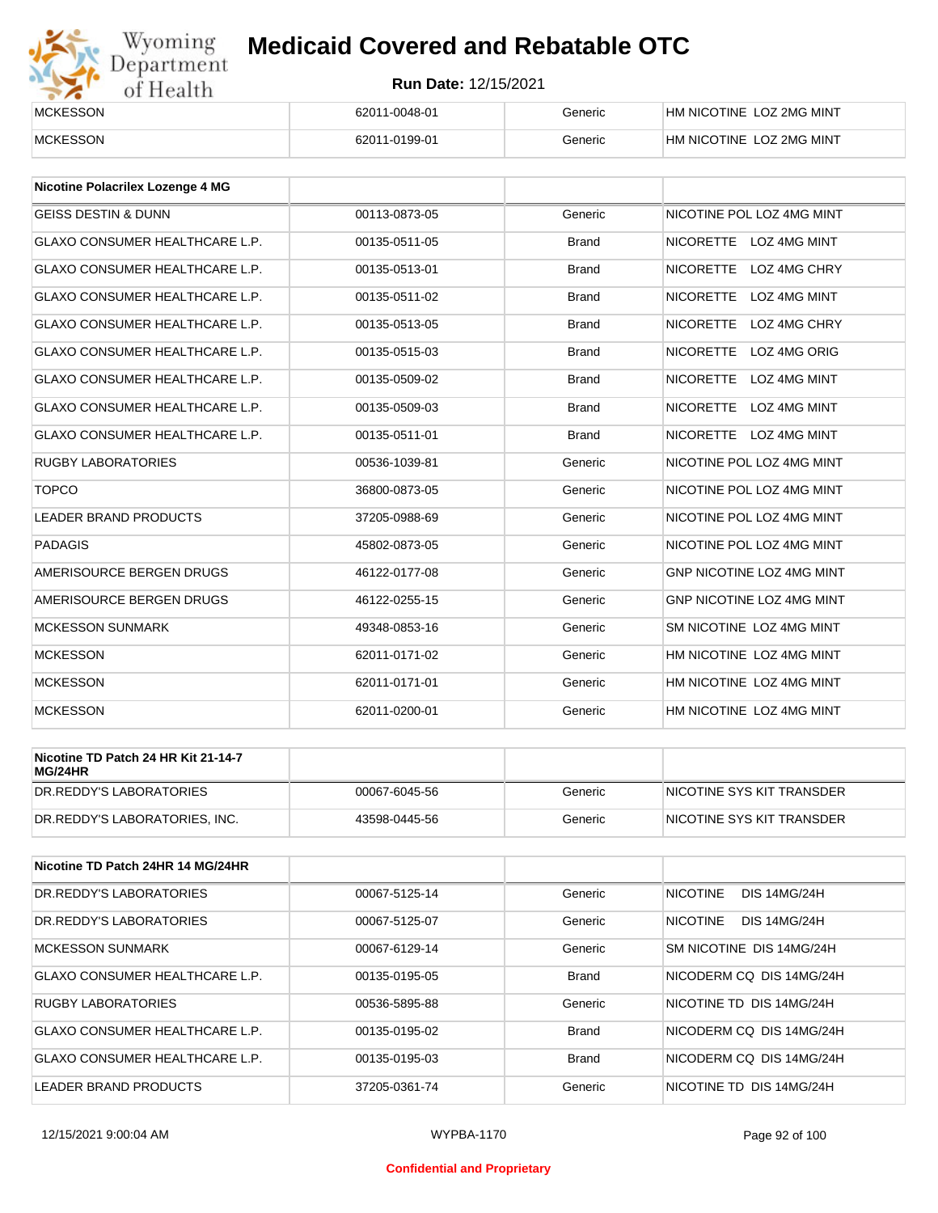| | | | |
|---|---|---|---|
| MCKESSON | 62011-0048-01 | Generic | HM NICOTINE LOZ 2MG MINT |
| MCKESSON | 62011-0199-01 | Generic | HM NICOTINE LOZ 2MG MINT |

| Nicotine Polacrilex Lozenge 4 MG | | | |
|---|---|---|---|
| GEISS DESTIN & DUNN | 00113-0873-05 | Generic | NICOTINE POL LOZ 4MG MINT |
| GLAXO CONSUMER HEALTHCARE L.P. | 00135-0511-05 | Brand | NICORETTE LOZ 4MG MINT |
| GLAXO CONSUMER HEALTHCARE L.P. | 00135-0513-01 | Brand | NICORETTE LOZ 4MG CHRY |
| GLAXO CONSUMER HEALTHCARE L.P. | 00135-0511-02 | Brand | NICORETTE LOZ 4MG MINT |
| GLAXO CONSUMER HEALTHCARE L.P. | 00135-0513-05 | Brand | NICORETTE LOZ 4MG CHRY |
| GLAXO CONSUMER HEALTHCARE L.P. | 00135-0515-03 | Brand | NICORETTE LOZ 4MG ORIG |
| GLAXO CONSUMER HEALTHCARE L.P. | 00135-0509-02 | Brand | NICORETTE LOZ 4MG MINT |
| GLAXO CONSUMER HEALTHCARE L.P. | 00135-0509-03 | Brand | NICORETTE LOZ 4MG MINT |
| GLAXO CONSUMER HEALTHCARE L.P. | 00135-0511-01 | Brand | NICORETTE LOZ 4MG MINT |
| RUGBY LABORATORIES | 00536-1039-81 | Generic | NICOTINE POL LOZ 4MG MINT |
| TOPCO | 36800-0873-05 | Generic | NICOTINE POL LOZ 4MG MINT |
| LEADER BRAND PRODUCTS | 37205-0988-69 | Generic | NICOTINE POL LOZ 4MG MINT |
| PADAGIS | 45802-0873-05 | Generic | NICOTINE POL LOZ 4MG MINT |
| AMERISOURCE BERGEN DRUGS | 46122-0177-08 | Generic | GNP NICOTINE LOZ 4MG MINT |
| AMERISOURCE BERGEN DRUGS | 46122-0255-15 | Generic | GNP NICOTINE LOZ 4MG MINT |
| MCKESSON SUNMARK | 49348-0853-16 | Generic | SM NICOTINE LOZ 4MG MINT |
| MCKESSON | 62011-0171-02 | Generic | HM NICOTINE LOZ 4MG MINT |
| MCKESSON | 62011-0171-01 | Generic | HM NICOTINE LOZ 4MG MINT |
| MCKESSON | 62011-0200-01 | Generic | HM NICOTINE LOZ 4MG MINT |

| Nicotine TD Patch 24 HR Kit 21-14-7 MG/24HR | | | |
|---|---|---|---|
| DR.REDDY'S LABORATORIES | 00067-6045-56 | Generic | NICOTINE SYS KIT TRANSDER |
| DR.REDDY'S LABORATORIES, INC. | 43598-0445-56 | Generic | NICOTINE SYS KIT TRANSDER |

| Nicotine TD Patch 24HR 14 MG/24HR | | | |
|---|---|---|---|
| DR.REDDY'S LABORATORIES | 00067-5125-14 | Generic | NICOTINE DIS 14MG/24H |
| DR.REDDY'S LABORATORIES | 00067-5125-07 | Generic | NICOTINE DIS 14MG/24H |
| MCKESSON SUNMARK | 00067-6129-14 | Generic | SM NICOTINE DIS 14MG/24H |
| GLAXO CONSUMER HEALTHCARE L.P. | 00135-0195-05 | Brand | NICODERM CQ DIS 14MG/24H |
| RUGBY LABORATORIES | 00536-5895-88 | Generic | NICOTINE TD DIS 14MG/24H |
| GLAXO CONSUMER HEALTHCARE L.P. | 00135-0195-02 | Brand | NICODERM CQ DIS 14MG/24H |
| GLAXO CONSUMER HEALTHCARE L.P. | 00135-0195-03 | Brand | NICODERM CQ DIS 14MG/24H |
| LEADER BRAND PRODUCTS | 37205-0361-74 | Generic | NICOTINE TD DIS 14MG/24H |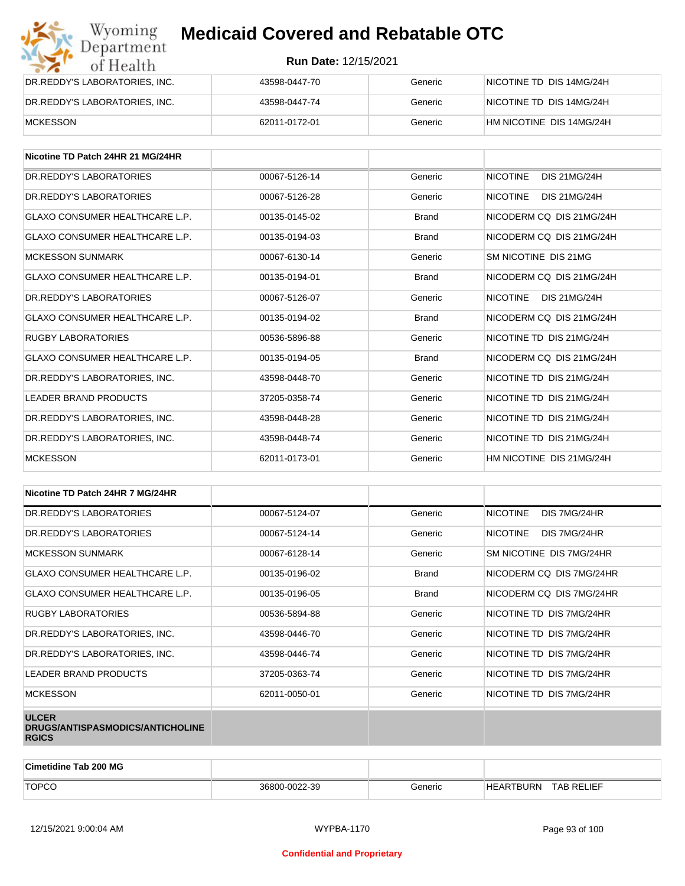| | | | |
|---|---|---|---|
| DR.REDDY'S LABORATORIES, INC. | 43598-0447-70 | Generic | NICOTINE TD DIS 14MG/24H |
| DR.REDDY'S LABORATORIES, INC. | 43598-0447-74 | Generic | NICOTINE TD DIS 14MG/24H |
| MCKESSON | 62011-0172-01 | Generic | HM NICOTINE DIS 14MG/24H |

| Nicotine TD Patch 24HR 21 MG/24HR | | | |
|---|---|---|---|
| DR.REDDY'S LABORATORIES | 00067-5126-14 | Generic | NICOTINE DIS 21MG/24H |
| DR.REDDY'S LABORATORIES | 00067-5126-28 | Generic | NICOTINE DIS 21MG/24H |
| GLAXO CONSUMER HEALTHCARE L.P. | 00135-0145-02 | Brand | NICODERM CQ DIS 21MG/24H |
| GLAXO CONSUMER HEALTHCARE L.P. | 00135-0194-03 | Brand | NICODERM CQ DIS 21MG/24H |
| MCKESSON SUNMARK | 00067-6130-14 | Generic | SM NICOTINE DIS 21MG |
| GLAXO CONSUMER HEALTHCARE L.P. | 00135-0194-01 | Brand | NICODERM CQ DIS 21MG/24H |
| DR.REDDY'S LABORATORIES | 00067-5126-07 | Generic | NICOTINE DIS 21MG/24H |
| GLAXO CONSUMER HEALTHCARE L.P. | 00135-0194-02 | Brand | NICODERM CQ DIS 21MG/24H |
| RUGBY LABORATORIES | 00536-5896-88 | Generic | NICOTINE TD DIS 21MG/24H |
| GLAXO CONSUMER HEALTHCARE L.P. | 00135-0194-05 | Brand | NICODERM CQ DIS 21MG/24H |
| DR.REDDY'S LABORATORIES, INC. | 43598-0448-70 | Generic | NICOTINE TD DIS 21MG/24H |
| LEADER BRAND PRODUCTS | 37205-0358-74 | Generic | NICOTINE TD DIS 21MG/24H |
| DR.REDDY'S LABORATORIES, INC. | 43598-0448-28 | Generic | NICOTINE TD DIS 21MG/24H |
| DR.REDDY'S LABORATORIES, INC. | 43598-0448-74 | Generic | NICOTINE TD DIS 21MG/24H |
| MCKESSON | 62011-0173-01 | Generic | HM NICOTINE DIS 21MG/24H |

| Nicotine TD Patch 24HR 7 MG/24HR | | | |
|---|---|---|---|
| DR.REDDY'S LABORATORIES | 00067-5124-07 | Generic | NICOTINE DIS 7MG/24HR |
| DR.REDDY'S LABORATORIES | 00067-5124-14 | Generic | NICOTINE DIS 7MG/24HR |
| MCKESSON SUNMARK | 00067-6128-14 | Generic | SM NICOTINE DIS 7MG/24HR |
| GLAXO CONSUMER HEALTHCARE L.P. | 00135-0196-02 | Brand | NICODERM CQ DIS 7MG/24HR |
| GLAXO CONSUMER HEALTHCARE L.P. | 00135-0196-05 | Brand | NICODERM CQ DIS 7MG/24HR |
| RUGBY LABORATORIES | 00536-5894-88 | Generic | NICOTINE TD DIS 7MG/24HR |
| DR.REDDY'S LABORATORIES, INC. | 43598-0446-70 | Generic | NICOTINE TD DIS 7MG/24HR |
| DR.REDDY'S LABORATORIES, INC. | 43598-0446-74 | Generic | NICOTINE TD DIS 7MG/24HR |
| LEADER BRAND PRODUCTS | 37205-0363-74 | Generic | NICOTINE TD DIS 7MG/24HR |
| MCKESSON | 62011-0050-01 | Generic | NICOTINE TD DIS 7MG/24HR |
| **ULCER DRUGS/ANTISPASMODICS/ANTICHOLINERGICS** | | | |

| Cimetidine Tab 200 MG | | | |
|---|---|---|---|
| TOPCO | 36800-0022-39 | Generic | HEARTBURN TAB RELIEF |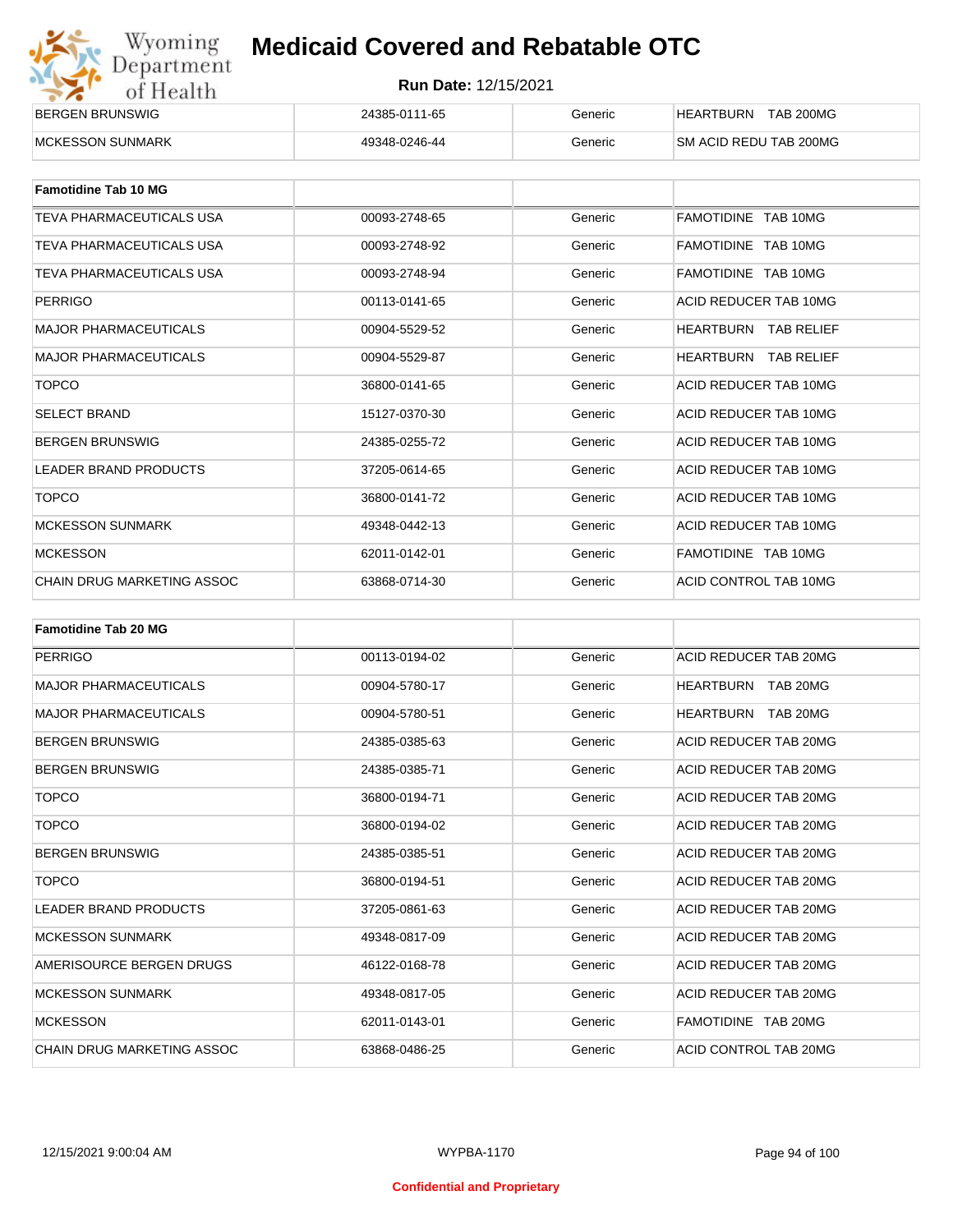# Medicaid Covered and Rebatable OTC

**Run Date:** 12/15/2021

| | | | |
|---|---|---|---|
| BERGEN BRUNSWIG | 24385-0111-65 | Generic | HEARTBURN TAB 200MG |
| MCKESSON SUNMARK | 49348-0246-44 | Generic | SM ACID REDU TAB 200MG |

| **Famotidine Tab 10 MG** | | | |
|---|---|---|---|
| TEVA PHARMACEUTICALS USA | 00093-2748-65 | Generic | FAMOTIDINE TAB 10MG |
| TEVA PHARMACEUTICALS USA | 00093-2748-92 | Generic | FAMOTIDINE TAB 10MG |
| TEVA PHARMACEUTICALS USA | 00093-2748-94 | Generic | FAMOTIDINE TAB 10MG |
| PERRIGO | 00113-0141-65 | Generic | ACID REDUCER TAB 10MG |
| MAJOR PHARMACEUTICALS | 00904-5529-52 | Generic | HEARTBURN TAB RELIEF |
| MAJOR PHARMACEUTICALS | 00904-5529-87 | Generic | HEARTBURN TAB RELIEF |
| TOPCO | 36800-0141-65 | Generic | ACID REDUCER TAB 10MG |
| SELECT BRAND | 15127-0370-30 | Generic | ACID REDUCER TAB 10MG |
| BERGEN BRUNSWIG | 24385-0255-72 | Generic | ACID REDUCER TAB 10MG |
| LEADER BRAND PRODUCTS | 37205-0614-65 | Generic | ACID REDUCER TAB 10MG |
| TOPCO | 36800-0141-72 | Generic | ACID REDUCER TAB 10MG |
| MCKESSON SUNMARK | 49348-0442-13 | Generic | ACID REDUCER TAB 10MG |
| MCKESSON | 62011-0142-01 | Generic | FAMOTIDINE TAB 10MG |
| CHAIN DRUG MARKETING ASSOC | 63868-0714-30 | Generic | ACID CONTROL TAB 10MG |

| **Famotidine Tab 20 MG** | | | |
|---|---|---|---|
| PERRIGO | 00113-0194-02 | Generic | ACID REDUCER TAB 20MG |
| MAJOR PHARMACEUTICALS | 00904-5780-17 | Generic | HEARTBURN TAB 20MG |
| MAJOR PHARMACEUTICALS | 00904-5780-51 | Generic | HEARTBURN TAB 20MG |
| BERGEN BRUNSWIG | 24385-0385-63 | Generic | ACID REDUCER TAB 20MG |
| BERGEN BRUNSWIG | 24385-0385-71 | Generic | ACID REDUCER TAB 20MG |
| TOPCO | 36800-0194-71 | Generic | ACID REDUCER TAB 20MG |
| TOPCO | 36800-0194-02 | Generic | ACID REDUCER TAB 20MG |
| BERGEN BRUNSWIG | 24385-0385-51 | Generic | ACID REDUCER TAB 20MG |
| TOPCO | 36800-0194-51 | Generic | ACID REDUCER TAB 20MG |
| LEADER BRAND PRODUCTS | 37205-0861-63 | Generic | ACID REDUCER TAB 20MG |
| MCKESSON SUNMARK | 49348-0817-09 | Generic | ACID REDUCER TAB 20MG |
| AMERISOURCE BERGEN DRUGS | 46122-0168-78 | Generic | ACID REDUCER TAB 20MG |
| MCKESSON SUNMARK | 49348-0817-05 | Generic | ACID REDUCER TAB 20MG |
| MCKESSON | 62011-0143-01 | Generic | FAMOTIDINE TAB 20MG |
| CHAIN DRUG MARKETING ASSOC | 63868-0486-25 | Generic | ACID CONTROL TAB 20MG |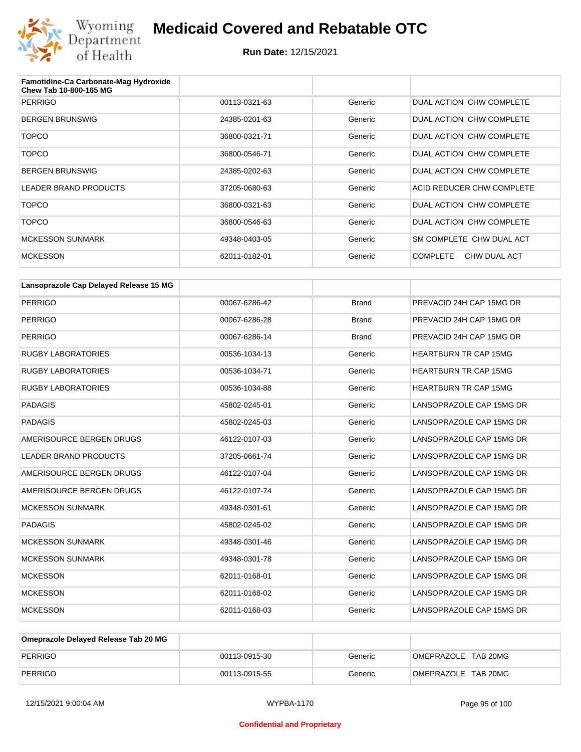| Famotidine-Ca Carbonate-Mag Hydroxide Chew Tab 10-800-165 MG | | | |
|---|---|---|---|
| PERRIGO | 00113-0321-63 | Generic | DUAL ACTION CHW COMPLETE |
| BERGEN BRUNSWIG | 24385-0201-63 | Generic | DUAL ACTION CHW COMPLETE |
| TOPCO | 36800-0321-71 | Generic | DUAL ACTION CHW COMPLETE |
| TOPCO | 36800-0546-71 | Generic | DUAL ACTION CHW COMPLETE |
| BERGEN BRUNSWIG | 24385-0202-63 | Generic | DUAL ACTION CHW COMPLETE |
| LEADER BRAND PRODUCTS | 37205-0680-63 | Generic | ACID REDUCER CHW COMPLETE |
| TOPCO | 36800-0321-63 | Generic | DUAL ACTION CHW COMPLETE |
| TOPCO | 36800-0546-63 | Generic | DUAL ACTION CHW COMPLETE |
| MCKESSON SUNMARK | 49348-0403-05 | Generic | SM COMPLETE CHW DUAL ACT |
| MCKESSON | 62011-0182-01 | Generic | COMPLETE CHW DUAL ACT |

| Lansoprazole Cap Delayed Release 15 MG | | | |
|---|---|---|---|
| PERRIGO | 00067-6286-42 | Brand | PREVACID 24H CAP 15MG DR |
| PERRIGO | 00067-6286-28 | Brand | PREVACID 24H CAP 15MG DR |
| PERRIGO | 00067-6286-14 | Brand | PREVACID 24H CAP 15MG DR |
| RUGBY LABORATORIES | 00536-1034-13 | Generic | HEARTBURN TR CAP 15MG |
| RUGBY LABORATORIES | 00536-1034-71 | Generic | HEARTBURN TR CAP 15MG |
| RUGBY LABORATORIES | 00536-1034-88 | Generic | HEARTBURN TR CAP 15MG |
| PADAGIS | 45802-0245-01 | Generic | LANSOPRAZOLE CAP 15MG DR |
| PADAGIS | 45802-0245-03 | Generic | LANSOPRAZOLE CAP 15MG DR |
| AMERISOURCE BERGEN DRUGS | 46122-0107-03 | Generic | LANSOPRAZOLE CAP 15MG DR |
| LEADER BRAND PRODUCTS | 37205-0661-74 | Generic | LANSOPRAZOLE CAP 15MG DR |
| AMERISOURCE BERGEN DRUGS | 46122-0107-04 | Generic | LANSOPRAZOLE CAP 15MG DR |
| AMERISOURCE BERGEN DRUGS | 46122-0107-74 | Generic | LANSOPRAZOLE CAP 15MG DR |
| MCKESSON SUNMARK | 49348-0301-61 | Generic | LANSOPRAZOLE CAP 15MG DR |
| PADAGIS | 45802-0245-02 | Generic | LANSOPRAZOLE CAP 15MG DR |
| MCKESSON SUNMARK | 49348-0301-46 | Generic | LANSOPRAZOLE CAP 15MG DR |
| MCKESSON SUNMARK | 49348-0301-78 | Generic | LANSOPRAZOLE CAP 15MG DR |
| MCKESSON | 62011-0168-01 | Generic | LANSOPRAZOLE CAP 15MG DR |
| MCKESSON | 62011-0168-02 | Generic | LANSOPRAZOLE CAP 15MG DR |
| MCKESSON | 62011-0168-03 | Generic | LANSOPRAZOLE CAP 15MG DR |

| Omeprazole Delayed Release Tab 20 MG | | | |
|---|---|---|---|
| PERRIGO | 00113-0915-30 | Generic | OMEPRAZOLE TAB 20MG |
| PERRIGO | 00113-0915-55 | Generic | OMEPRAZOLE TAB 20MG |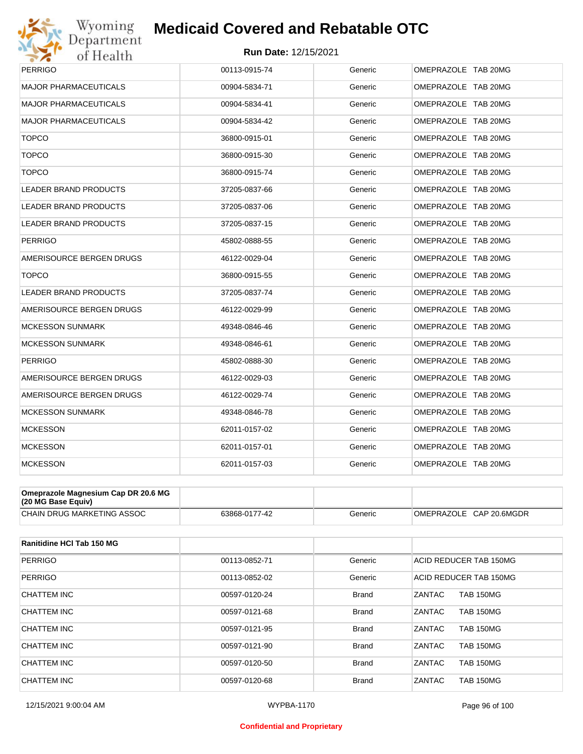# Medicaid Covered and Rebatable OTC

**Run Date:** 12/15/2021

| | | | |
|---|---|---|---|
| PERRIGO | 00113-0915-74 | Generic | OMEPRAZOLE TAB 20MG |
| MAJOR PHARMACEUTICALS | 00904-5834-71 | Generic | OMEPRAZOLE TAB 20MG |
| MAJOR PHARMACEUTICALS | 00904-5834-41 | Generic | OMEPRAZOLE TAB 20MG |
| MAJOR PHARMACEUTICALS | 00904-5834-42 | Generic | OMEPRAZOLE TAB 20MG |
| TOPCO | 36800-0915-01 | Generic | OMEPRAZOLE TAB 20MG |
| TOPCO | 36800-0915-30 | Generic | OMEPRAZOLE TAB 20MG |
| TOPCO | 36800-0915-74 | Generic | OMEPRAZOLE TAB 20MG |
| LEADER BRAND PRODUCTS | 37205-0837-66 | Generic | OMEPRAZOLE TAB 20MG |
| LEADER BRAND PRODUCTS | 37205-0837-06 | Generic | OMEPRAZOLE TAB 20MG |
| LEADER BRAND PRODUCTS | 37205-0837-15 | Generic | OMEPRAZOLE TAB 20MG |
| PERRIGO | 45802-0888-55 | Generic | OMEPRAZOLE TAB 20MG |
| AMERISOURCE BERGEN DRUGS | 46122-0029-04 | Generic | OMEPRAZOLE TAB 20MG |
| TOPCO | 36800-0915-55 | Generic | OMEPRAZOLE TAB 20MG |
| LEADER BRAND PRODUCTS | 37205-0837-74 | Generic | OMEPRAZOLE TAB 20MG |
| AMERISOURCE BERGEN DRUGS | 46122-0029-99 | Generic | OMEPRAZOLE TAB 20MG |
| MCKESSON SUNMARK | 49348-0846-46 | Generic | OMEPRAZOLE TAB 20MG |
| MCKESSON SUNMARK | 49348-0846-61 | Generic | OMEPRAZOLE TAB 20MG |
| PERRIGO | 45802-0888-30 | Generic | OMEPRAZOLE TAB 20MG |
| AMERISOURCE BERGEN DRUGS | 46122-0029-03 | Generic | OMEPRAZOLE TAB 20MG |
| AMERISOURCE BERGEN DRUGS | 46122-0029-74 | Generic | OMEPRAZOLE TAB 20MG |
| MCKESSON SUNMARK | 49348-0846-78 | Generic | OMEPRAZOLE TAB 20MG |
| MCKESSON | 62011-0157-02 | Generic | OMEPRAZOLE TAB 20MG |
| MCKESSON | 62011-0157-01 | Generic | OMEPRAZOLE TAB 20MG |
| MCKESSON | 62011-0157-03 | Generic | OMEPRAZOLE TAB 20MG |

| **Omeprazole Magnesium Cap DR 20.6 MG (20 MG Base Equiv)** | | | |
|---|---|---|---|
| CHAIN DRUG MARKETING ASSOC | 63868-0177-42 | Generic | OMEPRAZOLE CAP 20.6MGDR |

| **Ranitidine HCl Tab 150 MG** | | | |
|---|---|---|---|
| PERRIGO | 00113-0852-71 | Generic | ACID REDUCER TAB 150MG |
| PERRIGO | 00113-0852-02 | Generic | ACID REDUCER TAB 150MG |
| CHATTEM INC | 00597-0120-24 | Brand | ZANTAC TAB 150MG |
| CHATTEM INC | 00597-0121-68 | Brand | ZANTAC TAB 150MG |
| CHATTEM INC | 00597-0121-95 | Brand | ZANTAC TAB 150MG |
| CHATTEM INC | 00597-0121-90 | Brand | ZANTAC TAB 150MG |
| CHATTEM INC | 00597-0120-50 | Brand | ZANTAC TAB 150MG |
| CHATTEM INC | 00597-0120-68 | Brand | ZANTAC TAB 150MG |

12/15/2021 9:00:04 AM WYPBA-1170

Confidential and Proprietary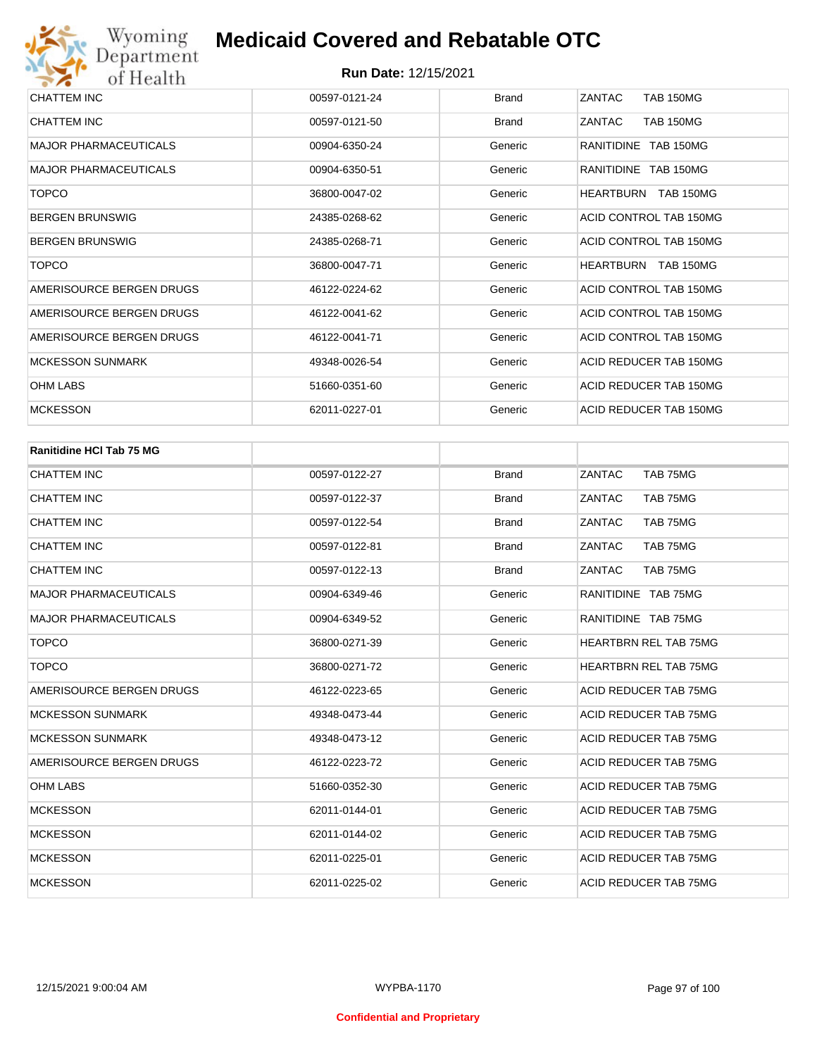| CHATTEM INC | 00597-0121-24 | Brand | ZANTAC TAB 150MG |
|---|---|---|---|
| CHATTEM INC | 00597-0121-50 | Brand | ZANTAC TAB 150MG |
| MAJOR PHARMACEUTICALS | 00904-6350-24 | Generic | RANITIDINE TAB 150MG |
| MAJOR PHARMACEUTICALS | 00904-6350-51 | Generic | RANITIDINE TAB 150MG |
| TOPCO | 36800-0047-02 | Generic | HEARTBURN TAB 150MG |
| BERGEN BRUNSWIG | 24385-0268-62 | Generic | ACID CONTROL TAB 150MG |
| BERGEN BRUNSWIG | 24385-0268-71 | Generic | ACID CONTROL TAB 150MG |
| TOPCO | 36800-0047-71 | Generic | HEARTBURN TAB 150MG |
| AMERISOURCE BERGEN DRUGS | 46122-0224-62 | Generic | ACID CONTROL TAB 150MG |
| AMERISOURCE BERGEN DRUGS | 46122-0041-62 | Generic | ACID CONTROL TAB 150MG |
| AMERISOURCE BERGEN DRUGS | 46122-0041-71 | Generic | ACID CONTROL TAB 150MG |
| MCKESSON SUNMARK | 49348-0026-54 | Generic | ACID REDUCER TAB 150MG |
| OHM LABS | 51660-0351-60 | Generic | ACID REDUCER TAB 150MG |
| MCKESSON | 62011-0227-01 | Generic | ACID REDUCER TAB 150MG |

| **Ranitidine HCl Tab 75 MG** | | | |
|---|---|---|---|
| CHATTEM INC | 00597-0122-27 | Brand | ZANTAC TAB 75MG |
| CHATTEM INC | 00597-0122-37 | Brand | ZANTAC TAB 75MG |
| CHATTEM INC | 00597-0122-54 | Brand | ZANTAC TAB 75MG |
| CHATTEM INC | 00597-0122-81 | Brand | ZANTAC TAB 75MG |
| CHATTEM INC | 00597-0122-13 | Brand | ZANTAC TAB 75MG |
| MAJOR PHARMACEUTICALS | 00904-6349-46 | Generic | RANITIDINE TAB 75MG |
| MAJOR PHARMACEUTICALS | 00904-6349-52 | Generic | RANITIDINE TAB 75MG |
| TOPCO | 36800-0271-39 | Generic | HEARTBRN REL TAB 75MG |
| TOPCO | 36800-0271-72 | Generic | HEARTBRN REL TAB 75MG |
| AMERISOURCE BERGEN DRUGS | 46122-0223-65 | Generic | ACID REDUCER TAB 75MG |
| MCKESSON SUNMARK | 49348-0473-44 | Generic | ACID REDUCER TAB 75MG |
| MCKESSON SUNMARK | 49348-0473-12 | Generic | ACID REDUCER TAB 75MG |
| AMERISOURCE BERGEN DRUGS | 46122-0223-72 | Generic | ACID REDUCER TAB 75MG |
| OHM LABS | 51660-0352-30 | Generic | ACID REDUCER TAB 75MG |
| MCKESSON | 62011-0144-01 | Generic | ACID REDUCER TAB 75MG |
| MCKESSON | 62011-0144-02 | Generic | ACID REDUCER TAB 75MG |
| MCKESSON | 62011-0225-01 | Generic | ACID REDUCER TAB 75MG |
| MCKESSON | 62011-0225-02 | Generic | ACID REDUCER TAB 75MG |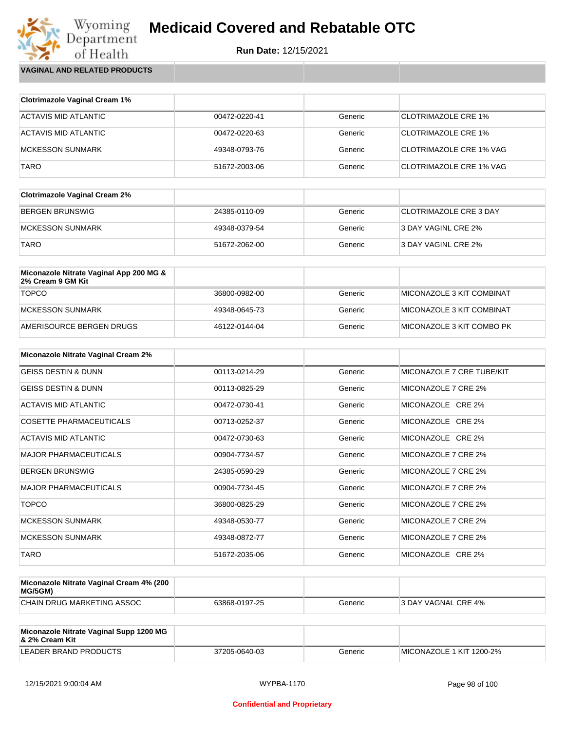# Medicaid Covered and Rebatable OTC

**Run Date:** 12/15/2021

## VAGINAL AND RELATED PRODUCTS

| Clotrimazole Vaginal Cream 1% | | | |
|---|---|---|---|
| ACTAVIS MID ATLANTIC | 00472-0220-41 | Generic | CLOTRIMAZOLE CRE 1% |
| ACTAVIS MID ATLANTIC | 00472-0220-63 | Generic | CLOTRIMAZOLE CRE 1% |
| MCKESSON SUNMARK | 49348-0793-76 | Generic | CLOTRIMAZOLE CRE 1% VAG |
| TARO | 51672-2003-06 | Generic | CLOTRIMAZOLE CRE 1% VAG |

| Clotrimazole Vaginal Cream 2% | | | |
|---|---|---|---|
| BERGEN BRUNSWIG | 24385-0110-09 | Generic | CLOTRIMAZOLE CRE 3 DAY |
| MCKESSON SUNMARK | 49348-0379-54 | Generic | 3 DAY VAGINL CRE 2% |
| TARO | 51672-2062-00 | Generic | 3 DAY VAGINL CRE 2% |

| Miconazole Nitrate Vaginal App 200 MG & 2% Cream 9 GM Kit | | | |
|---|---|---|---|
| TOPCO | 36800-0982-00 | Generic | MICONAZOLE 3 KIT COMBINAT |
| MCKESSON SUNMARK | 49348-0645-73 | Generic | MICONAZOLE 3 KIT COMBINAT |
| AMERISOURCE BERGEN DRUGS | 46122-0144-04 | Generic | MICONAZOLE 3 KIT COMBO PK |

| Miconazole Nitrate Vaginal Cream 2% | | | |
|---|---|---|---|
| GEISS DESTIN & DUNN | 00113-0214-29 | Generic | MICONAZOLE 7 CRE TUBE/KIT |
| GEISS DESTIN & DUNN | 00113-0825-29 | Generic | MICONAZOLE 7 CRE 2% |
| ACTAVIS MID ATLANTIC | 00472-0730-41 | Generic | MICONAZOLE CRE 2% |
| COSETTE PHARMACEUTICALS | 00713-0252-37 | Generic | MICONAZOLE CRE 2% |
| ACTAVIS MID ATLANTIC | 00472-0730-63 | Generic | MICONAZOLE CRE 2% |
| MAJOR PHARMACEUTICALS | 00904-7734-57 | Generic | MICONAZOLE 7 CRE 2% |
| BERGEN BRUNSWIG | 24385-0590-29 | Generic | MICONAZOLE 7 CRE 2% |
| MAJOR PHARMACEUTICALS | 00904-7734-45 | Generic | MICONAZOLE 7 CRE 2% |
| TOPCO | 36800-0825-29 | Generic | MICONAZOLE 7 CRE 2% |
| MCKESSON SUNMARK | 49348-0530-77 | Generic | MICONAZOLE 7 CRE 2% |
| MCKESSON SUNMARK | 49348-0872-77 | Generic | MICONAZOLE 7 CRE 2% |
| TARO | 51672-2035-06 | Generic | MICONAZOLE CRE 2% |

| Miconazole Nitrate Vaginal Cream 4% (200 MG/5GM) | | | |
|---|---|---|---|
| CHAIN DRUG MARKETING ASSOC | 63868-0197-25 | Generic | 3 DAY VAGNAL CRE 4% |

| Miconazole Nitrate Vaginal Supp 1200 MG & 2% Cream Kit | | | |
|---|---|---|---|
| LEADER BRAND PRODUCTS | 37205-0640-03 | Generic | MICONAZOLE 1 KIT 1200-2% |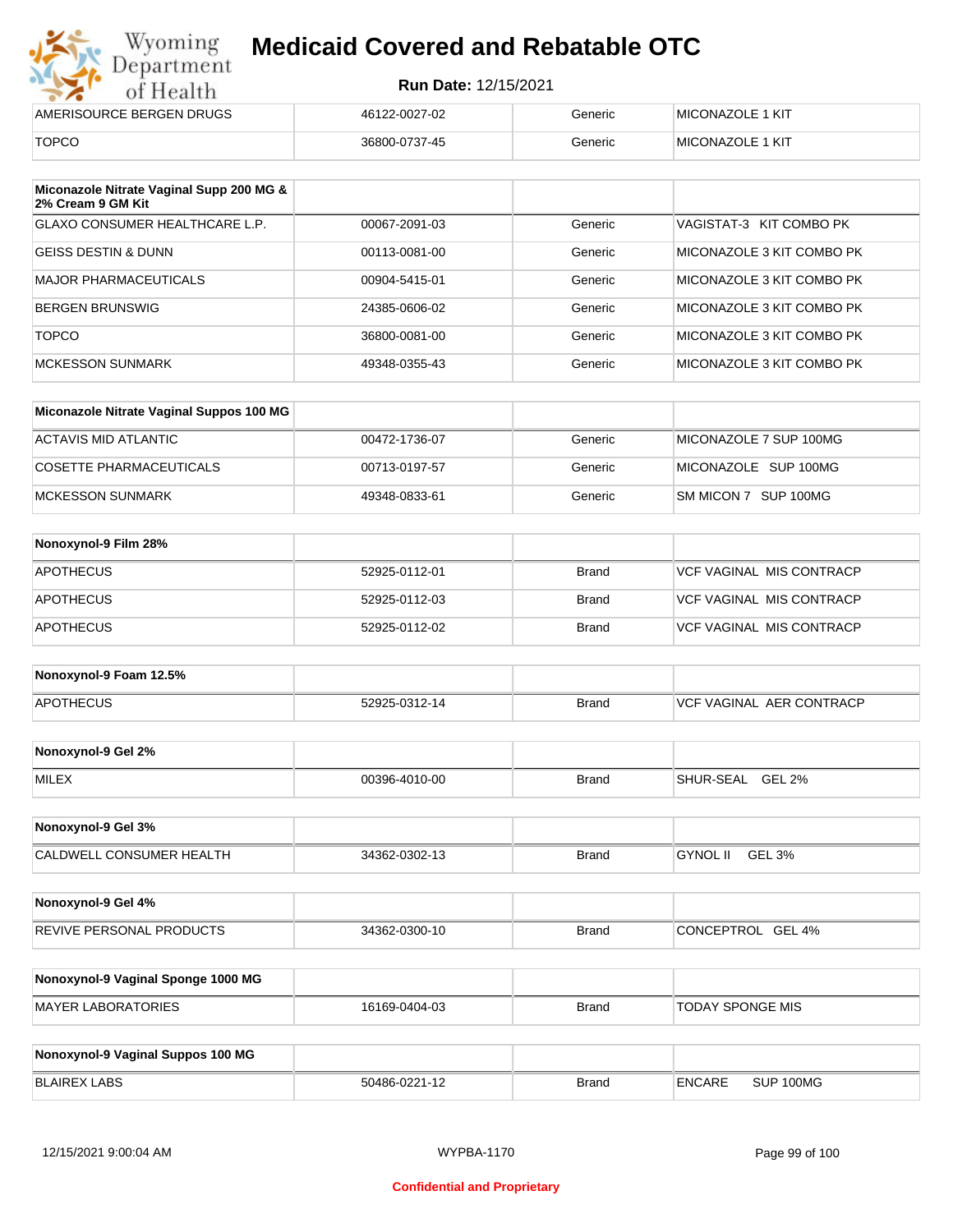# Medicaid Covered and Rebatable OTC

**Run Date:** 12/15/2021

| | | | |
|---|---|---|---|
| AMERISOURCE BERGEN DRUGS | 46122-0027-02 | Generic | MICONAZOLE 1 KIT |
| TOPCO | 36800-0737-45 | Generic | MICONAZOLE 1 KIT |

| **Miconazole Nitrate Vaginal Supp 200 MG & 2% Cream 9 GM Kit** | | | |
|---|---|---|---|
| GLAXO CONSUMER HEALTHCARE L.P. | 00067-2091-03 | Generic | VAGISTAT-3 KIT COMBO PK |
| GEISS DESTIN & DUNN | 00113-0081-00 | Generic | MICONAZOLE 3 KIT COMBO PK |
| MAJOR PHARMACEUTICALS | 00904-5415-01 | Generic | MICONAZOLE 3 KIT COMBO PK |
| BERGEN BRUNSWIG | 24385-0606-02 | Generic | MICONAZOLE 3 KIT COMBO PK |
| TOPCO | 36800-0081-00 | Generic | MICONAZOLE 3 KIT COMBO PK |
| MCKESSON SUNMARK | 49348-0355-43 | Generic | MICONAZOLE 3 KIT COMBO PK |

| **Miconazole Nitrate Vaginal Suppos 100 MG** | | | |
|---|---|---|---|
| ACTAVIS MID ATLANTIC | 00472-1736-07 | Generic | MICONAZOLE 7 SUP 100MG |
| COSETTE PHARMACEUTICALS | 00713-0197-57 | Generic | MICONAZOLE SUP 100MG |
| MCKESSON SUNMARK | 49348-0833-61 | Generic | SM MICON 7 SUP 100MG |

| **Nonoxynol-9 Film 28%** | | | |
|---|---|---|---|
| APOTHECUS | 52925-0112-01 | Brand | VCF VAGINAL MIS CONTRACP |
| APOTHECUS | 52925-0112-03 | Brand | VCF VAGINAL MIS CONTRACP |
| APOTHECUS | 52925-0112-02 | Brand | VCF VAGINAL MIS CONTRACP |

| **Nonoxynol-9 Foam 12.5%** | | | |
|---|---|---|---|
| APOTHECUS | 52925-0312-14 | Brand | VCF VAGINAL AER CONTRACP |

| **Nonoxynol-9 Gel 2%** | | | |
|---|---|---|---|
| MILEX | 00396-4010-00 | Brand | SHUR-SEAL GEL 2% |

| **Nonoxynol-9 Gel 3%** | | | |
|---|---|---|---|
| CALDWELL CONSUMER HEALTH | 34362-0302-13 | Brand | GYNOL II GEL 3% |

| **Nonoxynol-9 Gel 4%** | | | |
|---|---|---|---|
| REVIVE PERSONAL PRODUCTS | 34362-0300-10 | Brand | CONCEPTROL GEL 4% |

| **Nonoxynol-9 Vaginal Sponge 1000 MG** | | | |
|---|---|---|---|
| MAYER LABORATORIES | 16169-0404-03 | Brand | TODAY SPONGE MIS |

| **Nonoxynol-9 Vaginal Suppos 100 MG** | | | |
|---|---|---|---|
| BLAIREX LABS | 50486-0221-12 | Brand | ENCARE SUP 100MG |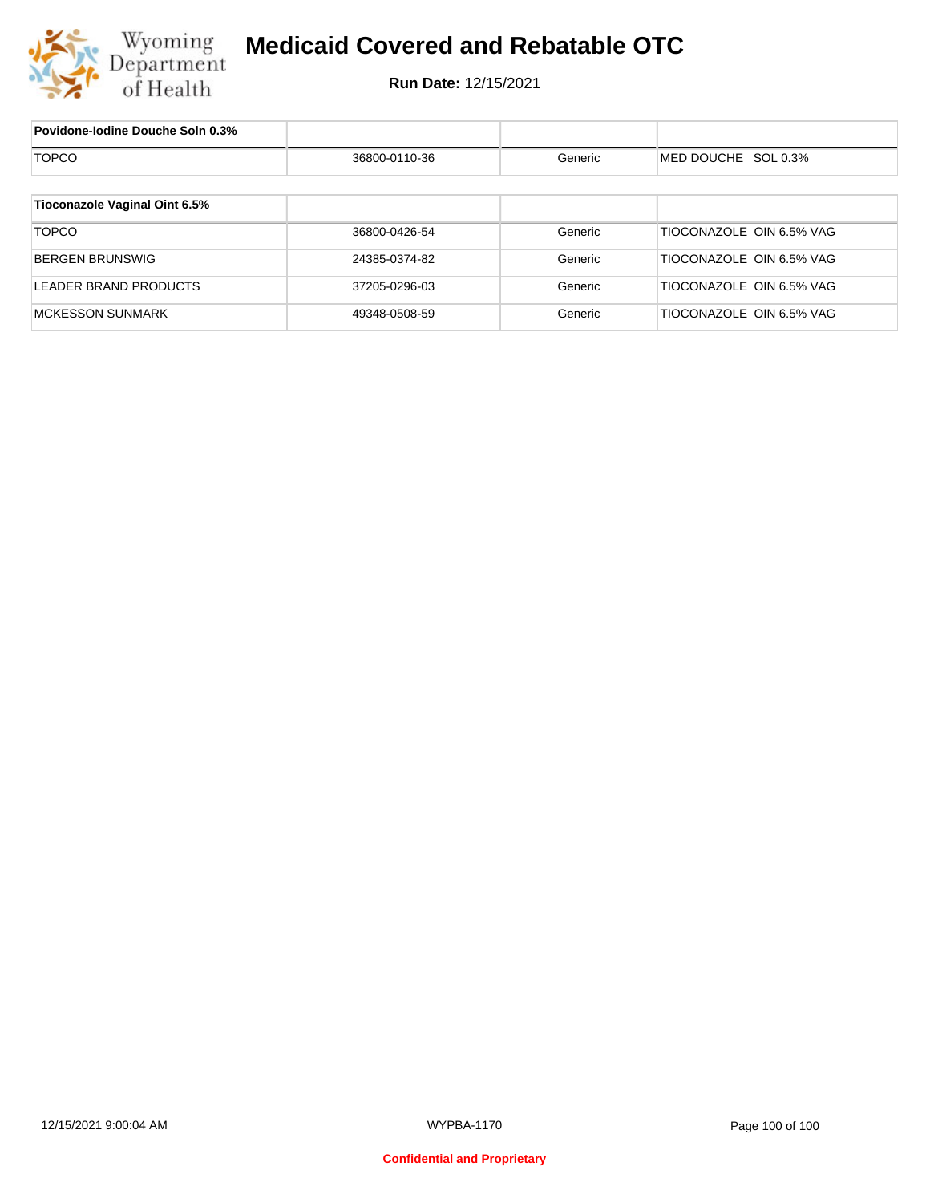| Povidone-Iodine Douche Soln 0.3% | | | |
|---|---|---|---|
| TOPCO | 36800-0110-36 | Generic | MED DOUCHE SOL 0.3% |

| Tioconazole Vaginal Oint 6.5% | | | |
|---|---|---|---|
| TOPCO | 36800-0426-54 | Generic | TIOCONAZOLE OIN 6.5% VAG |
| BERGEN BRUNSWIG | 24385-0374-82 | Generic | TIOCONAZOLE OIN 6.5% VAG |
| LEADER BRAND PRODUCTS | 37205-0296-03 | Generic | TIOCONAZOLE OIN 6.5% VAG |
| MCKESSON SUNMARK | 49348-0508-59 | Generic | TIOCONAZOLE OIN 6.5% VAG |